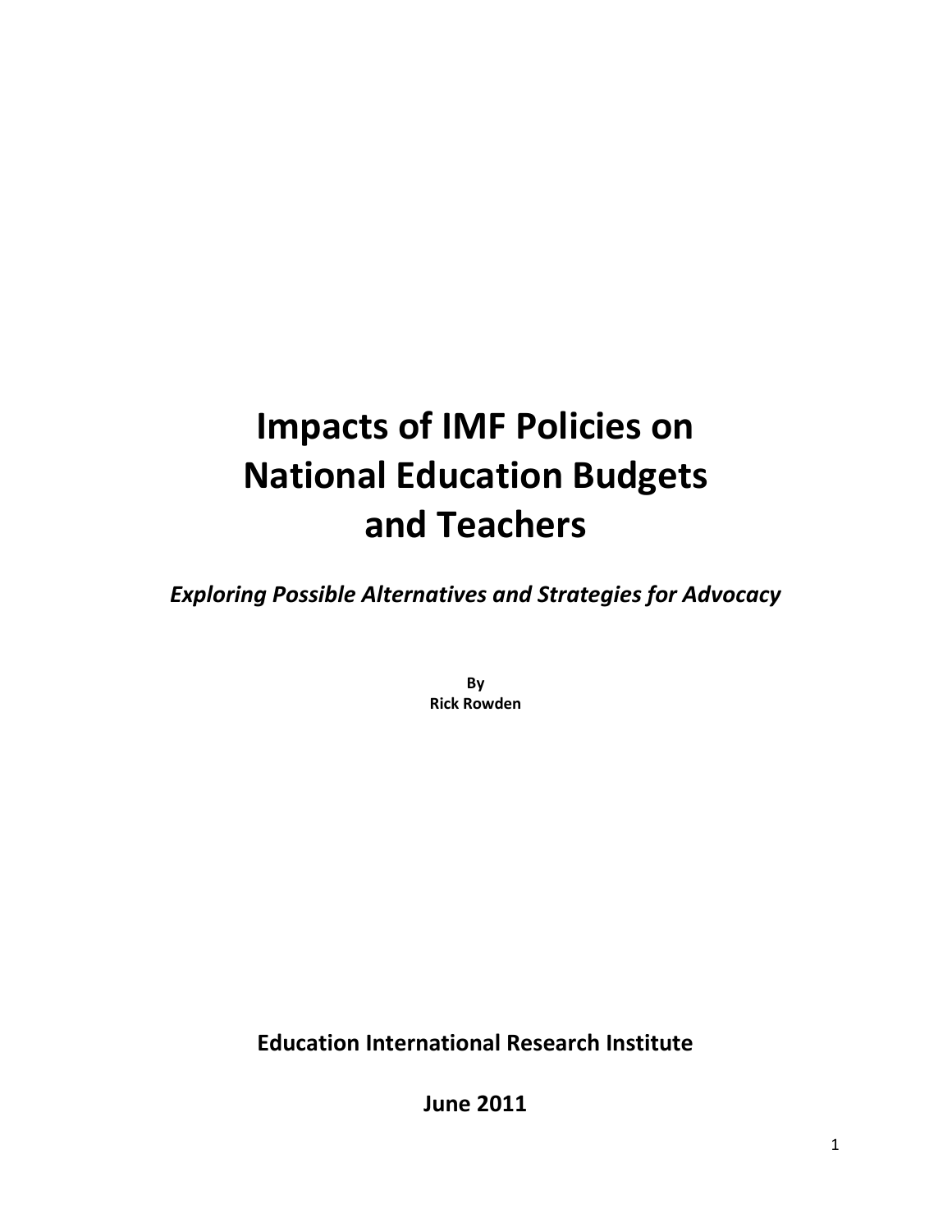# Impacts of IMF Policies on National Education Budgets and Teachers

***Exploring Possible Alternatives and Strategies for Advocacy***

**By**
**Rick Rowden**

**Education International Research Institute**

**June 2011**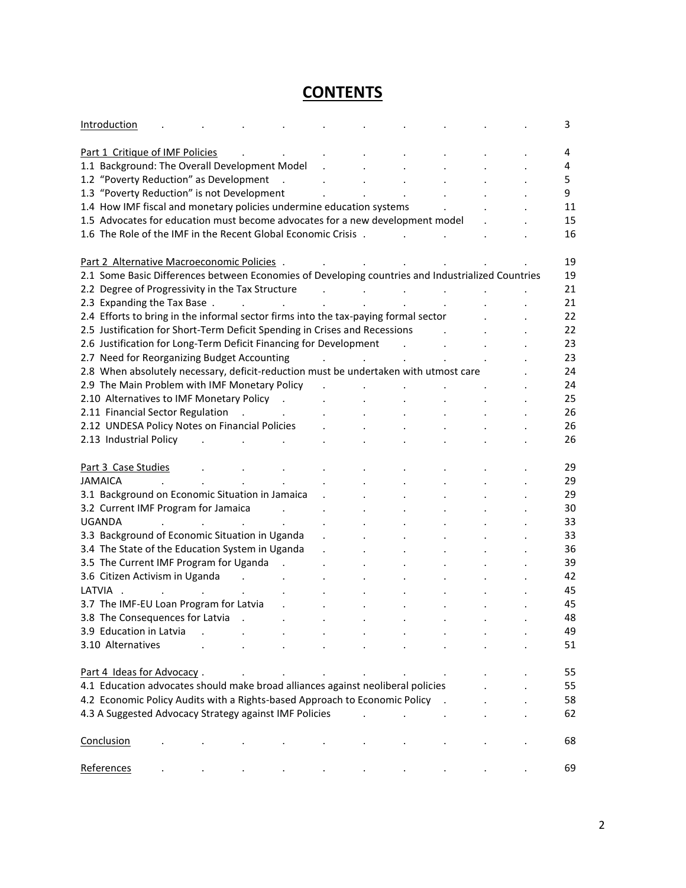# CONTENTS

| | |
|---|---|
| Introduction | 3 |
| | |
| Part 1 Critique of IMF Policies | 4 |
| 1.1 Background: The Overall Development Model | 4 |
| 1.2 "Poverty Reduction" as Development | 5 |
| 1.3 "Poverty Reduction" is not Development | 9 |
| 1.4 How IMF fiscal and monetary policies undermine education systems | 11 |
| 1.5 Advocates for education must become advocates for a new development model | 15 |
| 1.6 The Role of the IMF in the Recent Global Economic Crisis | 16 |
| | |
| Part 2 Alternative Macroeconomic Policies | 19 |
| 2.1 Some Basic Differences between Economies of Developing countries and Industrialized Countries | 19 |
| 2.2 Degree of Progressivity in the Tax Structure | 21 |
| 2.3 Expanding the Tax Base | 21 |
| 2.4 Efforts to bring in the informal sector firms into the tax-paying formal sector | 22 |
| 2.5 Justification for Short-Term Deficit Spending in Crises and Recessions | 22 |
| 2.6 Justification for Long-Term Deficit Financing for Development | 23 |
| 2.7 Need for Reorganizing Budget Accounting | 23 |
| 2.8 When absolutely necessary, deficit-reduction must be undertaken with utmost care | 24 |
| 2.9 The Main Problem with IMF Monetary Policy | 24 |
| 2.10 Alternatives to IMF Monetary Policy | 25 |
| 2.11 Financial Sector Regulation | 26 |
| 2.12 UNDESA Policy Notes on Financial Policies | 26 |
| 2.13 Industrial Policy | 26 |
| | |
| Part 3 Case Studies | 29 |
| JAMAICA | 29 |
| 3.1 Background on Economic Situation in Jamaica | 29 |
| 3.2 Current IMF Program for Jamaica | 30 |
| UGANDA | 33 |
| 3.3 Background of Economic Situation in Uganda | 33 |
| 3.4 The State of the Education System in Uganda | 36 |
| 3.5 The Current IMF Program for Uganda | 39 |
| 3.6 Citizen Activism in Uganda | 42 |
| LATVIA | 45 |
| 3.7 The IMF-EU Loan Program for Latvia | 45 |
| 3.8 The Consequences for Latvia | 48 |
| 3.9 Education in Latvia | 49 |
| 3.10 Alternatives | 51 |
| | |
| Part 4 Ideas for Advocacy | 55 |
| 4.1 Education advocates should make broad alliances against neoliberal policies | 55 |
| 4.2 Economic Policy Audits with a Rights-based Approach to Economic Policy | 58 |
| 4.3 A Suggested Advocacy Strategy against IMF Policies | 62 |
| | |
| Conclusion | 68 |
| | |
| References | 69 |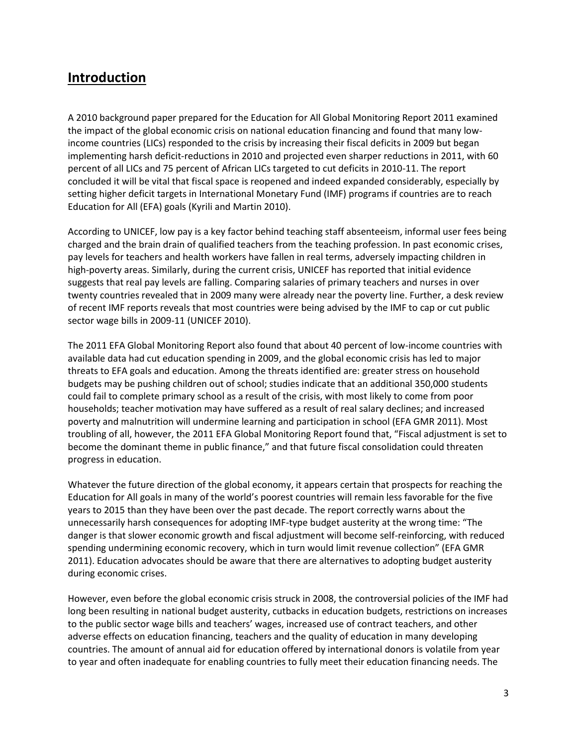## Introduction

A 2010 background paper prepared for the Education for All Global Monitoring Report 2011 examined the impact of the global economic crisis on national education financing and found that many low-income countries (LICs) responded to the crisis by increasing their fiscal deficits in 2009 but began implementing harsh deficit-reductions in 2010 and projected even sharper reductions in 2011, with 60 percent of all LICs and 75 percent of African LICs targeted to cut deficits in 2010-11. The report concluded it will be vital that fiscal space is reopened and indeed expanded considerably, especially by setting higher deficit targets in International Monetary Fund (IMF) programs if countries are to reach Education for All (EFA) goals (Kyrili and Martin 2010).

According to UNICEF, low pay is a key factor behind teaching staff absenteeism, informal user fees being charged and the brain drain of qualified teachers from the teaching profession. In past economic crises, pay levels for teachers and health workers have fallen in real terms, adversely impacting children in high-poverty areas. Similarly, during the current crisis, UNICEF has reported that initial evidence suggests that real pay levels are falling. Comparing salaries of primary teachers and nurses in over twenty countries revealed that in 2009 many were already near the poverty line. Further, a desk review of recent IMF reports reveals that most countries were being advised by the IMF to cap or cut public sector wage bills in 2009-11 (UNICEF 2010).

The 2011 EFA Global Monitoring Report also found that about 40 percent of low-income countries with available data had cut education spending in 2009, and the global economic crisis has led to major threats to EFA goals and education. Among the threats identified are: greater stress on household budgets may be pushing children out of school; studies indicate that an additional 350,000 students could fail to complete primary school as a result of the crisis, with most likely to come from poor households; teacher motivation may have suffered as a result of real salary declines; and increased poverty and malnutrition will undermine learning and participation in school (EFA GMR 2011). Most troubling of all, however, the 2011 EFA Global Monitoring Report found that, "Fiscal adjustment is set to become the dominant theme in public finance," and that future fiscal consolidation could threaten progress in education.

Whatever the future direction of the global economy, it appears certain that prospects for reaching the Education for All goals in many of the world's poorest countries will remain less favorable for the five years to 2015 than they have been over the past decade. The report correctly warns about the unnecessarily harsh consequences for adopting IMF-type budget austerity at the wrong time: "The danger is that slower economic growth and fiscal adjustment will become self-reinforcing, with reduced spending undermining economic recovery, which in turn would limit revenue collection" (EFA GMR 2011). Education advocates should be aware that there are alternatives to adopting budget austerity during economic crises.

However, even before the global economic crisis struck in 2008, the controversial policies of the IMF had long been resulting in national budget austerity, cutbacks in education budgets, restrictions on increases to the public sector wage bills and teachers' wages, increased use of contract teachers, and other adverse effects on education financing, teachers and the quality of education in many developing countries. The amount of annual aid for education offered by international donors is volatile from year to year and often inadequate for enabling countries to fully meet their education financing needs. The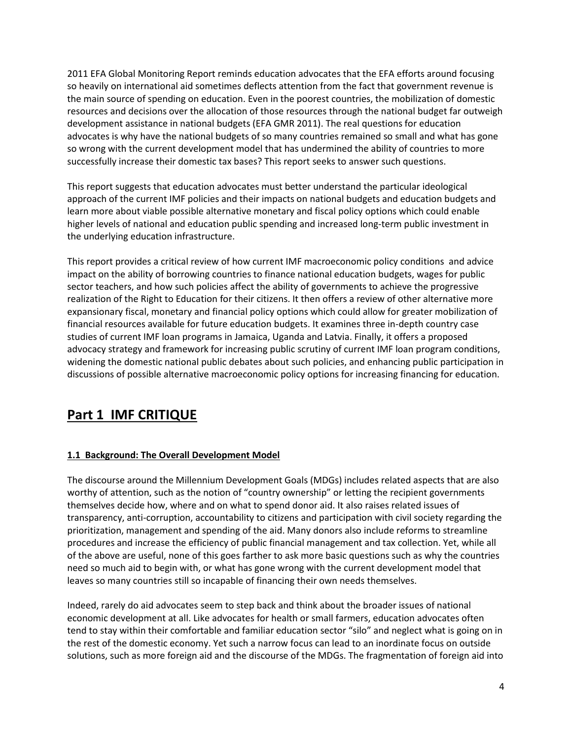2011 EFA Global Monitoring Report reminds education advocates that the EFA efforts around focusing so heavily on international aid sometimes deflects attention from the fact that government revenue is the main source of spending on education. Even in the poorest countries, the mobilization of domestic resources and decisions over the allocation of those resources through the national budget far outweigh development assistance in national budgets (EFA GMR 2011). The real questions for education advocates is why have the national budgets of so many countries remained so small and what has gone so wrong with the current development model that has undermined the ability of countries to more successfully increase their domestic tax bases? This report seeks to answer such questions.

This report suggests that education advocates must better understand the particular ideological approach of the current IMF policies and their impacts on national budgets and education budgets and learn more about viable possible alternative monetary and fiscal policy options which could enable higher levels of national and education public spending and increased long-term public investment in the underlying education infrastructure.

This report provides a critical review of how current IMF macroeconomic policy conditions and advice impact on the ability of borrowing countries to finance national education budgets, wages for public sector teachers, and how such policies affect the ability of governments to achieve the progressive realization of the Right to Education for their citizens. It then offers a review of other alternative more expansionary fiscal, monetary and financial policy options which could allow for greater mobilization of financial resources available for future education budgets. It examines three in-depth country case studies of current IMF loan programs in Jamaica, Uganda and Latvia. Finally, it offers a proposed advocacy strategy and framework for increasing public scrutiny of current IMF loan program conditions, widening the domestic national public debates about such policies, and enhancing public participation in discussions of possible alternative macroeconomic policy options for increasing financing for education.

# Part 1 IMF CRITIQUE

### 1.1 Background: The Overall Development Model

The discourse around the Millennium Development Goals (MDGs) includes related aspects that are also worthy of attention, such as the notion of "country ownership" or letting the recipient governments themselves decide how, where and on what to spend donor aid. It also raises related issues of transparency, anti-corruption, accountability to citizens and participation with civil society regarding the prioritization, management and spending of the aid. Many donors also include reforms to streamline procedures and increase the efficiency of public financial management and tax collection. Yet, while all of the above are useful, none of this goes farther to ask more basic questions such as why the countries need so much aid to begin with, or what has gone wrong with the current development model that leaves so many countries still so incapable of financing their own needs themselves.

Indeed, rarely do aid advocates seem to step back and think about the broader issues of national economic development at all. Like advocates for health or small farmers, education advocates often tend to stay within their comfortable and familiar education sector "silo" and neglect what is going on in the rest of the domestic economy. Yet such a narrow focus can lead to an inordinate focus on outside solutions, such as more foreign aid and the discourse of the MDGs. The fragmentation of foreign aid into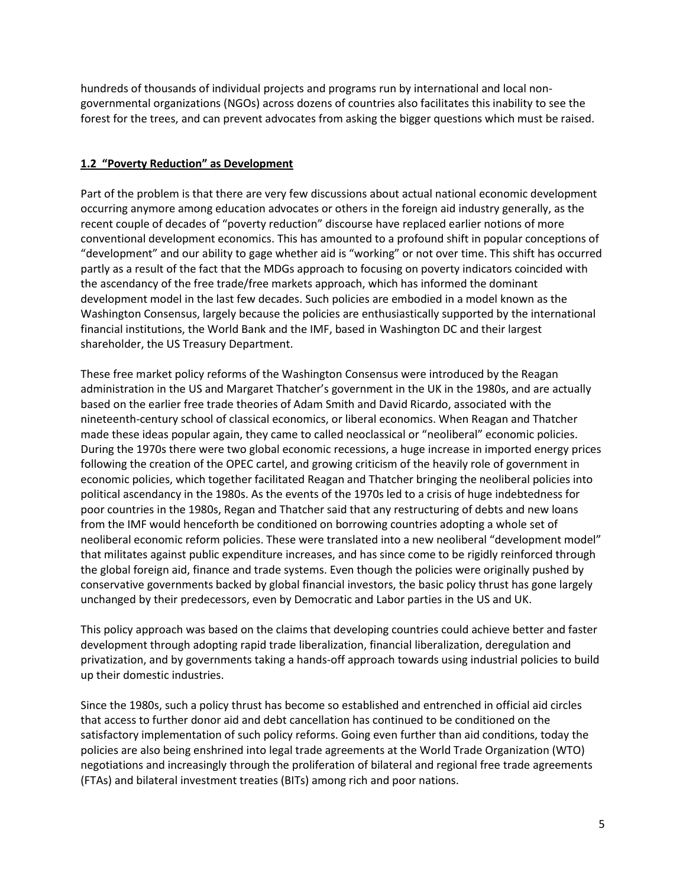hundreds of thousands of individual projects and programs run by international and local non-governmental organizations (NGOs) across dozens of countries also facilitates this inability to see the forest for the trees, and can prevent advocates from asking the bigger questions which must be raised.

## 1.2 "Poverty Reduction" as Development

Part of the problem is that there are very few discussions about actual national economic development occurring anymore among education advocates or others in the foreign aid industry generally, as the recent couple of decades of "poverty reduction" discourse have replaced earlier notions of more conventional development economics. This has amounted to a profound shift in popular conceptions of "development" and our ability to gage whether aid is "working" or not over time. This shift has occurred partly as a result of the fact that the MDGs approach to focusing on poverty indicators coincided with the ascendancy of the free trade/free markets approach, which has informed the dominant development model in the last few decades. Such policies are embodied in a model known as the Washington Consensus, largely because the policies are enthusiastically supported by the international financial institutions, the World Bank and the IMF, based in Washington DC and their largest shareholder, the US Treasury Department.

These free market policy reforms of the Washington Consensus were introduced by the Reagan administration in the US and Margaret Thatcher's government in the UK in the 1980s, and are actually based on the earlier free trade theories of Adam Smith and David Ricardo, associated with the nineteenth-century school of classical economics, or liberal economics. When Reagan and Thatcher made these ideas popular again, they came to called neoclassical or "neoliberal" economic policies. During the 1970s there were two global economic recessions, a huge increase in imported energy prices following the creation of the OPEC cartel, and growing criticism of the heavily role of government in economic policies, which together facilitated Reagan and Thatcher bringing the neoliberal policies into political ascendancy in the 1980s. As the events of the 1970s led to a crisis of huge indebtedness for poor countries in the 1980s, Regan and Thatcher said that any restructuring of debts and new loans from the IMF would henceforth be conditioned on borrowing countries adopting a whole set of neoliberal economic reform policies. These were translated into a new neoliberal "development model" that militates against public expenditure increases, and has since come to be rigidly reinforced through the global foreign aid, finance and trade systems. Even though the policies were originally pushed by conservative governments backed by global financial investors, the basic policy thrust has gone largely unchanged by their predecessors, even by Democratic and Labor parties in the US and UK.

This policy approach was based on the claims that developing countries could achieve better and faster development through adopting rapid trade liberalization, financial liberalization, deregulation and privatization, and by governments taking a hands-off approach towards using industrial policies to build up their domestic industries.

Since the 1980s, such a policy thrust has become so established and entrenched in official aid circles that access to further donor aid and debt cancellation has continued to be conditioned on the satisfactory implementation of such policy reforms. Going even further than aid conditions, today the policies are also being enshrined into legal trade agreements at the World Trade Organization (WTO) negotiations and increasingly through the proliferation of bilateral and regional free trade agreements (FTAs) and bilateral investment treaties (BITs) among rich and poor nations.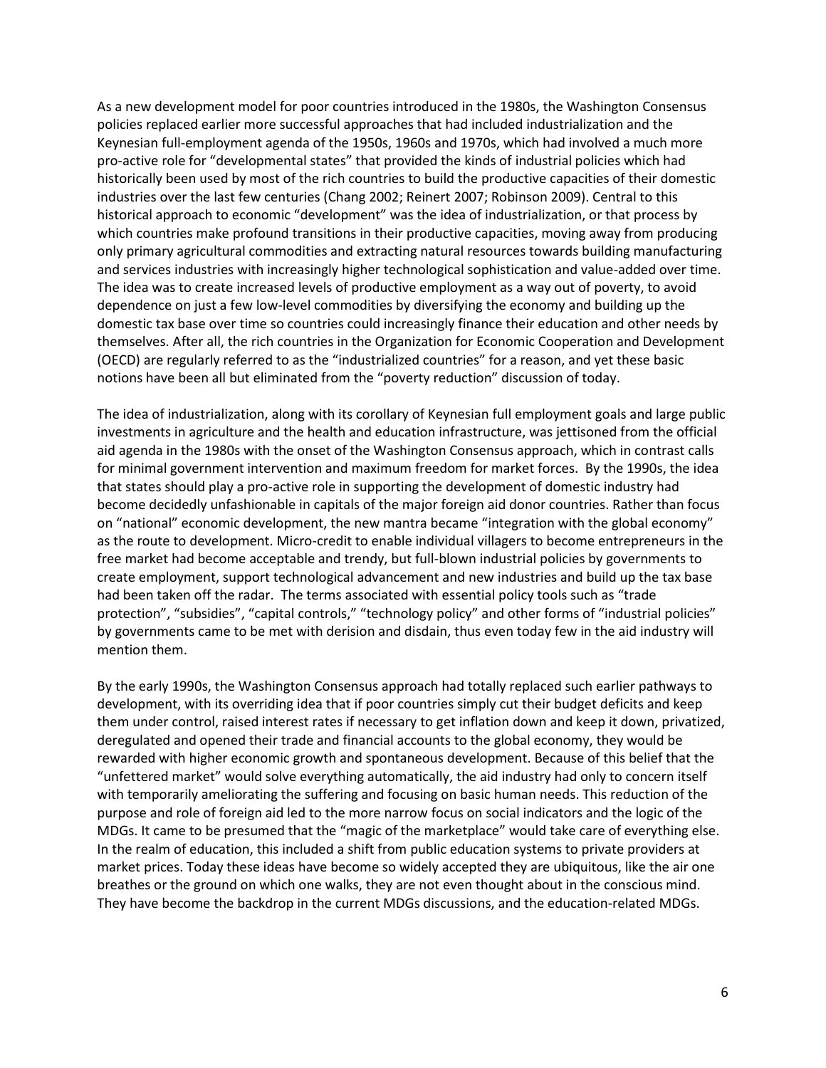As a new development model for poor countries introduced in the 1980s, the Washington Consensus policies replaced earlier more successful approaches that had included industrialization and the Keynesian full-employment agenda of the 1950s, 1960s and 1970s, which had involved a much more pro-active role for "developmental states" that provided the kinds of industrial policies which had historically been used by most of the rich countries to build the productive capacities of their domestic industries over the last few centuries (Chang 2002; Reinert 2007; Robinson 2009). Central to this historical approach to economic "development" was the idea of industrialization, or that process by which countries make profound transitions in their productive capacities, moving away from producing only primary agricultural commodities and extracting natural resources towards building manufacturing and services industries with increasingly higher technological sophistication and value-added over time. The idea was to create increased levels of productive employment as a way out of poverty, to avoid dependence on just a few low-level commodities by diversifying the economy and building up the domestic tax base over time so countries could increasingly finance their education and other needs by themselves. After all, the rich countries in the Organization for Economic Cooperation and Development (OECD) are regularly referred to as the "industrialized countries" for a reason, and yet these basic notions have been all but eliminated from the "poverty reduction" discussion of today.

The idea of industrialization, along with its corollary of Keynesian full employment goals and large public investments in agriculture and the health and education infrastructure, was jettisoned from the official aid agenda in the 1980s with the onset of the Washington Consensus approach, which in contrast calls for minimal government intervention and maximum freedom for market forces. By the 1990s, the idea that states should play a pro-active role in supporting the development of domestic industry had become decidedly unfashionable in capitals of the major foreign aid donor countries. Rather than focus on "national" economic development, the new mantra became "integration with the global economy" as the route to development. Micro-credit to enable individual villagers to become entrepreneurs in the free market had become acceptable and trendy, but full-blown industrial policies by governments to create employment, support technological advancement and new industries and build up the tax base had been taken off the radar. The terms associated with essential policy tools such as "trade protection", "subsidies", "capital controls," "technology policy" and other forms of "industrial policies" by governments came to be met with derision and disdain, thus even today few in the aid industry will mention them.

By the early 1990s, the Washington Consensus approach had totally replaced such earlier pathways to development, with its overriding idea that if poor countries simply cut their budget deficits and keep them under control, raised interest rates if necessary to get inflation down and keep it down, privatized, deregulated and opened their trade and financial accounts to the global economy, they would be rewarded with higher economic growth and spontaneous development. Because of this belief that the "unfettered market" would solve everything automatically, the aid industry had only to concern itself with temporarily ameliorating the suffering and focusing on basic human needs. This reduction of the purpose and role of foreign aid led to the more narrow focus on social indicators and the logic of the MDGs. It came to be presumed that the "magic of the marketplace" would take care of everything else. In the realm of education, this included a shift from public education systems to private providers at market prices. Today these ideas have become so widely accepted they are ubiquitous, like the air one breathes or the ground on which one walks, they are not even thought about in the conscious mind. They have become the backdrop in the current MDGs discussions, and the education-related MDGs.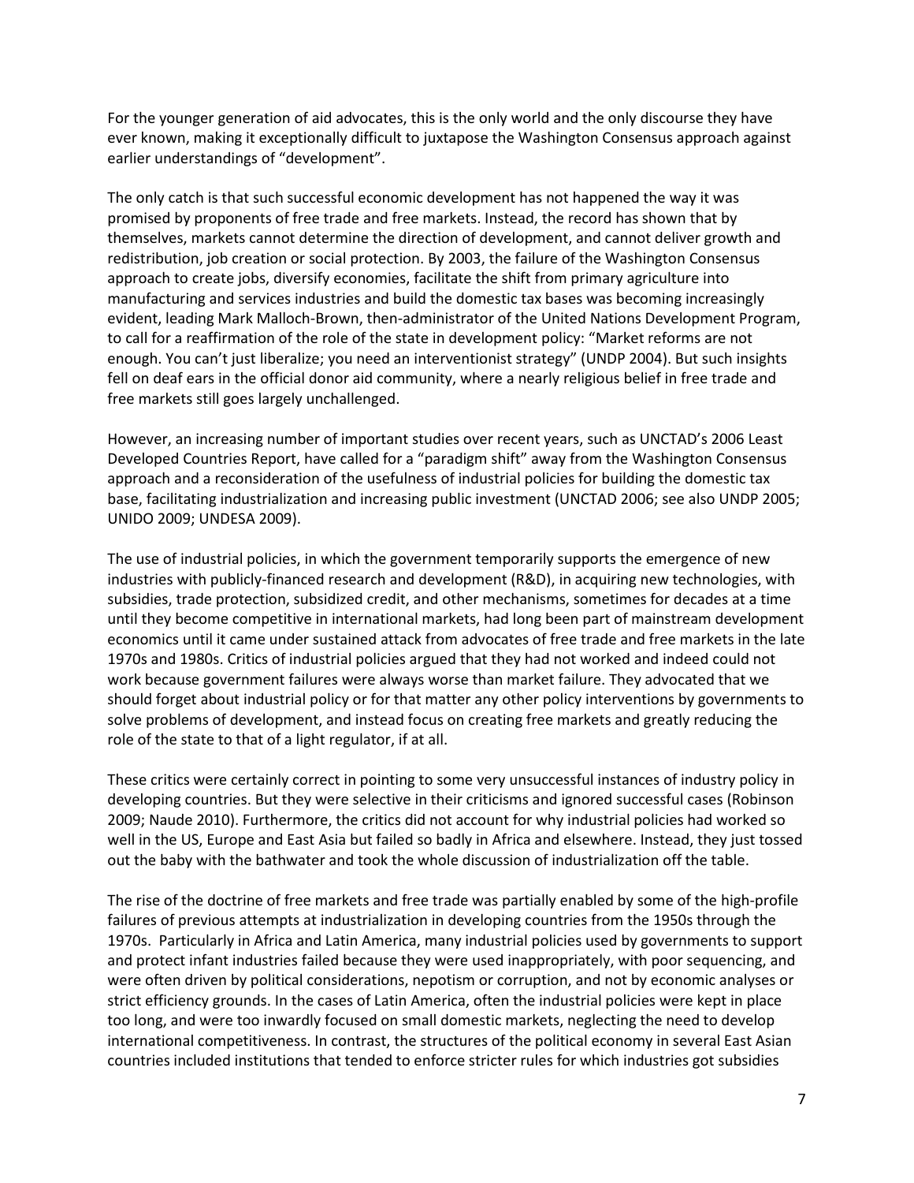For the younger generation of aid advocates, this is the only world and the only discourse they have ever known, making it exceptionally difficult to juxtapose the Washington Consensus approach against earlier understandings of "development".

The only catch is that such successful economic development has not happened the way it was promised by proponents of free trade and free markets. Instead, the record has shown that by themselves, markets cannot determine the direction of development, and cannot deliver growth and redistribution, job creation or social protection. By 2003, the failure of the Washington Consensus approach to create jobs, diversify economies, facilitate the shift from primary agriculture into manufacturing and services industries and build the domestic tax bases was becoming increasingly evident, leading Mark Malloch-Brown, then-administrator of the United Nations Development Program, to call for a reaffirmation of the role of the state in development policy: "Market reforms are not enough. You can't just liberalize; you need an interventionist strategy" (UNDP 2004). But such insights fell on deaf ears in the official donor aid community, where a nearly religious belief in free trade and free markets still goes largely unchallenged.

However, an increasing number of important studies over recent years, such as UNCTAD's 2006 Least Developed Countries Report, have called for a "paradigm shift" away from the Washington Consensus approach and a reconsideration of the usefulness of industrial policies for building the domestic tax base, facilitating industrialization and increasing public investment (UNCTAD 2006; see also UNDP 2005; UNIDO 2009; UNDESA 2009).

The use of industrial policies, in which the government temporarily supports the emergence of new industries with publicly-financed research and development (R&D), in acquiring new technologies, with subsidies, trade protection, subsidized credit, and other mechanisms, sometimes for decades at a time until they become competitive in international markets, had long been part of mainstream development economics until it came under sustained attack from advocates of free trade and free markets in the late 1970s and 1980s. Critics of industrial policies argued that they had not worked and indeed could not work because government failures were always worse than market failure. They advocated that we should forget about industrial policy or for that matter any other policy interventions by governments to solve problems of development, and instead focus on creating free markets and greatly reducing the role of the state to that of a light regulator, if at all.

These critics were certainly correct in pointing to some very unsuccessful instances of industry policy in developing countries. But they were selective in their criticisms and ignored successful cases (Robinson 2009; Naude 2010). Furthermore, the critics did not account for why industrial policies had worked so well in the US, Europe and East Asia but failed so badly in Africa and elsewhere. Instead, they just tossed out the baby with the bathwater and took the whole discussion of industrialization off the table.

The rise of the doctrine of free markets and free trade was partially enabled by some of the high-profile failures of previous attempts at industrialization in developing countries from the 1950s through the 1970s. Particularly in Africa and Latin America, many industrial policies used by governments to support and protect infant industries failed because they were used inappropriately, with poor sequencing, and were often driven by political considerations, nepotism or corruption, and not by economic analyses or strict efficiency grounds. In the cases of Latin America, often the industrial policies were kept in place too long, and were too inwardly focused on small domestic markets, neglecting the need to develop international competitiveness. In contrast, the structures of the political economy in several East Asian countries included institutions that tended to enforce stricter rules for which industries got subsidies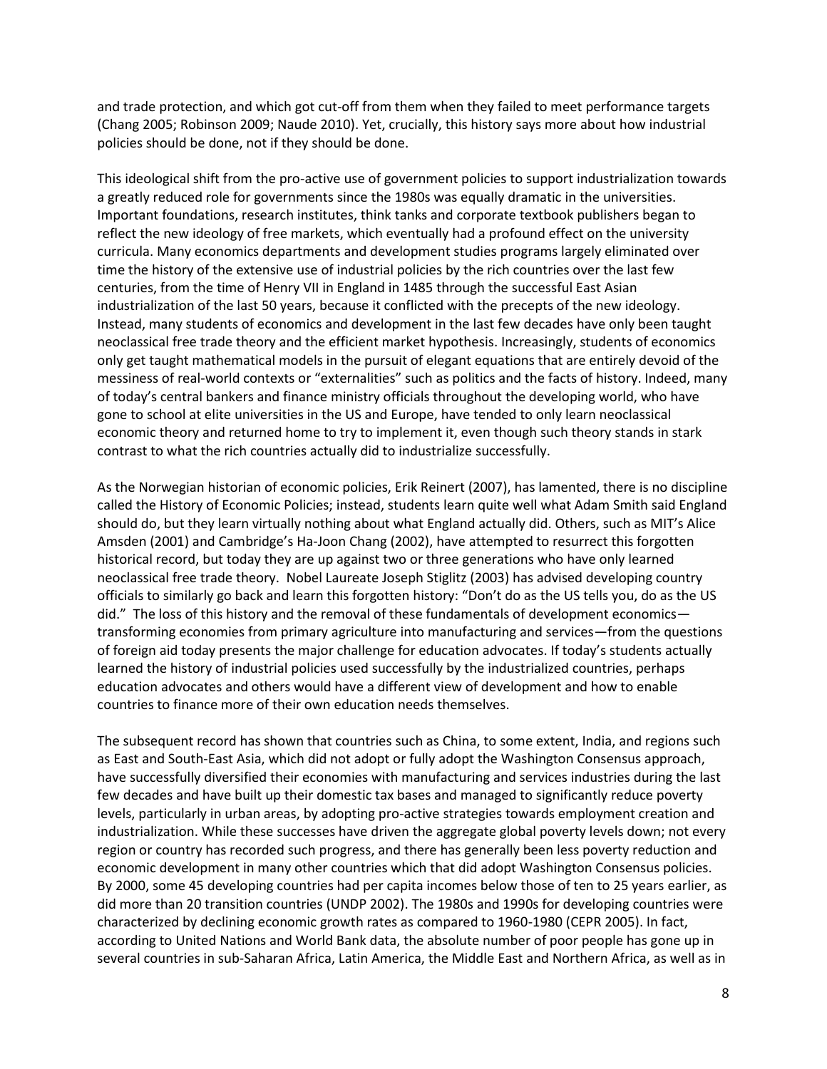and trade protection, and which got cut-off from them when they failed to meet performance targets (Chang 2005; Robinson 2009; Naude 2010). Yet, crucially, this history says more about how industrial policies should be done, not if they should be done.

This ideological shift from the pro-active use of government policies to support industrialization towards a greatly reduced role for governments since the 1980s was equally dramatic in the universities. Important foundations, research institutes, think tanks and corporate textbook publishers began to reflect the new ideology of free markets, which eventually had a profound effect on the university curricula. Many economics departments and development studies programs largely eliminated over time the history of the extensive use of industrial policies by the rich countries over the last few centuries, from the time of Henry VII in England in 1485 through the successful East Asian industrialization of the last 50 years, because it conflicted with the precepts of the new ideology. Instead, many students of economics and development in the last few decades have only been taught neoclassical free trade theory and the efficient market hypothesis. Increasingly, students of economics only get taught mathematical models in the pursuit of elegant equations that are entirely devoid of the messiness of real-world contexts or "externalities" such as politics and the facts of history. Indeed, many of today's central bankers and finance ministry officials throughout the developing world, who have gone to school at elite universities in the US and Europe, have tended to only learn neoclassical economic theory and returned home to try to implement it, even though such theory stands in stark contrast to what the rich countries actually did to industrialize successfully.

As the Norwegian historian of economic policies, Erik Reinert (2007), has lamented, there is no discipline called the History of Economic Policies; instead, students learn quite well what Adam Smith said England should do, but they learn virtually nothing about what England actually did. Others, such as MIT's Alice Amsden (2001) and Cambridge's Ha-Joon Chang (2002), have attempted to resurrect this forgotten historical record, but today they are up against two or three generations who have only learned neoclassical free trade theory. Nobel Laureate Joseph Stiglitz (2003) has advised developing country officials to similarly go back and learn this forgotten history: "Don't do as the US tells you, do as the US did." The loss of this history and the removal of these fundamentals of development economics—transforming economies from primary agriculture into manufacturing and services—from the questions of foreign aid today presents the major challenge for education advocates. If today's students actually learned the history of industrial policies used successfully by the industrialized countries, perhaps education advocates and others would have a different view of development and how to enable countries to finance more of their own education needs themselves.

The subsequent record has shown that countries such as China, to some extent, India, and regions such as East and South-East Asia, which did not adopt or fully adopt the Washington Consensus approach, have successfully diversified their economies with manufacturing and services industries during the last few decades and have built up their domestic tax bases and managed to significantly reduce poverty levels, particularly in urban areas, by adopting pro-active strategies towards employment creation and industrialization. While these successes have driven the aggregate global poverty levels down; not every region or country has recorded such progress, and there has generally been less poverty reduction and economic development in many other countries which that did adopt Washington Consensus policies. By 2000, some 45 developing countries had per capita incomes below those of ten to 25 years earlier, as did more than 20 transition countries (UNDP 2002). The 1980s and 1990s for developing countries were characterized by declining economic growth rates as compared to 1960-1980 (CEPR 2005). In fact, according to United Nations and World Bank data, the absolute number of poor people has gone up in several countries in sub-Saharan Africa, Latin America, the Middle East and Northern Africa, as well as in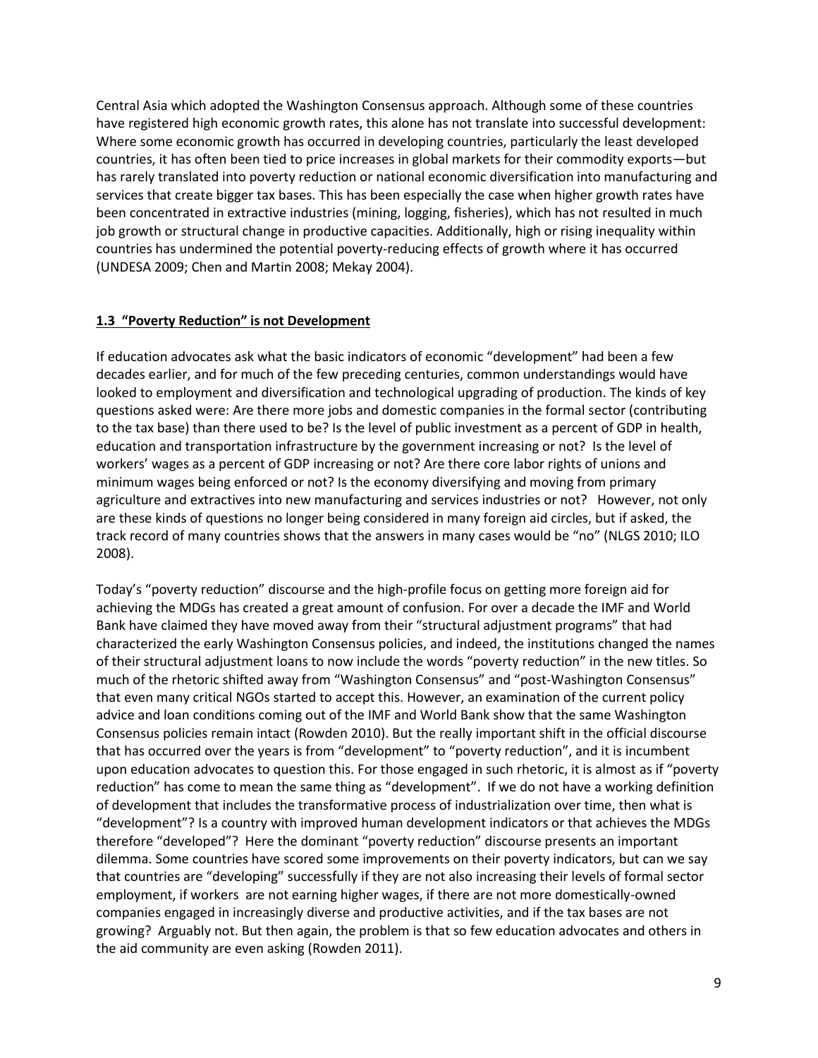Central Asia which adopted the Washington Consensus approach. Although some of these countries have registered high economic growth rates, this alone has not translate into successful development: Where some economic growth has occurred in developing countries, particularly the least developed countries, it has often been tied to price increases in global markets for their commodity exports—but has rarely translated into poverty reduction or national economic diversification into manufacturing and services that create bigger tax bases. This has been especially the case when higher growth rates have been concentrated in extractive industries (mining, logging, fisheries), which has not resulted in much job growth or structural change in productive capacities. Additionally, high or rising inequality within countries has undermined the potential poverty-reducing effects of growth where it has occurred (UNDESA 2009; Chen and Martin 2008; Mekay 2004).

### 1.3 "Poverty Reduction" is not Development

If education advocates ask what the basic indicators of economic "development" had been a few decades earlier, and for much of the few preceding centuries, common understandings would have looked to employment and diversification and technological upgrading of production. The kinds of key questions asked were: Are there more jobs and domestic companies in the formal sector (contributing to the tax base) than there used to be? Is the level of public investment as a percent of GDP in health, education and transportation infrastructure by the government increasing or not? Is the level of workers' wages as a percent of GDP increasing or not? Are there core labor rights of unions and minimum wages being enforced or not? Is the economy diversifying and moving from primary agriculture and extractives into new manufacturing and services industries or not? However, not only are these kinds of questions no longer being considered in many foreign aid circles, but if asked, the track record of many countries shows that the answers in many cases would be "no" (NLGS 2010; ILO 2008).

Today's "poverty reduction" discourse and the high-profile focus on getting more foreign aid for achieving the MDGs has created a great amount of confusion. For over a decade the IMF and World Bank have claimed they have moved away from their "structural adjustment programs" that had characterized the early Washington Consensus policies, and indeed, the institutions changed the names of their structural adjustment loans to now include the words "poverty reduction" in the new titles. So much of the rhetoric shifted away from "Washington Consensus" and "post-Washington Consensus" that even many critical NGOs started to accept this. However, an examination of the current policy advice and loan conditions coming out of the IMF and World Bank show that the same Washington Consensus policies remain intact (Rowden 2010). But the really important shift in the official discourse that has occurred over the years is from "development" to "poverty reduction", and it is incumbent upon education advocates to question this. For those engaged in such rhetoric, it is almost as if "poverty reduction" has come to mean the same thing as "development". If we do not have a working definition of development that includes the transformative process of industrialization over time, then what is "development"? Is a country with improved human development indicators or that achieves the MDGs therefore "developed"? Here the dominant "poverty reduction" discourse presents an important dilemma. Some countries have scored some improvements on their poverty indicators, but can we say that countries are "developing" successfully if they are not also increasing their levels of formal sector employment, if workers are not earning higher wages, if there are not more domestically-owned companies engaged in increasingly diverse and productive activities, and if the tax bases are not growing? Arguably not. But then again, the problem is that so few education advocates and others in the aid community are even asking (Rowden 2011).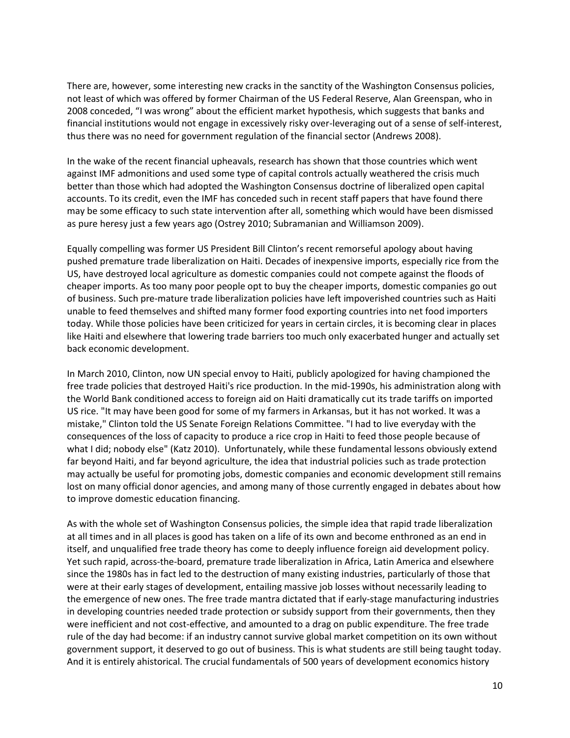There are, however, some interesting new cracks in the sanctity of the Washington Consensus policies, not least of which was offered by former Chairman of the US Federal Reserve, Alan Greenspan, who in 2008 conceded, "I was wrong" about the efficient market hypothesis, which suggests that banks and financial institutions would not engage in excessively risky over-leveraging out of a sense of self-interest, thus there was no need for government regulation of the financial sector (Andrews 2008).

In the wake of the recent financial upheavals, research has shown that those countries which went against IMF admonitions and used some type of capital controls actually weathered the crisis much better than those which had adopted the Washington Consensus doctrine of liberalized open capital accounts. To its credit, even the IMF has conceded such in recent staff papers that have found there may be some efficacy to such state intervention after all, something which would have been dismissed as pure heresy just a few years ago (Ostrey 2010; Subramanian and Williamson 2009).

Equally compelling was former US President Bill Clinton's recent remorseful apology about having pushed premature trade liberalization on Haiti. Decades of inexpensive imports, especially rice from the US, have destroyed local agriculture as domestic companies could not compete against the floods of cheaper imports. As too many poor people opt to buy the cheaper imports, domestic companies go out of business. Such pre-mature trade liberalization policies have left impoverished countries such as Haiti unable to feed themselves and shifted many former food exporting countries into net food importers today. While those policies have been criticized for years in certain circles, it is becoming clear in places like Haiti and elsewhere that lowering trade barriers too much only exacerbated hunger and actually set back economic development.

In March 2010, Clinton, now UN special envoy to Haiti, publicly apologized for having championed the free trade policies that destroyed Haiti's rice production. In the mid-1990s, his administration along with the World Bank conditioned access to foreign aid on Haiti dramatically cut its trade tariffs on imported US rice. "It may have been good for some of my farmers in Arkansas, but it has not worked. It was a mistake," Clinton told the US Senate Foreign Relations Committee. "I had to live everyday with the consequences of the loss of capacity to produce a rice crop in Haiti to feed those people because of what I did; nobody else" (Katz 2010). Unfortunately, while these fundamental lessons obviously extend far beyond Haiti, and far beyond agriculture, the idea that industrial policies such as trade protection may actually be useful for promoting jobs, domestic companies and economic development still remains lost on many official donor agencies, and among many of those currently engaged in debates about how to improve domestic education financing.

As with the whole set of Washington Consensus policies, the simple idea that rapid trade liberalization at all times and in all places is good has taken on a life of its own and become enthroned as an end in itself, and unqualified free trade theory has come to deeply influence foreign aid development policy. Yet such rapid, across-the-board, premature trade liberalization in Africa, Latin America and elsewhere since the 1980s has in fact led to the destruction of many existing industries, particularly of those that were at their early stages of development, entailing massive job losses without necessarily leading to the emergence of new ones. The free trade mantra dictated that if early-stage manufacturing industries in developing countries needed trade protection or subsidy support from their governments, then they were inefficient and not cost-effective, and amounted to a drag on public expenditure. The free trade rule of the day had become: if an industry cannot survive global market competition on its own without government support, it deserved to go out of business. This is what students are still being taught today. And it is entirely ahistorical. The crucial fundamentals of 500 years of development economics history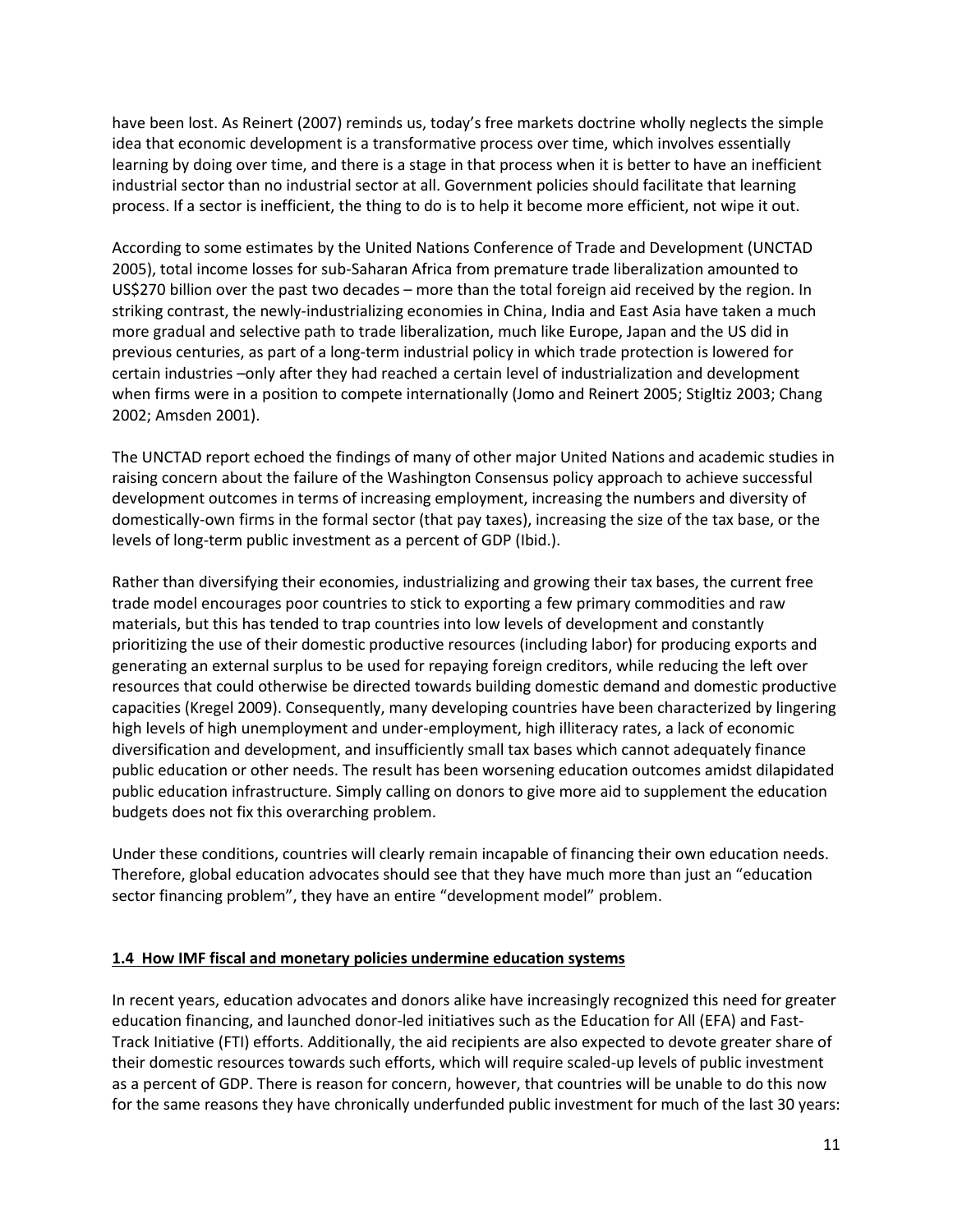have been lost. As Reinert (2007) reminds us, today's free markets doctrine wholly neglects the simple idea that economic development is a transformative process over time, which involves essentially learning by doing over time, and there is a stage in that process when it is better to have an inefficient industrial sector than no industrial sector at all. Government policies should facilitate that learning process. If a sector is inefficient, the thing to do is to help it become more efficient, not wipe it out.

According to some estimates by the United Nations Conference of Trade and Development (UNCTAD 2005), total income losses for sub-Saharan Africa from premature trade liberalization amounted to US$270 billion over the past two decades – more than the total foreign aid received by the region. In striking contrast, the newly-industrializing economies in China, India and East Asia have taken a much more gradual and selective path to trade liberalization, much like Europe, Japan and the US did in previous centuries, as part of a long-term industrial policy in which trade protection is lowered for certain industries –only after they had reached a certain level of industrialization and development when firms were in a position to compete internationally (Jomo and Reinert 2005; Stigltiz 2003; Chang 2002; Amsden 2001).

The UNCTAD report echoed the findings of many of other major United Nations and academic studies in raising concern about the failure of the Washington Consensus policy approach to achieve successful development outcomes in terms of increasing employment, increasing the numbers and diversity of domestically-own firms in the formal sector (that pay taxes), increasing the size of the tax base, or the levels of long-term public investment as a percent of GDP (Ibid.).

Rather than diversifying their economies, industrializing and growing their tax bases, the current free trade model encourages poor countries to stick to exporting a few primary commodities and raw materials, but this has tended to trap countries into low levels of development and constantly prioritizing the use of their domestic productive resources (including labor) for producing exports and generating an external surplus to be used for repaying foreign creditors, while reducing the left over resources that could otherwise be directed towards building domestic demand and domestic productive capacities (Kregel 2009). Consequently, many developing countries have been characterized by lingering high levels of high unemployment and under-employment, high illiteracy rates, a lack of economic diversification and development, and insufficiently small tax bases which cannot adequately finance public education or other needs. The result has been worsening education outcomes amidst dilapidated public education infrastructure. Simply calling on donors to give more aid to supplement the education budgets does not fix this overarching problem.

Under these conditions, countries will clearly remain incapable of financing their own education needs. Therefore, global education advocates should see that they have much more than just an "education sector financing problem", they have an entire "development model" problem.

### 1.4 How IMF fiscal and monetary policies undermine education systems

In recent years, education advocates and donors alike have increasingly recognized this need for greater education financing, and launched donor-led initiatives such as the Education for All (EFA) and Fast-Track Initiative (FTI) efforts. Additionally, the aid recipients are also expected to devote greater share of their domestic resources towards such efforts, which will require scaled-up levels of public investment as a percent of GDP. There is reason for concern, however, that countries will be unable to do this now for the same reasons they have chronically underfunded public investment for much of the last 30 years: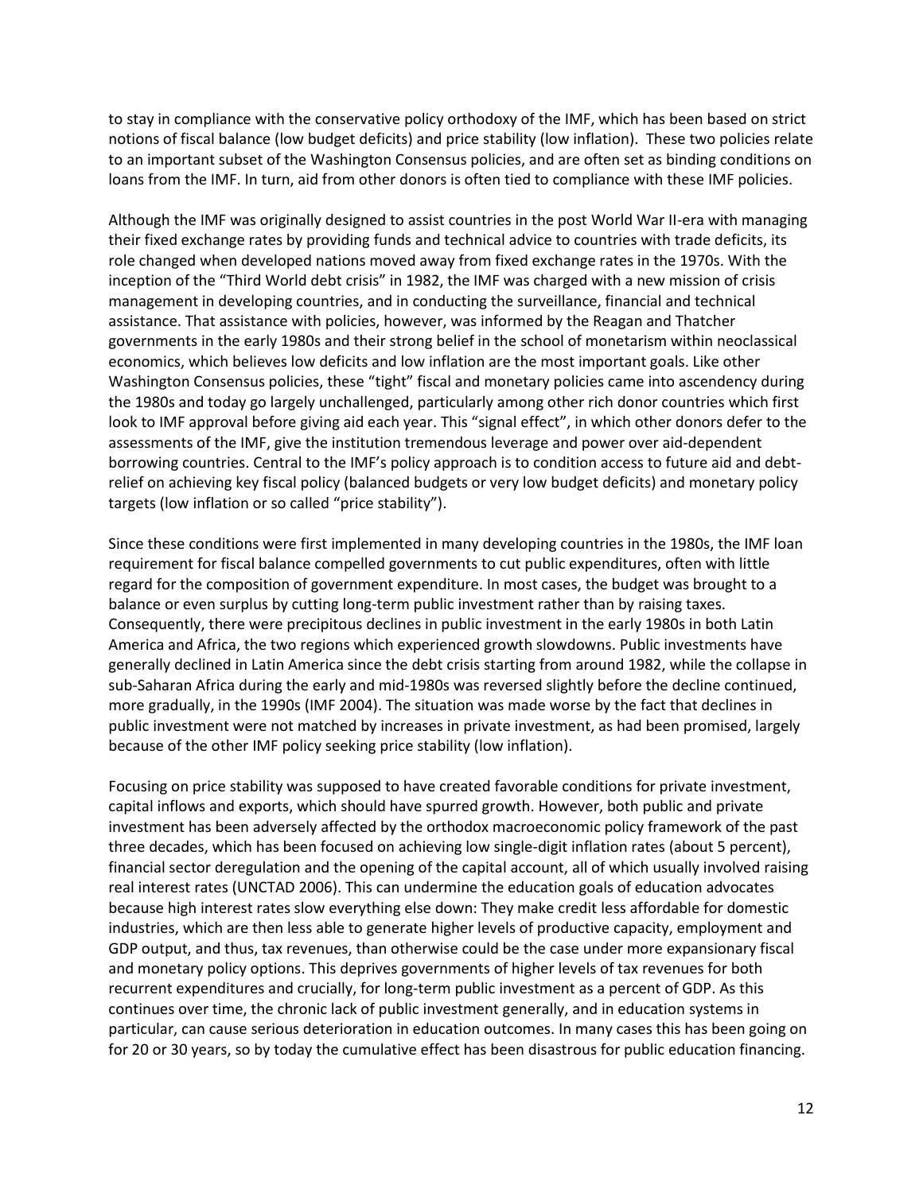to stay in compliance with the conservative policy orthodoxy of the IMF, which has been based on strict notions of fiscal balance (low budget deficits) and price stability (low inflation). These two policies relate to an important subset of the Washington Consensus policies, and are often set as binding conditions on loans from the IMF. In turn, aid from other donors is often tied to compliance with these IMF policies.

Although the IMF was originally designed to assist countries in the post World War II-era with managing their fixed exchange rates by providing funds and technical advice to countries with trade deficits, its role changed when developed nations moved away from fixed exchange rates in the 1970s. With the inception of the "Third World debt crisis" in 1982, the IMF was charged with a new mission of crisis management in developing countries, and in conducting the surveillance, financial and technical assistance. That assistance with policies, however, was informed by the Reagan and Thatcher governments in the early 1980s and their strong belief in the school of monetarism within neoclassical economics, which believes low deficits and low inflation are the most important goals. Like other Washington Consensus policies, these "tight" fiscal and monetary policies came into ascendency during the 1980s and today go largely unchallenged, particularly among other rich donor countries which first look to IMF approval before giving aid each year. This "signal effect", in which other donors defer to the assessments of the IMF, give the institution tremendous leverage and power over aid-dependent borrowing countries. Central to the IMF's policy approach is to condition access to future aid and debt-relief on achieving key fiscal policy (balanced budgets or very low budget deficits) and monetary policy targets (low inflation or so called "price stability").

Since these conditions were first implemented in many developing countries in the 1980s, the IMF loan requirement for fiscal balance compelled governments to cut public expenditures, often with little regard for the composition of government expenditure. In most cases, the budget was brought to a balance or even surplus by cutting long-term public investment rather than by raising taxes. Consequently, there were precipitous declines in public investment in the early 1980s in both Latin America and Africa, the two regions which experienced growth slowdowns. Public investments have generally declined in Latin America since the debt crisis starting from around 1982, while the collapse in sub-Saharan Africa during the early and mid-1980s was reversed slightly before the decline continued, more gradually, in the 1990s (IMF 2004). The situation was made worse by the fact that declines in public investment were not matched by increases in private investment, as had been promised, largely because of the other IMF policy seeking price stability (low inflation).

Focusing on price stability was supposed to have created favorable conditions for private investment, capital inflows and exports, which should have spurred growth. However, both public and private investment has been adversely affected by the orthodox macroeconomic policy framework of the past three decades, which has been focused on achieving low single-digit inflation rates (about 5 percent), financial sector deregulation and the opening of the capital account, all of which usually involved raising real interest rates (UNCTAD 2006). This can undermine the education goals of education advocates because high interest rates slow everything else down: They make credit less affordable for domestic industries, which are then less able to generate higher levels of productive capacity, employment and GDP output, and thus, tax revenues, than otherwise could be the case under more expansionary fiscal and monetary policy options. This deprives governments of higher levels of tax revenues for both recurrent expenditures and crucially, for long-term public investment as a percent of GDP. As this continues over time, the chronic lack of public investment generally, and in education systems in particular, can cause serious deterioration in education outcomes. In many cases this has been going on for 20 or 30 years, so by today the cumulative effect has been disastrous for public education financing.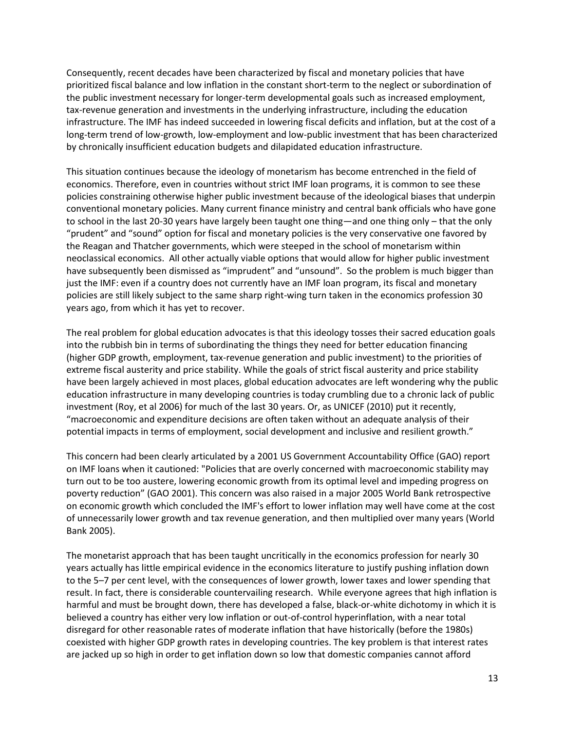Consequently, recent decades have been characterized by fiscal and monetary policies that have prioritized fiscal balance and low inflation in the constant short-term to the neglect or subordination of the public investment necessary for longer-term developmental goals such as increased employment, tax-revenue generation and investments in the underlying infrastructure, including the education infrastructure. The IMF has indeed succeeded in lowering fiscal deficits and inflation, but at the cost of a long-term trend of low-growth, low-employment and low-public investment that has been characterized by chronically insufficient education budgets and dilapidated education infrastructure.

This situation continues because the ideology of monetarism has become entrenched in the field of economics. Therefore, even in countries without strict IMF loan programs, it is common to see these policies constraining otherwise higher public investment because of the ideological biases that underpin conventional monetary policies. Many current finance ministry and central bank officials who have gone to school in the last 20-30 years have largely been taught one thing—and one thing only – that the only "prudent" and "sound" option for fiscal and monetary policies is the very conservative one favored by the Reagan and Thatcher governments, which were steeped in the school of monetarism within neoclassical economics. All other actually viable options that would allow for higher public investment have subsequently been dismissed as "imprudent" and "unsound". So the problem is much bigger than just the IMF: even if a country does not currently have an IMF loan program, its fiscal and monetary policies are still likely subject to the same sharp right-wing turn taken in the economics profession 30 years ago, from which it has yet to recover.

The real problem for global education advocates is that this ideology tosses their sacred education goals into the rubbish bin in terms of subordinating the things they need for better education financing (higher GDP growth, employment, tax-revenue generation and public investment) to the priorities of extreme fiscal austerity and price stability. While the goals of strict fiscal austerity and price stability have been largely achieved in most places, global education advocates are left wondering why the public education infrastructure in many developing countries is today crumbling due to a chronic lack of public investment (Roy, et al 2006) for much of the last 30 years. Or, as UNICEF (2010) put it recently, "macroeconomic and expenditure decisions are often taken without an adequate analysis of their potential impacts in terms of employment, social development and inclusive and resilient growth."

This concern had been clearly articulated by a 2001 US Government Accountability Office (GAO) report on IMF loans when it cautioned: "Policies that are overly concerned with macroeconomic stability may turn out to be too austere, lowering economic growth from its optimal level and impeding progress on poverty reduction" (GAO 2001). This concern was also raised in a major 2005 World Bank retrospective on economic growth which concluded the IMF's effort to lower inflation may well have come at the cost of unnecessarily lower growth and tax revenue generation, and then multiplied over many years (World Bank 2005).

The monetarist approach that has been taught uncritically in the economics profession for nearly 30 years actually has little empirical evidence in the economics literature to justify pushing inflation down to the 5–7 per cent level, with the consequences of lower growth, lower taxes and lower spending that result. In fact, there is considerable countervailing research. While everyone agrees that high inflation is harmful and must be brought down, there has developed a false, black-or-white dichotomy in which it is believed a country has either very low inflation or out-of-control hyperinflation, with a near total disregard for other reasonable rates of moderate inflation that have historically (before the 1980s) coexisted with higher GDP growth rates in developing countries. The key problem is that interest rates are jacked up so high in order to get inflation down so low that domestic companies cannot afford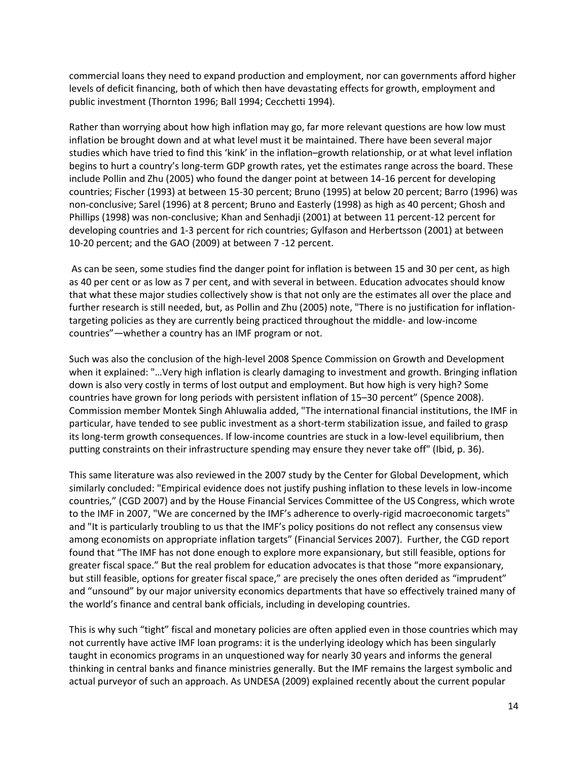commercial loans they need to expand production and employment, nor can governments afford higher levels of deficit financing, both of which then have devastating effects for growth, employment and public investment (Thornton 1996; Ball 1994; Cecchetti 1994).

Rather than worrying about how high inflation may go, far more relevant questions are how low must inflation be brought down and at what level must it be maintained. There have been several major studies which have tried to find this 'kink' in the inflation–growth relationship, or at what level inflation begins to hurt a country's long-term GDP growth rates, yet the estimates range across the board. These include Pollin and Zhu (2005) who found the danger point at between 14-16 percent for developing countries; Fischer (1993) at between 15-30 percent; Bruno (1995) at below 20 percent; Barro (1996) was non-conclusive; Sarel (1996) at 8 percent; Bruno and Easterly (1998) as high as 40 percent; Ghosh and Phillips (1998) was non-conclusive; Khan and Senhadji (2001) at between 11 percent-12 percent for developing countries and 1-3 percent for rich countries; Gylfason and Herbertsson (2001) at between 10-20 percent; and the GAO (2009) at between 7 -12 percent.

As can be seen, some studies find the danger point for inflation is between 15 and 30 per cent, as high as 40 per cent or as low as 7 per cent, and with several in between. Education advocates should know that what these major studies collectively show is that not only are the estimates all over the place and further research is still needed, but, as Pollin and Zhu (2005) note, "There is no justification for inflation-targeting policies as they are currently being practiced throughout the middle- and low-income countries"—whether a country has an IMF program or not.

Such was also the conclusion of the high-level 2008 Spence Commission on Growth and Development when it explained: "…Very high inflation is clearly damaging to investment and growth. Bringing inflation down is also very costly in terms of lost output and employment. But how high is very high? Some countries have grown for long periods with persistent inflation of 15–30 percent" (Spence 2008). Commission member Montek Singh Ahluwalia added, "The international financial institutions, the IMF in particular, have tended to see public investment as a short-term stabilization issue, and failed to grasp its long-term growth consequences. If low-income countries are stuck in a low-level equilibrium, then putting constraints on their infrastructure spending may ensure they never take off" (Ibid, p. 36).

This same literature was also reviewed in the 2007 study by the Center for Global Development, which similarly concluded: "Empirical evidence does not justify pushing inflation to these levels in low-income countries," (CGD 2007) and by the House Financial Services Committee of the US Congress, which wrote to the IMF in 2007, "We are concerned by the IMF's adherence to overly-rigid macroeconomic targets" and "It is particularly troubling to us that the IMF's policy positions do not reflect any consensus view among economists on appropriate inflation targets" (Financial Services 2007). Further, the CGD report found that "The IMF has not done enough to explore more expansionary, but still feasible, options for greater fiscal space." But the real problem for education advocates is that those "more expansionary, but still feasible, options for greater fiscal space," are precisely the ones often derided as "imprudent" and "unsound" by our major university economics departments that have so effectively trained many of the world's finance and central bank officials, including in developing countries.

This is why such "tight" fiscal and monetary policies are often applied even in those countries which may not currently have active IMF loan programs: it is the underlying ideology which has been singularly taught in economics programs in an unquestioned way for nearly 30 years and informs the general thinking in central banks and finance ministries generally. But the IMF remains the largest symbolic and actual purveyor of such an approach. As UNDESA (2009) explained recently about the current popular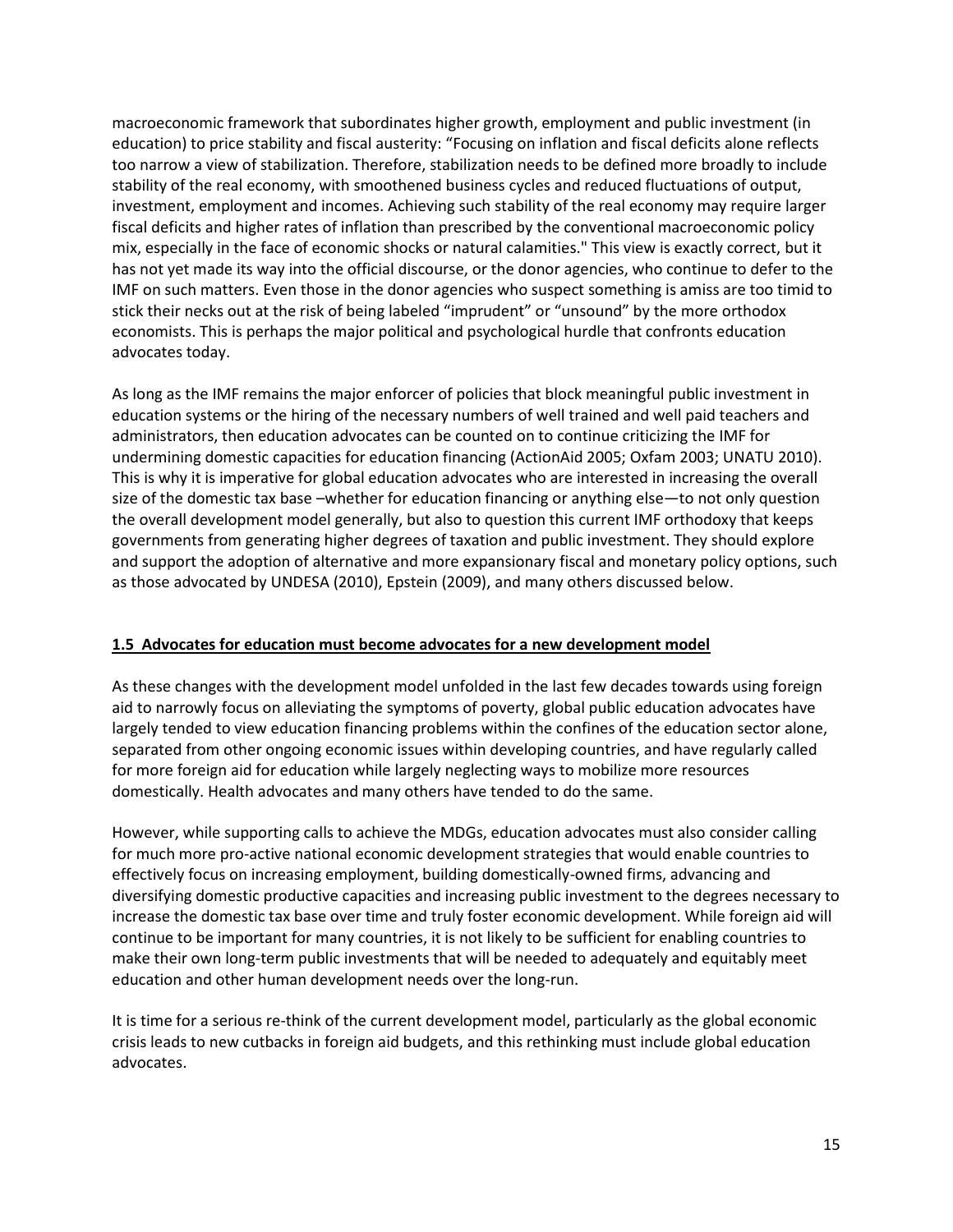macroeconomic framework that subordinates higher growth, employment and public investment (in education) to price stability and fiscal austerity: "Focusing on inflation and fiscal deficits alone reflects too narrow a view of stabilization. Therefore, stabilization needs to be defined more broadly to include stability of the real economy, with smoothened business cycles and reduced fluctuations of output, investment, employment and incomes. Achieving such stability of the real economy may require larger fiscal deficits and higher rates of inflation than prescribed by the conventional macroeconomic policy mix, especially in the face of economic shocks or natural calamities." This view is exactly correct, but it has not yet made its way into the official discourse, or the donor agencies, who continue to defer to the IMF on such matters. Even those in the donor agencies who suspect something is amiss are too timid to stick their necks out at the risk of being labeled "imprudent" or "unsound" by the more orthodox economists. This is perhaps the major political and psychological hurdle that confronts education advocates today.

As long as the IMF remains the major enforcer of policies that block meaningful public investment in education systems or the hiring of the necessary numbers of well trained and well paid teachers and administrators, then education advocates can be counted on to continue criticizing the IMF for undermining domestic capacities for education financing (ActionAid 2005; Oxfam 2003; UNATU 2010). This is why it is imperative for global education advocates who are interested in increasing the overall size of the domestic tax base –whether for education financing or anything else—to not only question the overall development model generally, but also to question this current IMF orthodoxy that keeps governments from generating higher degrees of taxation and public investment. They should explore and support the adoption of alternative and more expansionary fiscal and monetary policy options, such as those advocated by UNDESA (2010), Epstein (2009), and many others discussed below.

### 1.5 Advocates for education must become advocates for a new development model

As these changes with the development model unfolded in the last few decades towards using foreign aid to narrowly focus on alleviating the symptoms of poverty, global public education advocates have largely tended to view education financing problems within the confines of the education sector alone, separated from other ongoing economic issues within developing countries, and have regularly called for more foreign aid for education while largely neglecting ways to mobilize more resources domestically. Health advocates and many others have tended to do the same.

However, while supporting calls to achieve the MDGs, education advocates must also consider calling for much more pro-active national economic development strategies that would enable countries to effectively focus on increasing employment, building domestically-owned firms, advancing and diversifying domestic productive capacities and increasing public investment to the degrees necessary to increase the domestic tax base over time and truly foster economic development. While foreign aid will continue to be important for many countries, it is not likely to be sufficient for enabling countries to make their own long-term public investments that will be needed to adequately and equitably meet education and other human development needs over the long-run.

It is time for a serious re-think of the current development model, particularly as the global economic crisis leads to new cutbacks in foreign aid budgets, and this rethinking must include global education advocates.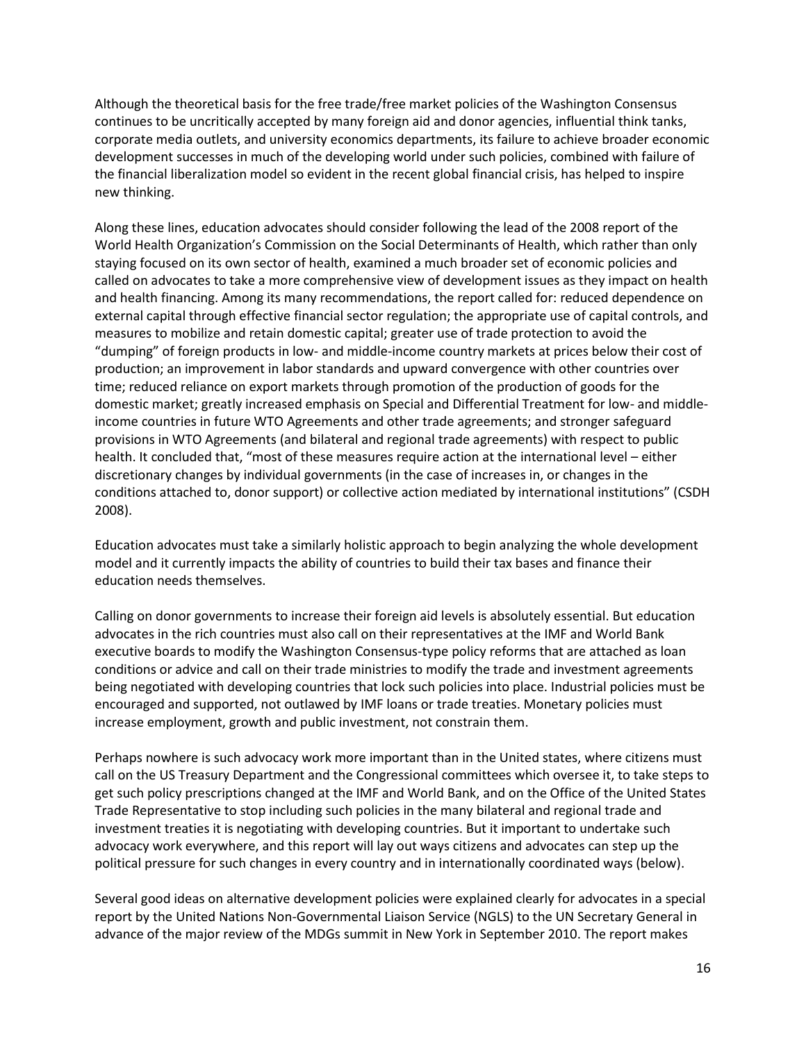Although the theoretical basis for the free trade/free market policies of the Washington Consensus continues to be uncritically accepted by many foreign aid and donor agencies, influential think tanks, corporate media outlets, and university economics departments, its failure to achieve broader economic development successes in much of the developing world under such policies, combined with failure of the financial liberalization model so evident in the recent global financial crisis, has helped to inspire new thinking.

Along these lines, education advocates should consider following the lead of the 2008 report of the World Health Organization's Commission on the Social Determinants of Health, which rather than only staying focused on its own sector of health, examined a much broader set of economic policies and called on advocates to take a more comprehensive view of development issues as they impact on health and health financing. Among its many recommendations, the report called for: reduced dependence on external capital through effective financial sector regulation; the appropriate use of capital controls, and measures to mobilize and retain domestic capital; greater use of trade protection to avoid the "dumping" of foreign products in low- and middle-income country markets at prices below their cost of production; an improvement in labor standards and upward convergence with other countries over time; reduced reliance on export markets through promotion of the production of goods for the domestic market; greatly increased emphasis on Special and Differential Treatment for low- and middle-income countries in future WTO Agreements and other trade agreements; and stronger safeguard provisions in WTO Agreements (and bilateral and regional trade agreements) with respect to public health. It concluded that, "most of these measures require action at the international level – either discretionary changes by individual governments (in the case of increases in, or changes in the conditions attached to, donor support) or collective action mediated by international institutions" (CSDH 2008).

Education advocates must take a similarly holistic approach to begin analyzing the whole development model and it currently impacts the ability of countries to build their tax bases and finance their education needs themselves.

Calling on donor governments to increase their foreign aid levels is absolutely essential. But education advocates in the rich countries must also call on their representatives at the IMF and World Bank executive boards to modify the Washington Consensus-type policy reforms that are attached as loan conditions or advice and call on their trade ministries to modify the trade and investment agreements being negotiated with developing countries that lock such policies into place. Industrial policies must be encouraged and supported, not outlawed by IMF loans or trade treaties. Monetary policies must increase employment, growth and public investment, not constrain them.

Perhaps nowhere is such advocacy work more important than in the United states, where citizens must call on the US Treasury Department and the Congressional committees which oversee it, to take steps to get such policy prescriptions changed at the IMF and World Bank, and on the Office of the United States Trade Representative to stop including such policies in the many bilateral and regional trade and investment treaties it is negotiating with developing countries. But it important to undertake such advocacy work everywhere, and this report will lay out ways citizens and advocates can step up the political pressure for such changes in every country and in internationally coordinated ways (below).

Several good ideas on alternative development policies were explained clearly for advocates in a special report by the United Nations Non-Governmental Liaison Service (NGLS) to the UN Secretary General in advance of the major review of the MDGs summit in New York in September 2010. The report makes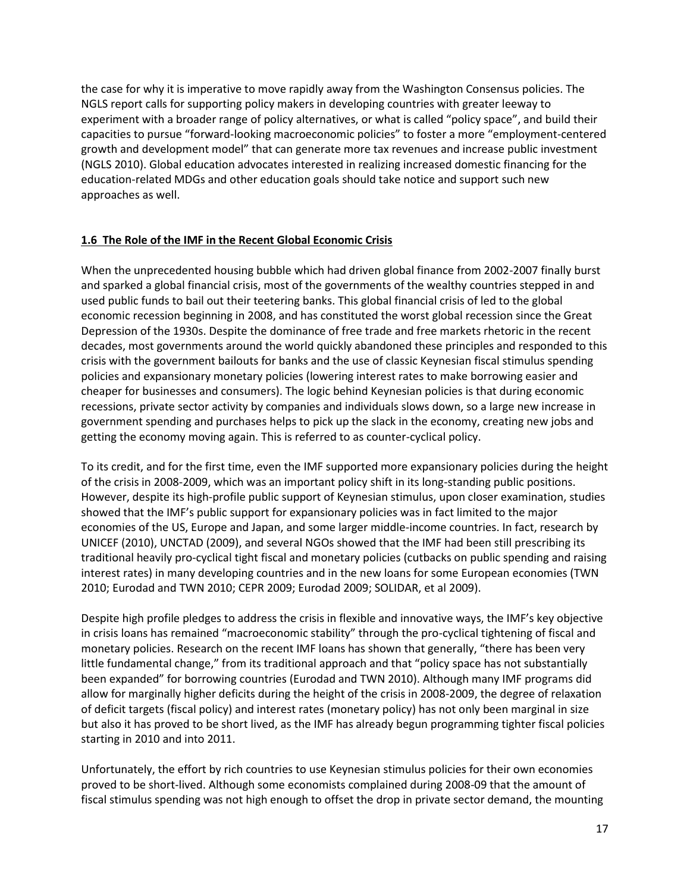the case for why it is imperative to move rapidly away from the Washington Consensus policies. The NGLS report calls for supporting policy makers in developing countries with greater leeway to experiment with a broader range of policy alternatives, or what is called "policy space", and build their capacities to pursue "forward-looking macroeconomic policies" to foster a more "employment-centered growth and development model" that can generate more tax revenues and increase public investment (NGLS 2010). Global education advocates interested in realizing increased domestic financing for the education-related MDGs and other education goals should take notice and support such new approaches as well.

### 1.6 The Role of the IMF in the Recent Global Economic Crisis

When the unprecedented housing bubble which had driven global finance from 2002-2007 finally burst and sparked a global financial crisis, most of the governments of the wealthy countries stepped in and used public funds to bail out their teetering banks. This global financial crisis of led to the global economic recession beginning in 2008, and has constituted the worst global recession since the Great Depression of the 1930s. Despite the dominance of free trade and free markets rhetoric in the recent decades, most governments around the world quickly abandoned these principles and responded to this crisis with the government bailouts for banks and the use of classic Keynesian fiscal stimulus spending policies and expansionary monetary policies (lowering interest rates to make borrowing easier and cheaper for businesses and consumers). The logic behind Keynesian policies is that during economic recessions, private sector activity by companies and individuals slows down, so a large new increase in government spending and purchases helps to pick up the slack in the economy, creating new jobs and getting the economy moving again. This is referred to as counter-cyclical policy.

To its credit, and for the first time, even the IMF supported more expansionary policies during the height of the crisis in 2008-2009, which was an important policy shift in its long-standing public positions. However, despite its high-profile public support of Keynesian stimulus, upon closer examination, studies showed that the IMF's public support for expansionary policies was in fact limited to the major economies of the US, Europe and Japan, and some larger middle-income countries. In fact, research by UNICEF (2010), UNCTAD (2009), and several NGOs showed that the IMF had been still prescribing its traditional heavily pro-cyclical tight fiscal and monetary policies (cutbacks on public spending and raising interest rates) in many developing countries and in the new loans for some European economies (TWN 2010; Eurodad and TWN 2010; CEPR 2009; Eurodad 2009; SOLIDAR, et al 2009).

Despite high profile pledges to address the crisis in flexible and innovative ways, the IMF's key objective in crisis loans has remained "macroeconomic stability" through the pro-cyclical tightening of fiscal and monetary policies. Research on the recent IMF loans has shown that generally, "there has been very little fundamental change," from its traditional approach and that "policy space has not substantially been expanded" for borrowing countries (Eurodad and TWN 2010). Although many IMF programs did allow for marginally higher deficits during the height of the crisis in 2008-2009, the degree of relaxation of deficit targets (fiscal policy) and interest rates (monetary policy) has not only been marginal in size but also it has proved to be short lived, as the IMF has already begun programming tighter fiscal policies starting in 2010 and into 2011.

Unfortunately, the effort by rich countries to use Keynesian stimulus policies for their own economies proved to be short-lived. Although some economists complained during 2008-09 that the amount of fiscal stimulus spending was not high enough to offset the drop in private sector demand, the mounting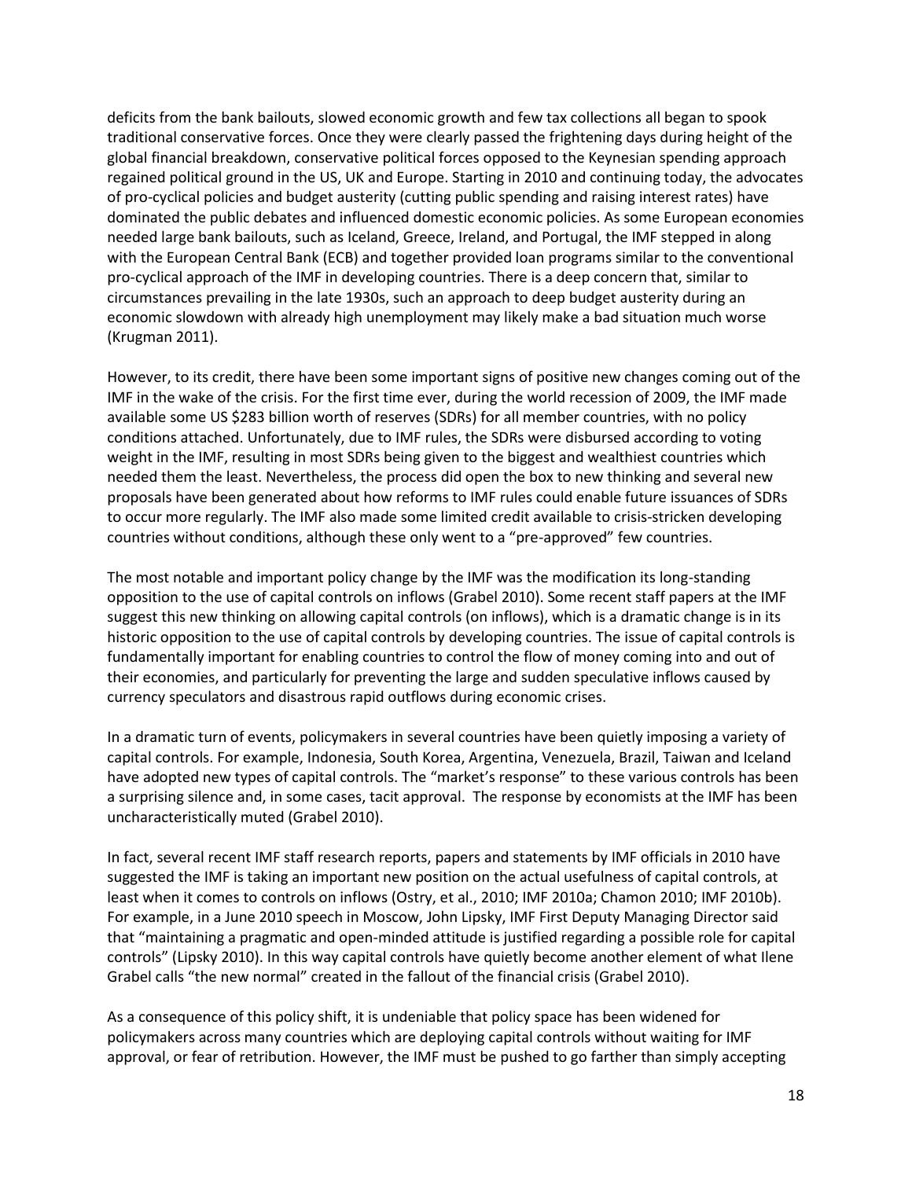deficits from the bank bailouts, slowed economic growth and few tax collections all began to spook traditional conservative forces. Once they were clearly passed the frightening days during height of the global financial breakdown, conservative political forces opposed to the Keynesian spending approach regained political ground in the US, UK and Europe. Starting in 2010 and continuing today, the advocates of pro-cyclical policies and budget austerity (cutting public spending and raising interest rates) have dominated the public debates and influenced domestic economic policies. As some European economies needed large bank bailouts, such as Iceland, Greece, Ireland, and Portugal, the IMF stepped in along with the European Central Bank (ECB) and together provided loan programs similar to the conventional pro-cyclical approach of the IMF in developing countries. There is a deep concern that, similar to circumstances prevailing in the late 1930s, such an approach to deep budget austerity during an economic slowdown with already high unemployment may likely make a bad situation much worse (Krugman 2011).

However, to its credit, there have been some important signs of positive new changes coming out of the IMF in the wake of the crisis. For the first time ever, during the world recession of 2009, the IMF made available some US $283 billion worth of reserves (SDRs) for all member countries, with no policy conditions attached. Unfortunately, due to IMF rules, the SDRs were disbursed according to voting weight in the IMF, resulting in most SDRs being given to the biggest and wealthiest countries which needed them the least. Nevertheless, the process did open the box to new thinking and several new proposals have been generated about how reforms to IMF rules could enable future issuances of SDRs to occur more regularly. The IMF also made some limited credit available to crisis-stricken developing countries without conditions, although these only went to a "pre-approved" few countries.

The most notable and important policy change by the IMF was the modification its long-standing opposition to the use of capital controls on inflows (Grabel 2010). Some recent staff papers at the IMF suggest this new thinking on allowing capital controls (on inflows), which is a dramatic change is in its historic opposition to the use of capital controls by developing countries. The issue of capital controls is fundamentally important for enabling countries to control the flow of money coming into and out of their economies, and particularly for preventing the large and sudden speculative inflows caused by currency speculators and disastrous rapid outflows during economic crises.

In a dramatic turn of events, policymakers in several countries have been quietly imposing a variety of capital controls. For example, Indonesia, South Korea, Argentina, Venezuela, Brazil, Taiwan and Iceland have adopted new types of capital controls. The "market's response" to these various controls has been a surprising silence and, in some cases, tacit approval. The response by economists at the IMF has been uncharacteristically muted (Grabel 2010).

In fact, several recent IMF staff research reports, papers and statements by IMF officials in 2010 have suggested the IMF is taking an important new position on the actual usefulness of capital controls, at least when it comes to controls on inflows (Ostry, et al., 2010; IMF 2010a; Chamon 2010; IMF 2010b). For example, in a June 2010 speech in Moscow, John Lipsky, IMF First Deputy Managing Director said that "maintaining a pragmatic and open-minded attitude is justified regarding a possible role for capital controls" (Lipsky 2010). In this way capital controls have quietly become another element of what Ilene Grabel calls "the new normal" created in the fallout of the financial crisis (Grabel 2010).

As a consequence of this policy shift, it is undeniable that policy space has been widened for policymakers across many countries which are deploying capital controls without waiting for IMF approval, or fear of retribution. However, the IMF must be pushed to go farther than simply accepting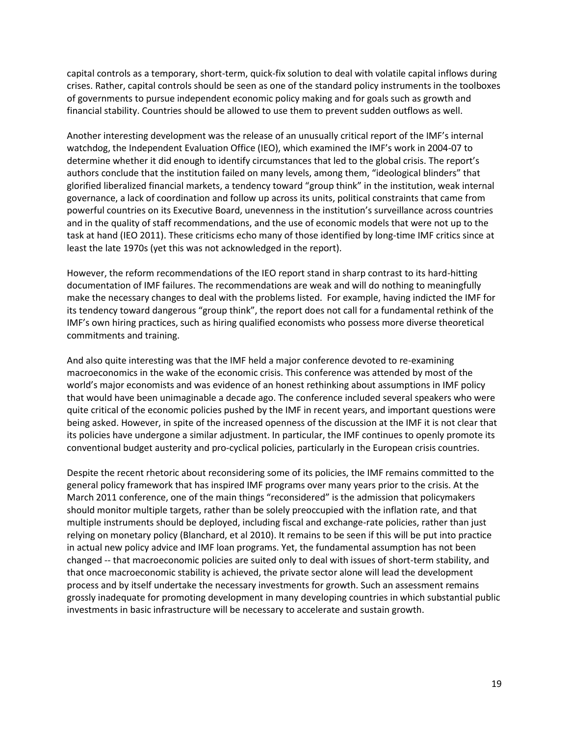capital controls as a temporary, short-term, quick-fix solution to deal with volatile capital inflows during crises. Rather, capital controls should be seen as one of the standard policy instruments in the toolboxes of governments to pursue independent economic policy making and for goals such as growth and financial stability. Countries should be allowed to use them to prevent sudden outflows as well.

Another interesting development was the release of an unusually critical report of the IMF's internal watchdog, the Independent Evaluation Office (IEO), which examined the IMF's work in 2004-07 to determine whether it did enough to identify circumstances that led to the global crisis. The report's authors conclude that the institution failed on many levels, among them, "ideological blinders" that glorified liberalized financial markets, a tendency toward "group think" in the institution, weak internal governance, a lack of coordination and follow up across its units, political constraints that came from powerful countries on its Executive Board, unevenness in the institution's surveillance across countries and in the quality of staff recommendations, and the use of economic models that were not up to the task at hand (IEO 2011). These criticisms echo many of those identified by long-time IMF critics since at least the late 1970s (yet this was not acknowledged in the report).

However, the reform recommendations of the IEO report stand in sharp contrast to its hard-hitting documentation of IMF failures. The recommendations are weak and will do nothing to meaningfully make the necessary changes to deal with the problems listed. For example, having indicted the IMF for its tendency toward dangerous "group think", the report does not call for a fundamental rethink of the IMF's own hiring practices, such as hiring qualified economists who possess more diverse theoretical commitments and training.

And also quite interesting was that the IMF held a major conference devoted to re-examining macroeconomics in the wake of the economic crisis. This conference was attended by most of the world's major economists and was evidence of an honest rethinking about assumptions in IMF policy that would have been unimaginable a decade ago. The conference included several speakers who were quite critical of the economic policies pushed by the IMF in recent years, and important questions were being asked. However, in spite of the increased openness of the discussion at the IMF it is not clear that its policies have undergone a similar adjustment. In particular, the IMF continues to openly promote its conventional budget austerity and pro-cyclical policies, particularly in the European crisis countries.

Despite the recent rhetoric about reconsidering some of its policies, the IMF remains committed to the general policy framework that has inspired IMF programs over many years prior to the crisis. At the March 2011 conference, one of the main things "reconsidered" is the admission that policymakers should monitor multiple targets, rather than be solely preoccupied with the inflation rate, and that multiple instruments should be deployed, including fiscal and exchange-rate policies, rather than just relying on monetary policy (Blanchard, et al 2010). It remains to be seen if this will be put into practice in actual new policy advice and IMF loan programs. Yet, the fundamental assumption has not been changed -- that macroeconomic policies are suited only to deal with issues of short-term stability, and that once macroeconomic stability is achieved, the private sector alone will lead the development process and by itself undertake the necessary investments for growth. Such an assessment remains grossly inadequate for promoting development in many developing countries in which substantial public investments in basic infrastructure will be necessary to accelerate and sustain growth.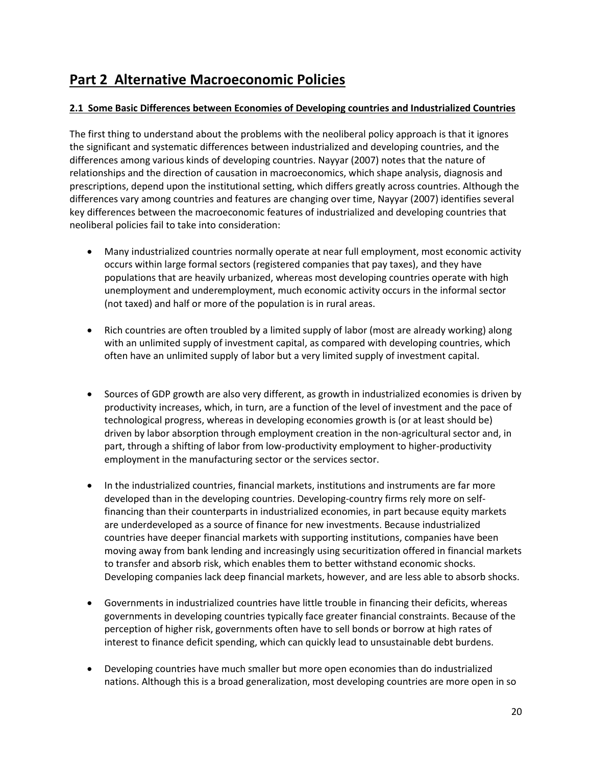# Part 2 Alternative Macroeconomic Policies

## 2.1 Some Basic Differences between Economies of Developing countries and Industrialized Countries

The first thing to understand about the problems with the neoliberal policy approach is that it ignores the significant and systematic differences between industrialized and developing countries, and the differences among various kinds of developing countries. Nayyar (2007) notes that the nature of relationships and the direction of causation in macroeconomics, which shape analysis, diagnosis and prescriptions, depend upon the institutional setting, which differs greatly across countries. Although the differences vary among countries and features are changing over time, Nayyar (2007) identifies several key differences between the macroeconomic features of industrialized and developing countries that neoliberal policies fail to take into consideration:

- Many industrialized countries normally operate at near full employment, most economic activity occurs within large formal sectors (registered companies that pay taxes), and they have populations that are heavily urbanized, whereas most developing countries operate with high unemployment and underemployment, much economic activity occurs in the informal sector (not taxed) and half or more of the population is in rural areas.

- Rich countries are often troubled by a limited supply of labor (most are already working) along with an unlimited supply of investment capital, as compared with developing countries, which often have an unlimited supply of labor but a very limited supply of investment capital.

- Sources of GDP growth are also very different, as growth in industrialized economies is driven by productivity increases, which, in turn, are a function of the level of investment and the pace of technological progress, whereas in developing economies growth is (or at least should be) driven by labor absorption through employment creation in the non-agricultural sector and, in part, through a shifting of labor from low-productivity employment to higher-productivity employment in the manufacturing sector or the services sector.

- In the industrialized countries, financial markets, institutions and instruments are far more developed than in the developing countries. Developing-country firms rely more on self-financing than their counterparts in industrialized economies, in part because equity markets are underdeveloped as a source of finance for new investments. Because industrialized countries have deeper financial markets with supporting institutions, companies have been moving away from bank lending and increasingly using securitization offered in financial markets to transfer and absorb risk, which enables them to better withstand economic shocks. Developing companies lack deep financial markets, however, and are less able to absorb shocks.

- Governments in industrialized countries have little trouble in financing their deficits, whereas governments in developing countries typically face greater financial constraints. Because of the perception of higher risk, governments often have to sell bonds or borrow at high rates of interest to finance deficit spending, which can quickly lead to unsustainable debt burdens.

- Developing countries have much smaller but more open economies than do industrialized nations. Although this is a broad generalization, most developing countries are more open in so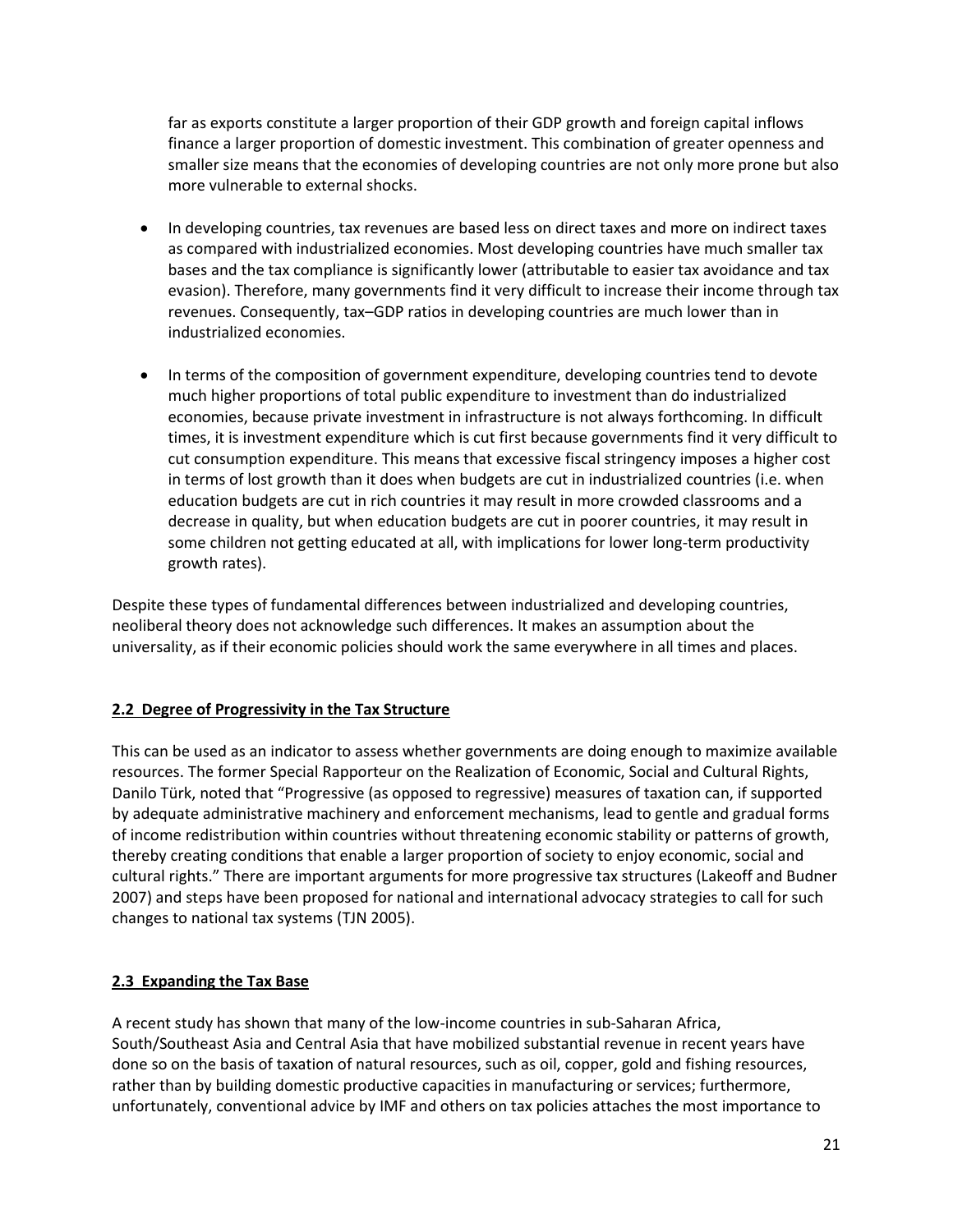far as exports constitute a larger proportion of their GDP growth and foreign capital inflows finance a larger proportion of domestic investment. This combination of greater openness and smaller size means that the economies of developing countries are not only more prone but also more vulnerable to external shocks.

- In developing countries, tax revenues are based less on direct taxes and more on indirect taxes as compared with industrialized economies. Most developing countries have much smaller tax bases and the tax compliance is significantly lower (attributable to easier tax avoidance and tax evasion). Therefore, many governments find it very difficult to increase their income through tax revenues. Consequently, tax–GDP ratios in developing countries are much lower than in industrialized economies.

- In terms of the composition of government expenditure, developing countries tend to devote much higher proportions of total public expenditure to investment than do industrialized economies, because private investment in infrastructure is not always forthcoming. In difficult times, it is investment expenditure which is cut first because governments find it very difficult to cut consumption expenditure. This means that excessive fiscal stringency imposes a higher cost in terms of lost growth than it does when budgets are cut in industrialized countries (i.e. when education budgets are cut in rich countries it may result in more crowded classrooms and a decrease in quality, but when education budgets are cut in poorer countries, it may result in some children not getting educated at all, with implications for lower long-term productivity growth rates).

Despite these types of fundamental differences between industrialized and developing countries, neoliberal theory does not acknowledge such differences. It makes an assumption about the universality, as if their economic policies should work the same everywhere in all times and places.

## 2.2 Degree of Progressivity in the Tax Structure

This can be used as an indicator to assess whether governments are doing enough to maximize available resources. The former Special Rapporteur on the Realization of Economic, Social and Cultural Rights, Danilo Türk, noted that “Progressive (as opposed to regressive) measures of taxation can, if supported by adequate administrative machinery and enforcement mechanisms, lead to gentle and gradual forms of income redistribution within countries without threatening economic stability or patterns of growth, thereby creating conditions that enable a larger proportion of society to enjoy economic, social and cultural rights.” There are important arguments for more progressive tax structures (Lakeoff and Budner 2007) and steps have been proposed for national and international advocacy strategies to call for such changes to national tax systems (TJN 2005).

## 2.3 Expanding the Tax Base

A recent study has shown that many of the low-income countries in sub-Saharan Africa, South/Southeast Asia and Central Asia that have mobilized substantial revenue in recent years have done so on the basis of taxation of natural resources, such as oil, copper, gold and fishing resources, rather than by building domestic productive capacities in manufacturing or services; furthermore, unfortunately, conventional advice by IMF and others on tax policies attaches the most importance to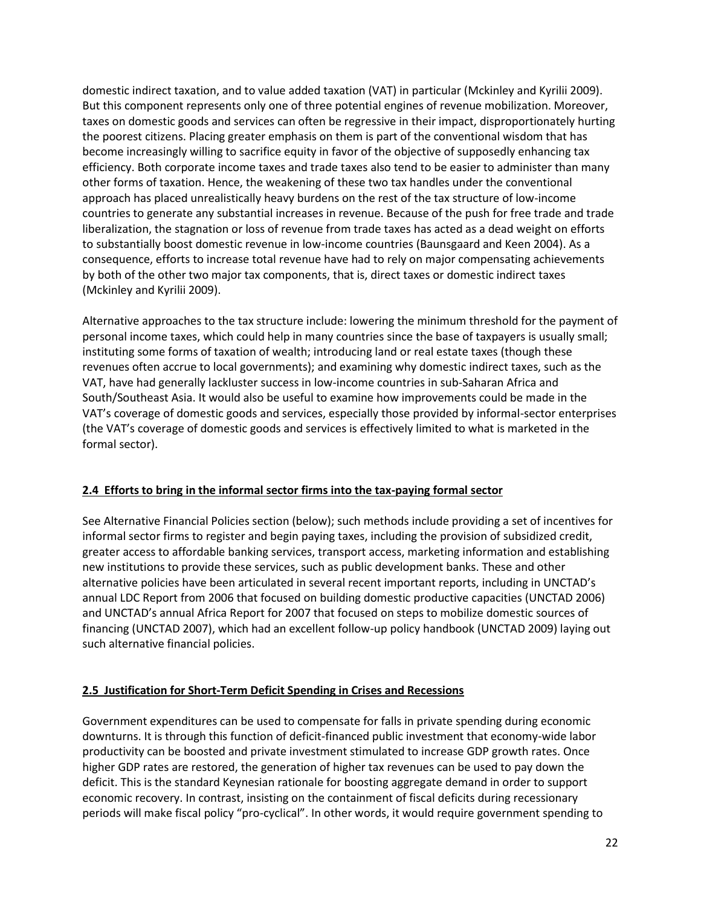domestic indirect taxation, and to value added taxation (VAT) in particular (Mckinley and Kyrilii 2009). But this component represents only one of three potential engines of revenue mobilization. Moreover, taxes on domestic goods and services can often be regressive in their impact, disproportionately hurting the poorest citizens. Placing greater emphasis on them is part of the conventional wisdom that has become increasingly willing to sacrifice equity in favor of the objective of supposedly enhancing tax efficiency. Both corporate income taxes and trade taxes also tend to be easier to administer than many other forms of taxation. Hence, the weakening of these two tax handles under the conventional approach has placed unrealistically heavy burdens on the rest of the tax structure of low-income countries to generate any substantial increases in revenue. Because of the push for free trade and trade liberalization, the stagnation or loss of revenue from trade taxes has acted as a dead weight on efforts to substantially boost domestic revenue in low-income countries (Baunsgaard and Keen 2004). As a consequence, efforts to increase total revenue have had to rely on major compensating achievements by both of the other two major tax components, that is, direct taxes or domestic indirect taxes (Mckinley and Kyrilii 2009).

Alternative approaches to the tax structure include: lowering the minimum threshold for the payment of personal income taxes, which could help in many countries since the base of taxpayers is usually small; instituting some forms of taxation of wealth; introducing land or real estate taxes (though these revenues often accrue to local governments); and examining why domestic indirect taxes, such as the VAT, have had generally lackluster success in low-income countries in sub-Saharan Africa and South/Southeast Asia. It would also be useful to examine how improvements could be made in the VAT's coverage of domestic goods and services, especially those provided by informal-sector enterprises (the VAT's coverage of domestic goods and services is effectively limited to what is marketed in the formal sector).

### 2.4 Efforts to bring in the informal sector firms into the tax-paying formal sector

See Alternative Financial Policies section (below); such methods include providing a set of incentives for informal sector firms to register and begin paying taxes, including the provision of subsidized credit, greater access to affordable banking services, transport access, marketing information and establishing new institutions to provide these services, such as public development banks. These and other alternative policies have been articulated in several recent important reports, including in UNCTAD's annual LDC Report from 2006 that focused on building domestic productive capacities (UNCTAD 2006) and UNCTAD's annual Africa Report for 2007 that focused on steps to mobilize domestic sources of financing (UNCTAD 2007), which had an excellent follow-up policy handbook (UNCTAD 2009) laying out such alternative financial policies.

### 2.5 Justification for Short-Term Deficit Spending in Crises and Recessions

Government expenditures can be used to compensate for falls in private spending during economic downturns. It is through this function of deficit-financed public investment that economy-wide labor productivity can be boosted and private investment stimulated to increase GDP growth rates. Once higher GDP rates are restored, the generation of higher tax revenues can be used to pay down the deficit. This is the standard Keynesian rationale for boosting aggregate demand in order to support economic recovery. In contrast, insisting on the containment of fiscal deficits during recessionary periods will make fiscal policy "pro-cyclical". In other words, it would require government spending to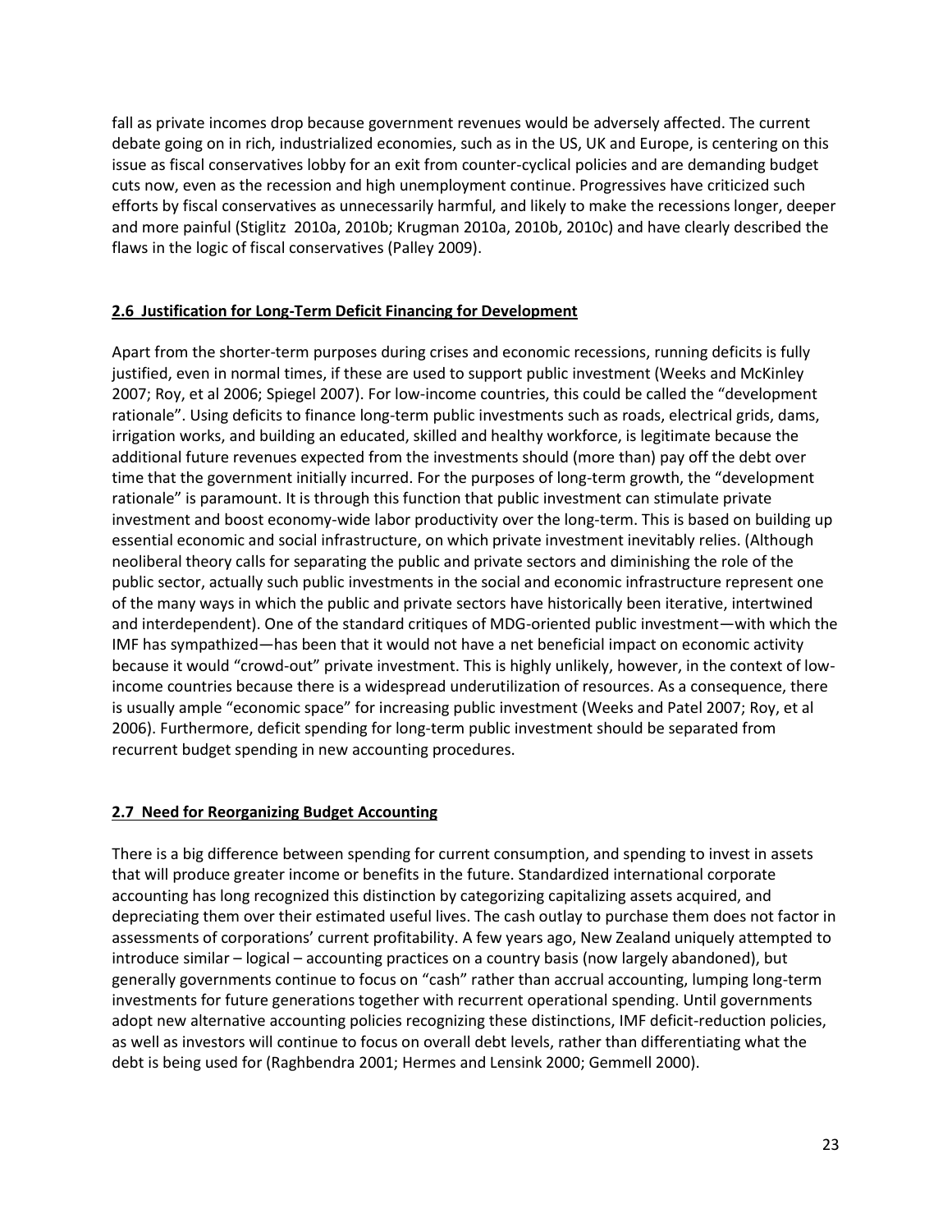fall as private incomes drop because government revenues would be adversely affected. The current debate going on in rich, industrialized economies, such as in the US, UK and Europe, is centering on this issue as fiscal conservatives lobby for an exit from counter-cyclical policies and are demanding budget cuts now, even as the recession and high unemployment continue. Progressives have criticized such efforts by fiscal conservatives as unnecessarily harmful, and likely to make the recessions longer, deeper and more painful (Stiglitz 2010a, 2010b; Krugman 2010a, 2010b, 2010c) and have clearly described the flaws in the logic of fiscal conservatives (Palley 2009).

## 2.6 Justification for Long-Term Deficit Financing for Development

Apart from the shorter-term purposes during crises and economic recessions, running deficits is fully justified, even in normal times, if these are used to support public investment (Weeks and McKinley 2007; Roy, et al 2006; Spiegel 2007). For low-income countries, this could be called the "development rationale". Using deficits to finance long-term public investments such as roads, electrical grids, dams, irrigation works, and building an educated, skilled and healthy workforce, is legitimate because the additional future revenues expected from the investments should (more than) pay off the debt over time that the government initially incurred. For the purposes of long-term growth, the "development rationale" is paramount. It is through this function that public investment can stimulate private investment and boost economy-wide labor productivity over the long-term. This is based on building up essential economic and social infrastructure, on which private investment inevitably relies. (Although neoliberal theory calls for separating the public and private sectors and diminishing the role of the public sector, actually such public investments in the social and economic infrastructure represent one of the many ways in which the public and private sectors have historically been iterative, intertwined and interdependent). One of the standard critiques of MDG-oriented public investment—with which the IMF has sympathized—has been that it would not have a net beneficial impact on economic activity because it would "crowd-out" private investment. This is highly unlikely, however, in the context of low-income countries because there is a widespread underutilization of resources. As a consequence, there is usually ample "economic space" for increasing public investment (Weeks and Patel 2007; Roy, et al 2006). Furthermore, deficit spending for long-term public investment should be separated from recurrent budget spending in new accounting procedures.

## 2.7 Need for Reorganizing Budget Accounting

There is a big difference between spending for current consumption, and spending to invest in assets that will produce greater income or benefits in the future. Standardized international corporate accounting has long recognized this distinction by categorizing capitalizing assets acquired, and depreciating them over their estimated useful lives. The cash outlay to purchase them does not factor in assessments of corporations' current profitability. A few years ago, New Zealand uniquely attempted to introduce similar – logical – accounting practices on a country basis (now largely abandoned), but generally governments continue to focus on "cash" rather than accrual accounting, lumping long-term investments for future generations together with recurrent operational spending. Until governments adopt new alternative accounting policies recognizing these distinctions, IMF deficit-reduction policies, as well as investors will continue to focus on overall debt levels, rather than differentiating what the debt is being used for (Raghbendra 2001; Hermes and Lensink 2000; Gemmell 2000).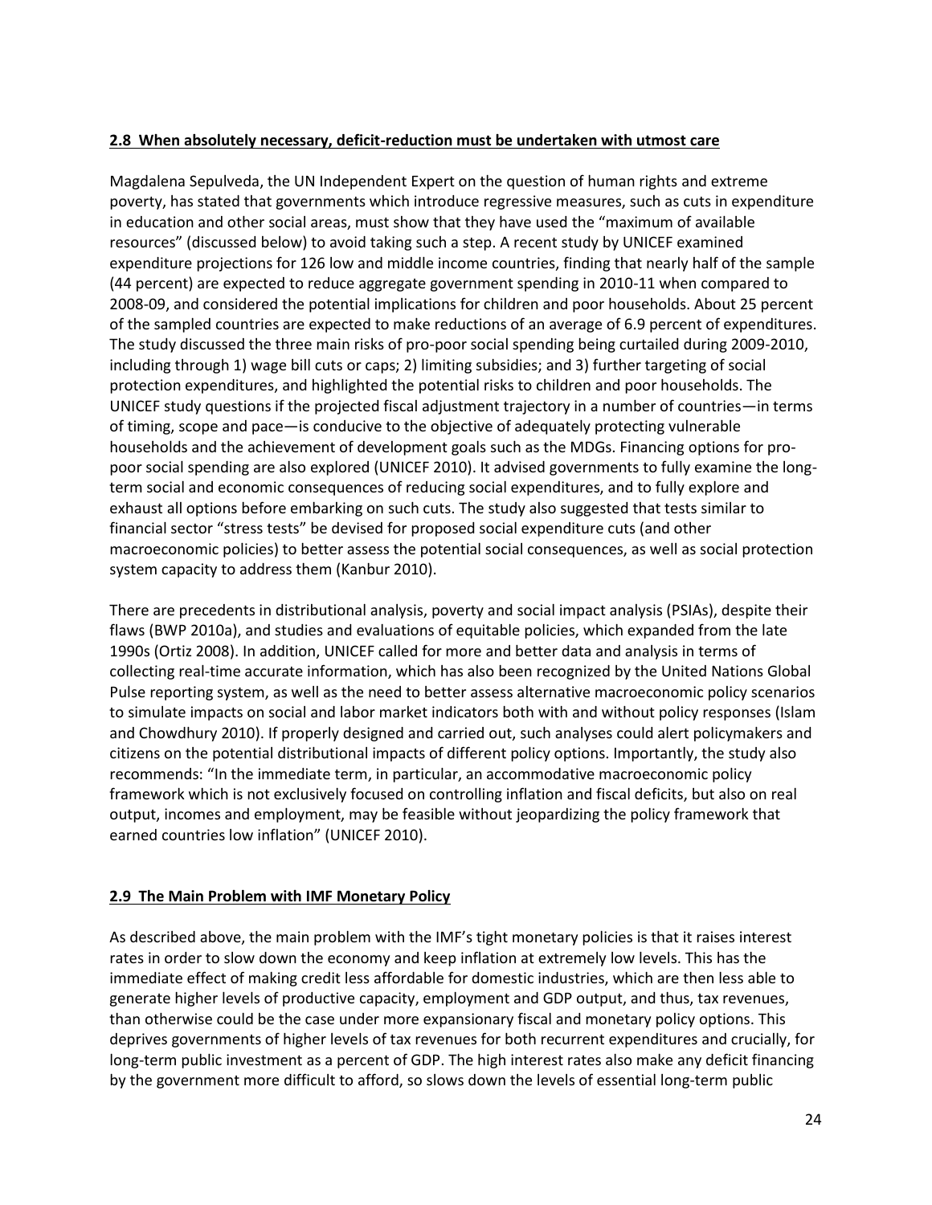### 2.8 When absolutely necessary, deficit-reduction must be undertaken with utmost care

Magdalena Sepulveda, the UN Independent Expert on the question of human rights and extreme poverty, has stated that governments which introduce regressive measures, such as cuts in expenditure in education and other social areas, must show that they have used the "maximum of available resources" (discussed below) to avoid taking such a step. A recent study by UNICEF examined expenditure projections for 126 low and middle income countries, finding that nearly half of the sample (44 percent) are expected to reduce aggregate government spending in 2010-11 when compared to 2008-09, and considered the potential implications for children and poor households. About 25 percent of the sampled countries are expected to make reductions of an average of 6.9 percent of expenditures. The study discussed the three main risks of pro-poor social spending being curtailed during 2009-2010, including through 1) wage bill cuts or caps; 2) limiting subsidies; and 3) further targeting of social protection expenditures, and highlighted the potential risks to children and poor households. The UNICEF study questions if the projected fiscal adjustment trajectory in a number of countries—in terms of timing, scope and pace—is conducive to the objective of adequately protecting vulnerable households and the achievement of development goals such as the MDGs. Financing options for pro-poor social spending are also explored (UNICEF 2010). It advised governments to fully examine the long-term social and economic consequences of reducing social expenditures, and to fully explore and exhaust all options before embarking on such cuts. The study also suggested that tests similar to financial sector "stress tests" be devised for proposed social expenditure cuts (and other macroeconomic policies) to better assess the potential social consequences, as well as social protection system capacity to address them (Kanbur 2010).

There are precedents in distributional analysis, poverty and social impact analysis (PSIAs), despite their flaws (BWP 2010a), and studies and evaluations of equitable policies, which expanded from the late 1990s (Ortiz 2008). In addition, UNICEF called for more and better data and analysis in terms of collecting real-time accurate information, which has also been recognized by the United Nations Global Pulse reporting system, as well as the need to better assess alternative macroeconomic policy scenarios to simulate impacts on social and labor market indicators both with and without policy responses (Islam and Chowdhury 2010). If properly designed and carried out, such analyses could alert policymakers and citizens on the potential distributional impacts of different policy options. Importantly, the study also recommends: "In the immediate term, in particular, an accommodative macroeconomic policy framework which is not exclusively focused on controlling inflation and fiscal deficits, but also on real output, incomes and employment, may be feasible without jeopardizing the policy framework that earned countries low inflation" (UNICEF 2010).

### 2.9 The Main Problem with IMF Monetary Policy

As described above, the main problem with the IMF's tight monetary policies is that it raises interest rates in order to slow down the economy and keep inflation at extremely low levels. This has the immediate effect of making credit less affordable for domestic industries, which are then less able to generate higher levels of productive capacity, employment and GDP output, and thus, tax revenues, than otherwise could be the case under more expansionary fiscal and monetary policy options. This deprives governments of higher levels of tax revenues for both recurrent expenditures and crucially, for long-term public investment as a percent of GDP. The high interest rates also make any deficit financing by the government more difficult to afford, so slows down the levels of essential long-term public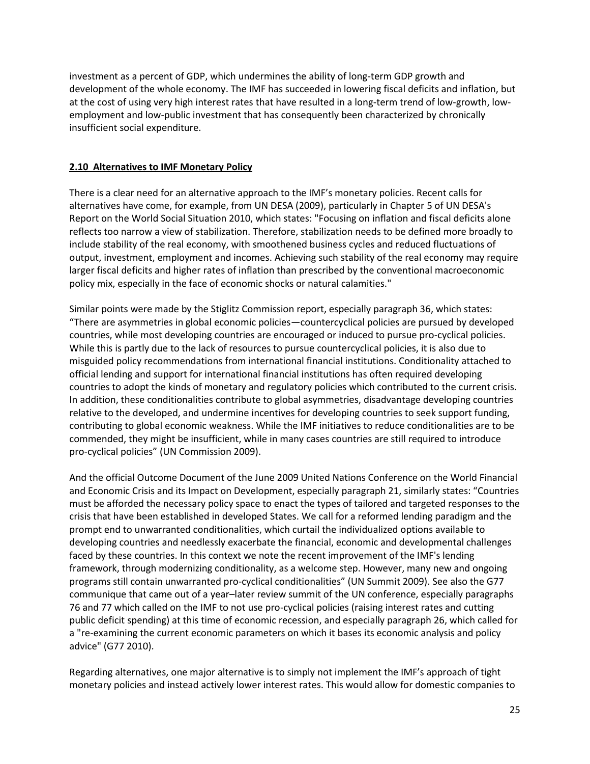investment as a percent of GDP, which undermines the ability of long-term GDP growth and development of the whole economy. The IMF has succeeded in lowering fiscal deficits and inflation, but at the cost of using very high interest rates that have resulted in a long-term trend of low-growth, low-employment and low-public investment that has consequently been characterized by chronically insufficient social expenditure.

## 2.10 Alternatives to IMF Monetary Policy

There is a clear need for an alternative approach to the IMF's monetary policies. Recent calls for alternatives have come, for example, from UN DESA (2009), particularly in Chapter 5 of UN DESA's Report on the World Social Situation 2010, which states: "Focusing on inflation and fiscal deficits alone reflects too narrow a view of stabilization. Therefore, stabilization needs to be defined more broadly to include stability of the real economy, with smoothened business cycles and reduced fluctuations of output, investment, employment and incomes. Achieving such stability of the real economy may require larger fiscal deficits and higher rates of inflation than prescribed by the conventional macroeconomic policy mix, especially in the face of economic shocks or natural calamities."

Similar points were made by the Stiglitz Commission report, especially paragraph 36, which states: "There are asymmetries in global economic policies—countercyclical policies are pursued by developed countries, while most developing countries are encouraged or induced to pursue pro-cyclical policies. While this is partly due to the lack of resources to pursue countercyclical policies, it is also due to misguided policy recommendations from international financial institutions. Conditionality attached to official lending and support for international financial institutions has often required developing countries to adopt the kinds of monetary and regulatory policies which contributed to the current crisis. In addition, these conditionalities contribute to global asymmetries, disadvantage developing countries relative to the developed, and undermine incentives for developing countries to seek support funding, contributing to global economic weakness. While the IMF initiatives to reduce conditionalities are to be commended, they might be insufficient, while in many cases countries are still required to introduce pro-cyclical policies" (UN Commission 2009).

And the official Outcome Document of the June 2009 United Nations Conference on the World Financial and Economic Crisis and its Impact on Development, especially paragraph 21, similarly states: "Countries must be afforded the necessary policy space to enact the types of tailored and targeted responses to the crisis that have been established in developed States. We call for a reformed lending paradigm and the prompt end to unwarranted conditionalities, which curtail the individualized options available to developing countries and needlessly exacerbate the financial, economic and developmental challenges faced by these countries. In this context we note the recent improvement of the IMF's lending framework, through modernizing conditionality, as a welcome step. However, many new and ongoing programs still contain unwarranted pro-cyclical conditionalities" (UN Summit 2009). See also the G77 communique that came out of a year–later review summit of the UN conference, especially paragraphs 76 and 77 which called on the IMF to not use pro-cyclical policies (raising interest rates and cutting public deficit spending) at this time of economic recession, and especially paragraph 26, which called for a "re-examining the current economic parameters on which it bases its economic analysis and policy advice" (G77 2010).

Regarding alternatives, one major alternative is to simply not implement the IMF's approach of tight monetary policies and instead actively lower interest rates. This would allow for domestic companies to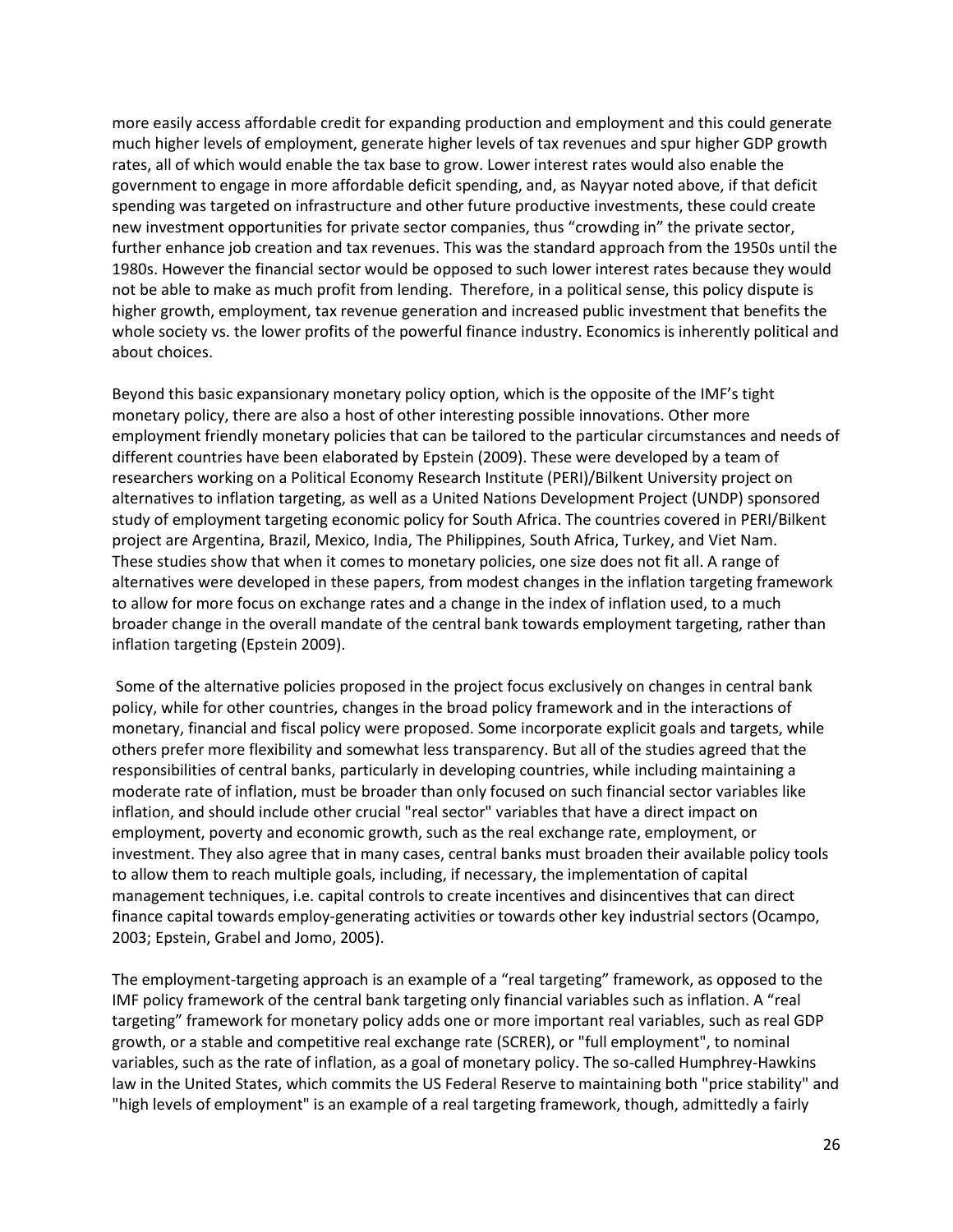more easily access affordable credit for expanding production and employment and this could generate much higher levels of employment, generate higher levels of tax revenues and spur higher GDP growth rates, all of which would enable the tax base to grow. Lower interest rates would also enable the government to engage in more affordable deficit spending, and, as Nayyar noted above, if that deficit spending was targeted on infrastructure and other future productive investments, these could create new investment opportunities for private sector companies, thus "crowding in" the private sector, further enhance job creation and tax revenues. This was the standard approach from the 1950s until the 1980s. However the financial sector would be opposed to such lower interest rates because they would not be able to make as much profit from lending. Therefore, in a political sense, this policy dispute is higher growth, employment, tax revenue generation and increased public investment that benefits the whole society vs. the lower profits of the powerful finance industry. Economics is inherently political and about choices.

Beyond this basic expansionary monetary policy option, which is the opposite of the IMF's tight monetary policy, there are also a host of other interesting possible innovations. Other more employment friendly monetary policies that can be tailored to the particular circumstances and needs of different countries have been elaborated by Epstein (2009). These were developed by a team of researchers working on a Political Economy Research Institute (PERI)/Bilkent University project on alternatives to inflation targeting, as well as a United Nations Development Project (UNDP) sponsored study of employment targeting economic policy for South Africa. The countries covered in PERI/Bilkent project are Argentina, Brazil, Mexico, India, The Philippines, South Africa, Turkey, and Viet Nam. These studies show that when it comes to monetary policies, one size does not fit all. A range of alternatives were developed in these papers, from modest changes in the inflation targeting framework to allow for more focus on exchange rates and a change in the index of inflation used, to a much broader change in the overall mandate of the central bank towards employment targeting, rather than inflation targeting (Epstein 2009).

Some of the alternative policies proposed in the project focus exclusively on changes in central bank policy, while for other countries, changes in the broad policy framework and in the interactions of monetary, financial and fiscal policy were proposed. Some incorporate explicit goals and targets, while others prefer more flexibility and somewhat less transparency. But all of the studies agreed that the responsibilities of central banks, particularly in developing countries, while including maintaining a moderate rate of inflation, must be broader than only focused on such financial sector variables like inflation, and should include other crucial "real sector" variables that have a direct impact on employment, poverty and economic growth, such as the real exchange rate, employment, or investment. They also agree that in many cases, central banks must broaden their available policy tools to allow them to reach multiple goals, including, if necessary, the implementation of capital management techniques, i.e. capital controls to create incentives and disincentives that can direct finance capital towards employ-generating activities or towards other key industrial sectors (Ocampo, 2003; Epstein, Grabel and Jomo, 2005).

The employment-targeting approach is an example of a "real targeting" framework, as opposed to the IMF policy framework of the central bank targeting only financial variables such as inflation. A "real targeting" framework for monetary policy adds one or more important real variables, such as real GDP growth, or a stable and competitive real exchange rate (SCRER), or "full employment", to nominal variables, such as the rate of inflation, as a goal of monetary policy. The so-called Humphrey-Hawkins law in the United States, which commits the US Federal Reserve to maintaining both "price stability" and "high levels of employment" is an example of a real targeting framework, though, admittedly a fairly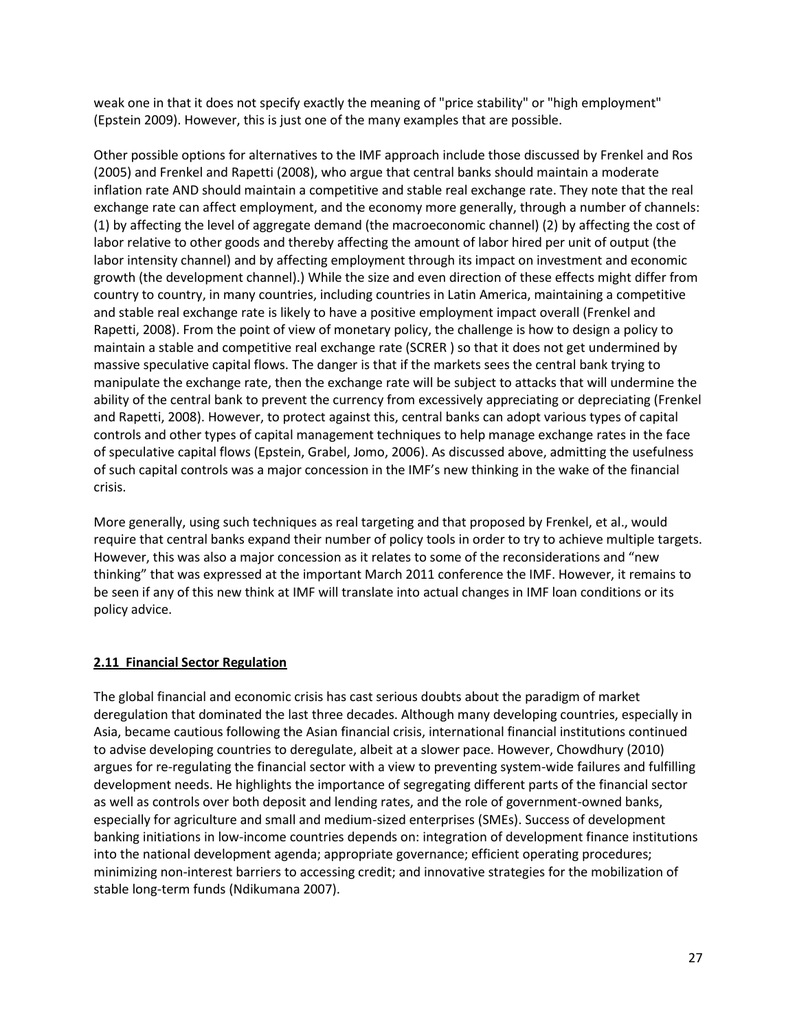weak one in that it does not specify exactly the meaning of "price stability" or "high employment" (Epstein 2009). However, this is just one of the many examples that are possible.

Other possible options for alternatives to the IMF approach include those discussed by Frenkel and Ros (2005) and Frenkel and Rapetti (2008), who argue that central banks should maintain a moderate inflation rate AND should maintain a competitive and stable real exchange rate. They note that the real exchange rate can affect employment, and the economy more generally, through a number of channels: (1) by affecting the level of aggregate demand (the macroeconomic channel) (2) by affecting the cost of labor relative to other goods and thereby affecting the amount of labor hired per unit of output (the labor intensity channel) and by affecting employment through its impact on investment and economic growth (the development channel).) While the size and even direction of these effects might differ from country to country, in many countries, including countries in Latin America, maintaining a competitive and stable real exchange rate is likely to have a positive employment impact overall (Frenkel and Rapetti, 2008). From the point of view of monetary policy, the challenge is how to design a policy to maintain a stable and competitive real exchange rate (SCRER ) so that it does not get undermined by massive speculative capital flows. The danger is that if the markets sees the central bank trying to manipulate the exchange rate, then the exchange rate will be subject to attacks that will undermine the ability of the central bank to prevent the currency from excessively appreciating or depreciating (Frenkel and Rapetti, 2008). However, to protect against this, central banks can adopt various types of capital controls and other types of capital management techniques to help manage exchange rates in the face of speculative capital flows (Epstein, Grabel, Jomo, 2006). As discussed above, admitting the usefulness of such capital controls was a major concession in the IMF's new thinking in the wake of the financial crisis.

More generally, using such techniques as real targeting and that proposed by Frenkel, et al., would require that central banks expand their number of policy tools in order to try to achieve multiple targets. However, this was also a major concession as it relates to some of the reconsiderations and "new thinking" that was expressed at the important March 2011 conference the IMF. However, it remains to be seen if any of this new think at IMF will translate into actual changes in IMF loan conditions or its policy advice.

### 2.11 Financial Sector Regulation

The global financial and economic crisis has cast serious doubts about the paradigm of market deregulation that dominated the last three decades. Although many developing countries, especially in Asia, became cautious following the Asian financial crisis, international financial institutions continued to advise developing countries to deregulate, albeit at a slower pace. However, Chowdhury (2010) argues for re-regulating the financial sector with a view to preventing system-wide failures and fulfilling development needs. He highlights the importance of segregating different parts of the financial sector as well as controls over both deposit and lending rates, and the role of government-owned banks, especially for agriculture and small and medium-sized enterprises (SMEs). Success of development banking initiations in low-income countries depends on: integration of development finance institutions into the national development agenda; appropriate governance; efficient operating procedures; minimizing non-interest barriers to accessing credit; and innovative strategies for the mobilization of stable long-term funds (Ndikumana 2007).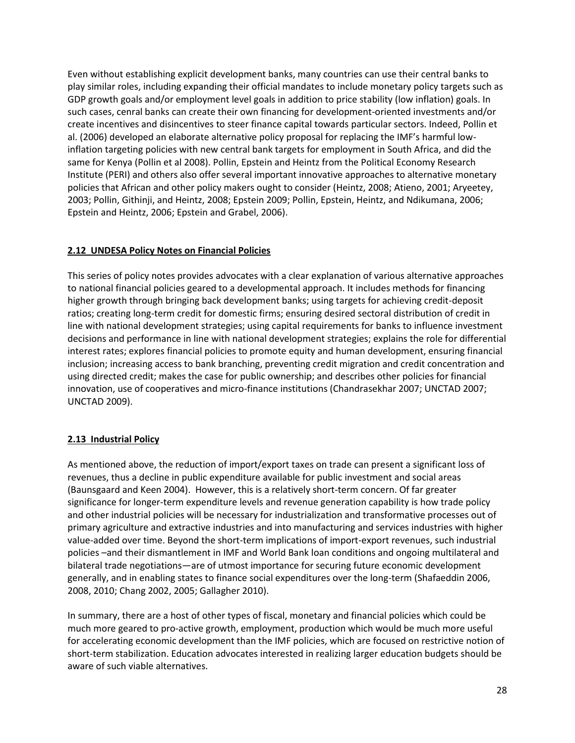Even without establishing explicit development banks, many countries can use their central banks to play similar roles, including expanding their official mandates to include monetary policy targets such as GDP growth goals and/or employment level goals in addition to price stability (low inflation) goals. In such cases, cenral banks can create their own financing for development-oriented investments and/or create incentives and disincentives to steer finance capital towards particular sectors. Indeed, Pollin et al. (2006) developed an elaborate alternative policy proposal for replacing the IMF's harmful low-inflation targeting policies with new central bank targets for employment in South Africa, and did the same for Kenya (Pollin et al 2008). Pollin, Epstein and Heintz from the Political Economy Research Institute (PERI) and others also offer several important innovative approaches to alternative monetary policies that African and other policy makers ought to consider (Heintz, 2008; Atieno, 2001; Aryeetey, 2003; Pollin, Githinji, and Heintz, 2008; Epstein 2009; Pollin, Epstein, Heintz, and Ndikumana, 2006; Epstein and Heintz, 2006; Epstein and Grabel, 2006).

## 2.12 UNDESA Policy Notes on Financial Policies

This series of policy notes provides advocates with a clear explanation of various alternative approaches to national financial policies geared to a developmental approach. It includes methods for financing higher growth through bringing back development banks; using targets for achieving credit-deposit ratios; creating long-term credit for domestic firms; ensuring desired sectoral distribution of credit in line with national development strategies; using capital requirements for banks to influence investment decisions and performance in line with national development strategies; explains the role for differential interest rates; explores financial policies to promote equity and human development, ensuring financial inclusion; increasing access to bank branching, preventing credit migration and credit concentration and using directed credit; makes the case for public ownership; and describes other policies for financial innovation, use of cooperatives and micro-finance institutions (Chandrasekhar 2007; UNCTAD 2007; UNCTAD 2009).

## 2.13 Industrial Policy

As mentioned above, the reduction of import/export taxes on trade can present a significant loss of revenues, thus a decline in public expenditure available for public investment and social areas (Baunsgaard and Keen 2004). However, this is a relatively short-term concern. Of far greater significance for longer-term expenditure levels and revenue generation capability is how trade policy and other industrial policies will be necessary for industrialization and transformative processes out of primary agriculture and extractive industries and into manufacturing and services industries with higher value-added over time. Beyond the short-term implications of import-export revenues, such industrial policies –and their dismantlement in IMF and World Bank loan conditions and ongoing multilateral and bilateral trade negotiations—are of utmost importance for securing future economic development generally, and in enabling states to finance social expenditures over the long-term (Shafaeddin 2006, 2008, 2010; Chang 2002, 2005; Gallagher 2010).

In summary, there are a host of other types of fiscal, monetary and financial policies which could be much more geared to pro-active growth, employment, production which would be much more useful for accelerating economic development than the IMF policies, which are focused on restrictive notion of short-term stabilization. Education advocates interested in realizing larger education budgets should be aware of such viable alternatives.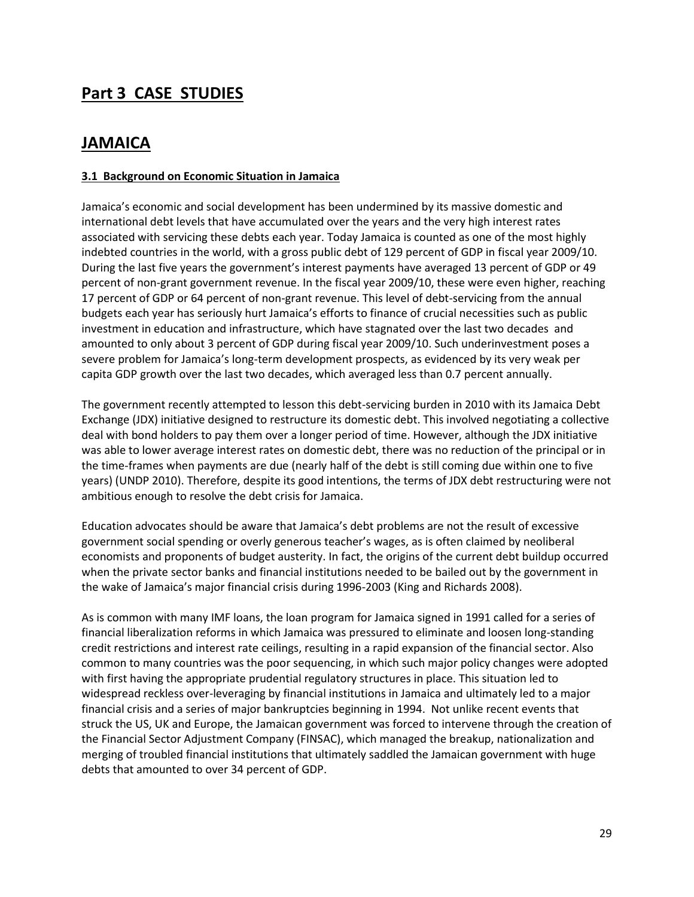# Part 3 CASE STUDIES

# JAMAICA

### 3.1 Background on Economic Situation in Jamaica

Jamaica's economic and social development has been undermined by its massive domestic and international debt levels that have accumulated over the years and the very high interest rates associated with servicing these debts each year. Today Jamaica is counted as one of the most highly indebted countries in the world, with a gross public debt of 129 percent of GDP in fiscal year 2009/10. During the last five years the government's interest payments have averaged 13 percent of GDP or 49 percent of non-grant government revenue. In the fiscal year 2009/10, these were even higher, reaching 17 percent of GDP or 64 percent of non-grant revenue. This level of debt-servicing from the annual budgets each year has seriously hurt Jamaica's efforts to finance of crucial necessities such as public investment in education and infrastructure, which have stagnated over the last two decades and amounted to only about 3 percent of GDP during fiscal year 2009/10. Such underinvestment poses a severe problem for Jamaica's long-term development prospects, as evidenced by its very weak per capita GDP growth over the last two decades, which averaged less than 0.7 percent annually.

The government recently attempted to lesson this debt-servicing burden in 2010 with its Jamaica Debt Exchange (JDX) initiative designed to restructure its domestic debt. This involved negotiating a collective deal with bond holders to pay them over a longer period of time. However, although the JDX initiative was able to lower average interest rates on domestic debt, there was no reduction of the principal or in the time-frames when payments are due (nearly half of the debt is still coming due within one to five years) (UNDP 2010). Therefore, despite its good intentions, the terms of JDX debt restructuring were not ambitious enough to resolve the debt crisis for Jamaica.

Education advocates should be aware that Jamaica's debt problems are not the result of excessive government social spending or overly generous teacher's wages, as is often claimed by neoliberal economists and proponents of budget austerity. In fact, the origins of the current debt buildup occurred when the private sector banks and financial institutions needed to be bailed out by the government in the wake of Jamaica's major financial crisis during 1996-2003 (King and Richards 2008).

As is common with many IMF loans, the loan program for Jamaica signed in 1991 called for a series of financial liberalization reforms in which Jamaica was pressured to eliminate and loosen long-standing credit restrictions and interest rate ceilings, resulting in a rapid expansion of the financial sector. Also common to many countries was the poor sequencing, in which such major policy changes were adopted with first having the appropriate prudential regulatory structures in place. This situation led to widespread reckless over-leveraging by financial institutions in Jamaica and ultimately led to a major financial crisis and a series of major bankruptcies beginning in 1994. Not unlike recent events that struck the US, UK and Europe, the Jamaican government was forced to intervene through the creation of the Financial Sector Adjustment Company (FINSAC), which managed the breakup, nationalization and merging of troubled financial institutions that ultimately saddled the Jamaican government with huge debts that amounted to over 34 percent of GDP.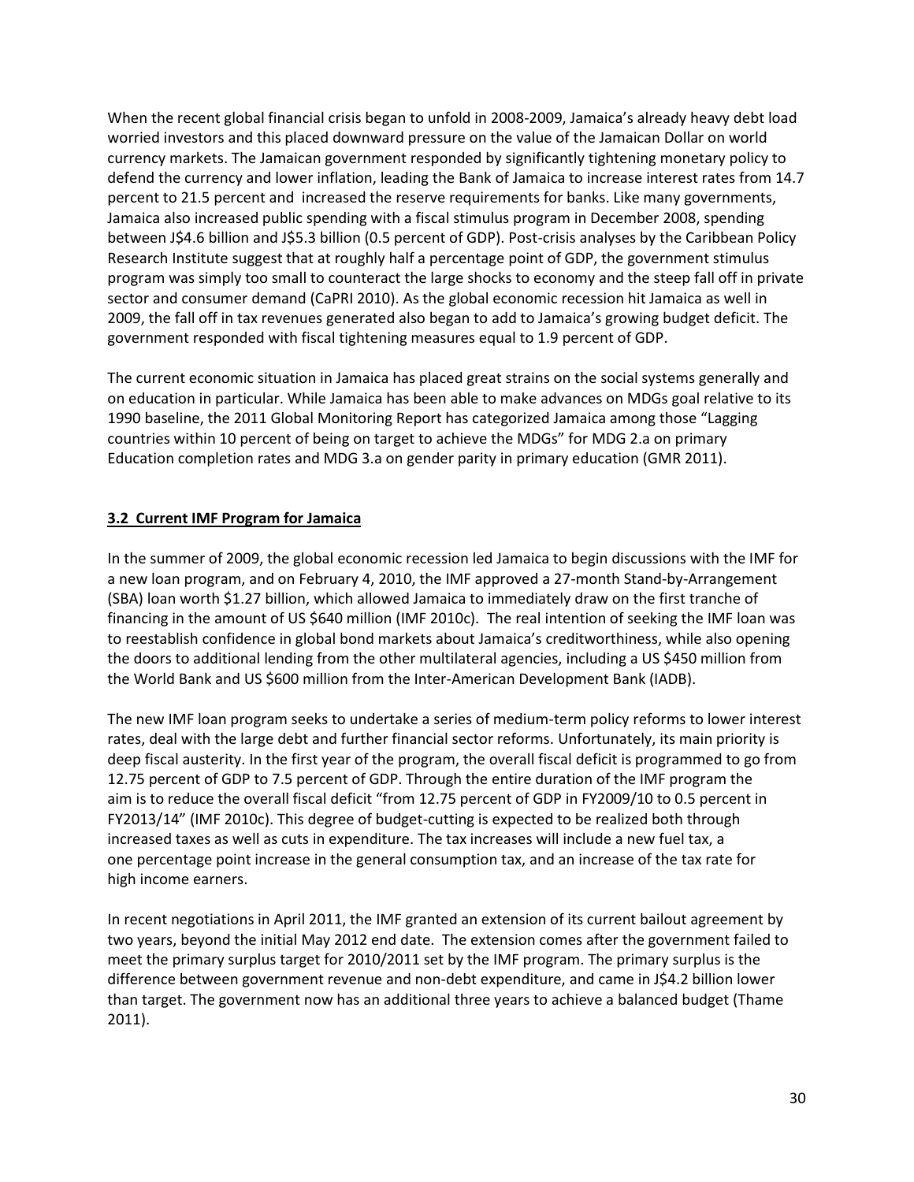When the recent global financial crisis began to unfold in 2008-2009, Jamaica's already heavy debt load worried investors and this placed downward pressure on the value of the Jamaican Dollar on world currency markets. The Jamaican government responded by significantly tightening monetary policy to defend the currency and lower inflation, leading the Bank of Jamaica to increase interest rates from 14.7 percent to 21.5 percent and increased the reserve requirements for banks. Like many governments, Jamaica also increased public spending with a fiscal stimulus program in December 2008, spending between J$4.6 billion and J$5.3 billion (0.5 percent of GDP). Post-crisis analyses by the Caribbean Policy Research Institute suggest that at roughly half a percentage point of GDP, the government stimulus program was simply too small to counteract the large shocks to economy and the steep fall off in private sector and consumer demand (CaPRI 2010). As the global economic recession hit Jamaica as well in 2009, the fall off in tax revenues generated also began to add to Jamaica's growing budget deficit. The government responded with fiscal tightening measures equal to 1.9 percent of GDP.

The current economic situation in Jamaica has placed great strains on the social systems generally and on education in particular. While Jamaica has been able to make advances on MDGs goal relative to its 1990 baseline, the 2011 Global Monitoring Report has categorized Jamaica among those "Lagging countries within 10 percent of being on target to achieve the MDGs" for MDG 2.a on primary Education completion rates and MDG 3.a on gender parity in primary education (GMR 2011).

### 3.2 Current IMF Program for Jamaica

In the summer of 2009, the global economic recession led Jamaica to begin discussions with the IMF for a new loan program, and on February 4, 2010, the IMF approved a 27-month Stand-by-Arrangement (SBA) loan worth $1.27 billion, which allowed Jamaica to immediately draw on the first tranche of financing in the amount of US $640 million (IMF 2010c). The real intention of seeking the IMF loan was to reestablish confidence in global bond markets about Jamaica's creditworthiness, while also opening the doors to additional lending from the other multilateral agencies, including a US $450 million from the World Bank and US $600 million from the Inter-American Development Bank (IADB).

The new IMF loan program seeks to undertake a series of medium-term policy reforms to lower interest rates, deal with the large debt and further financial sector reforms. Unfortunately, its main priority is deep fiscal austerity. In the first year of the program, the overall fiscal deficit is programmed to go from 12.75 percent of GDP to 7.5 percent of GDP. Through the entire duration of the IMF program the aim is to reduce the overall fiscal deficit "from 12.75 percent of GDP in FY2009/10 to 0.5 percent in FY2013/14" (IMF 2010c). This degree of budget-cutting is expected to be realized both through increased taxes as well as cuts in expenditure. The tax increases will include a new fuel tax, a one percentage point increase in the general consumption tax, and an increase of the tax rate for high income earners.

In recent negotiations in April 2011, the IMF granted an extension of its current bailout agreement by two years, beyond the initial May 2012 end date. The extension comes after the government failed to meet the primary surplus target for 2010/2011 set by the IMF program. The primary surplus is the difference between government revenue and non-debt expenditure, and came in J$4.2 billion lower than target. The government now has an additional three years to achieve a balanced budget (Thame 2011).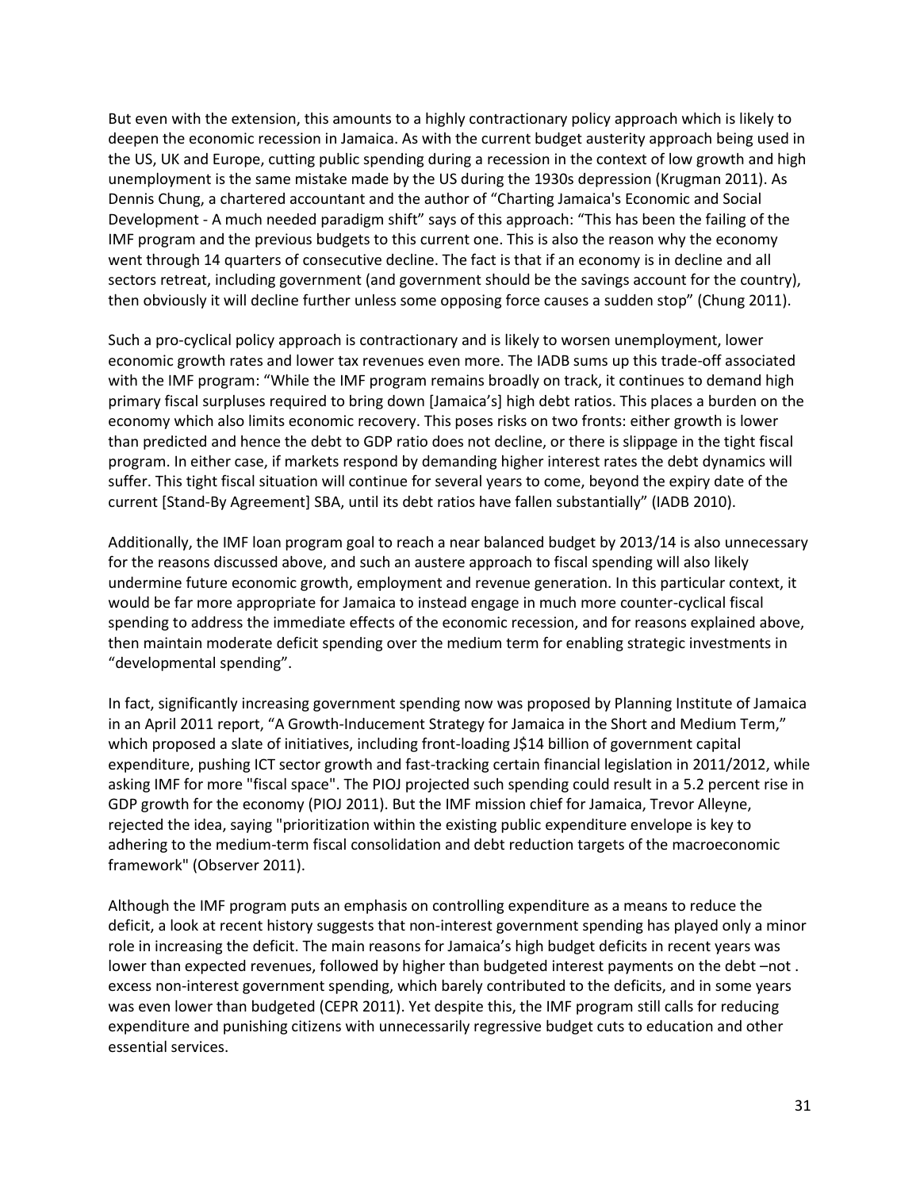But even with the extension, this amounts to a highly contractionary policy approach which is likely to deepen the economic recession in Jamaica. As with the current budget austerity approach being used in the US, UK and Europe, cutting public spending during a recession in the context of low growth and high unemployment is the same mistake made by the US during the 1930s depression (Krugman 2011). As Dennis Chung, a chartered accountant and the author of "Charting Jamaica's Economic and Social Development - A much needed paradigm shift" says of this approach: "This has been the failing of the IMF program and the previous budgets to this current one. This is also the reason why the economy went through 14 quarters of consecutive decline. The fact is that if an economy is in decline and all sectors retreat, including government (and government should be the savings account for the country), then obviously it will decline further unless some opposing force causes a sudden stop" (Chung 2011).

Such a pro-cyclical policy approach is contractionary and is likely to worsen unemployment, lower economic growth rates and lower tax revenues even more. The IADB sums up this trade-off associated with the IMF program: "While the IMF program remains broadly on track, it continues to demand high primary fiscal surpluses required to bring down [Jamaica's] high debt ratios. This places a burden on the economy which also limits economic recovery. This poses risks on two fronts: either growth is lower than predicted and hence the debt to GDP ratio does not decline, or there is slippage in the tight fiscal program. In either case, if markets respond by demanding higher interest rates the debt dynamics will suffer. This tight fiscal situation will continue for several years to come, beyond the expiry date of the current [Stand-By Agreement] SBA, until its debt ratios have fallen substantially" (IADB 2010).

Additionally, the IMF loan program goal to reach a near balanced budget by 2013/14 is also unnecessary for the reasons discussed above, and such an austere approach to fiscal spending will also likely undermine future economic growth, employment and revenue generation. In this particular context, it would be far more appropriate for Jamaica to instead engage in much more counter-cyclical fiscal spending to address the immediate effects of the economic recession, and for reasons explained above, then maintain moderate deficit spending over the medium term for enabling strategic investments in "developmental spending".

In fact, significantly increasing government spending now was proposed by Planning Institute of Jamaica in an April 2011 report, "A Growth-Inducement Strategy for Jamaica in the Short and Medium Term," which proposed a slate of initiatives, including front-loading J$14 billion of government capital expenditure, pushing ICT sector growth and fast-tracking certain financial legislation in 2011/2012, while asking IMF for more "fiscal space". The PIOJ projected such spending could result in a 5.2 percent rise in GDP growth for the economy (PIOJ 2011). But the IMF mission chief for Jamaica, Trevor Alleyne, rejected the idea, saying "prioritization within the existing public expenditure envelope is key to adhering to the medium-term fiscal consolidation and debt reduction targets of the macroeconomic framework" (Observer 2011).

Although the IMF program puts an emphasis on controlling expenditure as a means to reduce the deficit, a look at recent history suggests that non-interest government spending has played only a minor role in increasing the deficit. The main reasons for Jamaica's high budget deficits in recent years was lower than expected revenues, followed by higher than budgeted interest payments on the debt –not . excess non-interest government spending, which barely contributed to the deficits, and in some years was even lower than budgeted (CEPR 2011). Yet despite this, the IMF program still calls for reducing expenditure and punishing citizens with unnecessarily regressive budget cuts to education and other essential services.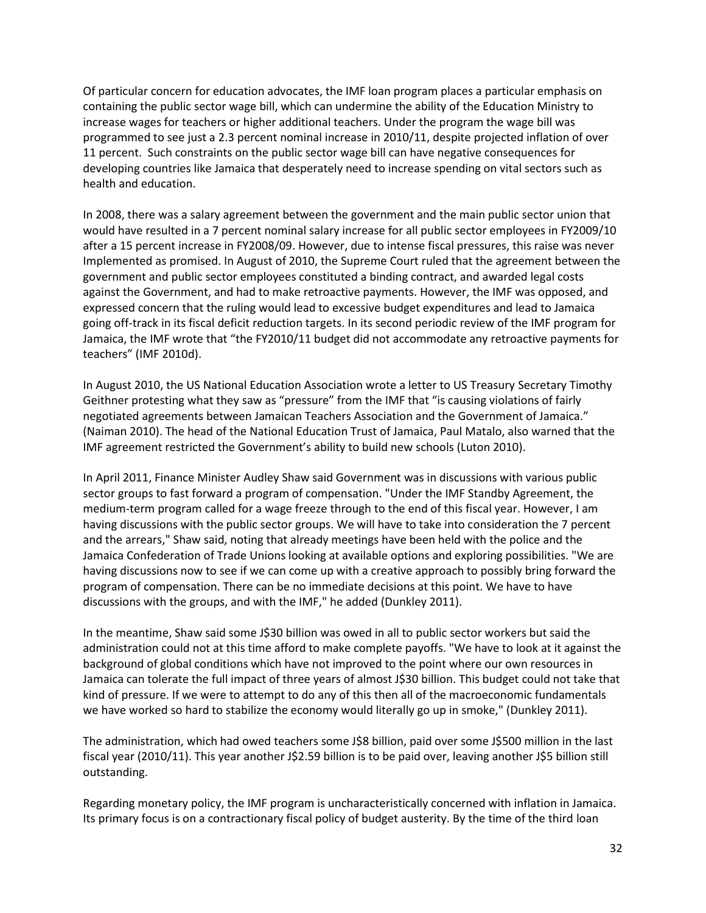Of particular concern for education advocates, the IMF loan program places a particular emphasis on containing the public sector wage bill, which can undermine the ability of the Education Ministry to increase wages for teachers or higher additional teachers. Under the program the wage bill was programmed to see just a 2.3 percent nominal increase in 2010/11, despite projected inflation of over 11 percent. Such constraints on the public sector wage bill can have negative consequences for developing countries like Jamaica that desperately need to increase spending on vital sectors such as health and education.

In 2008, there was a salary agreement between the government and the main public sector union that would have resulted in a 7 percent nominal salary increase for all public sector employees in FY2009/10 after a 15 percent increase in FY2008/09. However, due to intense fiscal pressures, this raise was never Implemented as promised. In August of 2010, the Supreme Court ruled that the agreement between the government and public sector employees constituted a binding contract, and awarded legal costs against the Government, and had to make retroactive payments. However, the IMF was opposed, and expressed concern that the ruling would lead to excessive budget expenditures and lead to Jamaica going off-track in its fiscal deficit reduction targets. In its second periodic review of the IMF program for Jamaica, the IMF wrote that "the FY2010/11 budget did not accommodate any retroactive payments for teachers" (IMF 2010d).

In August 2010, the US National Education Association wrote a letter to US Treasury Secretary Timothy Geithner protesting what they saw as "pressure" from the IMF that "is causing violations of fairly negotiated agreements between Jamaican Teachers Association and the Government of Jamaica." (Naiman 2010). The head of the National Education Trust of Jamaica, Paul Matalo, also warned that the IMF agreement restricted the Government's ability to build new schools (Luton 2010).

In April 2011, Finance Minister Audley Shaw said Government was in discussions with various public sector groups to fast forward a program of compensation. "Under the IMF Standby Agreement, the medium-term program called for a wage freeze through to the end of this fiscal year. However, I am having discussions with the public sector groups. We will have to take into consideration the 7 percent and the arrears," Shaw said, noting that already meetings have been held with the police and the Jamaica Confederation of Trade Unions looking at available options and exploring possibilities. "We are having discussions now to see if we can come up with a creative approach to possibly bring forward the program of compensation. There can be no immediate decisions at this point. We have to have discussions with the groups, and with the IMF," he added (Dunkley 2011).

In the meantime, Shaw said some J$30 billion was owed in all to public sector workers but said the administration could not at this time afford to make complete payoffs. "We have to look at it against the background of global conditions which have not improved to the point where our own resources in Jamaica can tolerate the full impact of three years of almost J$30 billion. This budget could not take that kind of pressure. If we were to attempt to do any of this then all of the macroeconomic fundamentals we have worked so hard to stabilize the economy would literally go up in smoke," (Dunkley 2011).

The administration, which had owed teachers some J$8 billion, paid over some J$500 million in the last fiscal year (2010/11). This year another J$2.59 billion is to be paid over, leaving another J$5 billion still outstanding.

Regarding monetary policy, the IMF program is uncharacteristically concerned with inflation in Jamaica. Its primary focus is on a contractionary fiscal policy of budget austerity. By the time of the third loan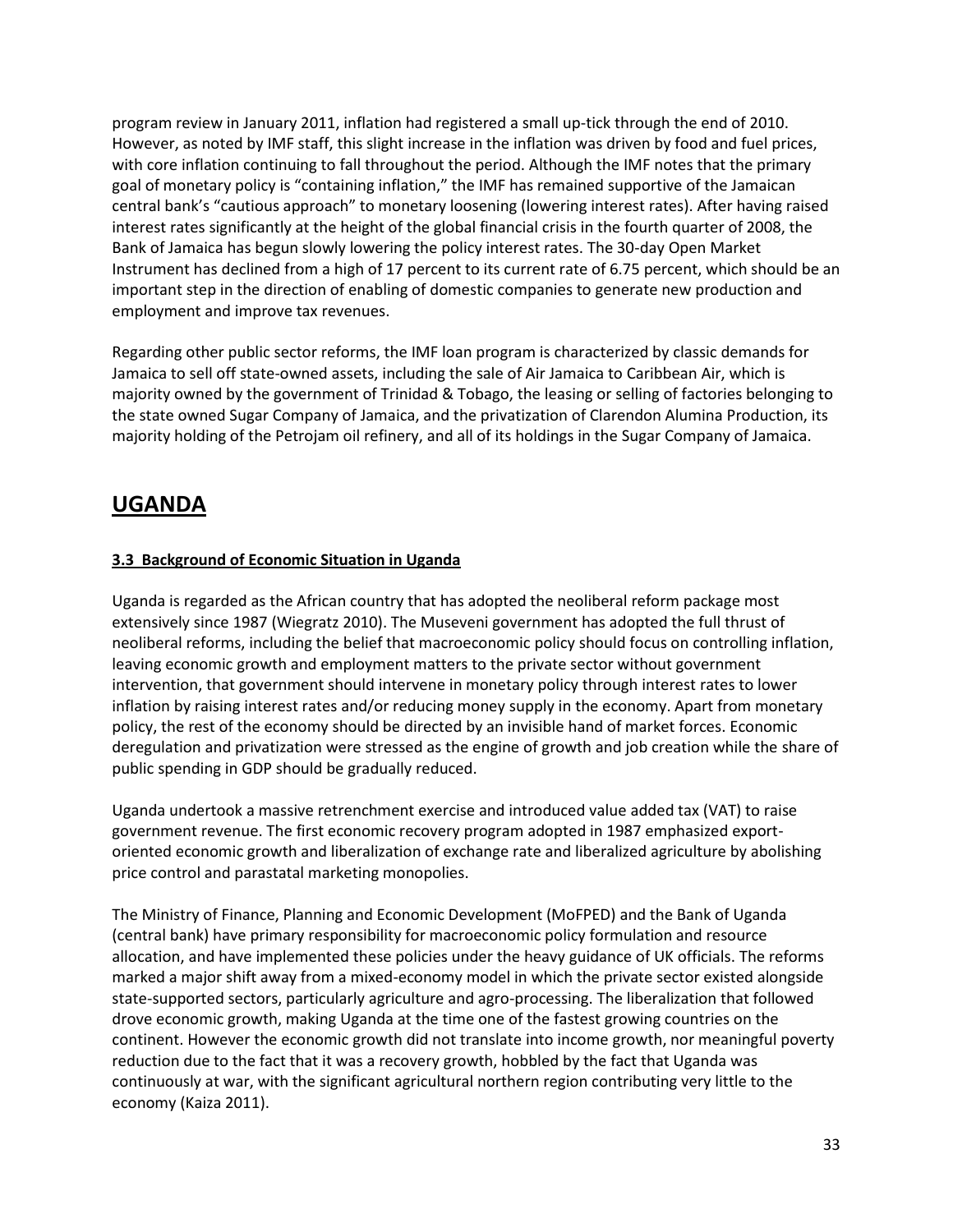program review in January 2011, inflation had registered a small up-tick through the end of 2010. However, as noted by IMF staff, this slight increase in the inflation was driven by food and fuel prices, with core inflation continuing to fall throughout the period. Although the IMF notes that the primary goal of monetary policy is "containing inflation," the IMF has remained supportive of the Jamaican central bank's "cautious approach" to monetary loosening (lowering interest rates). After having raised interest rates significantly at the height of the global financial crisis in the fourth quarter of 2008, the Bank of Jamaica has begun slowly lowering the policy interest rates. The 30-day Open Market Instrument has declined from a high of 17 percent to its current rate of 6.75 percent, which should be an important step in the direction of enabling of domestic companies to generate new production and employment and improve tax revenues.

Regarding other public sector reforms, the IMF loan program is characterized by classic demands for Jamaica to sell off state-owned assets, including the sale of Air Jamaica to Caribbean Air, which is majority owned by the government of Trinidad & Tobago, the leasing or selling of factories belonging to the state owned Sugar Company of Jamaica, and the privatization of Clarendon Alumina Production, its majority holding of the Petrojam oil refinery, and all of its holdings in the Sugar Company of Jamaica.

## UGANDA

### 3.3 Background of Economic Situation in Uganda

Uganda is regarded as the African country that has adopted the neoliberal reform package most extensively since 1987 (Wiegratz 2010). The Museveni government has adopted the full thrust of neoliberal reforms, including the belief that macroeconomic policy should focus on controlling inflation, leaving economic growth and employment matters to the private sector without government intervention, that government should intervene in monetary policy through interest rates to lower inflation by raising interest rates and/or reducing money supply in the economy. Apart from monetary policy, the rest of the economy should be directed by an invisible hand of market forces. Economic deregulation and privatization were stressed as the engine of growth and job creation while the share of public spending in GDP should be gradually reduced.

Uganda undertook a massive retrenchment exercise and introduced value added tax (VAT) to raise government revenue. The first economic recovery program adopted in 1987 emphasized export-oriented economic growth and liberalization of exchange rate and liberalized agriculture by abolishing price control and parastatal marketing monopolies.

The Ministry of Finance, Planning and Economic Development (MoFPED) and the Bank of Uganda (central bank) have primary responsibility for macroeconomic policy formulation and resource allocation, and have implemented these policies under the heavy guidance of UK officials. The reforms marked a major shift away from a mixed-economy model in which the private sector existed alongside state-supported sectors, particularly agriculture and agro-processing. The liberalization that followed drove economic growth, making Uganda at the time one of the fastest growing countries on the continent. However the economic growth did not translate into income growth, nor meaningful poverty reduction due to the fact that it was a recovery growth, hobbled by the fact that Uganda was continuously at war, with the significant agricultural northern region contributing very little to the economy (Kaiza 2011).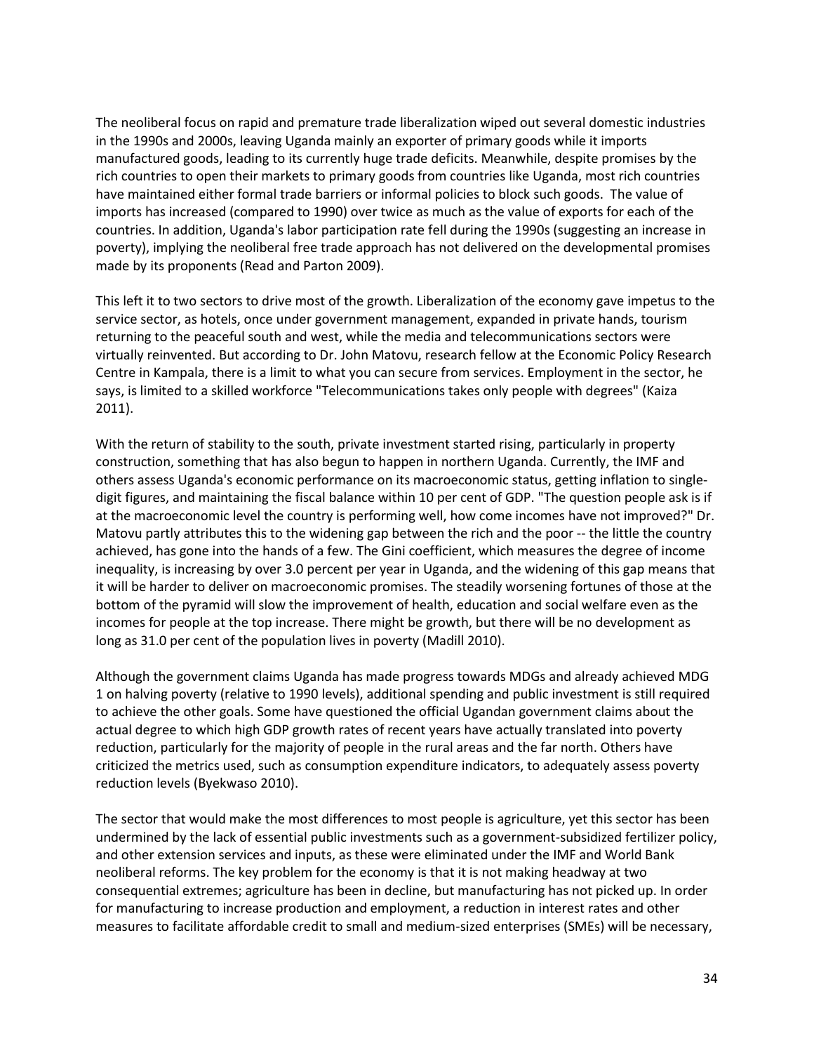The neoliberal focus on rapid and premature trade liberalization wiped out several domestic industries in the 1990s and 2000s, leaving Uganda mainly an exporter of primary goods while it imports manufactured goods, leading to its currently huge trade deficits. Meanwhile, despite promises by the rich countries to open their markets to primary goods from countries like Uganda, most rich countries have maintained either formal trade barriers or informal policies to block such goods. The value of imports has increased (compared to 1990) over twice as much as the value of exports for each of the countries. In addition, Uganda's labor participation rate fell during the 1990s (suggesting an increase in poverty), implying the neoliberal free trade approach has not delivered on the developmental promises made by its proponents (Read and Parton 2009).

This left it to two sectors to drive most of the growth. Liberalization of the economy gave impetus to the service sector, as hotels, once under government management, expanded in private hands, tourism returning to the peaceful south and west, while the media and telecommunications sectors were virtually reinvented. But according to Dr. John Matovu, research fellow at the Economic Policy Research Centre in Kampala, there is a limit to what you can secure from services. Employment in the sector, he says, is limited to a skilled workforce "Telecommunications takes only people with degrees" (Kaiza 2011).

With the return of stability to the south, private investment started rising, particularly in property construction, something that has also begun to happen in northern Uganda. Currently, the IMF and others assess Uganda's economic performance on its macroeconomic status, getting inflation to single-digit figures, and maintaining the fiscal balance within 10 per cent of GDP. "The question people ask is if at the macroeconomic level the country is performing well, how come incomes have not improved?" Dr. Matovu partly attributes this to the widening gap between the rich and the poor -- the little the country achieved, has gone into the hands of a few. The Gini coefficient, which measures the degree of income inequality, is increasing by over 3.0 percent per year in Uganda, and the widening of this gap means that it will be harder to deliver on macroeconomic promises. The steadily worsening fortunes of those at the bottom of the pyramid will slow the improvement of health, education and social welfare even as the incomes for people at the top increase. There might be growth, but there will be no development as long as 31.0 per cent of the population lives in poverty (Madill 2010).

Although the government claims Uganda has made progress towards MDGs and already achieved MDG 1 on halving poverty (relative to 1990 levels), additional spending and public investment is still required to achieve the other goals. Some have questioned the official Ugandan government claims about the actual degree to which high GDP growth rates of recent years have actually translated into poverty reduction, particularly for the majority of people in the rural areas and the far north. Others have criticized the metrics used, such as consumption expenditure indicators, to adequately assess poverty reduction levels (Byekwaso 2010).

The sector that would make the most differences to most people is agriculture, yet this sector has been undermined by the lack of essential public investments such as a government-subsidized fertilizer policy, and other extension services and inputs, as these were eliminated under the IMF and World Bank neoliberal reforms. The key problem for the economy is that it is not making headway at two consequential extremes; agriculture has been in decline, but manufacturing has not picked up. In order for manufacturing to increase production and employment, a reduction in interest rates and other measures to facilitate affordable credit to small and medium-sized enterprises (SMEs) will be necessary,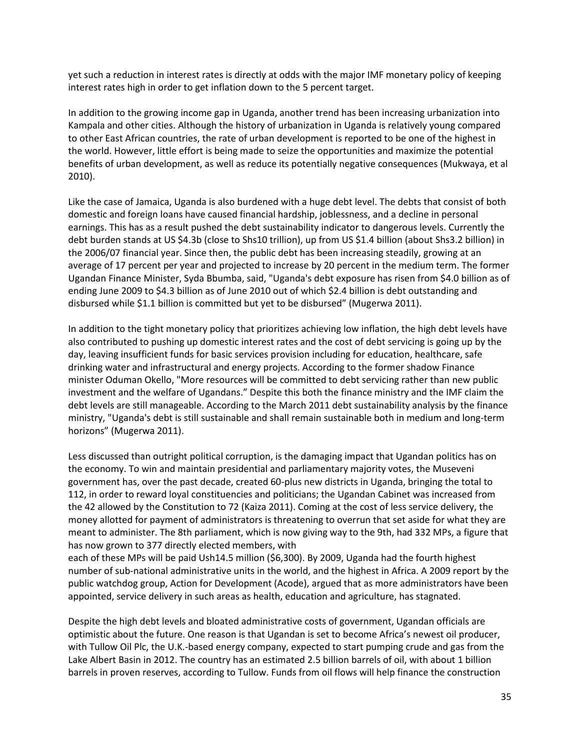yet such a reduction in interest rates is directly at odds with the major IMF monetary policy of keeping interest rates high in order to get inflation down to the 5 percent target.

In addition to the growing income gap in Uganda, another trend has been increasing urbanization into Kampala and other cities. Although the history of urbanization in Uganda is relatively young compared to other East African countries, the rate of urban development is reported to be one of the highest in the world. However, little effort is being made to seize the opportunities and maximize the potential benefits of urban development, as well as reduce its potentially negative consequences (Mukwaya, et al 2010).

Like the case of Jamaica, Uganda is also burdened with a huge debt level. The debts that consist of both domestic and foreign loans have caused financial hardship, joblessness, and a decline in personal earnings. This has as a result pushed the debt sustainability indicator to dangerous levels. Currently the debt burden stands at US $4.3b (close to Shs10 trillion), up from US $1.4 billion (about Shs3.2 billion) in the 2006/07 financial year. Since then, the public debt has been increasing steadily, growing at an average of 17 percent per year and projected to increase by 20 percent in the medium term. The former Ugandan Finance Minister, Syda Bbumba, said, "Uganda's debt exposure has risen from $4.0 billion as of ending June 2009 to $4.3 billion as of June 2010 out of which $2.4 billion is debt outstanding and disbursed while $1.1 billion is committed but yet to be disbursed" (Mugerwa 2011).

In addition to the tight monetary policy that prioritizes achieving low inflation, the high debt levels have also contributed to pushing up domestic interest rates and the cost of debt servicing is going up by the day, leaving insufficient funds for basic services provision including for education, healthcare, safe drinking water and infrastructural and energy projects. According to the former shadow Finance minister Oduman Okello, "More resources will be committed to debt servicing rather than new public investment and the welfare of Ugandans." Despite this both the finance ministry and the IMF claim the debt levels are still manageable. According to the March 2011 debt sustainability analysis by the finance ministry, "Uganda's debt is still sustainable and shall remain sustainable both in medium and long-term horizons" (Mugerwa 2011).

Less discussed than outright political corruption, is the damaging impact that Ugandan politics has on the economy. To win and maintain presidential and parliamentary majority votes, the Museveni government has, over the past decade, created 60-plus new districts in Uganda, bringing the total to 112, in order to reward loyal constituencies and politicians; the Ugandan Cabinet was increased from the 42 allowed by the Constitution to 72 (Kaiza 2011). Coming at the cost of less service delivery, the money allotted for payment of administrators is threatening to overrun that set aside for what they are meant to administer. The 8th parliament, which is now giving way to the 9th, had 332 MPs, a figure that has now grown to 377 directly elected members, with
each of these MPs will be paid Ush14.5 million ($6,300). By 2009, Uganda had the fourth highest number of sub-national administrative units in the world, and the highest in Africa. A 2009 report by the public watchdog group, Action for Development (Acode), argued that as more administrators have been appointed, service delivery in such areas as health, education and agriculture, has stagnated.

Despite the high debt levels and bloated administrative costs of government, Ugandan officials are optimistic about the future. One reason is that Ugandan is set to become Africa's newest oil producer, with Tullow Oil Plc, the U.K.-based energy company, expected to start pumping crude and gas from the Lake Albert Basin in 2012. The country has an estimated 2.5 billion barrels of oil, with about 1 billion barrels in proven reserves, according to Tullow. Funds from oil flows will help finance the construction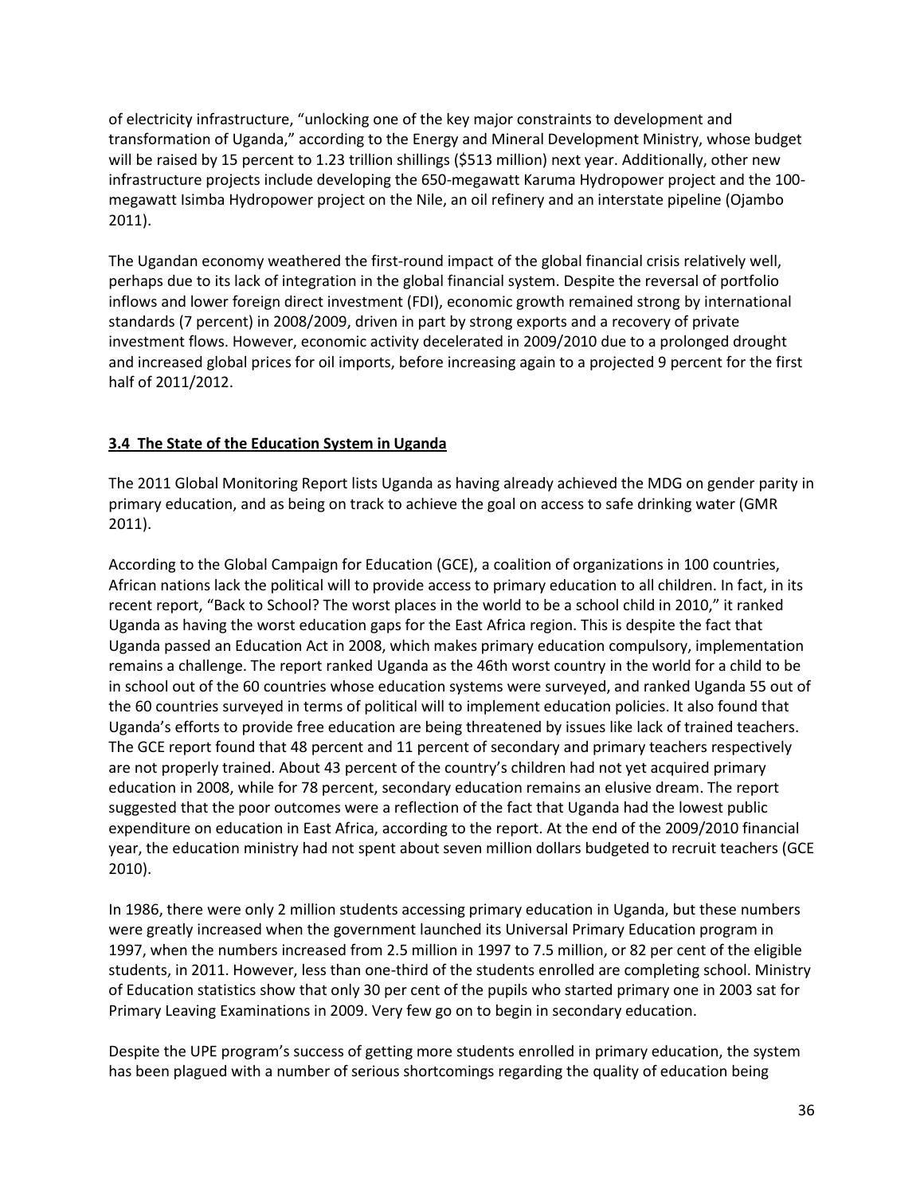of electricity infrastructure, "unlocking one of the key major constraints to development and transformation of Uganda," according to the Energy and Mineral Development Ministry, whose budget will be raised by 15 percent to 1.23 trillion shillings ($513 million) next year. Additionally, other new infrastructure projects include developing the 650-megawatt Karuma Hydropower project and the 100-megawatt Isimba Hydropower project on the Nile, an oil refinery and an interstate pipeline (Ojambo 2011).

The Ugandan economy weathered the first-round impact of the global financial crisis relatively well, perhaps due to its lack of integration in the global financial system. Despite the reversal of portfolio inflows and lower foreign direct investment (FDI), economic growth remained strong by international standards (7 percent) in 2008/2009, driven in part by strong exports and a recovery of private investment flows. However, economic activity decelerated in 2009/2010 due to a prolonged drought and increased global prices for oil imports, before increasing again to a projected 9 percent for the first half of 2011/2012.

### 3.4 The State of the Education System in Uganda

The 2011 Global Monitoring Report lists Uganda as having already achieved the MDG on gender parity in primary education, and as being on track to achieve the goal on access to safe drinking water (GMR 2011).

According to the Global Campaign for Education (GCE), a coalition of organizations in 100 countries, African nations lack the political will to provide access to primary education to all children. In fact, in its recent report, "Back to School? The worst places in the world to be a school child in 2010," it ranked Uganda as having the worst education gaps for the East Africa region. This is despite the fact that Uganda passed an Education Act in 2008, which makes primary education compulsory, implementation remains a challenge. The report ranked Uganda as the 46th worst country in the world for a child to be in school out of the 60 countries whose education systems were surveyed, and ranked Uganda 55 out of the 60 countries surveyed in terms of political will to implement education policies. It also found that Uganda's efforts to provide free education are being threatened by issues like lack of trained teachers. The GCE report found that 48 percent and 11 percent of secondary and primary teachers respectively are not properly trained. About 43 percent of the country's children had not yet acquired primary education in 2008, while for 78 percent, secondary education remains an elusive dream. The report suggested that the poor outcomes were a reflection of the fact that Uganda had the lowest public expenditure on education in East Africa, according to the report. At the end of the 2009/2010 financial year, the education ministry had not spent about seven million dollars budgeted to recruit teachers (GCE 2010).

In 1986, there were only 2 million students accessing primary education in Uganda, but these numbers were greatly increased when the government launched its Universal Primary Education program in 1997, when the numbers increased from 2.5 million in 1997 to 7.5 million, or 82 per cent of the eligible students, in 2011. However, less than one-third of the students enrolled are completing school. Ministry of Education statistics show that only 30 per cent of the pupils who started primary one in 2003 sat for Primary Leaving Examinations in 2009. Very few go on to begin in secondary education.

Despite the UPE program's success of getting more students enrolled in primary education, the system has been plagued with a number of serious shortcomings regarding the quality of education being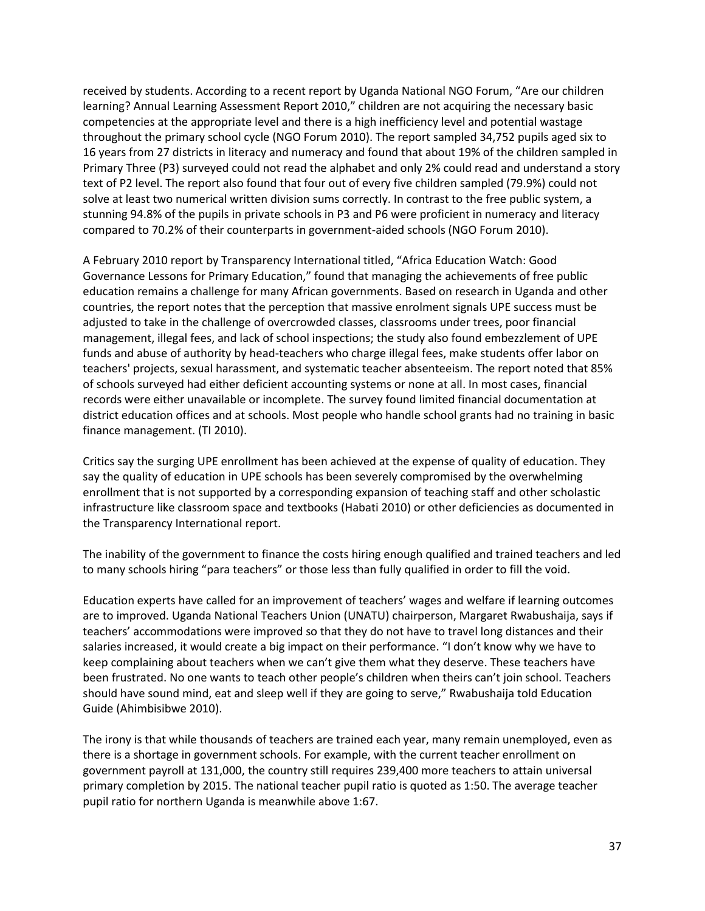received by students. According to a recent report by Uganda National NGO Forum, "Are our children learning? Annual Learning Assessment Report 2010," children are not acquiring the necessary basic competencies at the appropriate level and there is a high inefficiency level and potential wastage throughout the primary school cycle (NGO Forum 2010). The report sampled 34,752 pupils aged six to 16 years from 27 districts in literacy and numeracy and found that about 19% of the children sampled in Primary Three (P3) surveyed could not read the alphabet and only 2% could read and understand a story text of P2 level. The report also found that four out of every five children sampled (79.9%) could not solve at least two numerical written division sums correctly. In contrast to the free public system, a stunning 94.8% of the pupils in private schools in P3 and P6 were proficient in numeracy and literacy compared to 70.2% of their counterparts in government-aided schools (NGO Forum 2010).

A February 2010 report by Transparency International titled, "Africa Education Watch: Good Governance Lessons for Primary Education," found that managing the achievements of free public education remains a challenge for many African governments. Based on research in Uganda and other countries, the report notes that the perception that massive enrolment signals UPE success must be adjusted to take in the challenge of overcrowded classes, classrooms under trees, poor financial management, illegal fees, and lack of school inspections; the study also found embezzlement of UPE funds and abuse of authority by head-teachers who charge illegal fees, make students offer labor on teachers' projects, sexual harassment, and systematic teacher absenteeism. The report noted that 85% of schools surveyed had either deficient accounting systems or none at all. In most cases, financial records were either unavailable or incomplete. The survey found limited financial documentation at district education offices and at schools. Most people who handle school grants had no training in basic finance management. (TI 2010).

Critics say the surging UPE enrollment has been achieved at the expense of quality of education. They say the quality of education in UPE schools has been severely compromised by the overwhelming enrollment that is not supported by a corresponding expansion of teaching staff and other scholastic infrastructure like classroom space and textbooks (Habati 2010) or other deficiencies as documented in the Transparency International report.

The inability of the government to finance the costs hiring enough qualified and trained teachers and led to many schools hiring "para teachers" or those less than fully qualified in order to fill the void.

Education experts have called for an improvement of teachers' wages and welfare if learning outcomes are to improved. Uganda National Teachers Union (UNATU) chairperson, Margaret Rwabushaija, says if teachers' accommodations were improved so that they do not have to travel long distances and their salaries increased, it would create a big impact on their performance. "I don't know why we have to keep complaining about teachers when we can't give them what they deserve. These teachers have been frustrated. No one wants to teach other people's children when theirs can't join school. Teachers should have sound mind, eat and sleep well if they are going to serve," Rwabushaija told Education Guide (Ahimbisibwe 2010).

The irony is that while thousands of teachers are trained each year, many remain unemployed, even as there is a shortage in government schools. For example, with the current teacher enrollment on government payroll at 131,000, the country still requires 239,400 more teachers to attain universal primary completion by 2015. The national teacher pupil ratio is quoted as 1:50. The average teacher pupil ratio for northern Uganda is meanwhile above 1:67.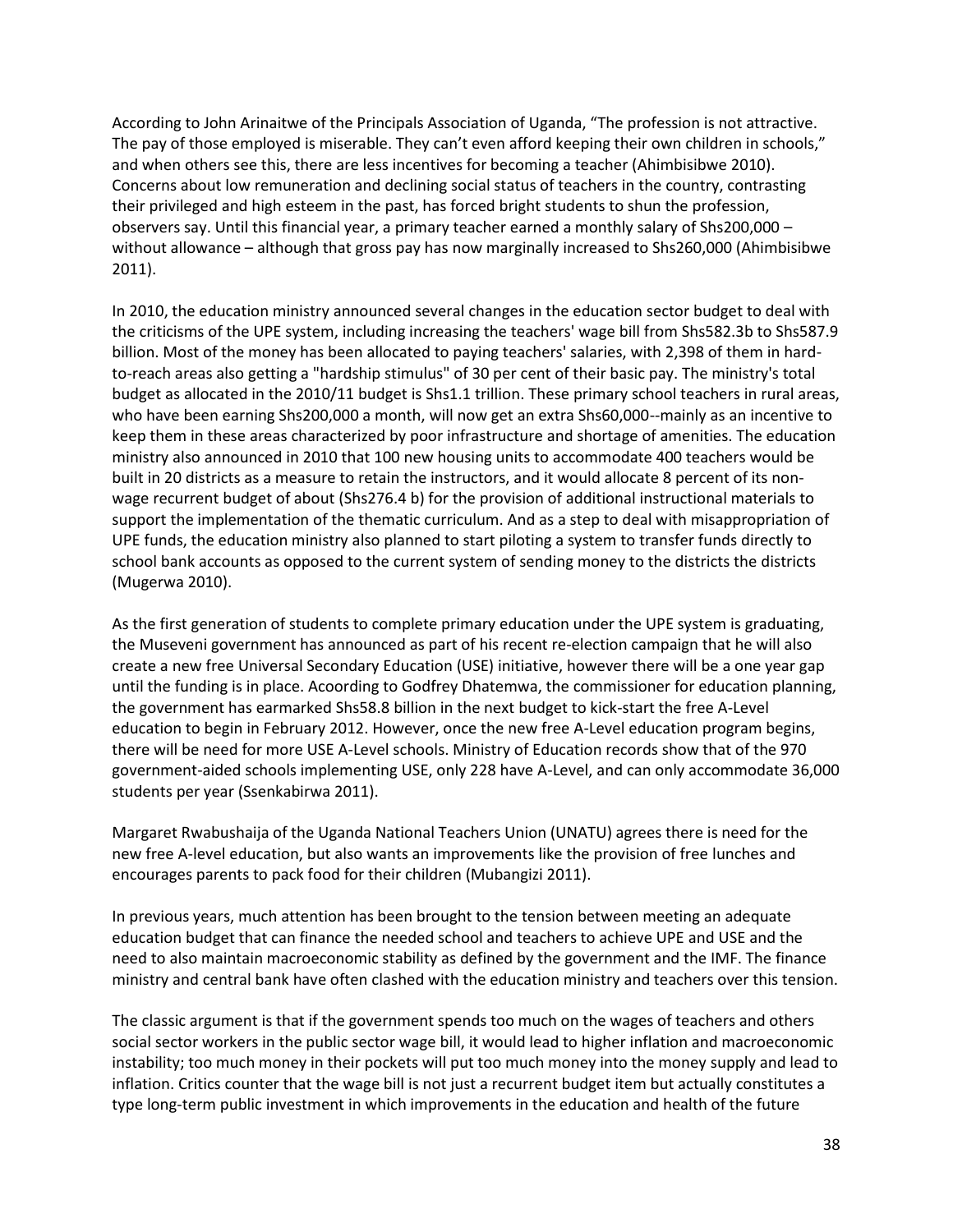According to John Arinaitwe of the Principals Association of Uganda, "The profession is not attractive. The pay of those employed is miserable. They can't even afford keeping their own children in schools," and when others see this, there are less incentives for becoming a teacher (Ahimbisibwe 2010). Concerns about low remuneration and declining social status of teachers in the country, contrasting their privileged and high esteem in the past, has forced bright students to shun the profession, observers say. Until this financial year, a primary teacher earned a monthly salary of Shs200,000 – without allowance – although that gross pay has now marginally increased to Shs260,000 (Ahimbisibwe 2011).

In 2010, the education ministry announced several changes in the education sector budget to deal with the criticisms of the UPE system, including increasing the teachers' wage bill from Shs582.3b to Shs587.9 billion. Most of the money has been allocated to paying teachers' salaries, with 2,398 of them in hard-to-reach areas also getting a "hardship stimulus" of 30 per cent of their basic pay. The ministry's total budget as allocated in the 2010/11 budget is Shs1.1 trillion. These primary school teachers in rural areas, who have been earning Shs200,000 a month, will now get an extra Shs60,000--mainly as an incentive to keep them in these areas characterized by poor infrastructure and shortage of amenities. The education ministry also announced in 2010 that 100 new housing units to accommodate 400 teachers would be built in 20 districts as a measure to retain the instructors, and it would allocate 8 percent of its non-wage recurrent budget of about (Shs276.4 b) for the provision of additional instructional materials to support the implementation of the thematic curriculum. And as a step to deal with misappropriation of UPE funds, the education ministry also planned to start piloting a system to transfer funds directly to school bank accounts as opposed to the current system of sending money to the districts the districts (Mugerwa 2010).

As the first generation of students to complete primary education under the UPE system is graduating, the Museveni government has announced as part of his recent re-election campaign that he will also create a new free Universal Secondary Education (USE) initiative, however there will be a one year gap until the funding is in place. Acoording to Godfrey Dhatemwa, the commissioner for education planning, the government has earmarked Shs58.8 billion in the next budget to kick-start the free A-Level education to begin in February 2012. However, once the new free A-Level education program begins, there will be need for more USE A-Level schools. Ministry of Education records show that of the 970 government-aided schools implementing USE, only 228 have A-Level, and can only accommodate 36,000 students per year (Ssenkabirwa 2011).

Margaret Rwabushaija of the Uganda National Teachers Union (UNATU) agrees there is need for the new free A-level education, but also wants an improvements like the provision of free lunches and encourages parents to pack food for their children (Mubangizi 2011).

In previous years, much attention has been brought to the tension between meeting an adequate education budget that can finance the needed school and teachers to achieve UPE and USE and the need to also maintain macroeconomic stability as defined by the government and the IMF. The finance ministry and central bank have often clashed with the education ministry and teachers over this tension.

The classic argument is that if the government spends too much on the wages of teachers and others social sector workers in the public sector wage bill, it would lead to higher inflation and macroeconomic instability; too much money in their pockets will put too much money into the money supply and lead to inflation. Critics counter that the wage bill is not just a recurrent budget item but actually constitutes a type long-term public investment in which improvements in the education and health of the future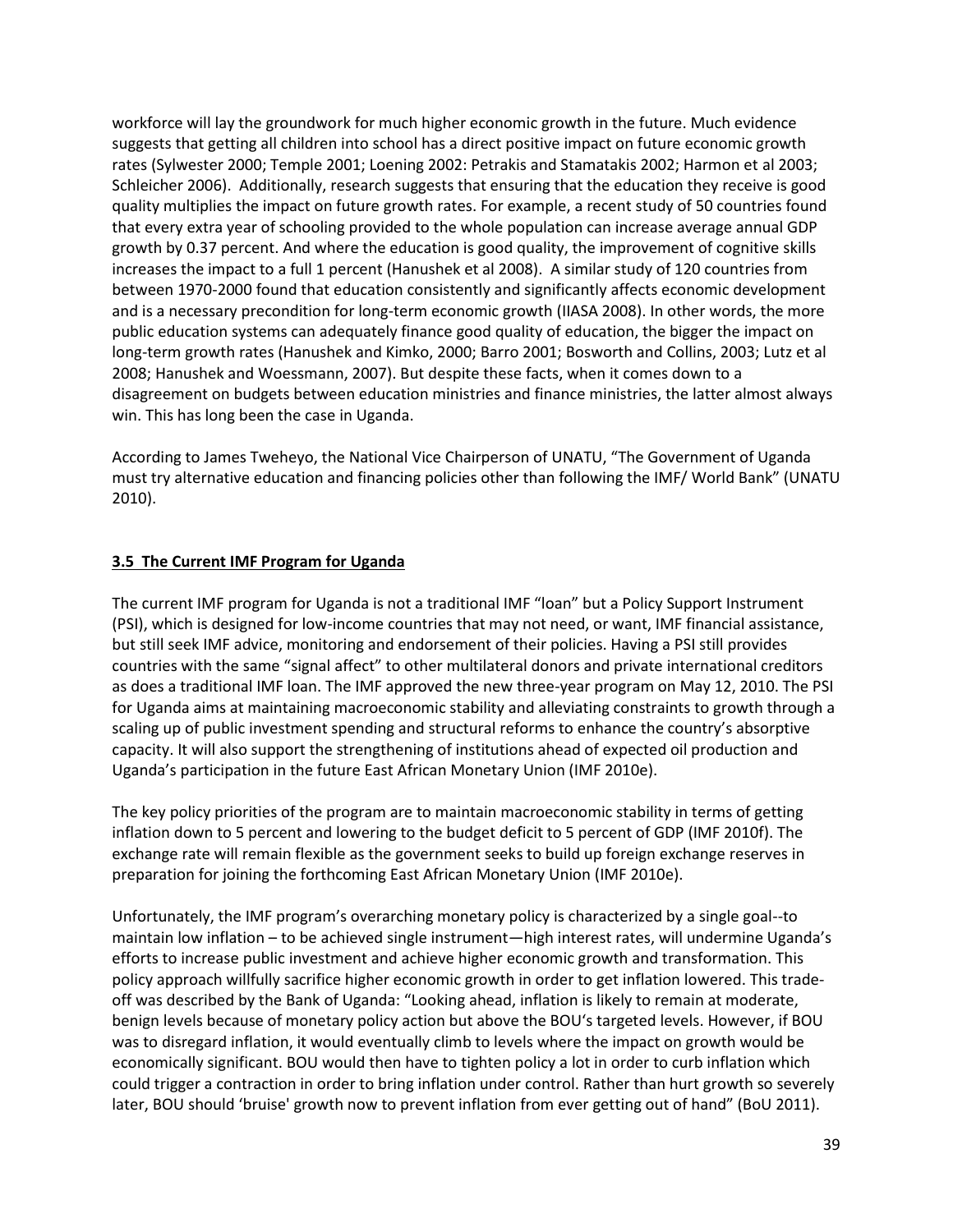workforce will lay the groundwork for much higher economic growth in the future. Much evidence suggests that getting all children into school has a direct positive impact on future economic growth rates (Sylwester 2000; Temple 2001; Loening 2002: Petrakis and Stamatakis 2002; Harmon et al 2003; Schleicher 2006). Additionally, research suggests that ensuring that the education they receive is good quality multiplies the impact on future growth rates. For example, a recent study of 50 countries found that every extra year of schooling provided to the whole population can increase average annual GDP growth by 0.37 percent. And where the education is good quality, the improvement of cognitive skills increases the impact to a full 1 percent (Hanushek et al 2008). A similar study of 120 countries from between 1970-2000 found that education consistently and significantly affects economic development and is a necessary precondition for long-term economic growth (IIASA 2008). In other words, the more public education systems can adequately finance good quality of education, the bigger the impact on long-term growth rates (Hanushek and Kimko, 2000; Barro 2001; Bosworth and Collins, 2003; Lutz et al 2008; Hanushek and Woessmann, 2007). But despite these facts, when it comes down to a disagreement on budgets between education ministries and finance ministries, the latter almost always win. This has long been the case in Uganda.

According to James Tweheyo, the National Vice Chairperson of UNATU, "The Government of Uganda must try alternative education and financing policies other than following the IMF/ World Bank" (UNATU 2010).

### 3.5 The Current IMF Program for Uganda

The current IMF program for Uganda is not a traditional IMF "loan" but a Policy Support Instrument (PSI), which is designed for low-income countries that may not need, or want, IMF financial assistance, but still seek IMF advice, monitoring and endorsement of their policies. Having a PSI still provides countries with the same "signal affect" to other multilateral donors and private international creditors as does a traditional IMF loan. The IMF approved the new three-year program on May 12, 2010. The PSI for Uganda aims at maintaining macroeconomic stability and alleviating constraints to growth through a scaling up of public investment spending and structural reforms to enhance the country's absorptive capacity. It will also support the strengthening of institutions ahead of expected oil production and Uganda's participation in the future East African Monetary Union (IMF 2010e).

The key policy priorities of the program are to maintain macroeconomic stability in terms of getting inflation down to 5 percent and lowering to the budget deficit to 5 percent of GDP (IMF 2010f). The exchange rate will remain flexible as the government seeks to build up foreign exchange reserves in preparation for joining the forthcoming East African Monetary Union (IMF 2010e).

Unfortunately, the IMF program's overarching monetary policy is characterized by a single goal--to maintain low inflation – to be achieved single instrument—high interest rates, will undermine Uganda's efforts to increase public investment and achieve higher economic growth and transformation. This policy approach willfully sacrifice higher economic growth in order to get inflation lowered. This trade-off was described by the Bank of Uganda: "Looking ahead, inflation is likely to remain at moderate, benign levels because of monetary policy action but above the BOU's targeted levels. However, if BOU was to disregard inflation, it would eventually climb to levels where the impact on growth would be economically significant. BOU would then have to tighten policy a lot in order to curb inflation which could trigger a contraction in order to bring inflation under control. Rather than hurt growth so severely later, BOU should 'bruise' growth now to prevent inflation from ever getting out of hand" (BoU 2011).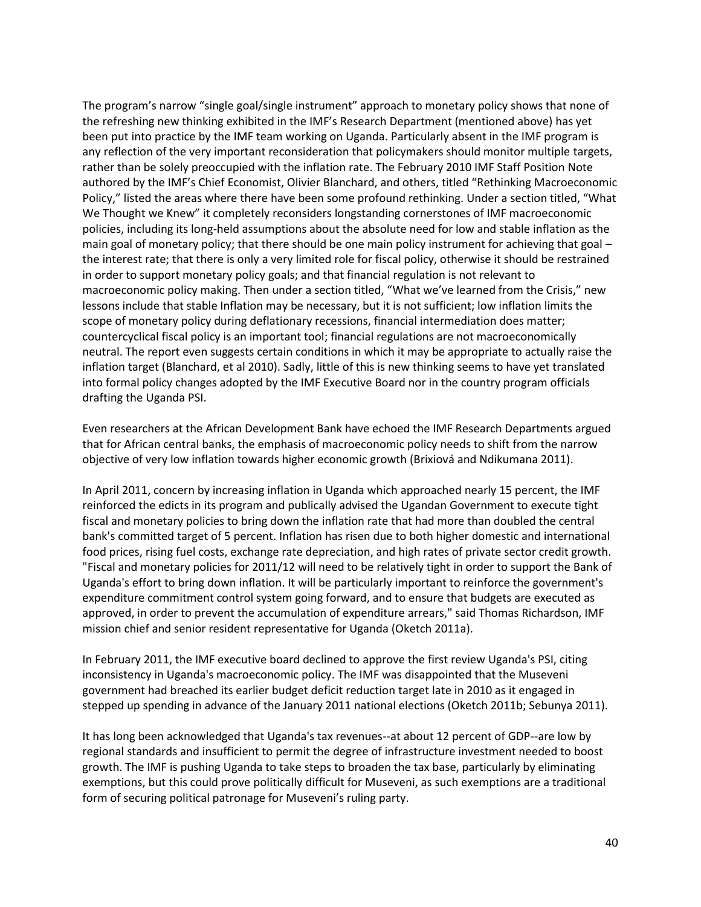The program's narrow "single goal/single instrument" approach to monetary policy shows that none of the refreshing new thinking exhibited in the IMF's Research Department (mentioned above) has yet been put into practice by the IMF team working on Uganda. Particularly absent in the IMF program is any reflection of the very important reconsideration that policymakers should monitor multiple targets, rather than be solely preoccupied with the inflation rate. The February 2010 IMF Staff Position Note authored by the IMF's Chief Economist, Olivier Blanchard, and others, titled "Rethinking Macroeconomic Policy," listed the areas where there have been some profound rethinking. Under a section titled, "What We Thought we Knew" it completely reconsiders longstanding cornerstones of IMF macroeconomic policies, including its long-held assumptions about the absolute need for low and stable inflation as the main goal of monetary policy; that there should be one main policy instrument for achieving that goal – the interest rate; that there is only a very limited role for fiscal policy, otherwise it should be restrained in order to support monetary policy goals; and that financial regulation is not relevant to macroeconomic policy making. Then under a section titled, "What we've learned from the Crisis," new lessons include that stable Inflation may be necessary, but it is not sufficient; low inflation limits the scope of monetary policy during deflationary recessions, financial intermediation does matter; countercyclical fiscal policy is an important tool; financial regulations are not macroeconomically neutral. The report even suggests certain conditions in which it may be appropriate to actually raise the inflation target (Blanchard, et al 2010). Sadly, little of this is new thinking seems to have yet translated into formal policy changes adopted by the IMF Executive Board nor in the country program officials drafting the Uganda PSI.

Even researchers at the African Development Bank have echoed the IMF Research Departments argued that for African central banks, the emphasis of macroeconomic policy needs to shift from the narrow objective of very low inflation towards higher economic growth (Brixiová and Ndikumana 2011).

In April 2011, concern by increasing inflation in Uganda which approached nearly 15 percent, the IMF reinforced the edicts in its program and publically advised the Ugandan Government to execute tight fiscal and monetary policies to bring down the inflation rate that had more than doubled the central bank's committed target of 5 percent. Inflation has risen due to both higher domestic and international food prices, rising fuel costs, exchange rate depreciation, and high rates of private sector credit growth. "Fiscal and monetary policies for 2011/12 will need to be relatively tight in order to support the Bank of Uganda's effort to bring down inflation. It will be particularly important to reinforce the government's expenditure commitment control system going forward, and to ensure that budgets are executed as approved, in order to prevent the accumulation of expenditure arrears," said Thomas Richardson, IMF mission chief and senior resident representative for Uganda (Oketch 2011a).

In February 2011, the IMF executive board declined to approve the first review Uganda's PSI, citing inconsistency in Uganda's macroeconomic policy. The IMF was disappointed that the Museveni government had breached its earlier budget deficit reduction target late in 2010 as it engaged in stepped up spending in advance of the January 2011 national elections (Oketch 2011b; Sebunya 2011).

It has long been acknowledged that Uganda's tax revenues--at about 12 percent of GDP--are low by regional standards and insufficient to permit the degree of infrastructure investment needed to boost growth. The IMF is pushing Uganda to take steps to broaden the tax base, particularly by eliminating exemptions, but this could prove politically difficult for Museveni, as such exemptions are a traditional form of securing political patronage for Museveni's ruling party.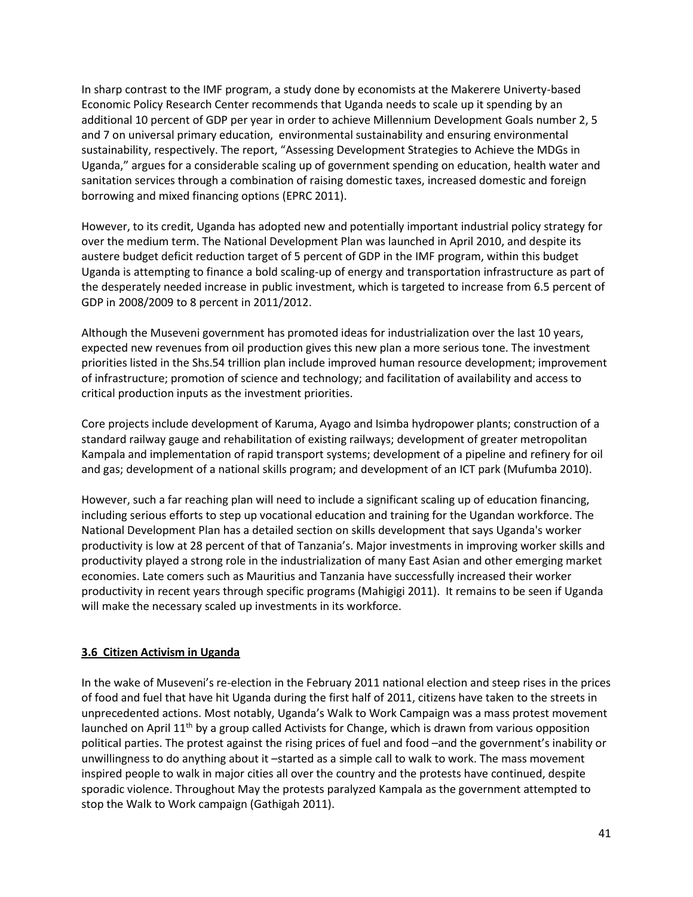In sharp contrast to the IMF program, a study done by economists at the Makerere Univerty-based Economic Policy Research Center recommends that Uganda needs to scale up it spending by an additional 10 percent of GDP per year in order to achieve Millennium Development Goals number 2, 5 and 7 on universal primary education, environmental sustainability and ensuring environmental sustainability, respectively. The report, "Assessing Development Strategies to Achieve the MDGs in Uganda," argues for a considerable scaling up of government spending on education, health water and sanitation services through a combination of raising domestic taxes, increased domestic and foreign borrowing and mixed financing options (EPRC 2011).

However, to its credit, Uganda has adopted new and potentially important industrial policy strategy for over the medium term. The National Development Plan was launched in April 2010, and despite its austere budget deficit reduction target of 5 percent of GDP in the IMF program, within this budget Uganda is attempting to finance a bold scaling-up of energy and transportation infrastructure as part of the desperately needed increase in public investment, which is targeted to increase from 6.5 percent of GDP in 2008/2009 to 8 percent in 2011/2012.

Although the Museveni government has promoted ideas for industrialization over the last 10 years, expected new revenues from oil production gives this new plan a more serious tone. The investment priorities listed in the Shs.54 trillion plan include improved human resource development; improvement of infrastructure; promotion of science and technology; and facilitation of availability and access to critical production inputs as the investment priorities.

Core projects include development of Karuma, Ayago and Isimba hydropower plants; construction of a standard railway gauge and rehabilitation of existing railways; development of greater metropolitan Kampala and implementation of rapid transport systems; development of a pipeline and refinery for oil and gas; development of a national skills program; and development of an ICT park (Mufumba 2010).

However, such a far reaching plan will need to include a significant scaling up of education financing, including serious efforts to step up vocational education and training for the Ugandan workforce. The National Development Plan has a detailed section on skills development that says Uganda's worker productivity is low at 28 percent of that of Tanzania's. Major investments in improving worker skills and productivity played a strong role in the industrialization of many East Asian and other emerging market economies. Late comers such as Mauritius and Tanzania have successfully increased their worker productivity in recent years through specific programs (Mahigigi 2011). It remains to be seen if Uganda will make the necessary scaled up investments in its workforce.

### 3.6 Citizen Activism in Uganda

In the wake of Museveni's re-election in the February 2011 national election and steep rises in the prices of food and fuel that have hit Uganda during the first half of 2011, citizens have taken to the streets in unprecedented actions. Most notably, Uganda's Walk to Work Campaign was a mass protest movement launched on April 11th by a group called Activists for Change, which is drawn from various opposition political parties. The protest against the rising prices of fuel and food –and the government's inability or unwillingness to do anything about it –started as a simple call to walk to work. The mass movement inspired people to walk in major cities all over the country and the protests have continued, despite sporadic violence. Throughout May the protests paralyzed Kampala as the government attempted to stop the Walk to Work campaign (Gathigah 2011).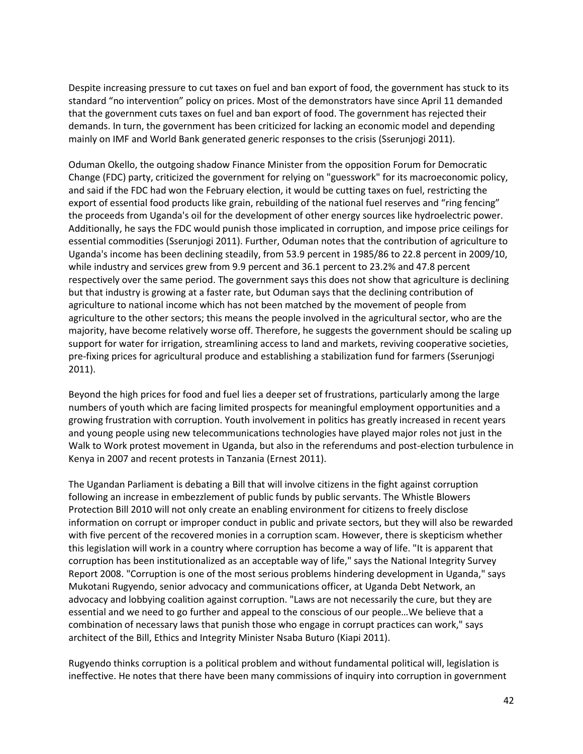Despite increasing pressure to cut taxes on fuel and ban export of food, the government has stuck to its standard “no intervention” policy on prices. Most of the demonstrators have since April 11 demanded that the government cuts taxes on fuel and ban export of food. The government has rejected their demands. In turn, the government has been criticized for lacking an economic model and depending mainly on IMF and World Bank generated generic responses to the crisis (Sserunjogi 2011).

Oduman Okello, the outgoing shadow Finance Minister from the opposition Forum for Democratic Change (FDC) party, criticized the government for relying on "guesswork" for its macroeconomic policy, and said if the FDC had won the February election, it would be cutting taxes on fuel, restricting the export of essential food products like grain, rebuilding of the national fuel reserves and “ring fencing” the proceeds from Uganda's oil for the development of other energy sources like hydroelectric power. Additionally, he says the FDC would punish those implicated in corruption, and impose price ceilings for essential commodities (Sserunjogi 2011). Further, Oduman notes that the contribution of agriculture to Uganda's income has been declining steadily, from 53.9 percent in 1985/86 to 22.8 percent in 2009/10, while industry and services grew from 9.9 percent and 36.1 percent to 23.2% and 47.8 percent respectively over the same period. The government says this does not show that agriculture is declining but that industry is growing at a faster rate, but Oduman says that the declining contribution of agriculture to national income which has not been matched by the movement of people from agriculture to the other sectors; this means the people involved in the agricultural sector, who are the majority, have become relatively worse off. Therefore, he suggests the government should be scaling up support for water for irrigation, streamlining access to land and markets, reviving cooperative societies, pre-fixing prices for agricultural produce and establishing a stabilization fund for farmers (Sserunjogi 2011).

Beyond the high prices for food and fuel lies a deeper set of frustrations, particularly among the large numbers of youth which are facing limited prospects for meaningful employment opportunities and a growing frustration with corruption. Youth involvement in politics has greatly increased in recent years and young people using new telecommunications technologies have played major roles not just in the Walk to Work protest movement in Uganda, but also in the referendums and post-election turbulence in Kenya in 2007 and recent protests in Tanzania (Ernest 2011).

The Ugandan Parliament is debating a Bill that will involve citizens in the fight against corruption following an increase in embezzlement of public funds by public servants. The Whistle Blowers Protection Bill 2010 will not only create an enabling environment for citizens to freely disclose information on corrupt or improper conduct in public and private sectors, but they will also be rewarded with five percent of the recovered monies in a corruption scam. However, there is skepticism whether this legislation will work in a country where corruption has become a way of life. "It is apparent that corruption has been institutionalized as an acceptable way of life," says the National Integrity Survey Report 2008. "Corruption is one of the most serious problems hindering development in Uganda," says Mukotani Rugyendo, senior advocacy and communications officer, at Uganda Debt Network, an advocacy and lobbying coalition against corruption. "Laws are not necessarily the cure, but they are essential and we need to go further and appeal to the conscious of our people…We believe that a combination of necessary laws that punish those who engage in corrupt practices can work," says architect of the Bill, Ethics and Integrity Minister Nsaba Buturo (Kiapi 2011).

Rugyendo thinks corruption is a political problem and without fundamental political will, legislation is ineffective. He notes that there have been many commissions of inquiry into corruption in government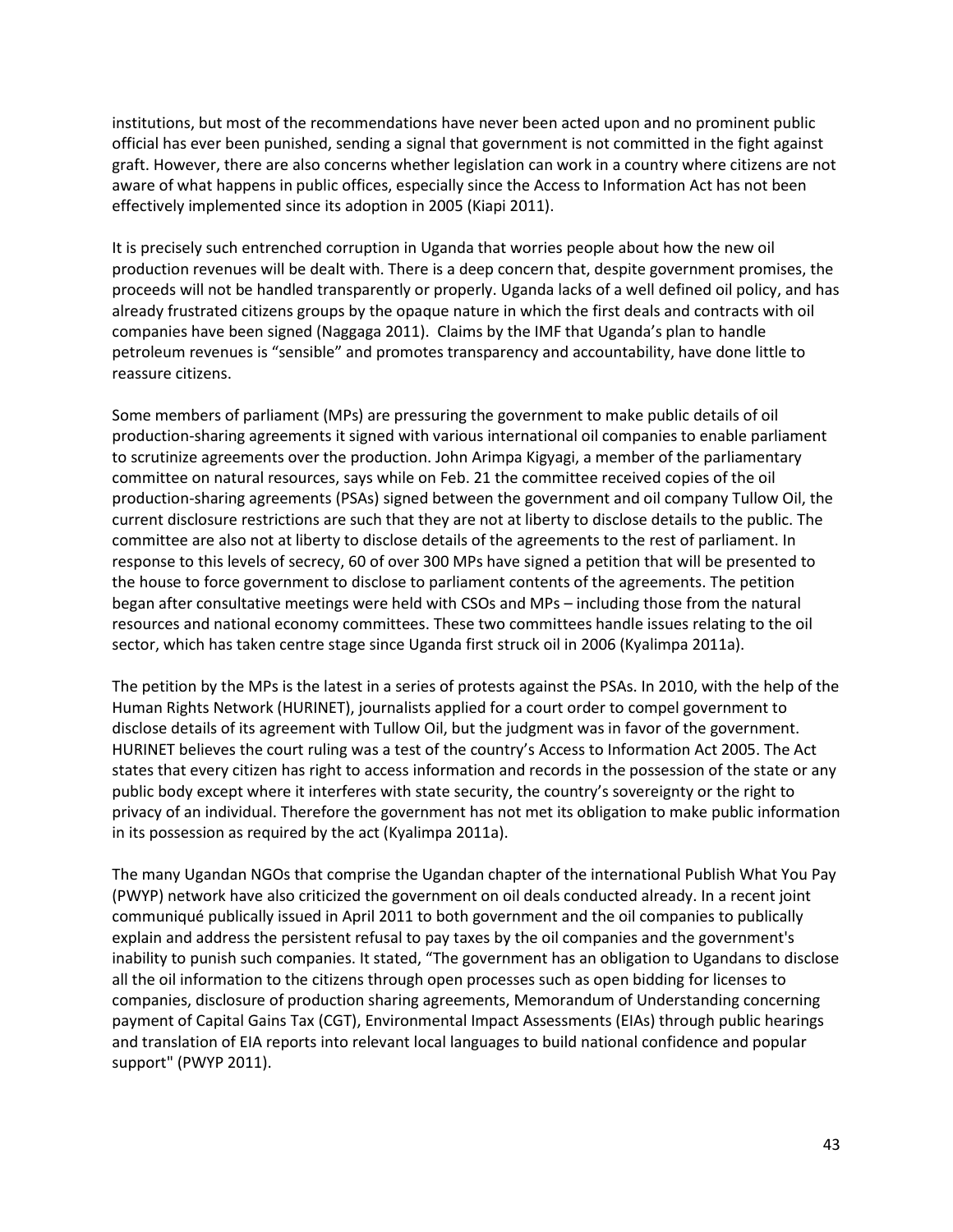institutions, but most of the recommendations have never been acted upon and no prominent public official has ever been punished, sending a signal that government is not committed in the fight against graft. However, there are also concerns whether legislation can work in a country where citizens are not aware of what happens in public offices, especially since the Access to Information Act has not been effectively implemented since its adoption in 2005 (Kiapi 2011).

It is precisely such entrenched corruption in Uganda that worries people about how the new oil production revenues will be dealt with. There is a deep concern that, despite government promises, the proceeds will not be handled transparently or properly. Uganda lacks of a well defined oil policy, and has already frustrated citizens groups by the opaque nature in which the first deals and contracts with oil companies have been signed (Naggaga 2011). Claims by the IMF that Uganda's plan to handle petroleum revenues is "sensible" and promotes transparency and accountability, have done little to reassure citizens.

Some members of parliament (MPs) are pressuring the government to make public details of oil production-sharing agreements it signed with various international oil companies to enable parliament to scrutinize agreements over the production. John Arimpa Kigyagi, a member of the parliamentary committee on natural resources, says while on Feb. 21 the committee received copies of the oil production-sharing agreements (PSAs) signed between the government and oil company Tullow Oil, the current disclosure restrictions are such that they are not at liberty to disclose details to the public. The committee are also not at liberty to disclose details of the agreements to the rest of parliament. In response to this levels of secrecy, 60 of over 300 MPs have signed a petition that will be presented to the house to force government to disclose to parliament contents of the agreements. The petition began after consultative meetings were held with CSOs and MPs – including those from the natural resources and national economy committees. These two committees handle issues relating to the oil sector, which has taken centre stage since Uganda first struck oil in 2006 (Kyalimpa 2011a).

The petition by the MPs is the latest in a series of protests against the PSAs. In 2010, with the help of the Human Rights Network (HURINET), journalists applied for a court order to compel government to disclose details of its agreement with Tullow Oil, but the judgment was in favor of the government. HURINET believes the court ruling was a test of the country's Access to Information Act 2005. The Act states that every citizen has right to access information and records in the possession of the state or any public body except where it interferes with state security, the country's sovereignty or the right to privacy of an individual. Therefore the government has not met its obligation to make public information in its possession as required by the act (Kyalimpa 2011a).

The many Ugandan NGOs that comprise the Ugandan chapter of the international Publish What You Pay (PWYP) network have also criticized the government on oil deals conducted already. In a recent joint communiqué publically issued in April 2011 to both government and the oil companies to publically explain and address the persistent refusal to pay taxes by the oil companies and the government's inability to punish such companies. It stated, "The government has an obligation to Ugandans to disclose all the oil information to the citizens through open processes such as open bidding for licenses to companies, disclosure of production sharing agreements, Memorandum of Understanding concerning payment of Capital Gains Tax (CGT), Environmental Impact Assessments (EIAs) through public hearings and translation of EIA reports into relevant local languages to build national confidence and popular support" (PWYP 2011).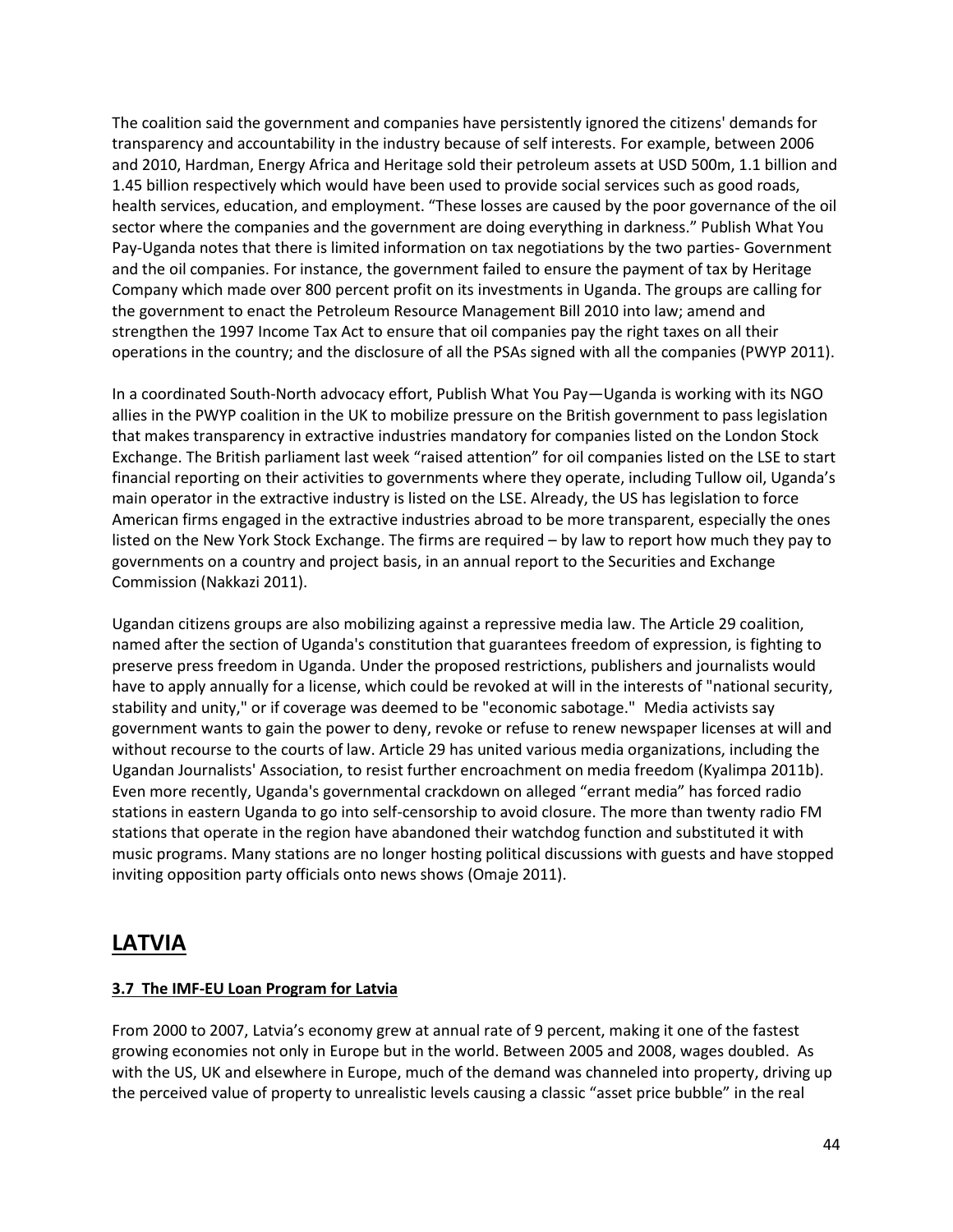The coalition said the government and companies have persistently ignored the citizens' demands for transparency and accountability in the industry because of self interests. For example, between 2006 and 2010, Hardman, Energy Africa and Heritage sold their petroleum assets at USD 500m, 1.1 billion and 1.45 billion respectively which would have been used to provide social services such as good roads, health services, education, and employment. "These losses are caused by the poor governance of the oil sector where the companies and the government are doing everything in darkness." Publish What You Pay-Uganda notes that there is limited information on tax negotiations by the two parties- Government and the oil companies. For instance, the government failed to ensure the payment of tax by Heritage Company which made over 800 percent profit on its investments in Uganda. The groups are calling for the government to enact the Petroleum Resource Management Bill 2010 into law; amend and strengthen the 1997 Income Tax Act to ensure that oil companies pay the right taxes on all their operations in the country; and the disclosure of all the PSAs signed with all the companies (PWYP 2011).

In a coordinated South-North advocacy effort, Publish What You Pay—Uganda is working with its NGO allies in the PWYP coalition in the UK to mobilize pressure on the British government to pass legislation that makes transparency in extractive industries mandatory for companies listed on the London Stock Exchange. The British parliament last week "raised attention" for oil companies listed on the LSE to start financial reporting on their activities to governments where they operate, including Tullow oil, Uganda's main operator in the extractive industry is listed on the LSE. Already, the US has legislation to force American firms engaged in the extractive industries abroad to be more transparent, especially the ones listed on the New York Stock Exchange. The firms are required – by law to report how much they pay to governments on a country and project basis, in an annual report to the Securities and Exchange Commission (Nakkazi 2011).

Ugandan citizens groups are also mobilizing against a repressive media law. The Article 29 coalition, named after the section of Uganda's constitution that guarantees freedom of expression, is fighting to preserve press freedom in Uganda. Under the proposed restrictions, publishers and journalists would have to apply annually for a license, which could be revoked at will in the interests of "national security, stability and unity," or if coverage was deemed to be "economic sabotage." Media activists say government wants to gain the power to deny, revoke or refuse to renew newspaper licenses at will and without recourse to the courts of law. Article 29 has united various media organizations, including the Ugandan Journalists' Association, to resist further encroachment on media freedom (Kyalimpa 2011b). Even more recently, Uganda's governmental crackdown on alleged "errant media" has forced radio stations in eastern Uganda to go into self-censorship to avoid closure. The more than twenty radio FM stations that operate in the region have abandoned their watchdog function and substituted it with music programs. Many stations are no longer hosting political discussions with guests and have stopped inviting opposition party officials onto news shows (Omaje 2011).

# LATVIA

### 3.7 The IMF-EU Loan Program for Latvia

From 2000 to 2007, Latvia's economy grew at annual rate of 9 percent, making it one of the fastest growing economies not only in Europe but in the world. Between 2005 and 2008, wages doubled. As with the US, UK and elsewhere in Europe, much of the demand was channeled into property, driving up the perceived value of property to unrealistic levels causing a classic "asset price bubble" in the real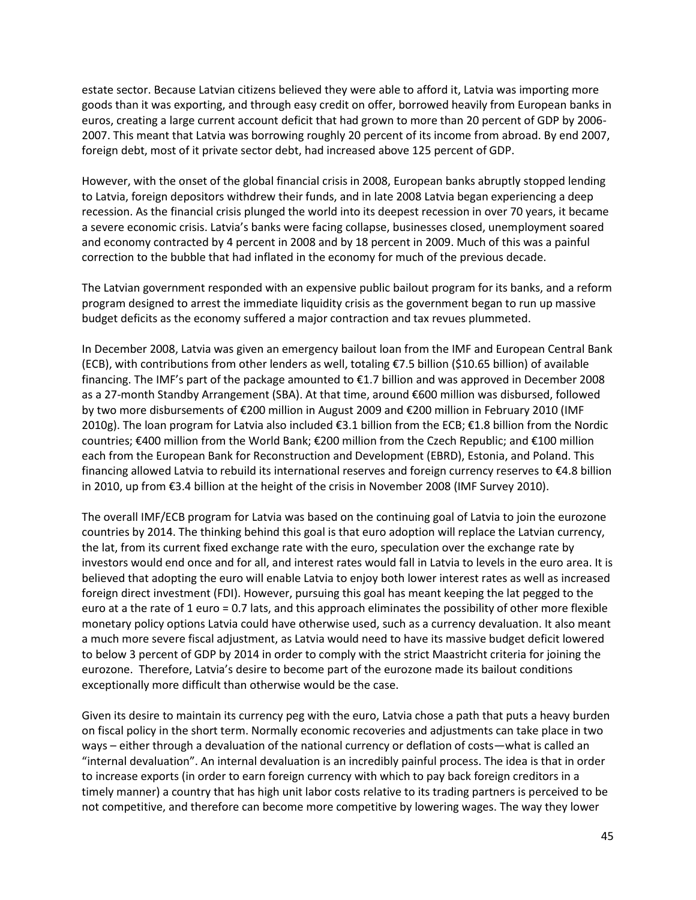estate sector. Because Latvian citizens believed they were able to afford it, Latvia was importing more goods than it was exporting, and through easy credit on offer, borrowed heavily from European banks in euros, creating a large current account deficit that had grown to more than 20 percent of GDP by 2006-2007. This meant that Latvia was borrowing roughly 20 percent of its income from abroad. By end 2007, foreign debt, most of it private sector debt, had increased above 125 percent of GDP.

However, with the onset of the global financial crisis in 2008, European banks abruptly stopped lending to Latvia, foreign depositors withdrew their funds, and in late 2008 Latvia began experiencing a deep recession. As the financial crisis plunged the world into its deepest recession in over 70 years, it became a severe economic crisis. Latvia's banks were facing collapse, businesses closed, unemployment soared and economy contracted by 4 percent in 2008 and by 18 percent in 2009. Much of this was a painful correction to the bubble that had inflated in the economy for much of the previous decade.

The Latvian government responded with an expensive public bailout program for its banks, and a reform program designed to arrest the immediate liquidity crisis as the government began to run up massive budget deficits as the economy suffered a major contraction and tax revues plummeted.

In December 2008, Latvia was given an emergency bailout loan from the IMF and European Central Bank (ECB), with contributions from other lenders as well, totaling €7.5 billion ($10.65 billion) of available financing. The IMF's part of the package amounted to €1.7 billion and was approved in December 2008 as a 27-month Standby Arrangement (SBA). At that time, around €600 million was disbursed, followed by two more disbursements of €200 million in August 2009 and €200 million in February 2010 (IMF 2010g). The loan program for Latvia also included €3.1 billion from the ECB; €1.8 billion from the Nordic countries; €400 million from the World Bank; €200 million from the Czech Republic; and €100 million each from the European Bank for Reconstruction and Development (EBRD), Estonia, and Poland. This financing allowed Latvia to rebuild its international reserves and foreign currency reserves to €4.8 billion in 2010, up from €3.4 billion at the height of the crisis in November 2008 (IMF Survey 2010).

The overall IMF/ECB program for Latvia was based on the continuing goal of Latvia to join the eurozone countries by 2014. The thinking behind this goal is that euro adoption will replace the Latvian currency, the lat, from its current fixed exchange rate with the euro, speculation over the exchange rate by investors would end once and for all, and interest rates would fall in Latvia to levels in the euro area. It is believed that adopting the euro will enable Latvia to enjoy both lower interest rates as well as increased foreign direct investment (FDI). However, pursuing this goal has meant keeping the lat pegged to the euro at a the rate of 1 euro = 0.7 lats, and this approach eliminates the possibility of other more flexible monetary policy options Latvia could have otherwise used, such as a currency devaluation. It also meant a much more severe fiscal adjustment, as Latvia would need to have its massive budget deficit lowered to below 3 percent of GDP by 2014 in order to comply with the strict Maastricht criteria for joining the eurozone. Therefore, Latvia's desire to become part of the eurozone made its bailout conditions exceptionally more difficult than otherwise would be the case.

Given its desire to maintain its currency peg with the euro, Latvia chose a path that puts a heavy burden on fiscal policy in the short term. Normally economic recoveries and adjustments can take place in two ways – either through a devaluation of the national currency or deflation of costs—what is called an "internal devaluation". An internal devaluation is an incredibly painful process. The idea is that in order to increase exports (in order to earn foreign currency with which to pay back foreign creditors in a timely manner) a country that has high unit labor costs relative to its trading partners is perceived to be not competitive, and therefore can become more competitive by lowering wages. The way they lower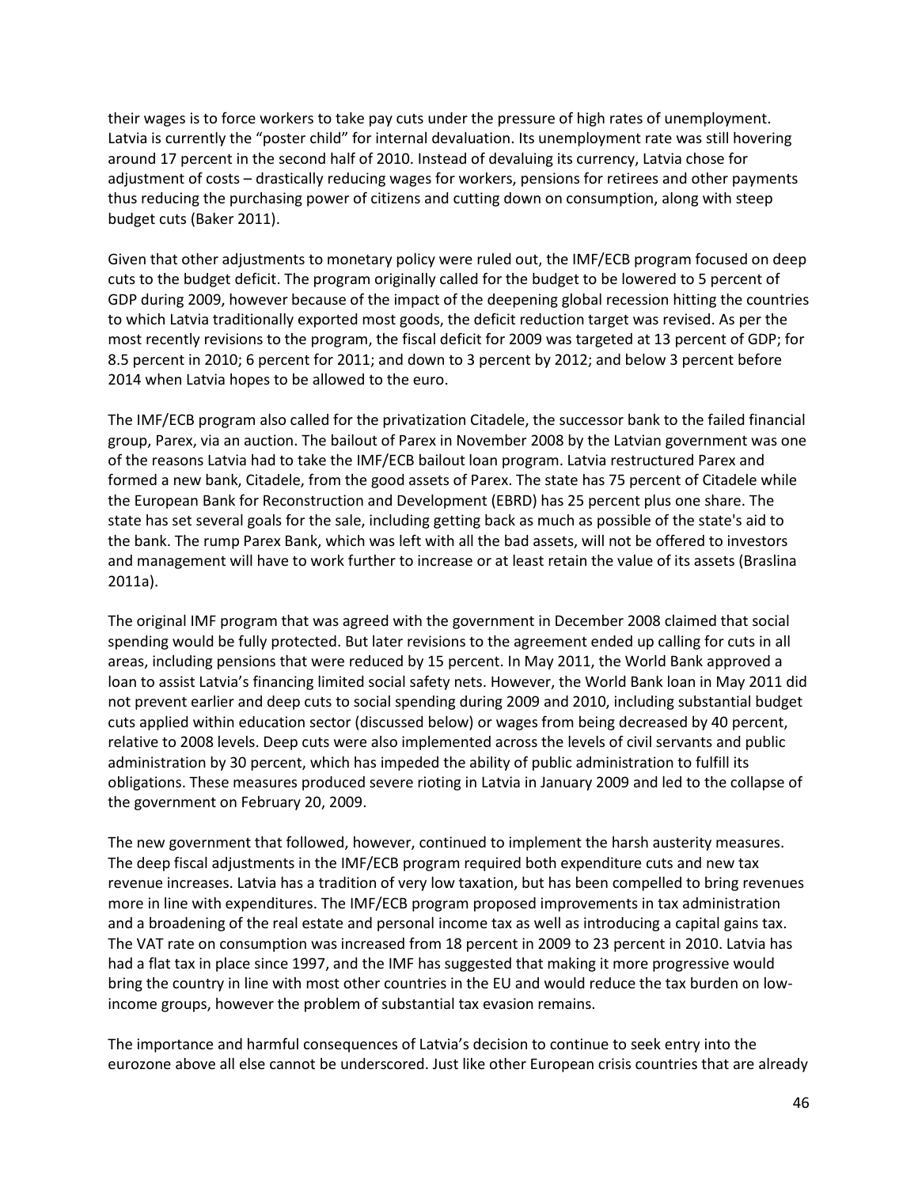their wages is to force workers to take pay cuts under the pressure of high rates of unemployment. Latvia is currently the "poster child" for internal devaluation. Its unemployment rate was still hovering around 17 percent in the second half of 2010. Instead of devaluing its currency, Latvia chose for adjustment of costs – drastically reducing wages for workers, pensions for retirees and other payments thus reducing the purchasing power of citizens and cutting down on consumption, along with steep budget cuts (Baker 2011).

Given that other adjustments to monetary policy were ruled out, the IMF/ECB program focused on deep cuts to the budget deficit. The program originally called for the budget to be lowered to 5 percent of GDP during 2009, however because of the impact of the deepening global recession hitting the countries to which Latvia traditionally exported most goods, the deficit reduction target was revised. As per the most recently revisions to the program, the fiscal deficit for 2009 was targeted at 13 percent of GDP; for 8.5 percent in 2010; 6 percent for 2011; and down to 3 percent by 2012; and below 3 percent before 2014 when Latvia hopes to be allowed to the euro.

The IMF/ECB program also called for the privatization Citadele, the successor bank to the failed financial group, Parex, via an auction. The bailout of Parex in November 2008 by the Latvian government was one of the reasons Latvia had to take the IMF/ECB bailout loan program. Latvia restructured Parex and formed a new bank, Citadele, from the good assets of Parex. The state has 75 percent of Citadele while the European Bank for Reconstruction and Development (EBRD) has 25 percent plus one share. The state has set several goals for the sale, including getting back as much as possible of the state's aid to the bank. The rump Parex Bank, which was left with all the bad assets, will not be offered to investors and management will have to work further to increase or at least retain the value of its assets (Braslina 2011a).

The original IMF program that was agreed with the government in December 2008 claimed that social spending would be fully protected. But later revisions to the agreement ended up calling for cuts in all areas, including pensions that were reduced by 15 percent. In May 2011, the World Bank approved a loan to assist Latvia's financing limited social safety nets. However, the World Bank loan in May 2011 did not prevent earlier and deep cuts to social spending during 2009 and 2010, including substantial budget cuts applied within education sector (discussed below) or wages from being decreased by 40 percent, relative to 2008 levels. Deep cuts were also implemented across the levels of civil servants and public administration by 30 percent, which has impeded the ability of public administration to fulfill its obligations. These measures produced severe rioting in Latvia in January 2009 and led to the collapse of the government on February 20, 2009.

The new government that followed, however, continued to implement the harsh austerity measures. The deep fiscal adjustments in the IMF/ECB program required both expenditure cuts and new tax revenue increases. Latvia has a tradition of very low taxation, but has been compelled to bring revenues more in line with expenditures. The IMF/ECB program proposed improvements in tax administration and a broadening of the real estate and personal income tax as well as introducing a capital gains tax. The VAT rate on consumption was increased from 18 percent in 2009 to 23 percent in 2010. Latvia has had a flat tax in place since 1997, and the IMF has suggested that making it more progressive would bring the country in line with most other countries in the EU and would reduce the tax burden on low-income groups, however the problem of substantial tax evasion remains.

The importance and harmful consequences of Latvia's decision to continue to seek entry into the eurozone above all else cannot be underscored. Just like other European crisis countries that are already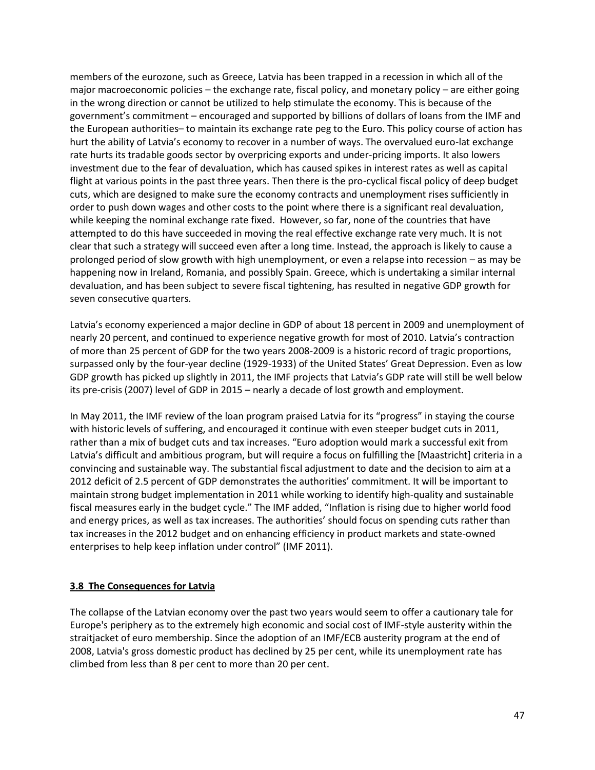members of the eurozone, such as Greece, Latvia has been trapped in a recession in which all of the major macroeconomic policies – the exchange rate, fiscal policy, and monetary policy – are either going in the wrong direction or cannot be utilized to help stimulate the economy. This is because of the government's commitment – encouraged and supported by billions of dollars of loans from the IMF and the European authorities– to maintain its exchange rate peg to the Euro. This policy course of action has hurt the ability of Latvia's economy to recover in a number of ways. The overvalued euro-lat exchange rate hurts its tradable goods sector by overpricing exports and under-pricing imports. It also lowers investment due to the fear of devaluation, which has caused spikes in interest rates as well as capital flight at various points in the past three years. Then there is the pro-cyclical fiscal policy of deep budget cuts, which are designed to make sure the economy contracts and unemployment rises sufficiently in order to push down wages and other costs to the point where there is a significant real devaluation, while keeping the nominal exchange rate fixed. However, so far, none of the countries that have attempted to do this have succeeded in moving the real effective exchange rate very much. It is not clear that such a strategy will succeed even after a long time. Instead, the approach is likely to cause a prolonged period of slow growth with high unemployment, or even a relapse into recession – as may be happening now in Ireland, Romania, and possibly Spain. Greece, which is undertaking a similar internal devaluation, and has been subject to severe fiscal tightening, has resulted in negative GDP growth for seven consecutive quarters.

Latvia's economy experienced a major decline in GDP of about 18 percent in 2009 and unemployment of nearly 20 percent, and continued to experience negative growth for most of 2010. Latvia's contraction of more than 25 percent of GDP for the two years 2008-2009 is a historic record of tragic proportions, surpassed only by the four-year decline (1929-1933) of the United States' Great Depression. Even as low GDP growth has picked up slightly in 2011, the IMF projects that Latvia's GDP rate will still be well below its pre-crisis (2007) level of GDP in 2015 – nearly a decade of lost growth and employment.

In May 2011, the IMF review of the loan program praised Latvia for its "progress" in staying the course with historic levels of suffering, and encouraged it continue with even steeper budget cuts in 2011, rather than a mix of budget cuts and tax increases. "Euro adoption would mark a successful exit from Latvia's difficult and ambitious program, but will require a focus on fulfilling the [Maastricht] criteria in a convincing and sustainable way. The substantial fiscal adjustment to date and the decision to aim at a 2012 deficit of 2.5 percent of GDP demonstrates the authorities' commitment. It will be important to maintain strong budget implementation in 2011 while working to identify high-quality and sustainable fiscal measures early in the budget cycle." The IMF added, "Inflation is rising due to higher world food and energy prices, as well as tax increases. The authorities' should focus on spending cuts rather than tax increases in the 2012 budget and on enhancing efficiency in product markets and state-owned enterprises to help keep inflation under control" (IMF 2011).

### 3.8 The Consequences for Latvia

The collapse of the Latvian economy over the past two years would seem to offer a cautionary tale for Europe's periphery as to the extremely high economic and social cost of IMF-style austerity within the straitjacket of euro membership. Since the adoption of an IMF/ECB austerity program at the end of 2008, Latvia's gross domestic product has declined by 25 per cent, while its unemployment rate has climbed from less than 8 per cent to more than 20 per cent.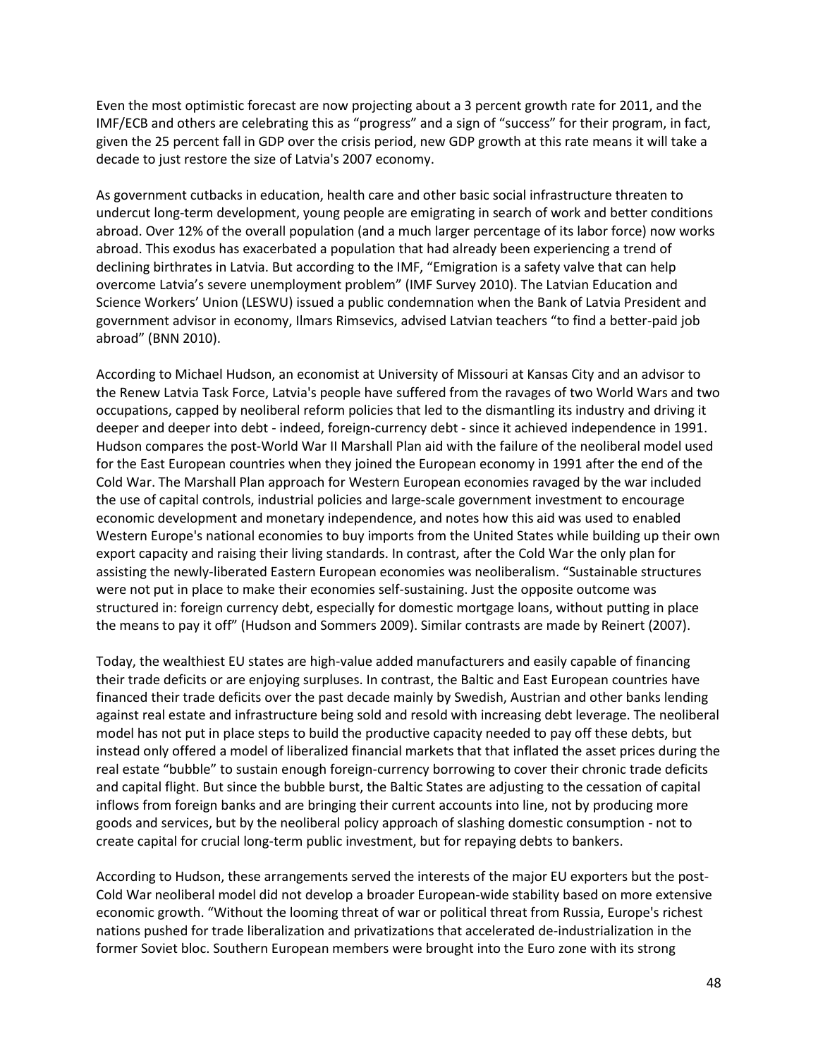Even the most optimistic forecast are now projecting about a 3 percent growth rate for 2011, and the IMF/ECB and others are celebrating this as "progress" and a sign of "success" for their program, in fact, given the 25 percent fall in GDP over the crisis period, new GDP growth at this rate means it will take a decade to just restore the size of Latvia's 2007 economy.

As government cutbacks in education, health care and other basic social infrastructure threaten to undercut long-term development, young people are emigrating in search of work and better conditions abroad. Over 12% of the overall population (and a much larger percentage of its labor force) now works abroad. This exodus has exacerbated a population that had already been experiencing a trend of declining birthrates in Latvia. But according to the IMF, "Emigration is a safety valve that can help overcome Latvia's severe unemployment problem" (IMF Survey 2010). The Latvian Education and Science Workers' Union (LESWU) issued a public condemnation when the Bank of Latvia President and government advisor in economy, Ilmars Rimsevics, advised Latvian teachers "to find a better-paid job abroad" (BNN 2010).

According to Michael Hudson, an economist at University of Missouri at Kansas City and an advisor to the Renew Latvia Task Force, Latvia's people have suffered from the ravages of two World Wars and two occupations, capped by neoliberal reform policies that led to the dismantling its industry and driving it deeper and deeper into debt - indeed, foreign-currency debt - since it achieved independence in 1991. Hudson compares the post-World War II Marshall Plan aid with the failure of the neoliberal model used for the East European countries when they joined the European economy in 1991 after the end of the Cold War. The Marshall Plan approach for Western European economies ravaged by the war included the use of capital controls, industrial policies and large-scale government investment to encourage economic development and monetary independence, and notes how this aid was used to enabled Western Europe's national economies to buy imports from the United States while building up their own export capacity and raising their living standards. In contrast, after the Cold War the only plan for assisting the newly-liberated Eastern European economies was neoliberalism. "Sustainable structures were not put in place to make their economies self-sustaining. Just the opposite outcome was structured in: foreign currency debt, especially for domestic mortgage loans, without putting in place the means to pay it off" (Hudson and Sommers 2009). Similar contrasts are made by Reinert (2007).

Today, the wealthiest EU states are high-value added manufacturers and easily capable of financing their trade deficits or are enjoying surpluses. In contrast, the Baltic and East European countries have financed their trade deficits over the past decade mainly by Swedish, Austrian and other banks lending against real estate and infrastructure being sold and resold with increasing debt leverage. The neoliberal model has not put in place steps to build the productive capacity needed to pay off these debts, but instead only offered a model of liberalized financial markets that that inflated the asset prices during the real estate "bubble" to sustain enough foreign-currency borrowing to cover their chronic trade deficits and capital flight. But since the bubble burst, the Baltic States are adjusting to the cessation of capital inflows from foreign banks and are bringing their current accounts into line, not by producing more goods and services, but by the neoliberal policy approach of slashing domestic consumption - not to create capital for crucial long-term public investment, but for repaying debts to bankers.

According to Hudson, these arrangements served the interests of the major EU exporters but the post-Cold War neoliberal model did not develop a broader European-wide stability based on more extensive economic growth. "Without the looming threat of war or political threat from Russia, Europe's richest nations pushed for trade liberalization and privatizations that accelerated de-industrialization in the former Soviet bloc. Southern European members were brought into the Euro zone with its strong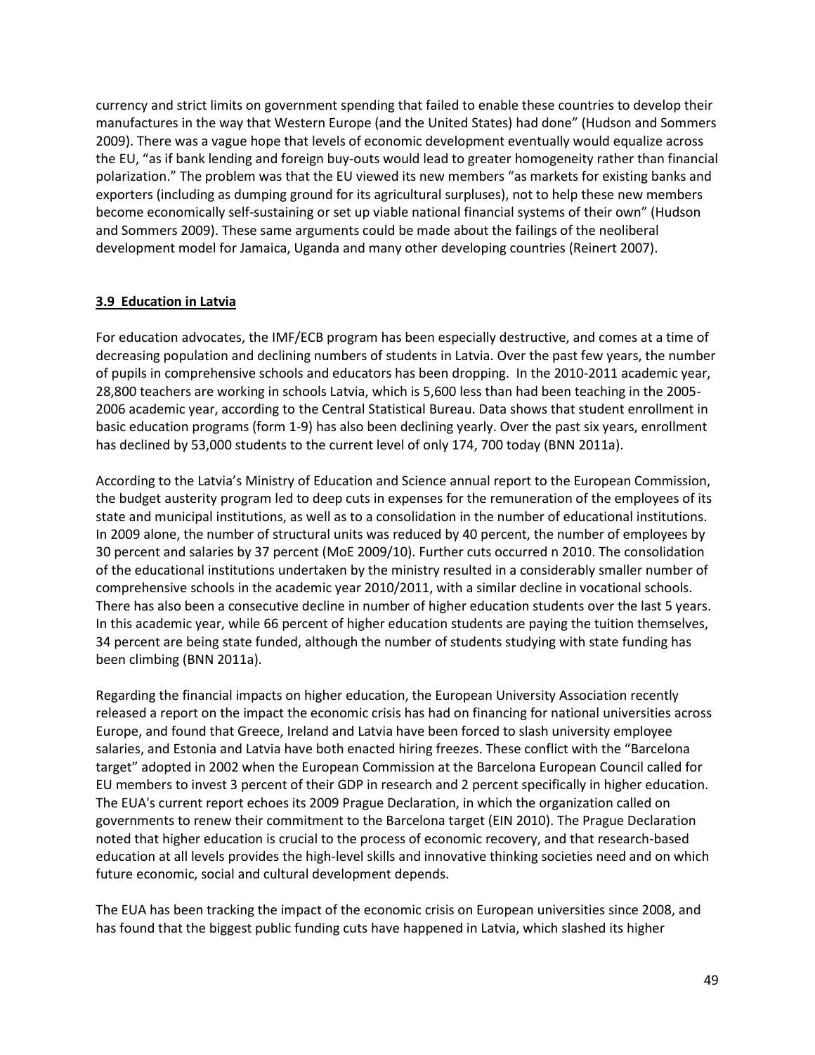currency and strict limits on government spending that failed to enable these countries to develop their manufactures in the way that Western Europe (and the United States) had done" (Hudson and Sommers 2009). There was a vague hope that levels of economic development eventually would equalize across the EU, "as if bank lending and foreign buy-outs would lead to greater homogeneity rather than financial polarization." The problem was that the EU viewed its new members "as markets for existing banks and exporters (including as dumping ground for its agricultural surpluses), not to help these new members become economically self-sustaining or set up viable national financial systems of their own" (Hudson and Sommers 2009). These same arguments could be made about the failings of the neoliberal development model for Jamaica, Uganda and many other developing countries (Reinert 2007).

### 3.9 Education in Latvia

For education advocates, the IMF/ECB program has been especially destructive, and comes at a time of decreasing population and declining numbers of students in Latvia. Over the past few years, the number of pupils in comprehensive schools and educators has been dropping. In the 2010-2011 academic year, 28,800 teachers are working in schools Latvia, which is 5,600 less than had been teaching in the 2005-2006 academic year, according to the Central Statistical Bureau. Data shows that student enrollment in basic education programs (form 1-9) has also been declining yearly. Over the past six years, enrollment has declined by 53,000 students to the current level of only 174, 700 today (BNN 2011a).

According to the Latvia's Ministry of Education and Science annual report to the European Commission, the budget austerity program led to deep cuts in expenses for the remuneration of the employees of its state and municipal institutions, as well as to a consolidation in the number of educational institutions. In 2009 alone, the number of structural units was reduced by 40 percent, the number of employees by 30 percent and salaries by 37 percent (MoE 2009/10). Further cuts occurred n 2010. The consolidation of the educational institutions undertaken by the ministry resulted in a considerably smaller number of comprehensive schools in the academic year 2010/2011, with a similar decline in vocational schools. There has also been a consecutive decline in number of higher education students over the last 5 years. In this academic year, while 66 percent of higher education students are paying the tuition themselves, 34 percent are being state funded, although the number of students studying with state funding has been climbing (BNN 2011a).

Regarding the financial impacts on higher education, the European University Association recently released a report on the impact the economic crisis has had on financing for national universities across Europe, and found that Greece, Ireland and Latvia have been forced to slash university employee salaries, and Estonia and Latvia have both enacted hiring freezes. These conflict with the "Barcelona target" adopted in 2002 when the European Commission at the Barcelona European Council called for EU members to invest 3 percent of their GDP in research and 2 percent specifically in higher education. The EUA's current report echoes its 2009 Prague Declaration, in which the organization called on governments to renew their commitment to the Barcelona target (EIN 2010). The Prague Declaration noted that higher education is crucial to the process of economic recovery, and that research-based education at all levels provides the high-level skills and innovative thinking societies need and on which future economic, social and cultural development depends.

The EUA has been tracking the impact of the economic crisis on European universities since 2008, and has found that the biggest public funding cuts have happened in Latvia, which slashed its higher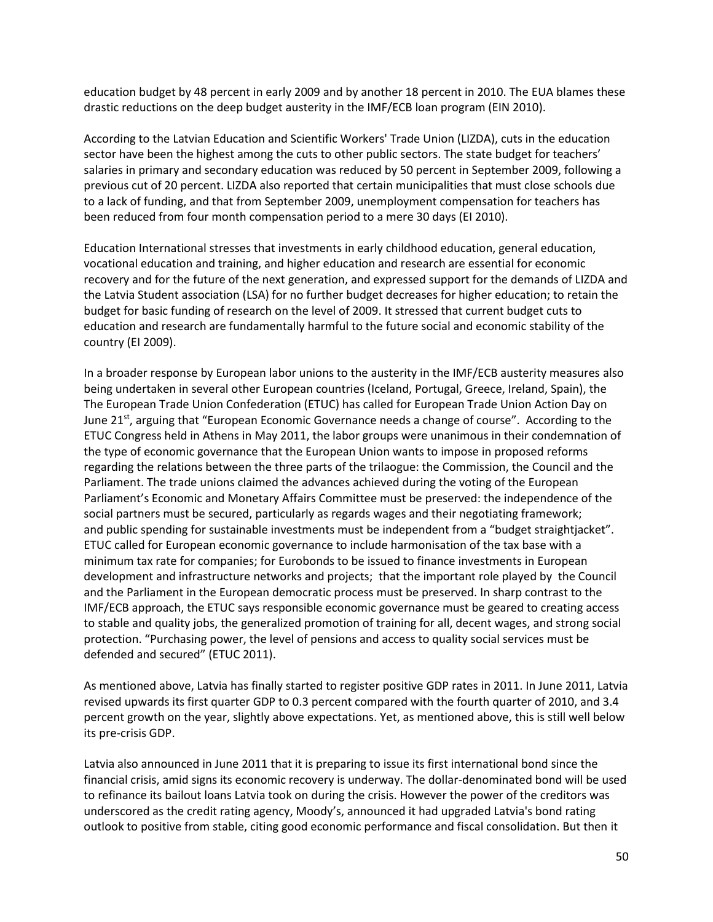education budget by 48 percent in early 2009 and by another 18 percent in 2010. The EUA blames these drastic reductions on the deep budget austerity in the IMF/ECB loan program (EIN 2010).

According to the Latvian Education and Scientific Workers' Trade Union (LIZDA), cuts in the education sector have been the highest among the cuts to other public sectors. The state budget for teachers' salaries in primary and secondary education was reduced by 50 percent in September 2009, following a previous cut of 20 percent. LIZDA also reported that certain municipalities that must close schools due to a lack of funding, and that from September 2009, unemployment compensation for teachers has been reduced from four month compensation period to a mere 30 days (EI 2010).

Education International stresses that investments in early childhood education, general education, vocational education and training, and higher education and research are essential for economic recovery and for the future of the next generation, and expressed support for the demands of LIZDA and the Latvia Student association (LSA) for no further budget decreases for higher education; to retain the budget for basic funding of research on the level of 2009. It stressed that current budget cuts to education and research are fundamentally harmful to the future social and economic stability of the country (EI 2009).

In a broader response by European labor unions to the austerity in the IMF/ECB austerity measures also being undertaken in several other European countries (Iceland, Portugal, Greece, Ireland, Spain), the The European Trade Union Confederation (ETUC) has called for European Trade Union Action Day on June 21st, arguing that "European Economic Governance needs a change of course". According to the ETUC Congress held in Athens in May 2011, the labor groups were unanimous in their condemnation of the type of economic governance that the European Union wants to impose in proposed reforms regarding the relations between the three parts of the trilaogue: the Commission, the Council and the Parliament. The trade unions claimed the advances achieved during the voting of the European Parliament's Economic and Monetary Affairs Committee must be preserved: the independence of the social partners must be secured, particularly as regards wages and their negotiating framework; and public spending for sustainable investments must be independent from a "budget straightjacket". ETUC called for European economic governance to include harmonisation of the tax base with a minimum tax rate for companies; for Eurobonds to be issued to finance investments in European development and infrastructure networks and projects; that the important role played by the Council and the Parliament in the European democratic process must be preserved. In sharp contrast to the IMF/ECB approach, the ETUC says responsible economic governance must be geared to creating access to stable and quality jobs, the generalized promotion of training for all, decent wages, and strong social protection. "Purchasing power, the level of pensions and access to quality social services must be defended and secured" (ETUC 2011).

As mentioned above, Latvia has finally started to register positive GDP rates in 2011. In June 2011, Latvia revised upwards its first quarter GDP to 0.3 percent compared with the fourth quarter of 2010, and 3.4 percent growth on the year, slightly above expectations. Yet, as mentioned above, this is still well below its pre-crisis GDP.

Latvia also announced in June 2011 that it is preparing to issue its first international bond since the financial crisis, amid signs its economic recovery is underway. The dollar-denominated bond will be used to refinance its bailout loans Latvia took on during the crisis. However the power of the creditors was underscored as the credit rating agency, Moody's, announced it had upgraded Latvia's bond rating outlook to positive from stable, citing good economic performance and fiscal consolidation. But then it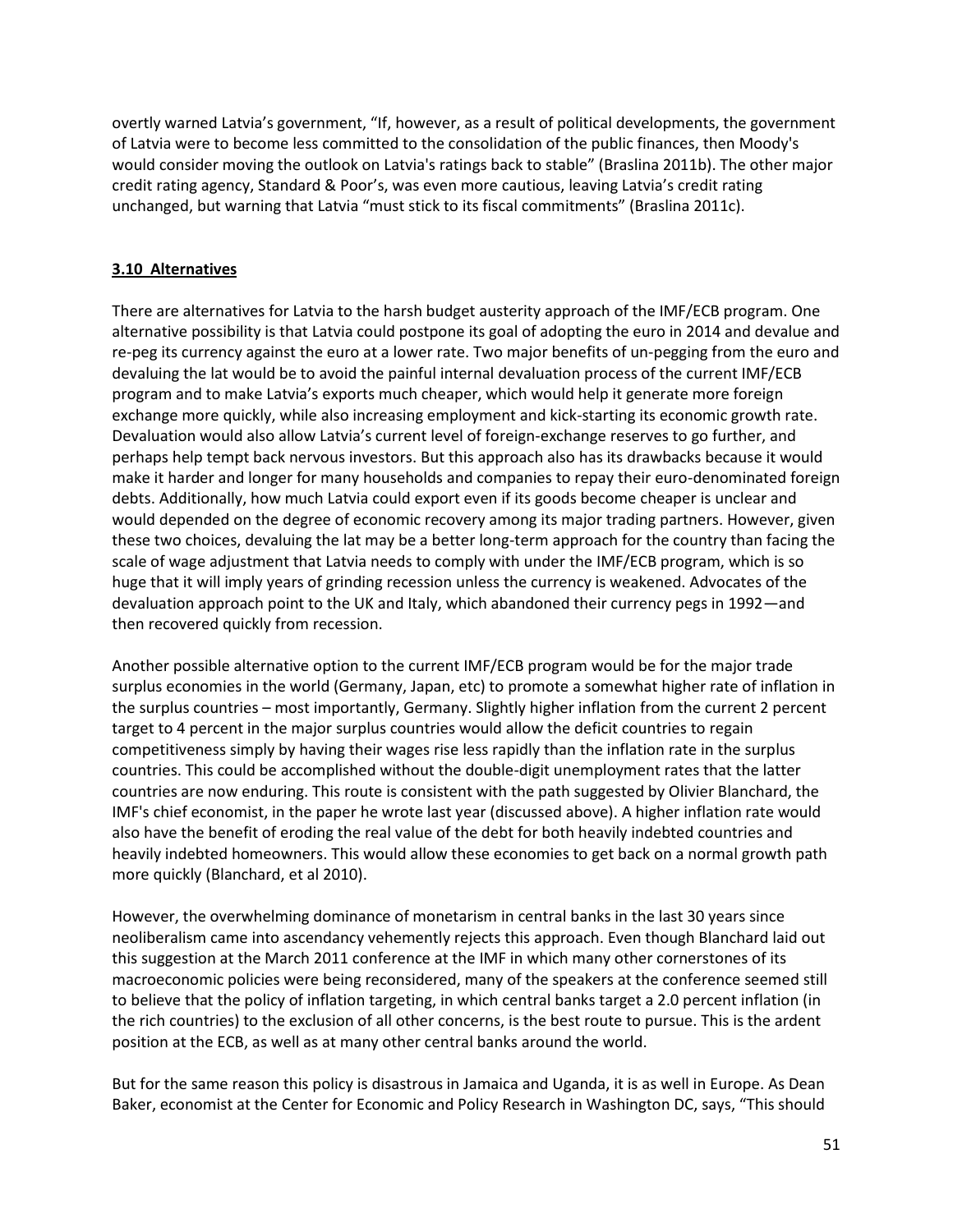overtly warned Latvia's government, "If, however, as a result of political developments, the government of Latvia were to become less committed to the consolidation of the public finances, then Moody's would consider moving the outlook on Latvia's ratings back to stable" (Braslina 2011b). The other major credit rating agency, Standard & Poor's, was even more cautious, leaving Latvia's credit rating unchanged, but warning that Latvia "must stick to its fiscal commitments" (Braslina 2011c).

### 3.10 Alternatives

There are alternatives for Latvia to the harsh budget austerity approach of the IMF/ECB program. One alternative possibility is that Latvia could postpone its goal of adopting the euro in 2014 and devalue and re-peg its currency against the euro at a lower rate. Two major benefits of un-pegging from the euro and devaluing the lat would be to avoid the painful internal devaluation process of the current IMF/ECB program and to make Latvia's exports much cheaper, which would help it generate more foreign exchange more quickly, while also increasing employment and kick-starting its economic growth rate. Devaluation would also allow Latvia's current level of foreign-exchange reserves to go further, and perhaps help tempt back nervous investors. But this approach also has its drawbacks because it would make it harder and longer for many households and companies to repay their euro-denominated foreign debts. Additionally, how much Latvia could export even if its goods become cheaper is unclear and would depended on the degree of economic recovery among its major trading partners. However, given these two choices, devaluing the lat may be a better long-term approach for the country than facing the scale of wage adjustment that Latvia needs to comply with under the IMF/ECB program, which is so huge that it will imply years of grinding recession unless the currency is weakened. Advocates of the devaluation approach point to the UK and Italy, which abandoned their currency pegs in 1992—and then recovered quickly from recession.

Another possible alternative option to the current IMF/ECB program would be for the major trade surplus economies in the world (Germany, Japan, etc) to promote a somewhat higher rate of inflation in the surplus countries – most importantly, Germany. Slightly higher inflation from the current 2 percent target to 4 percent in the major surplus countries would allow the deficit countries to regain competitiveness simply by having their wages rise less rapidly than the inflation rate in the surplus countries. This could be accomplished without the double-digit unemployment rates that the latter countries are now enduring. This route is consistent with the path suggested by Olivier Blanchard, the IMF's chief economist, in the paper he wrote last year (discussed above). A higher inflation rate would also have the benefit of eroding the real value of the debt for both heavily indebted countries and heavily indebted homeowners. This would allow these economies to get back on a normal growth path more quickly (Blanchard, et al 2010).

However, the overwhelming dominance of monetarism in central banks in the last 30 years since neoliberalism came into ascendancy vehemently rejects this approach. Even though Blanchard laid out this suggestion at the March 2011 conference at the IMF in which many other cornerstones of its macroeconomic policies were being reconsidered, many of the speakers at the conference seemed still to believe that the policy of inflation targeting, in which central banks target a 2.0 percent inflation (in the rich countries) to the exclusion of all other concerns, is the best route to pursue. This is the ardent position at the ECB, as well as at many other central banks around the world.

But for the same reason this policy is disastrous in Jamaica and Uganda, it is as well in Europe. As Dean Baker, economist at the Center for Economic and Policy Research in Washington DC, says, "This should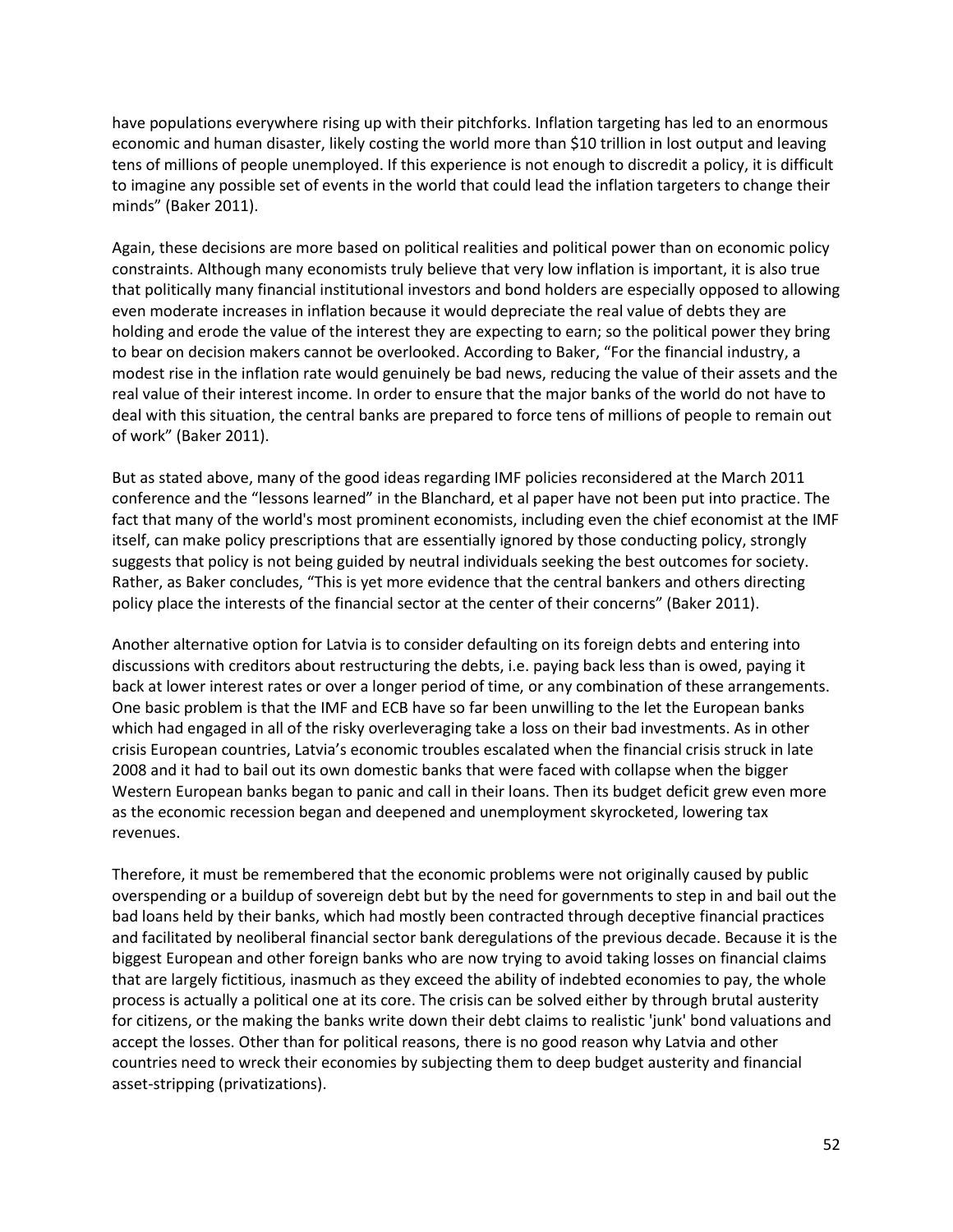have populations everywhere rising up with their pitchforks. Inflation targeting has led to an enormous economic and human disaster, likely costing the world more than $10 trillion in lost output and leaving tens of millions of people unemployed. If this experience is not enough to discredit a policy, it is difficult to imagine any possible set of events in the world that could lead the inflation targeters to change their minds" (Baker 2011).

Again, these decisions are more based on political realities and political power than on economic policy constraints. Although many economists truly believe that very low inflation is important, it is also true that politically many financial institutional investors and bond holders are especially opposed to allowing even moderate increases in inflation because it would depreciate the real value of debts they are holding and erode the value of the interest they are expecting to earn; so the political power they bring to bear on decision makers cannot be overlooked. According to Baker, "For the financial industry, a modest rise in the inflation rate would genuinely be bad news, reducing the value of their assets and the real value of their interest income. In order to ensure that the major banks of the world do not have to deal with this situation, the central banks are prepared to force tens of millions of people to remain out of work" (Baker 2011).

But as stated above, many of the good ideas regarding IMF policies reconsidered at the March 2011 conference and the "lessons learned" in the Blanchard, et al paper have not been put into practice. The fact that many of the world's most prominent economists, including even the chief economist at the IMF itself, can make policy prescriptions that are essentially ignored by those conducting policy, strongly suggests that policy is not being guided by neutral individuals seeking the best outcomes for society. Rather, as Baker concludes, "This is yet more evidence that the central bankers and others directing policy place the interests of the financial sector at the center of their concerns" (Baker 2011).

Another alternative option for Latvia is to consider defaulting on its foreign debts and entering into discussions with creditors about restructuring the debts, i.e. paying back less than is owed, paying it back at lower interest rates or over a longer period of time, or any combination of these arrangements. One basic problem is that the IMF and ECB have so far been unwilling to the let the European banks which had engaged in all of the risky overleveraging take a loss on their bad investments. As in other crisis European countries, Latvia's economic troubles escalated when the financial crisis struck in late 2008 and it had to bail out its own domestic banks that were faced with collapse when the bigger Western European banks began to panic and call in their loans. Then its budget deficit grew even more as the economic recession began and deepened and unemployment skyrocketed, lowering tax revenues.

Therefore, it must be remembered that the economic problems were not originally caused by public overspending or a buildup of sovereign debt but by the need for governments to step in and bail out the bad loans held by their banks, which had mostly been contracted through deceptive financial practices and facilitated by neoliberal financial sector bank deregulations of the previous decade. Because it is the biggest European and other foreign banks who are now trying to avoid taking losses on financial claims that are largely fictitious, inasmuch as they exceed the ability of indebted economies to pay, the whole process is actually a political one at its core. The crisis can be solved either by through brutal austerity for citizens, or the making the banks write down their debt claims to realistic 'junk' bond valuations and accept the losses. Other than for political reasons, there is no good reason why Latvia and other countries need to wreck their economies by subjecting them to deep budget austerity and financial asset-stripping (privatizations).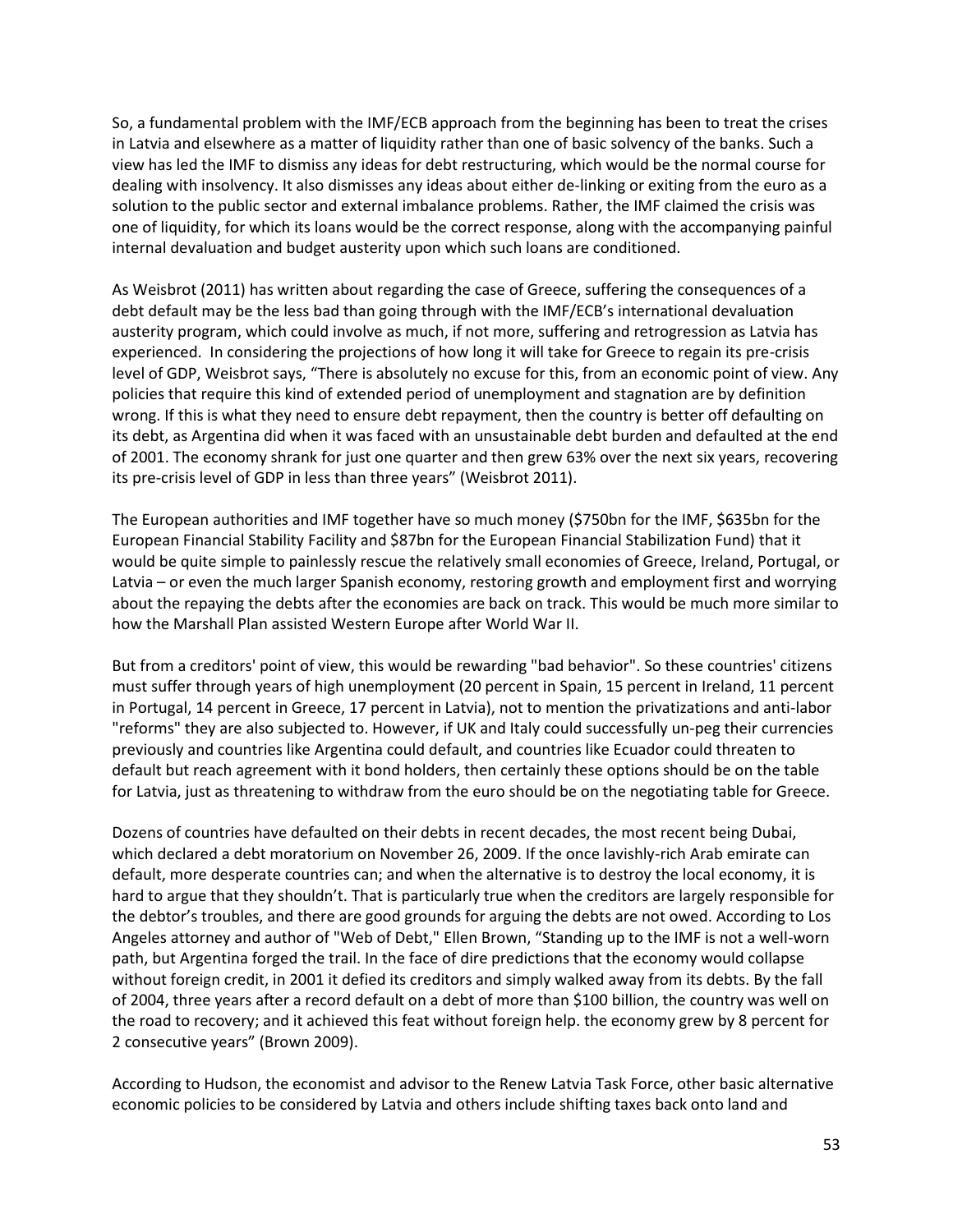So, a fundamental problem with the IMF/ECB approach from the beginning has been to treat the crises in Latvia and elsewhere as a matter of liquidity rather than one of basic solvency of the banks. Such a view has led the IMF to dismiss any ideas for debt restructuring, which would be the normal course for dealing with insolvency. It also dismisses any ideas about either de-linking or exiting from the euro as a solution to the public sector and external imbalance problems. Rather, the IMF claimed the crisis was one of liquidity, for which its loans would be the correct response, along with the accompanying painful internal devaluation and budget austerity upon which such loans are conditioned.

As Weisbrot (2011) has written about regarding the case of Greece, suffering the consequences of a debt default may be the less bad than going through with the IMF/ECB's international devaluation austerity program, which could involve as much, if not more, suffering and retrogression as Latvia has experienced. In considering the projections of how long it will take for Greece to regain its pre-crisis level of GDP, Weisbrot says, "There is absolutely no excuse for this, from an economic point of view. Any policies that require this kind of extended period of unemployment and stagnation are by definition wrong. If this is what they need to ensure debt repayment, then the country is better off defaulting on its debt, as Argentina did when it was faced with an unsustainable debt burden and defaulted at the end of 2001. The economy shrank for just one quarter and then grew 63% over the next six years, recovering its pre-crisis level of GDP in less than three years" (Weisbrot 2011).

The European authorities and IMF together have so much money ($750bn for the IMF, $635bn for the European Financial Stability Facility and $87bn for the European Financial Stabilization Fund) that it would be quite simple to painlessly rescue the relatively small economies of Greece, Ireland, Portugal, or Latvia – or even the much larger Spanish economy, restoring growth and employment first and worrying about the repaying the debts after the economies are back on track. This would be much more similar to how the Marshall Plan assisted Western Europe after World War II.

But from a creditors' point of view, this would be rewarding "bad behavior". So these countries' citizens must suffer through years of high unemployment (20 percent in Spain, 15 percent in Ireland, 11 percent in Portugal, 14 percent in Greece, 17 percent in Latvia), not to mention the privatizations and anti-labor "reforms" they are also subjected to. However, if UK and Italy could successfully un-peg their currencies previously and countries like Argentina could default, and countries like Ecuador could threaten to default but reach agreement with it bond holders, then certainly these options should be on the table for Latvia, just as threatening to withdraw from the euro should be on the negotiating table for Greece.

Dozens of countries have defaulted on their debts in recent decades, the most recent being Dubai, which declared a debt moratorium on November 26, 2009. If the once lavishly-rich Arab emirate can default, more desperate countries can; and when the alternative is to destroy the local economy, it is hard to argue that they shouldn't. That is particularly true when the creditors are largely responsible for the debtor's troubles, and there are good grounds for arguing the debts are not owed. According to Los Angeles attorney and author of "Web of Debt," Ellen Brown, "Standing up to the IMF is not a well-worn path, but Argentina forged the trail. In the face of dire predictions that the economy would collapse without foreign credit, in 2001 it defied its creditors and simply walked away from its debts. By the fall of 2004, three years after a record default on a debt of more than $100 billion, the country was well on the road to recovery; and it achieved this feat without foreign help. the economy grew by 8 percent for 2 consecutive years" (Brown 2009).

According to Hudson, the economist and advisor to the Renew Latvia Task Force, other basic alternative economic policies to be considered by Latvia and others include shifting taxes back onto land and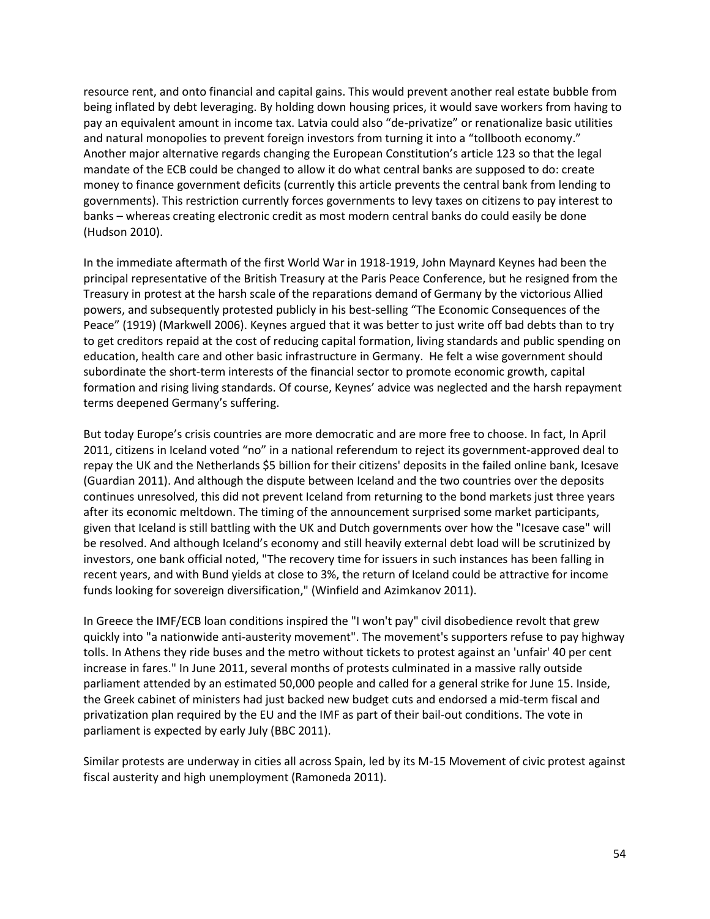resource rent, and onto financial and capital gains. This would prevent another real estate bubble from being inflated by debt leveraging. By holding down housing prices, it would save workers from having to pay an equivalent amount in income tax. Latvia could also "de-privatize" or renationalize basic utilities and natural monopolies to prevent foreign investors from turning it into a "tollbooth economy." Another major alternative regards changing the European Constitution's article 123 so that the legal mandate of the ECB could be changed to allow it do what central banks are supposed to do: create money to finance government deficits (currently this article prevents the central bank from lending to governments). This restriction currently forces governments to levy taxes on citizens to pay interest to banks – whereas creating electronic credit as most modern central banks do could easily be done (Hudson 2010).

In the immediate aftermath of the first World War in 1918-1919, John Maynard Keynes had been the principal representative of the British Treasury at the Paris Peace Conference, but he resigned from the Treasury in protest at the harsh scale of the reparations demand of Germany by the victorious Allied powers, and subsequently protested publicly in his best-selling "The Economic Consequences of the Peace" (1919) (Markwell 2006). Keynes argued that it was better to just write off bad debts than to try to get creditors repaid at the cost of reducing capital formation, living standards and public spending on education, health care and other basic infrastructure in Germany. He felt a wise government should subordinate the short-term interests of the financial sector to promote economic growth, capital formation and rising living standards. Of course, Keynes' advice was neglected and the harsh repayment terms deepened Germany's suffering.

But today Europe's crisis countries are more democratic and are more free to choose. In fact, In April 2011, citizens in Iceland voted "no" in a national referendum to reject its government-approved deal to repay the UK and the Netherlands $5 billion for their citizens' deposits in the failed online bank, Icesave (Guardian 2011). And although the dispute between Iceland and the two countries over the deposits continues unresolved, this did not prevent Iceland from returning to the bond markets just three years after its economic meltdown. The timing of the announcement surprised some market participants, given that Iceland is still battling with the UK and Dutch governments over how the "Icesave case" will be resolved. And although Iceland's economy and still heavily external debt load will be scrutinized by investors, one bank official noted, "The recovery time for issuers in such instances has been falling in recent years, and with Bund yields at close to 3%, the return of Iceland could be attractive for income funds looking for sovereign diversification," (Winfield and Azimkanov 2011).

In Greece the IMF/ECB loan conditions inspired the "I won't pay" civil disobedience revolt that grew quickly into "a nationwide anti-austerity movement". The movement's supporters refuse to pay highway tolls. In Athens they ride buses and the metro without tickets to protest against an 'unfair' 40 per cent increase in fares." In June 2011, several months of protests culminated in a massive rally outside parliament attended by an estimated 50,000 people and called for a general strike for June 15. Inside, the Greek cabinet of ministers had just backed new budget cuts and endorsed a mid-term fiscal and privatization plan required by the EU and the IMF as part of their bail-out conditions. The vote in parliament is expected by early July (BBC 2011).

Similar protests are underway in cities all across Spain, led by its M-15 Movement of civic protest against fiscal austerity and high unemployment (Ramoneda 2011).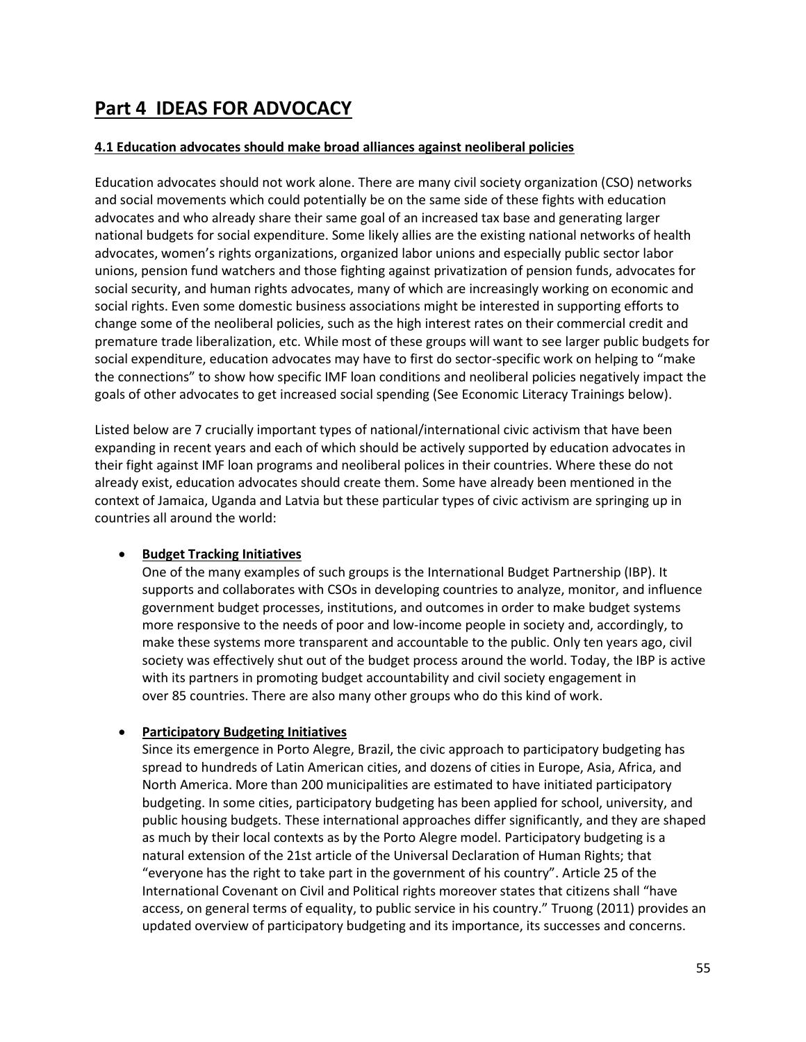# Part 4 IDEAS FOR ADVOCACY

## 4.1 Education advocates should make broad alliances against neoliberal policies

Education advocates should not work alone. There are many civil society organization (CSO) networks and social movements which could potentially be on the same side of these fights with education advocates and who already share their same goal of an increased tax base and generating larger national budgets for social expenditure. Some likely allies are the existing national networks of health advocates, women's rights organizations, organized labor unions and especially public sector labor unions, pension fund watchers and those fighting against privatization of pension funds, advocates for social security, and human rights advocates, many of which are increasingly working on economic and social rights. Even some domestic business associations might be interested in supporting efforts to change some of the neoliberal policies, such as the high interest rates on their commercial credit and premature trade liberalization, etc. While most of these groups will want to see larger public budgets for social expenditure, education advocates may have to first do sector-specific work on helping to "make the connections" to show how specific IMF loan conditions and neoliberal policies negatively impact the goals of other advocates to get increased social spending (See Economic Literacy Trainings below).

Listed below are 7 crucially important types of national/international civic activism that have been expanding in recent years and each of which should be actively supported by education advocates in their fight against IMF loan programs and neoliberal polices in their countries. Where these do not already exist, education advocates should create them. Some have already been mentioned in the context of Jamaica, Uganda and Latvia but these particular types of civic activism are springing up in countries all around the world:

- **Budget Tracking Initiatives**
  One of the many examples of such groups is the International Budget Partnership (IBP). It supports and collaborates with CSOs in developing countries to analyze, monitor, and influence government budget processes, institutions, and outcomes in order to make budget systems more responsive to the needs of poor and low-income people in society and, accordingly, to make these systems more transparent and accountable to the public. Only ten years ago, civil society was effectively shut out of the budget process around the world. Today, the IBP is active with its partners in promoting budget accountability and civil society engagement in over 85 countries. There are also many other groups who do this kind of work.

- **Participatory Budgeting Initiatives**
  Since its emergence in Porto Alegre, Brazil, the civic approach to participatory budgeting has spread to hundreds of Latin American cities, and dozens of cities in Europe, Asia, Africa, and North America. More than 200 municipalities are estimated to have initiated participatory budgeting. In some cities, participatory budgeting has been applied for school, university, and public housing budgets. These international approaches differ significantly, and they are shaped as much by their local contexts as by the Porto Alegre model. Participatory budgeting is a natural extension of the 21st article of the Universal Declaration of Human Rights; that "everyone has the right to take part in the government of his country". Article 25 of the International Covenant on Civil and Political rights moreover states that citizens shall "have access, on general terms of equality, to public service in his country." Truong (2011) provides an updated overview of participatory budgeting and its importance, its successes and concerns.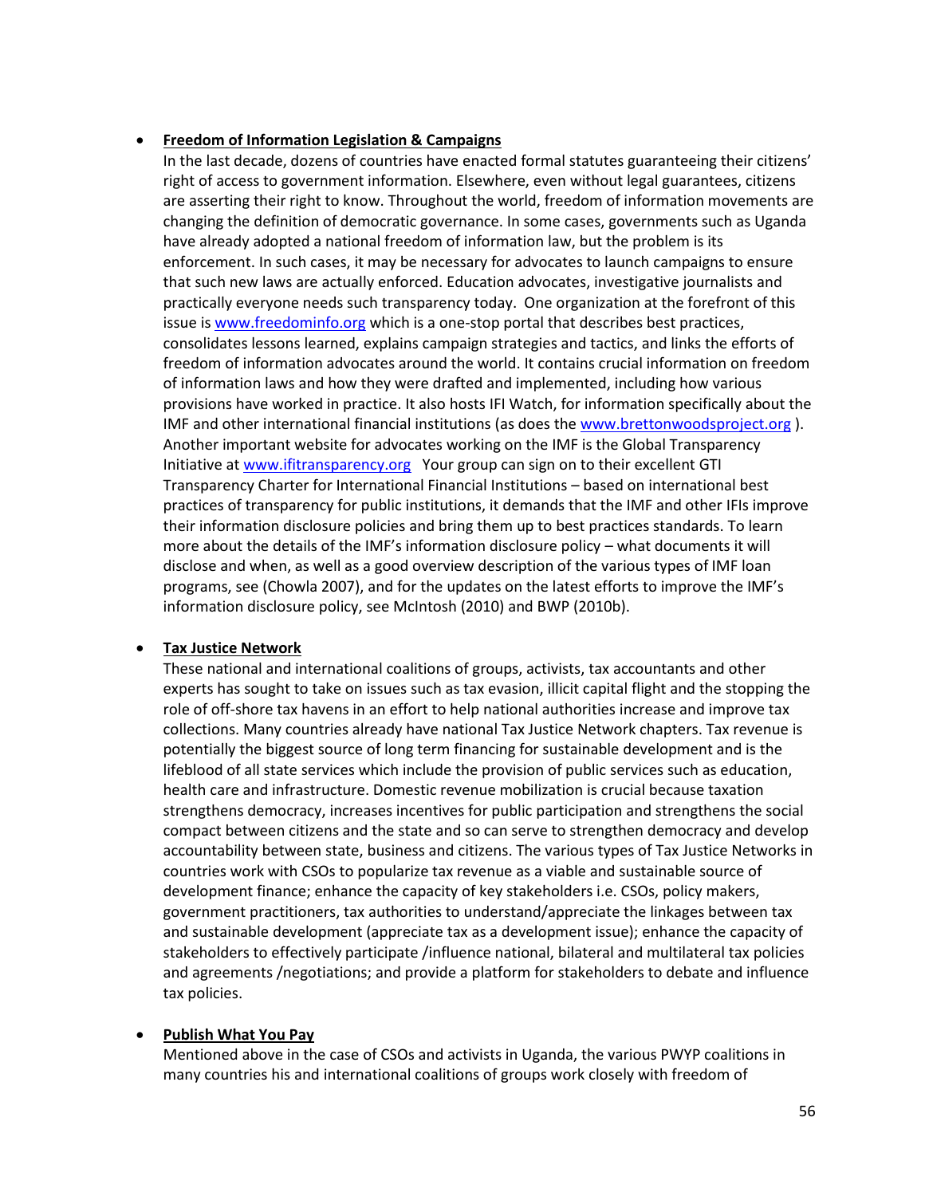- **Freedom of Information Legislation & Campaigns**

  In the last decade, dozens of countries have enacted formal statutes guaranteeing their citizens' right of access to government information. Elsewhere, even without legal guarantees, citizens are asserting their right to know. Throughout the world, freedom of information movements are changing the definition of democratic governance. In some cases, governments such as Uganda have already adopted a national freedom of information law, but the problem is its enforcement. In such cases, it may be necessary for advocates to launch campaigns to ensure that such new laws are actually enforced. Education advocates, investigative journalists and practically everyone needs such transparency today. One organization at the forefront of this issue is [www.freedominfo.org](www.freedominfo.org) which is a one-stop portal that describes best practices, consolidates lessons learned, explains campaign strategies and tactics, and links the efforts of freedom of information advocates around the world. It contains crucial information on freedom of information laws and how they were drafted and implemented, including how various provisions have worked in practice. It also hosts IFI Watch, for information specifically about the IMF and other international financial institutions (as does the [www.brettonwoodsproject.org](www.brettonwoodsproject.org) ). Another important website for advocates working on the IMF is the Global Transparency Initiative at [www.ifitransparency.org](www.ifitransparency.org) Your group can sign on to their excellent GTI Transparency Charter for International Financial Institutions – based on international best practices of transparency for public institutions, it demands that the IMF and other IFIs improve their information disclosure policies and bring them up to best practices standards. To learn more about the details of the IMF's information disclosure policy – what documents it will disclose and when, as well as a good overview description of the various types of IMF loan programs, see (Chowla 2007), and for the updates on the latest efforts to improve the IMF's information disclosure policy, see McIntosh (2010) and BWP (2010b).

- **Tax Justice Network**

  These national and international coalitions of groups, activists, tax accountants and other experts has sought to take on issues such as tax evasion, illicit capital flight and the stopping the role of off-shore tax havens in an effort to help national authorities increase and improve tax collections. Many countries already have national Tax Justice Network chapters. Tax revenue is potentially the biggest source of long term financing for sustainable development and is the lifeblood of all state services which include the provision of public services such as education, health care and infrastructure. Domestic revenue mobilization is crucial because taxation strengthens democracy, increases incentives for public participation and strengthens the social compact between citizens and the state and so can serve to strengthen democracy and develop accountability between state, business and citizens. The various types of Tax Justice Networks in countries work with CSOs to popularize tax revenue as a viable and sustainable source of development finance; enhance the capacity of key stakeholders i.e. CSOs, policy makers, government practitioners, tax authorities to understand/appreciate the linkages between tax and sustainable development (appreciate tax as a development issue); enhance the capacity of stakeholders to effectively participate /influence national, bilateral and multilateral tax policies and agreements /negotiations; and provide a platform for stakeholders to debate and influence tax policies.

- **Publish What You Pay**

  Mentioned above in the case of CSOs and activists in Uganda, the various PWYP coalitions in many countries his and international coalitions of groups work closely with freedom of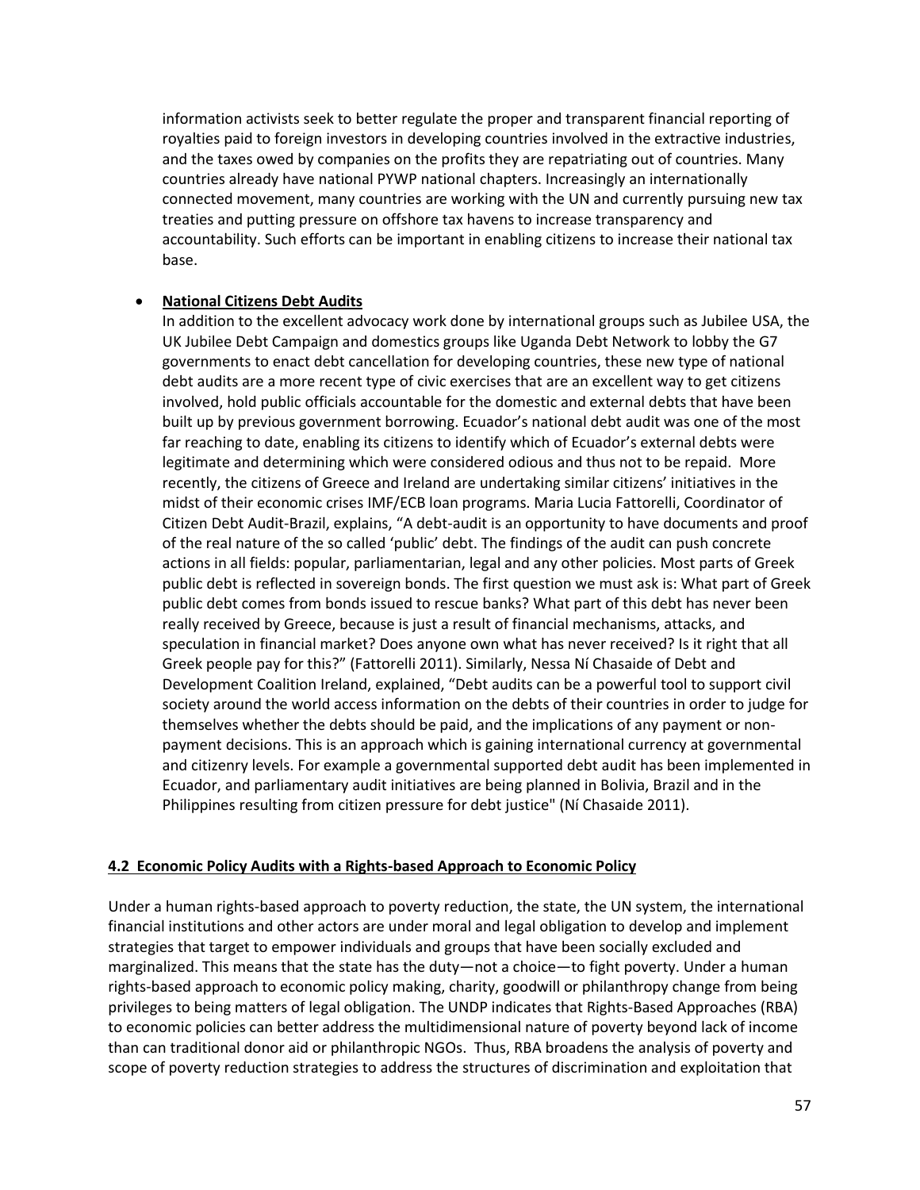information activists seek to better regulate the proper and transparent financial reporting of royalties paid to foreign investors in developing countries involved in the extractive industries, and the taxes owed by companies on the profits they are repatriating out of countries. Many countries already have national PYWP national chapters. Increasingly an internationally connected movement, many countries are working with the UN and currently pursuing new tax treaties and putting pressure on offshore tax havens to increase transparency and accountability. Such efforts can be important in enabling citizens to increase their national tax base.

- **National Citizens Debt Audits**
  In addition to the excellent advocacy work done by international groups such as Jubilee USA, the UK Jubilee Debt Campaign and domestics groups like Uganda Debt Network to lobby the G7 governments to enact debt cancellation for developing countries, these new type of national debt audits are a more recent type of civic exercises that are an excellent way to get citizens involved, hold public officials accountable for the domestic and external debts that have been built up by previous government borrowing. Ecuador's national debt audit was one of the most far reaching to date, enabling its citizens to identify which of Ecuador's external debts were legitimate and determining which were considered odious and thus not to be repaid. More recently, the citizens of Greece and Ireland are undertaking similar citizens' initiatives in the midst of their economic crises IMF/ECB loan programs. Maria Lucia Fattorelli, Coordinator of Citizen Debt Audit-Brazil, explains, "A debt-audit is an opportunity to have documents and proof of the real nature of the so called 'public' debt. The findings of the audit can push concrete actions in all fields: popular, parliamentarian, legal and any other policies. Most parts of Greek public debt is reflected in sovereign bonds. The first question we must ask is: What part of Greek public debt comes from bonds issued to rescue banks? What part of this debt has never been really received by Greece, because is just a result of financial mechanisms, attacks, and speculation in financial market? Does anyone own what has never received? Is it right that all Greek people pay for this?" (Fattorelli 2011). Similarly, Nessa Ní Chasaide of Debt and Development Coalition Ireland, explained, "Debt audits can be a powerful tool to support civil society around the world access information on the debts of their countries in order to judge for themselves whether the debts should be paid, and the implications of any payment or non-payment decisions. This is an approach which is gaining international currency at governmental and citizenry levels. For example a governmental supported debt audit has been implemented in Ecuador, and parliamentary audit initiatives are being planned in Bolivia, Brazil and in the Philippines resulting from citizen pressure for debt justice" (Ní Chasaide 2011).

### 4.2 Economic Policy Audits with a Rights-based Approach to Economic Policy

Under a human rights-based approach to poverty reduction, the state, the UN system, the international financial institutions and other actors are under moral and legal obligation to develop and implement strategies that target to empower individuals and groups that have been socially excluded and marginalized. This means that the state has the duty—not a choice—to fight poverty. Under a human rights-based approach to economic policy making, charity, goodwill or philanthropy change from being privileges to being matters of legal obligation. The UNDP indicates that Rights-Based Approaches (RBA) to economic policies can better address the multidimensional nature of poverty beyond lack of income than can traditional donor aid or philanthropic NGOs. Thus, RBA broadens the analysis of poverty and scope of poverty reduction strategies to address the structures of discrimination and exploitation that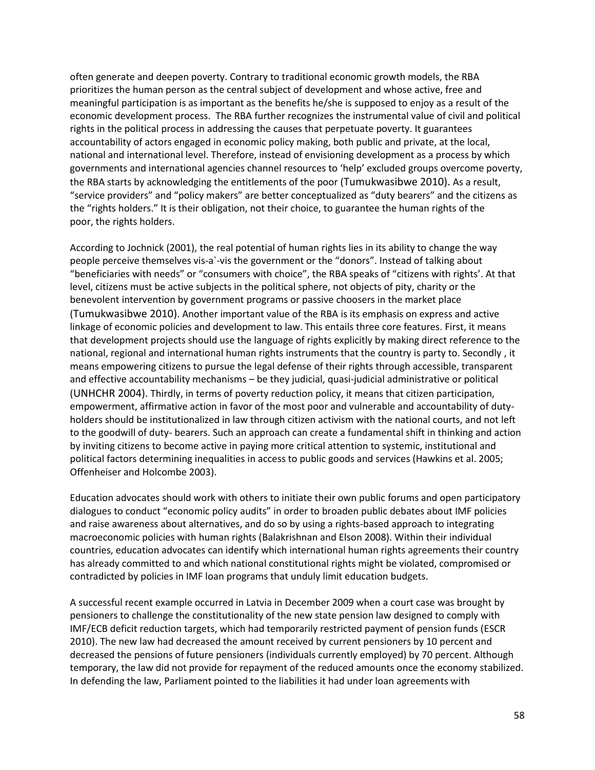often generate and deepen poverty. Contrary to traditional economic growth models, the RBA prioritizes the human person as the central subject of development and whose active, free and meaningful participation is as important as the benefits he/she is supposed to enjoy as a result of the economic development process. The RBA further recognizes the instrumental value of civil and political rights in the political process in addressing the causes that perpetuate poverty. It guarantees accountability of actors engaged in economic policy making, both public and private, at the local, national and international level. Therefore, instead of envisioning development as a process by which governments and international agencies channel resources to 'help' excluded groups overcome poverty, the RBA starts by acknowledging the entitlements of the poor (Tumukwasibwe 2010). As a result, "service providers" and "policy makers" are better conceptualized as "duty bearers" and the citizens as the "rights holders." It is their obligation, not their choice, to guarantee the human rights of the poor, the rights holders.

According to Jochnick (2001), the real potential of human rights lies in its ability to change the way people perceive themselves vis-a`-vis the government or the "donors". Instead of talking about "beneficiaries with needs" or "consumers with choice", the RBA speaks of "citizens with rights'. At that level, citizens must be active subjects in the political sphere, not objects of pity, charity or the benevolent intervention by government programs or passive choosers in the market place (Tumukwasibwe 2010). Another important value of the RBA is its emphasis on express and active linkage of economic policies and development to law. This entails three core features. First, it means that development projects should use the language of rights explicitly by making direct reference to the national, regional and international human rights instruments that the country is party to. Secondly , it means empowering citizens to pursue the legal defense of their rights through accessible, transparent and effective accountability mechanisms – be they judicial, quasi-judicial administrative or political (UNHCHR 2004). Thirdly, in terms of poverty reduction policy, it means that citizen participation, empowerment, affirmative action in favor of the most poor and vulnerable and accountability of duty-holders should be institutionalized in law through citizen activism with the national courts, and not left to the goodwill of duty- bearers. Such an approach can create a fundamental shift in thinking and action by inviting citizens to become active in paying more critical attention to systemic, institutional and political factors determining inequalities in access to public goods and services (Hawkins et al. 2005; Offenheiser and Holcombe 2003).

Education advocates should work with others to initiate their own public forums and open participatory dialogues to conduct "economic policy audits" in order to broaden public debates about IMF policies and raise awareness about alternatives, and do so by using a rights-based approach to integrating macroeconomic policies with human rights (Balakrishnan and Elson 2008). Within their individual countries, education advocates can identify which international human rights agreements their country has already committed to and which national constitutional rights might be violated, compromised or contradicted by policies in IMF loan programs that unduly limit education budgets.

A successful recent example occurred in Latvia in December 2009 when a court case was brought by pensioners to challenge the constitutionality of the new state pension law designed to comply with IMF/ECB deficit reduction targets, which had temporarily restricted payment of pension funds (ESCR 2010). The new law had decreased the amount received by current pensioners by 10 percent and decreased the pensions of future pensioners (individuals currently employed) by 70 percent. Although temporary, the law did not provide for repayment of the reduced amounts once the economy stabilized. In defending the law, Parliament pointed to the liabilities it had under loan agreements with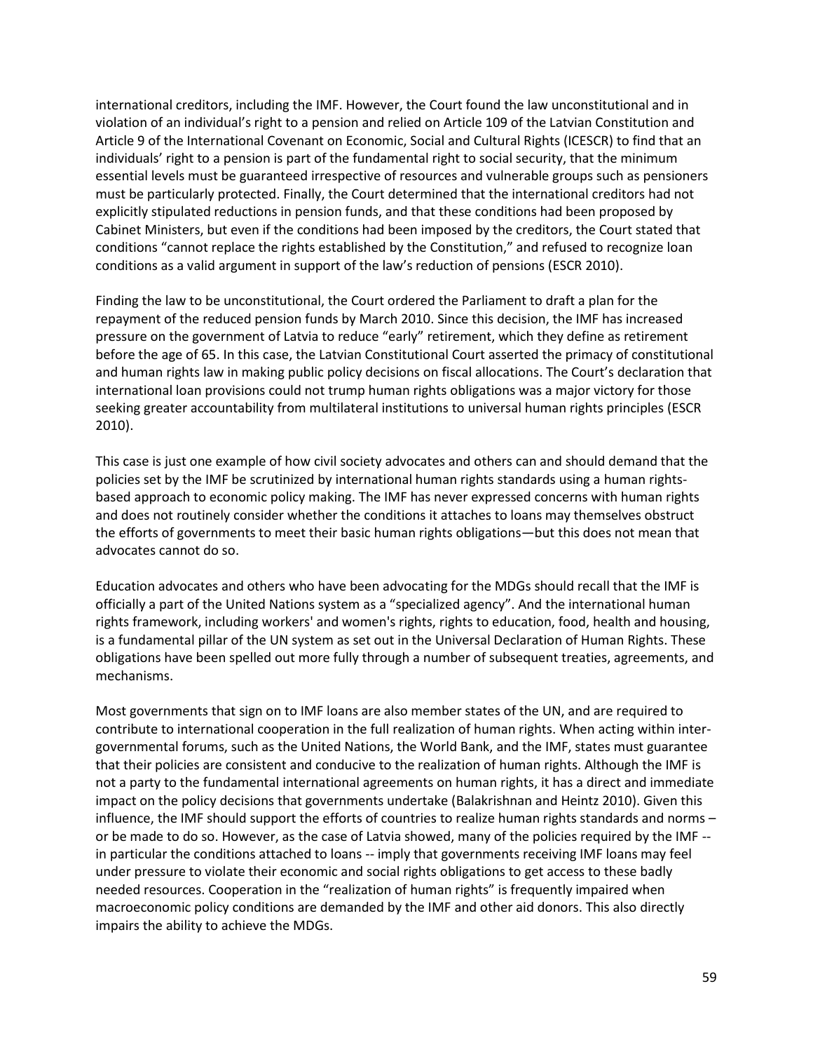international creditors, including the IMF. However, the Court found the law unconstitutional and in violation of an individual's right to a pension and relied on Article 109 of the Latvian Constitution and Article 9 of the International Covenant on Economic, Social and Cultural Rights (ICESCR) to find that an individuals' right to a pension is part of the fundamental right to social security, that the minimum essential levels must be guaranteed irrespective of resources and vulnerable groups such as pensioners must be particularly protected. Finally, the Court determined that the international creditors had not explicitly stipulated reductions in pension funds, and that these conditions had been proposed by Cabinet Ministers, but even if the conditions had been imposed by the creditors, the Court stated that conditions "cannot replace the rights established by the Constitution," and refused to recognize loan conditions as a valid argument in support of the law's reduction of pensions (ESCR 2010).

Finding the law to be unconstitutional, the Court ordered the Parliament to draft a plan for the repayment of the reduced pension funds by March 2010. Since this decision, the IMF has increased pressure on the government of Latvia to reduce "early" retirement, which they define as retirement before the age of 65. In this case, the Latvian Constitutional Court asserted the primacy of constitutional and human rights law in making public policy decisions on fiscal allocations. The Court's declaration that international loan provisions could not trump human rights obligations was a major victory for those seeking greater accountability from multilateral institutions to universal human rights principles (ESCR 2010).

This case is just one example of how civil society advocates and others can and should demand that the policies set by the IMF be scrutinized by international human rights standards using a human rights-based approach to economic policy making. The IMF has never expressed concerns with human rights and does not routinely consider whether the conditions it attaches to loans may themselves obstruct the efforts of governments to meet their basic human rights obligations—but this does not mean that advocates cannot do so.

Education advocates and others who have been advocating for the MDGs should recall that the IMF is officially a part of the United Nations system as a "specialized agency". And the international human rights framework, including workers' and women's rights, rights to education, food, health and housing, is a fundamental pillar of the UN system as set out in the Universal Declaration of Human Rights. These obligations have been spelled out more fully through a number of subsequent treaties, agreements, and mechanisms.

Most governments that sign on to IMF loans are also member states of the UN, and are required to contribute to international cooperation in the full realization of human rights. When acting within inter-governmental forums, such as the United Nations, the World Bank, and the IMF, states must guarantee that their policies are consistent and conducive to the realization of human rights. Although the IMF is not a party to the fundamental international agreements on human rights, it has a direct and immediate impact on the policy decisions that governments undertake (Balakrishnan and Heintz 2010). Given this influence, the IMF should support the efforts of countries to realize human rights standards and norms – or be made to do so. However, as the case of Latvia showed, many of the policies required by the IMF -- in particular the conditions attached to loans -- imply that governments receiving IMF loans may feel under pressure to violate their economic and social rights obligations to get access to these badly needed resources. Cooperation in the "realization of human rights" is frequently impaired when macroeconomic policy conditions are demanded by the IMF and other aid donors. This also directly impairs the ability to achieve the MDGs.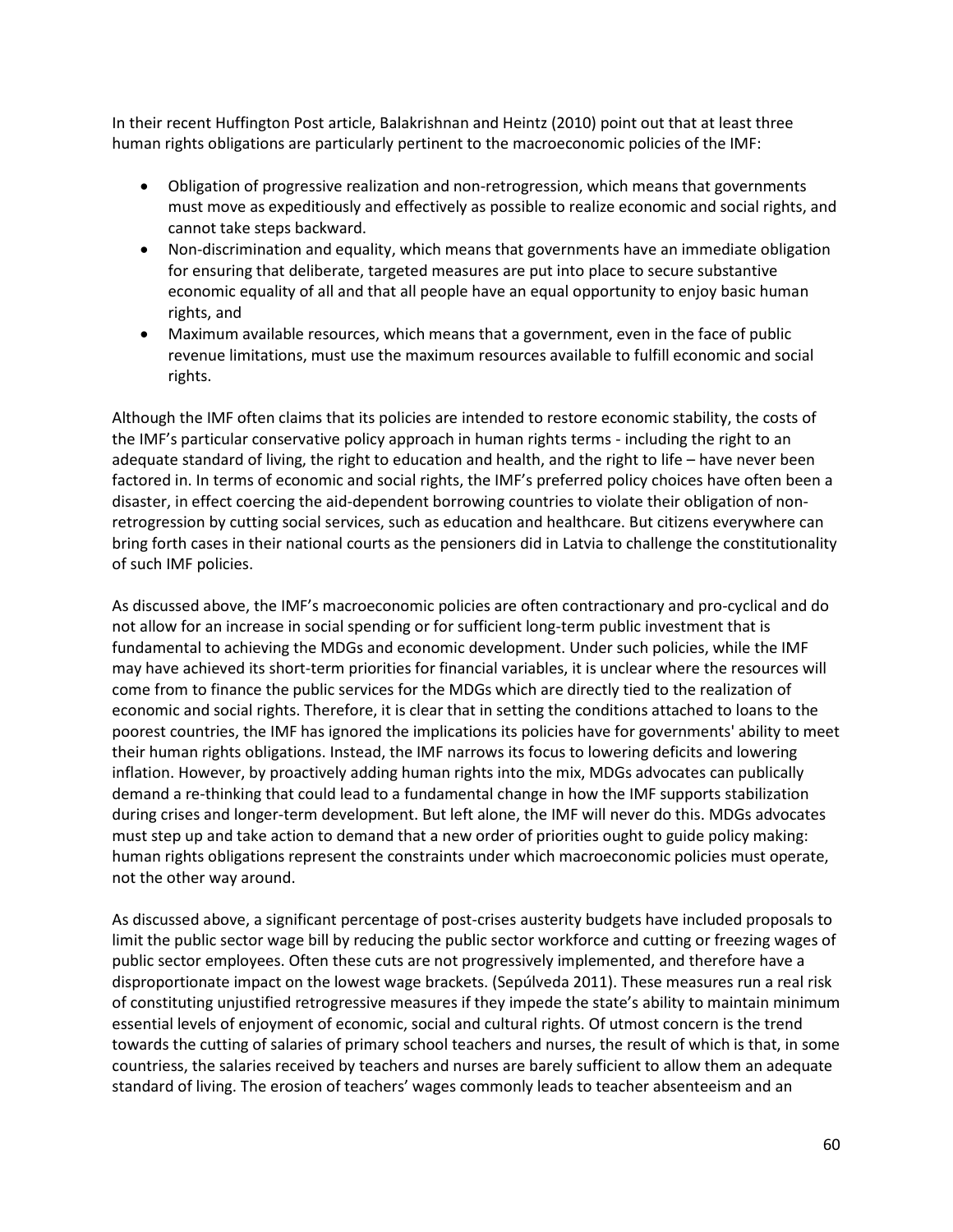In their recent Huffington Post article, Balakrishnan and Heintz (2010) point out that at least three human rights obligations are particularly pertinent to the macroeconomic policies of the IMF:

- Obligation of progressive realization and non-retrogression, which means that governments must move as expeditiously and effectively as possible to realize economic and social rights, and cannot take steps backward.
- Non-discrimination and equality, which means that governments have an immediate obligation for ensuring that deliberate, targeted measures are put into place to secure substantive economic equality of all and that all people have an equal opportunity to enjoy basic human rights, and
- Maximum available resources, which means that a government, even in the face of public revenue limitations, must use the maximum resources available to fulfill economic and social rights.

Although the IMF often claims that its policies are intended to restore economic stability, the costs of the IMF's particular conservative policy approach in human rights terms - including the right to an adequate standard of living, the right to education and health, and the right to life – have never been factored in. In terms of economic and social rights, the IMF's preferred policy choices have often been a disaster, in effect coercing the aid-dependent borrowing countries to violate their obligation of non-retrogression by cutting social services, such as education and healthcare. But citizens everywhere can bring forth cases in their national courts as the pensioners did in Latvia to challenge the constitutionality of such IMF policies.

As discussed above, the IMF's macroeconomic policies are often contractionary and pro-cyclical and do not allow for an increase in social spending or for sufficient long-term public investment that is fundamental to achieving the MDGs and economic development. Under such policies, while the IMF may have achieved its short-term priorities for financial variables, it is unclear where the resources will come from to finance the public services for the MDGs which are directly tied to the realization of economic and social rights. Therefore, it is clear that in setting the conditions attached to loans to the poorest countries, the IMF has ignored the implications its policies have for governments' ability to meet their human rights obligations. Instead, the IMF narrows its focus to lowering deficits and lowering inflation. However, by proactively adding human rights into the mix, MDGs advocates can publically demand a re-thinking that could lead to a fundamental change in how the IMF supports stabilization during crises and longer-term development. But left alone, the IMF will never do this. MDGs advocates must step up and take action to demand that a new order of priorities ought to guide policy making: human rights obligations represent the constraints under which macroeconomic policies must operate, not the other way around.

As discussed above, a significant percentage of post-crises austerity budgets have included proposals to limit the public sector wage bill by reducing the public sector workforce and cutting or freezing wages of public sector employees. Often these cuts are not progressively implemented, and therefore have a disproportionate impact on the lowest wage brackets. (Sepúlveda 2011). These measures run a real risk of constituting unjustified retrogressive measures if they impede the state's ability to maintain minimum essential levels of enjoyment of economic, social and cultural rights. Of utmost concern is the trend towards the cutting of salaries of primary school teachers and nurses, the result of which is that, in some countriess, the salaries received by teachers and nurses are barely sufficient to allow them an adequate standard of living. The erosion of teachers' wages commonly leads to teacher absenteeism and an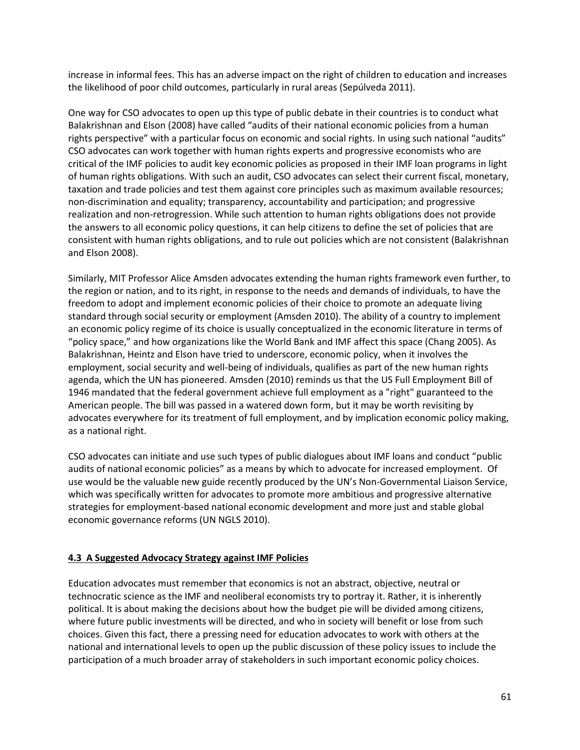increase in informal fees. This has an adverse impact on the right of children to education and increases the likelihood of poor child outcomes, particularly in rural areas (Sepúlveda 2011).

One way for CSO advocates to open up this type of public debate in their countries is to conduct what Balakrishnan and Elson (2008) have called "audits of their national economic policies from a human rights perspective" with a particular focus on economic and social rights. In using such national "audits" CSO advocates can work together with human rights experts and progressive economists who are critical of the IMF policies to audit key economic policies as proposed in their IMF loan programs in light of human rights obligations. With such an audit, CSO advocates can select their current fiscal, monetary, taxation and trade policies and test them against core principles such as maximum available resources; non-discrimination and equality; transparency, accountability and participation; and progressive realization and non-retrogression. While such attention to human rights obligations does not provide the answers to all economic policy questions, it can help citizens to define the set of policies that are consistent with human rights obligations, and to rule out policies which are not consistent (Balakrishnan and Elson 2008).

Similarly, MIT Professor Alice Amsden advocates extending the human rights framework even further, to the region or nation, and to its right, in response to the needs and demands of individuals, to have the freedom to adopt and implement economic policies of their choice to promote an adequate living standard through social security or employment (Amsden 2010). The ability of a country to implement an economic policy regime of its choice is usually conceptualized in the economic literature in terms of "policy space," and how organizations like the World Bank and IMF affect this space (Chang 2005). As Balakrishnan, Heintz and Elson have tried to underscore, economic policy, when it involves the employment, social security and well-being of individuals, qualifies as part of the new human rights agenda, which the UN has pioneered. Amsden (2010) reminds us that the US Full Employment Bill of 1946 mandated that the federal government achieve full employment as a "right" guaranteed to the American people. The bill was passed in a watered down form, but it may be worth revisiting by advocates everywhere for its treatment of full employment, and by implication economic policy making, as a national right.

CSO advocates can initiate and use such types of public dialogues about IMF loans and conduct "public audits of national economic policies" as a means by which to advocate for increased employment. Of use would be the valuable new guide recently produced by the UN's Non-Governmental Liaison Service, which was specifically written for advocates to promote more ambitious and progressive alternative strategies for employment-based national economic development and more just and stable global economic governance reforms (UN NGLS 2010).

### 4.3 A Suggested Advocacy Strategy against IMF Policies

Education advocates must remember that economics is not an abstract, objective, neutral or technocratic science as the IMF and neoliberal economists try to portray it. Rather, it is inherently political. It is about making the decisions about how the budget pie will be divided among citizens, where future public investments will be directed, and who in society will benefit or lose from such choices. Given this fact, there a pressing need for education advocates to work with others at the national and international levels to open up the public discussion of these policy issues to include the participation of a much broader array of stakeholders in such important economic policy choices.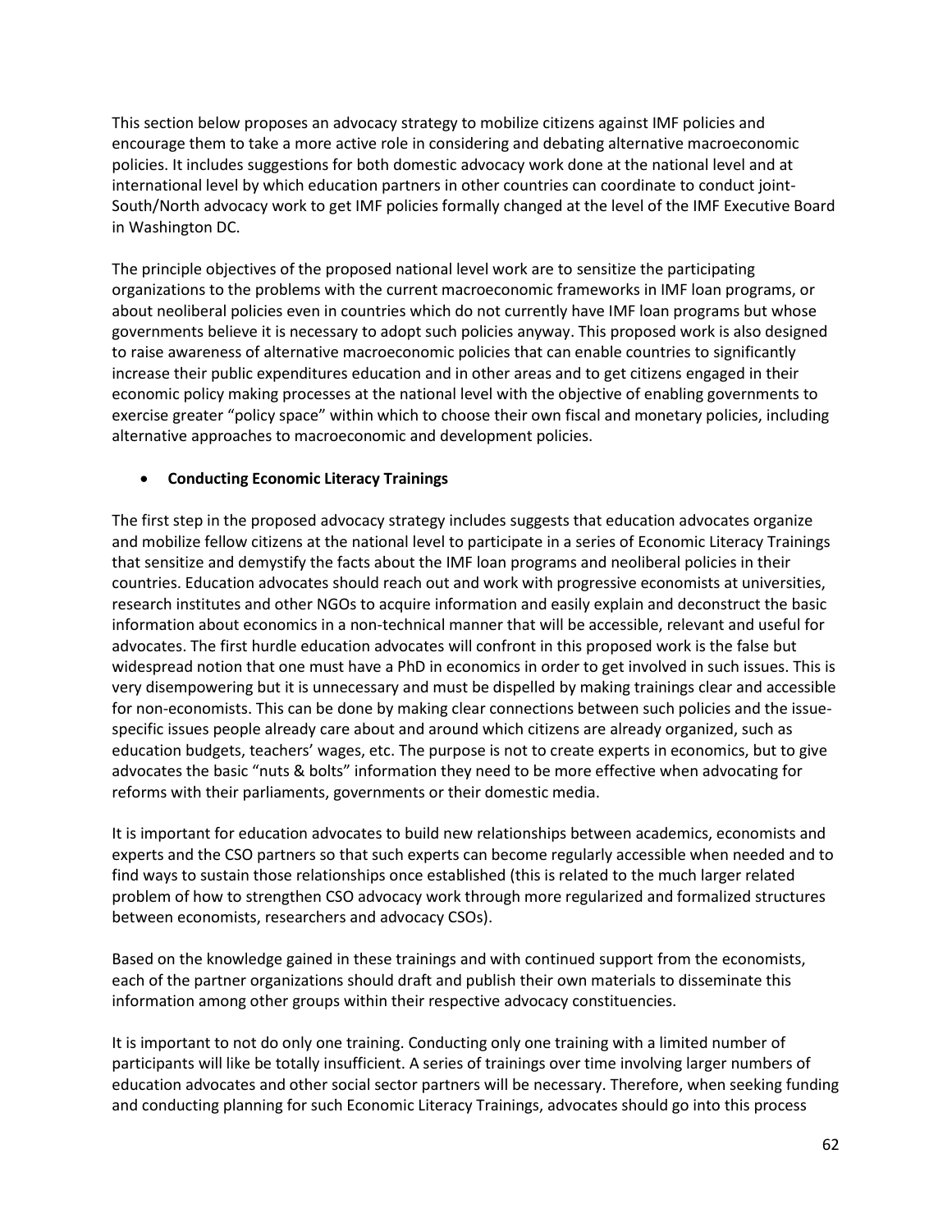This section below proposes an advocacy strategy to mobilize citizens against IMF policies and encourage them to take a more active role in considering and debating alternative macroeconomic policies. It includes suggestions for both domestic advocacy work done at the national level and at international level by which education partners in other countries can coordinate to conduct joint-South/North advocacy work to get IMF policies formally changed at the level of the IMF Executive Board in Washington DC.

The principle objectives of the proposed national level work are to sensitize the participating organizations to the problems with the current macroeconomic frameworks in IMF loan programs, or about neoliberal policies even in countries which do not currently have IMF loan programs but whose governments believe it is necessary to adopt such policies anyway. This proposed work is also designed to raise awareness of alternative macroeconomic policies that can enable countries to significantly increase their public expenditures education and in other areas and to get citizens engaged in their economic policy making processes at the national level with the objective of enabling governments to exercise greater "policy space" within which to choose their own fiscal and monetary policies, including alternative approaches to macroeconomic and development policies.

- **Conducting Economic Literacy Trainings**

The first step in the proposed advocacy strategy includes suggests that education advocates organize and mobilize fellow citizens at the national level to participate in a series of Economic Literacy Trainings that sensitize and demystify the facts about the IMF loan programs and neoliberal policies in their countries. Education advocates should reach out and work with progressive economists at universities, research institutes and other NGOs to acquire information and easily explain and deconstruct the basic information about economics in a non-technical manner that will be accessible, relevant and useful for advocates. The first hurdle education advocates will confront in this proposed work is the false but widespread notion that one must have a PhD in economics in order to get involved in such issues. This is very disempowering but it is unnecessary and must be dispelled by making trainings clear and accessible for non-economists. This can be done by making clear connections between such policies and the issue-specific issues people already care about and around which citizens are already organized, such as education budgets, teachers' wages, etc. The purpose is not to create experts in economics, but to give advocates the basic "nuts & bolts" information they need to be more effective when advocating for reforms with their parliaments, governments or their domestic media.

It is important for education advocates to build new relationships between academics, economists and experts and the CSO partners so that such experts can become regularly accessible when needed and to find ways to sustain those relationships once established (this is related to the much larger related problem of how to strengthen CSO advocacy work through more regularized and formalized structures between economists, researchers and advocacy CSOs).

Based on the knowledge gained in these trainings and with continued support from the economists, each of the partner organizations should draft and publish their own materials to disseminate this information among other groups within their respective advocacy constituencies.

It is important to not do only one training. Conducting only one training with a limited number of participants will like be totally insufficient. A series of trainings over time involving larger numbers of education advocates and other social sector partners will be necessary. Therefore, when seeking funding and conducting planning for such Economic Literacy Trainings, advocates should go into this process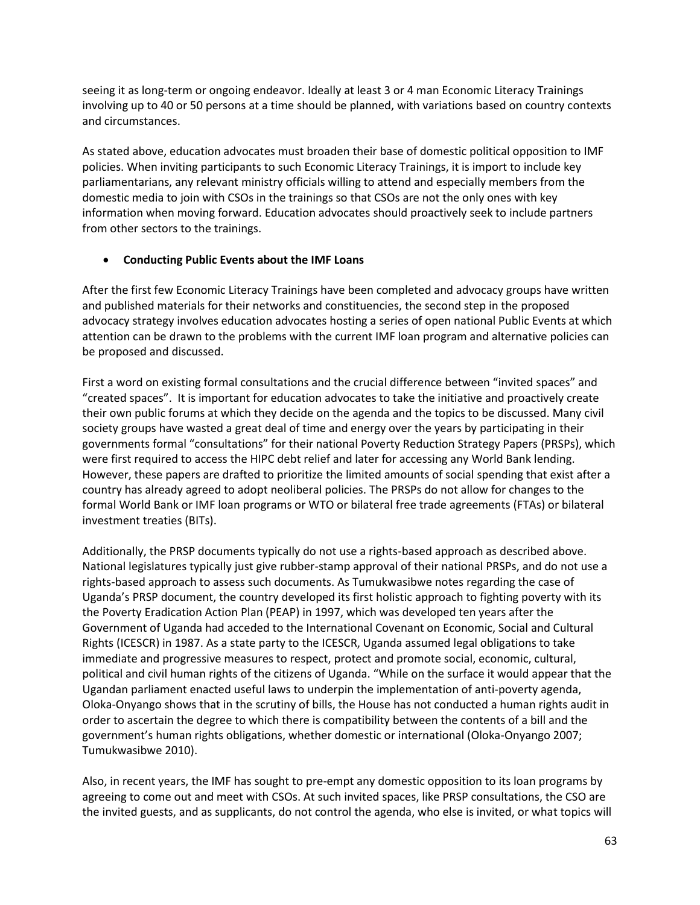seeing it as long-term or ongoing endeavor. Ideally at least 3 or 4 man Economic Literacy Trainings involving up to 40 or 50 persons at a time should be planned, with variations based on country contexts and circumstances.

As stated above, education advocates must broaden their base of domestic political opposition to IMF policies. When inviting participants to such Economic Literacy Trainings, it is import to include key parliamentarians, any relevant ministry officials willing to attend and especially members from the domestic media to join with CSOs in the trainings so that CSOs are not the only ones with key information when moving forward. Education advocates should proactively seek to include partners from other sectors to the trainings.

- **Conducting Public Events about the IMF Loans**

After the first few Economic Literacy Trainings have been completed and advocacy groups have written and published materials for their networks and constituencies, the second step in the proposed advocacy strategy involves education advocates hosting a series of open national Public Events at which attention can be drawn to the problems with the current IMF loan program and alternative policies can be proposed and discussed.

First a word on existing formal consultations and the crucial difference between "invited spaces" and "created spaces". It is important for education advocates to take the initiative and proactively create their own public forums at which they decide on the agenda and the topics to be discussed. Many civil society groups have wasted a great deal of time and energy over the years by participating in their governments formal "consultations" for their national Poverty Reduction Strategy Papers (PRSPs), which were first required to access the HIPC debt relief and later for accessing any World Bank lending. However, these papers are drafted to prioritize the limited amounts of social spending that exist after a country has already agreed to adopt neoliberal policies. The PRSPs do not allow for changes to the formal World Bank or IMF loan programs or WTO or bilateral free trade agreements (FTAs) or bilateral investment treaties (BITs).

Additionally, the PRSP documents typically do not use a rights-based approach as described above. National legislatures typically just give rubber-stamp approval of their national PRSPs, and do not use a rights-based approach to assess such documents. As Tumukwasibwe notes regarding the case of Uganda's PRSP document, the country developed its first holistic approach to fighting poverty with its the Poverty Eradication Action Plan (PEAP) in 1997, which was developed ten years after the Government of Uganda had acceded to the International Covenant on Economic, Social and Cultural Rights (ICESCR) in 1987. As a state party to the ICESCR, Uganda assumed legal obligations to take immediate and progressive measures to respect, protect and promote social, economic, cultural, political and civil human rights of the citizens of Uganda. "While on the surface it would appear that the Ugandan parliament enacted useful laws to underpin the implementation of anti-poverty agenda, Oloka-Onyango shows that in the scrutiny of bills, the House has not conducted a human rights audit in order to ascertain the degree to which there is compatibility between the contents of a bill and the government's human rights obligations, whether domestic or international (Oloka-Onyango 2007; Tumukwasibwe 2010).

Also, in recent years, the IMF has sought to pre-empt any domestic opposition to its loan programs by agreeing to come out and meet with CSOs. At such invited spaces, like PRSP consultations, the CSO are the invited guests, and as supplicants, do not control the agenda, who else is invited, or what topics will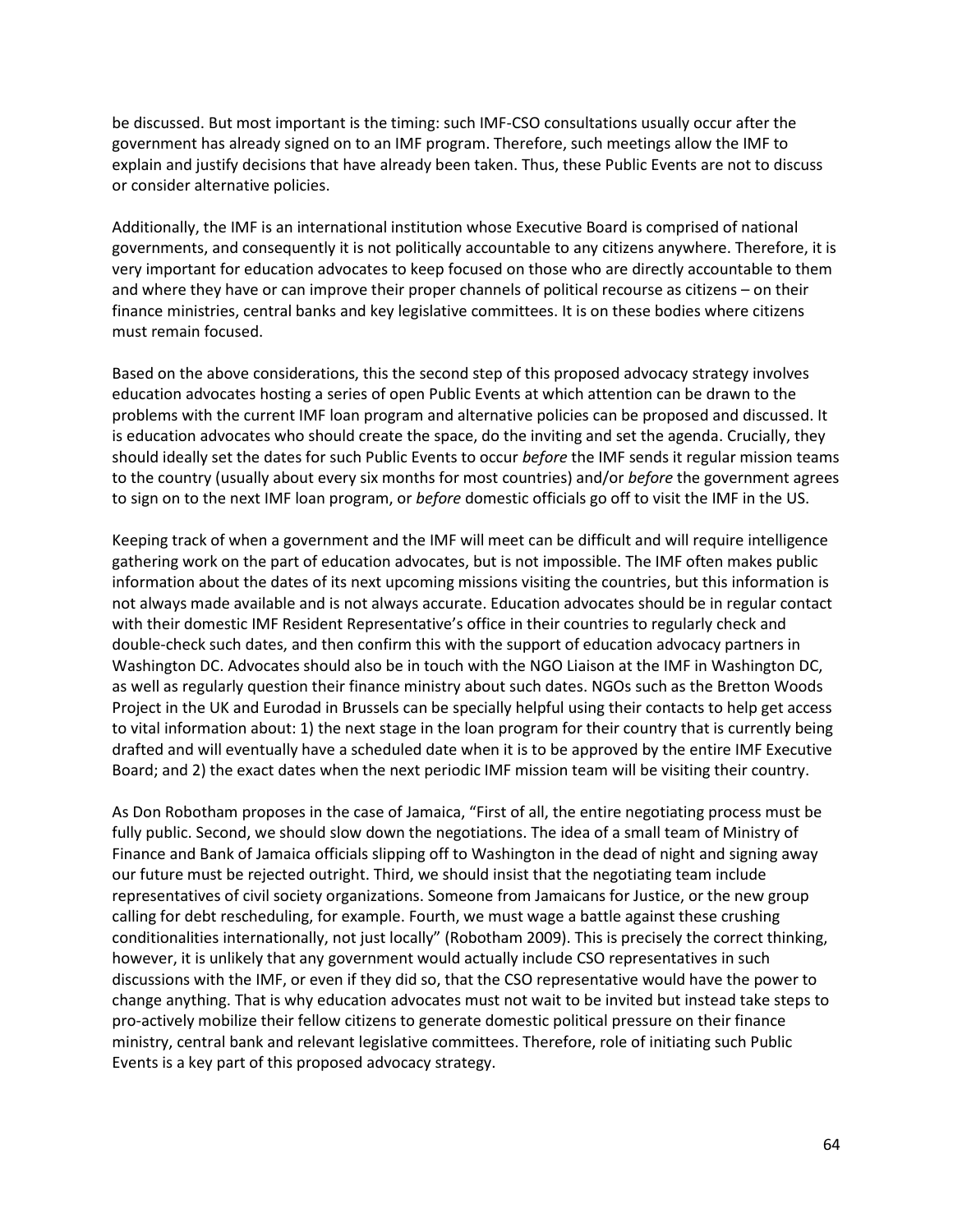be discussed. But most important is the timing: such IMF-CSO consultations usually occur after the government has already signed on to an IMF program. Therefore, such meetings allow the IMF to explain and justify decisions that have already been taken. Thus, these Public Events are not to discuss or consider alternative policies.

Additionally, the IMF is an international institution whose Executive Board is comprised of national governments, and consequently it is not politically accountable to any citizens anywhere. Therefore, it is very important for education advocates to keep focused on those who are directly accountable to them and where they have or can improve their proper channels of political recourse as citizens – on their finance ministries, central banks and key legislative committees. It is on these bodies where citizens must remain focused.

Based on the above considerations, this the second step of this proposed advocacy strategy involves education advocates hosting a series of open Public Events at which attention can be drawn to the problems with the current IMF loan program and alternative policies can be proposed and discussed. It is education advocates who should create the space, do the inviting and set the agenda. Crucially, they should ideally set the dates for such Public Events to occur *before* the IMF sends it regular mission teams to the country (usually about every six months for most countries) and/or *before* the government agrees to sign on to the next IMF loan program, or *before* domestic officials go off to visit the IMF in the US.

Keeping track of when a government and the IMF will meet can be difficult and will require intelligence gathering work on the part of education advocates, but is not impossible. The IMF often makes public information about the dates of its next upcoming missions visiting the countries, but this information is not always made available and is not always accurate. Education advocates should be in regular contact with their domestic IMF Resident Representative's office in their countries to regularly check and double-check such dates, and then confirm this with the support of education advocacy partners in Washington DC. Advocates should also be in touch with the NGO Liaison at the IMF in Washington DC, as well as regularly question their finance ministry about such dates. NGOs such as the Bretton Woods Project in the UK and Eurodad in Brussels can be specially helpful using their contacts to help get access to vital information about: 1) the next stage in the loan program for their country that is currently being drafted and will eventually have a scheduled date when it is to be approved by the entire IMF Executive Board; and 2) the exact dates when the next periodic IMF mission team will be visiting their country.

As Don Robotham proposes in the case of Jamaica, "First of all, the entire negotiating process must be fully public. Second, we should slow down the negotiations. The idea of a small team of Ministry of Finance and Bank of Jamaica officials slipping off to Washington in the dead of night and signing away our future must be rejected outright. Third, we should insist that the negotiating team include representatives of civil society organizations. Someone from Jamaicans for Justice, or the new group calling for debt rescheduling, for example. Fourth, we must wage a battle against these crushing conditionalities internationally, not just locally" (Robotham 2009). This is precisely the correct thinking, however, it is unlikely that any government would actually include CSO representatives in such discussions with the IMF, or even if they did so, that the CSO representative would have the power to change anything. That is why education advocates must not wait to be invited but instead take steps to pro-actively mobilize their fellow citizens to generate domestic political pressure on their finance ministry, central bank and relevant legislative committees. Therefore, role of initiating such Public Events is a key part of this proposed advocacy strategy.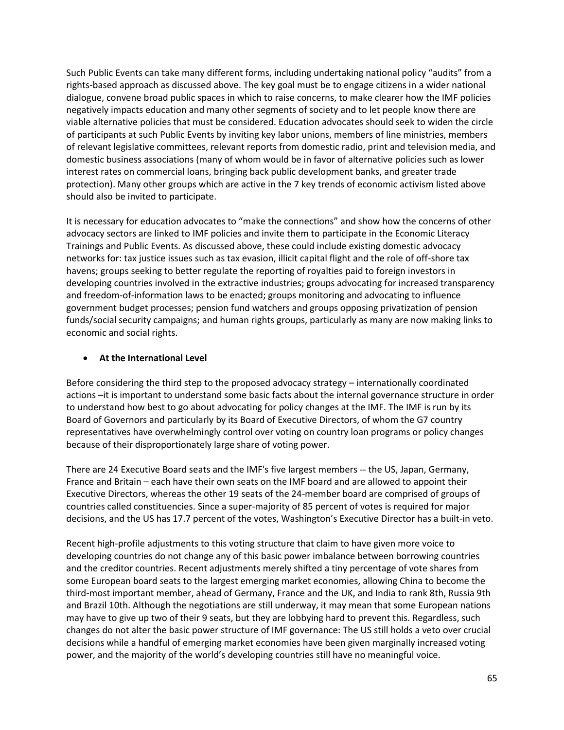Such Public Events can take many different forms, including undertaking national policy "audits" from a rights-based approach as discussed above. The key goal must be to engage citizens in a wider national dialogue, convene broad public spaces in which to raise concerns, to make clearer how the IMF policies negatively impacts education and many other segments of society and to let people know there are viable alternative policies that must be considered. Education advocates should seek to widen the circle of participants at such Public Events by inviting key labor unions, members of line ministries, members of relevant legislative committees, relevant reports from domestic radio, print and television media, and domestic business associations (many of whom would be in favor of alternative policies such as lower interest rates on commercial loans, bringing back public development banks, and greater trade protection). Many other groups which are active in the 7 key trends of economic activism listed above should also be invited to participate.

It is necessary for education advocates to "make the connections" and show how the concerns of other advocacy sectors are linked to IMF policies and invite them to participate in the Economic Literacy Trainings and Public Events. As discussed above, these could include existing domestic advocacy networks for: tax justice issues such as tax evasion, illicit capital flight and the role of off-shore tax havens; groups seeking to better regulate the reporting of royalties paid to foreign investors in developing countries involved in the extractive industries; groups advocating for increased transparency and freedom-of-information laws to be enacted; groups monitoring and advocating to influence government budget processes; pension fund watchers and groups opposing privatization of pension funds/social security campaigns; and human rights groups, particularly as many are now making links to economic and social rights.

- **At the International Level**

Before considering the third step to the proposed advocacy strategy – internationally coordinated actions –it is important to understand some basic facts about the internal governance structure in order to understand how best to go about advocating for policy changes at the IMF. The IMF is run by its Board of Governors and particularly by its Board of Executive Directors, of whom the G7 country representatives have overwhelmingly control over voting on country loan programs or policy changes because of their disproportionately large share of voting power.

There are 24 Executive Board seats and the IMF's five largest members -- the US, Japan, Germany, France and Britain – each have their own seats on the IMF board and are allowed to appoint their Executive Directors, whereas the other 19 seats of the 24-member board are comprised of groups of countries called constituencies. Since a super-majority of 85 percent of votes is required for major decisions, and the US has 17.7 percent of the votes, Washington's Executive Director has a built-in veto.

Recent high-profile adjustments to this voting structure that claim to have given more voice to developing countries do not change any of this basic power imbalance between borrowing countries and the creditor countries. Recent adjustments merely shifted a tiny percentage of vote shares from some European board seats to the largest emerging market economies, allowing China to become the third-most important member, ahead of Germany, France and the UK, and India to rank 8th, Russia 9th and Brazil 10th. Although the negotiations are still underway, it may mean that some European nations may have to give up two of their 9 seats, but they are lobbying hard to prevent this. Regardless, such changes do not alter the basic power structure of IMF governance: The US still holds a veto over crucial decisions while a handful of emerging market economies have been given marginally increased voting power, and the majority of the world's developing countries still have no meaningful voice.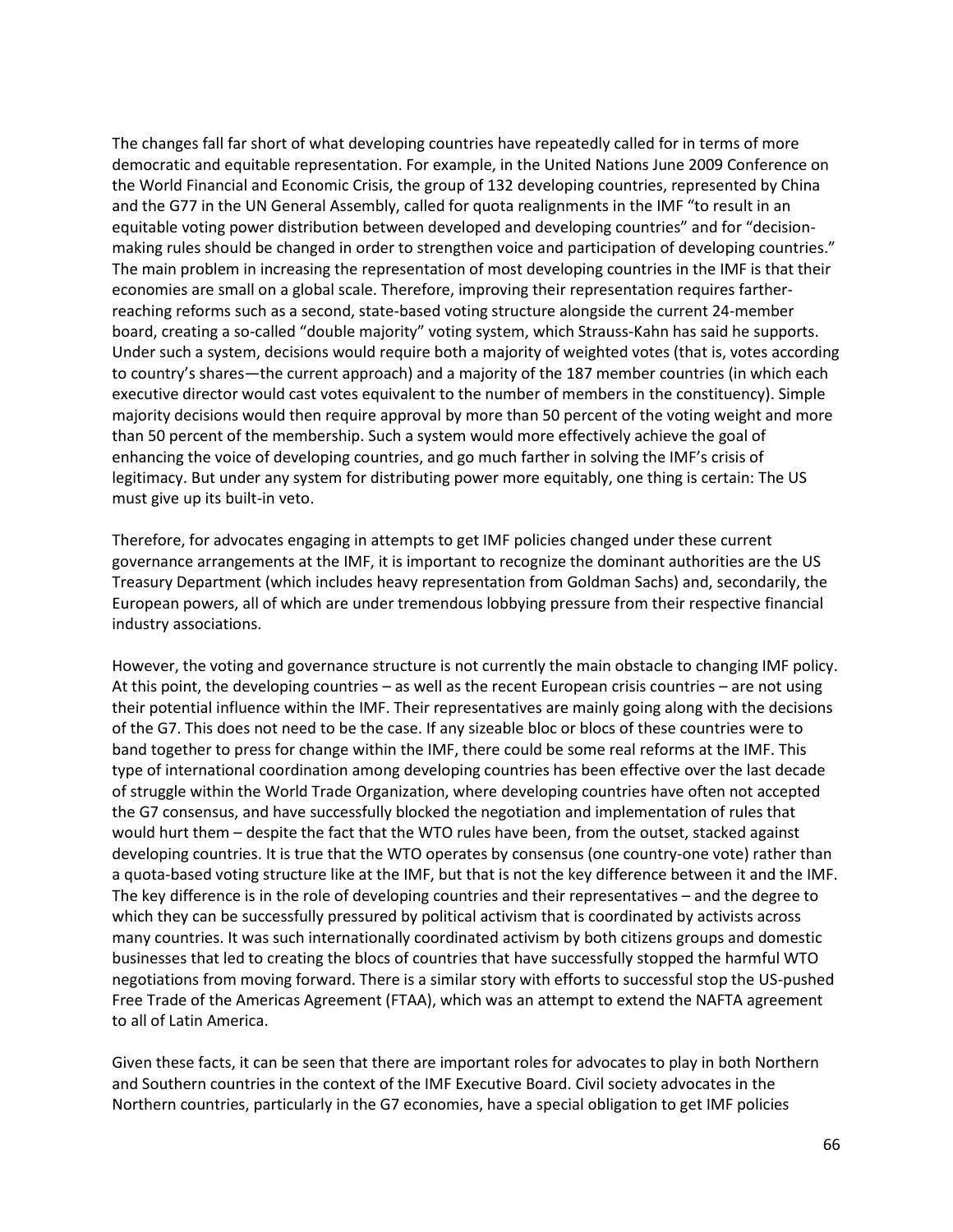The changes fall far short of what developing countries have repeatedly called for in terms of more democratic and equitable representation. For example, in the United Nations June 2009 Conference on the World Financial and Economic Crisis, the group of 132 developing countries, represented by China and the G77 in the UN General Assembly, called for quota realignments in the IMF "to result in an equitable voting power distribution between developed and developing countries" and for "decision-making rules should be changed in order to strengthen voice and participation of developing countries." The main problem in increasing the representation of most developing countries in the IMF is that their economies are small on a global scale. Therefore, improving their representation requires farther-reaching reforms such as a second, state-based voting structure alongside the current 24-member board, creating a so-called "double majority" voting system, which Strauss-Kahn has said he supports. Under such a system, decisions would require both a majority of weighted votes (that is, votes according to country's shares—the current approach) and a majority of the 187 member countries (in which each executive director would cast votes equivalent to the number of members in the constituency). Simple majority decisions would then require approval by more than 50 percent of the voting weight and more than 50 percent of the membership. Such a system would more effectively achieve the goal of enhancing the voice of developing countries, and go much farther in solving the IMF's crisis of legitimacy. But under any system for distributing power more equitably, one thing is certain: The US must give up its built-in veto.

Therefore, for advocates engaging in attempts to get IMF policies changed under these current governance arrangements at the IMF, it is important to recognize the dominant authorities are the US Treasury Department (which includes heavy representation from Goldman Sachs) and, secondarily, the European powers, all of which are under tremendous lobbying pressure from their respective financial industry associations.

However, the voting and governance structure is not currently the main obstacle to changing IMF policy. At this point, the developing countries – as well as the recent European crisis countries – are not using their potential influence within the IMF. Their representatives are mainly going along with the decisions of the G7. This does not need to be the case. If any sizeable bloc or blocs of these countries were to band together to press for change within the IMF, there could be some real reforms at the IMF. This type of international coordination among developing countries has been effective over the last decade of struggle within the World Trade Organization, where developing countries have often not accepted the G7 consensus, and have successfully blocked the negotiation and implementation of rules that would hurt them – despite the fact that the WTO rules have been, from the outset, stacked against developing countries. It is true that the WTO operates by consensus (one country-one vote) rather than a quota-based voting structure like at the IMF, but that is not the key difference between it and the IMF. The key difference is in the role of developing countries and their representatives – and the degree to which they can be successfully pressured by political activism that is coordinated by activists across many countries. It was such internationally coordinated activism by both citizens groups and domestic businesses that led to creating the blocs of countries that have successfully stopped the harmful WTO negotiations from moving forward. There is a similar story with efforts to successful stop the US-pushed Free Trade of the Americas Agreement (FTAA), which was an attempt to extend the NAFTA agreement to all of Latin America.

Given these facts, it can be seen that there are important roles for advocates to play in both Northern and Southern countries in the context of the IMF Executive Board. Civil society advocates in the Northern countries, particularly in the G7 economies, have a special obligation to get IMF policies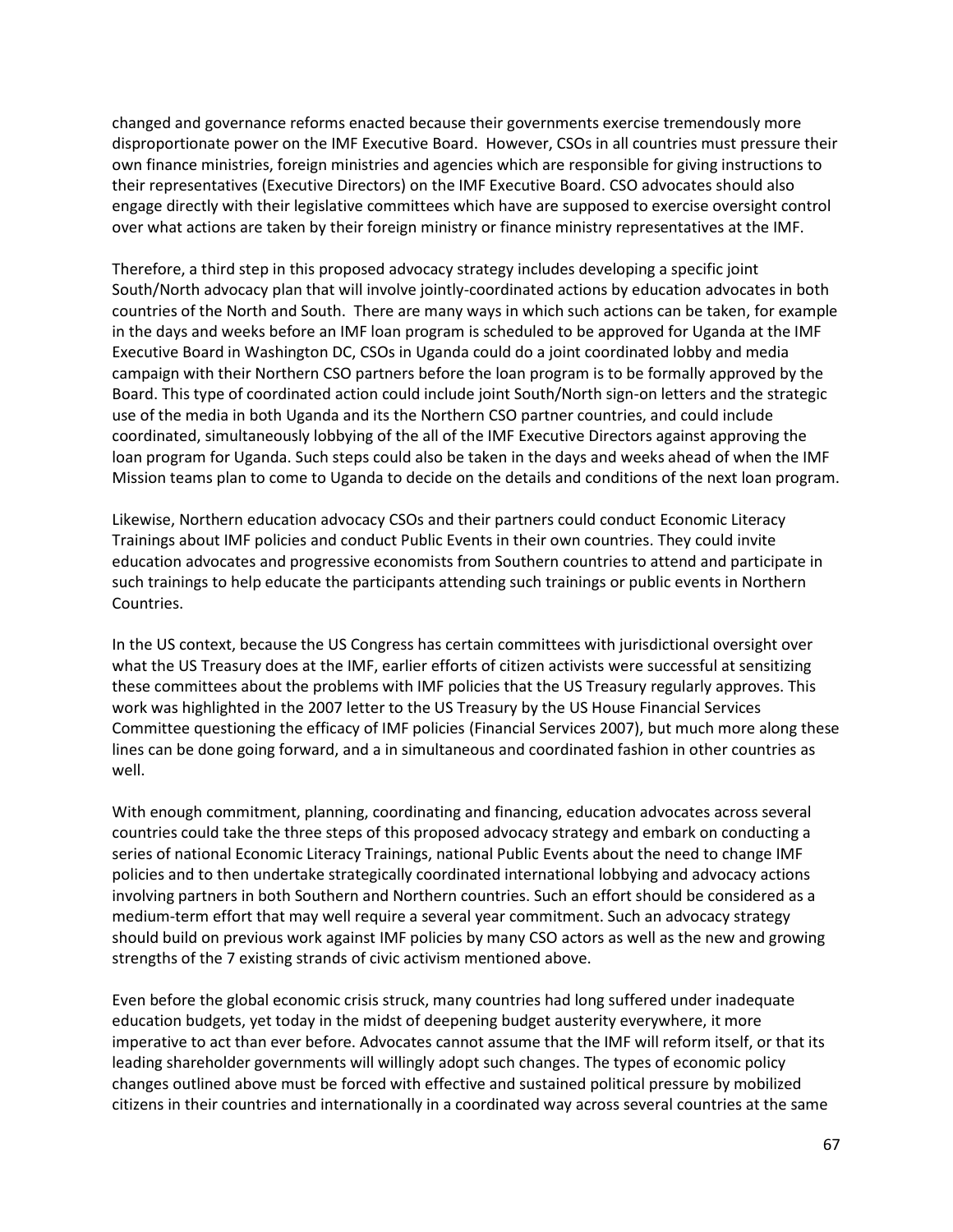changed and governance reforms enacted because their governments exercise tremendously more disproportionate power on the IMF Executive Board. However, CSOs in all countries must pressure their own finance ministries, foreign ministries and agencies which are responsible for giving instructions to their representatives (Executive Directors) on the IMF Executive Board. CSO advocates should also engage directly with their legislative committees which have are supposed to exercise oversight control over what actions are taken by their foreign ministry or finance ministry representatives at the IMF.

Therefore, a third step in this proposed advocacy strategy includes developing a specific joint South/North advocacy plan that will involve jointly-coordinated actions by education advocates in both countries of the North and South. There are many ways in which such actions can be taken, for example in the days and weeks before an IMF loan program is scheduled to be approved for Uganda at the IMF Executive Board in Washington DC, CSOs in Uganda could do a joint coordinated lobby and media campaign with their Northern CSO partners before the loan program is to be formally approved by the Board. This type of coordinated action could include joint South/North sign-on letters and the strategic use of the media in both Uganda and its the Northern CSO partner countries, and could include coordinated, simultaneously lobbying of the all of the IMF Executive Directors against approving the loan program for Uganda. Such steps could also be taken in the days and weeks ahead of when the IMF Mission teams plan to come to Uganda to decide on the details and conditions of the next loan program.

Likewise, Northern education advocacy CSOs and their partners could conduct Economic Literacy Trainings about IMF policies and conduct Public Events in their own countries. They could invite education advocates and progressive economists from Southern countries to attend and participate in such trainings to help educate the participants attending such trainings or public events in Northern Countries.

In the US context, because the US Congress has certain committees with jurisdictional oversight over what the US Treasury does at the IMF, earlier efforts of citizen activists were successful at sensitizing these committees about the problems with IMF policies that the US Treasury regularly approves. This work was highlighted in the 2007 letter to the US Treasury by the US House Financial Services Committee questioning the efficacy of IMF policies (Financial Services 2007), but much more along these lines can be done going forward, and a in simultaneous and coordinated fashion in other countries as well.

With enough commitment, planning, coordinating and financing, education advocates across several countries could take the three steps of this proposed advocacy strategy and embark on conducting a series of national Economic Literacy Trainings, national Public Events about the need to change IMF policies and to then undertake strategically coordinated international lobbying and advocacy actions involving partners in both Southern and Northern countries. Such an effort should be considered as a medium-term effort that may well require a several year commitment. Such an advocacy strategy should build on previous work against IMF policies by many CSO actors as well as the new and growing strengths of the 7 existing strands of civic activism mentioned above.

Even before the global economic crisis struck, many countries had long suffered under inadequate education budgets, yet today in the midst of deepening budget austerity everywhere, it more imperative to act than ever before. Advocates cannot assume that the IMF will reform itself, or that its leading shareholder governments will willingly adopt such changes. The types of economic policy changes outlined above must be forced with effective and sustained political pressure by mobilized citizens in their countries and internationally in a coordinated way across several countries at the same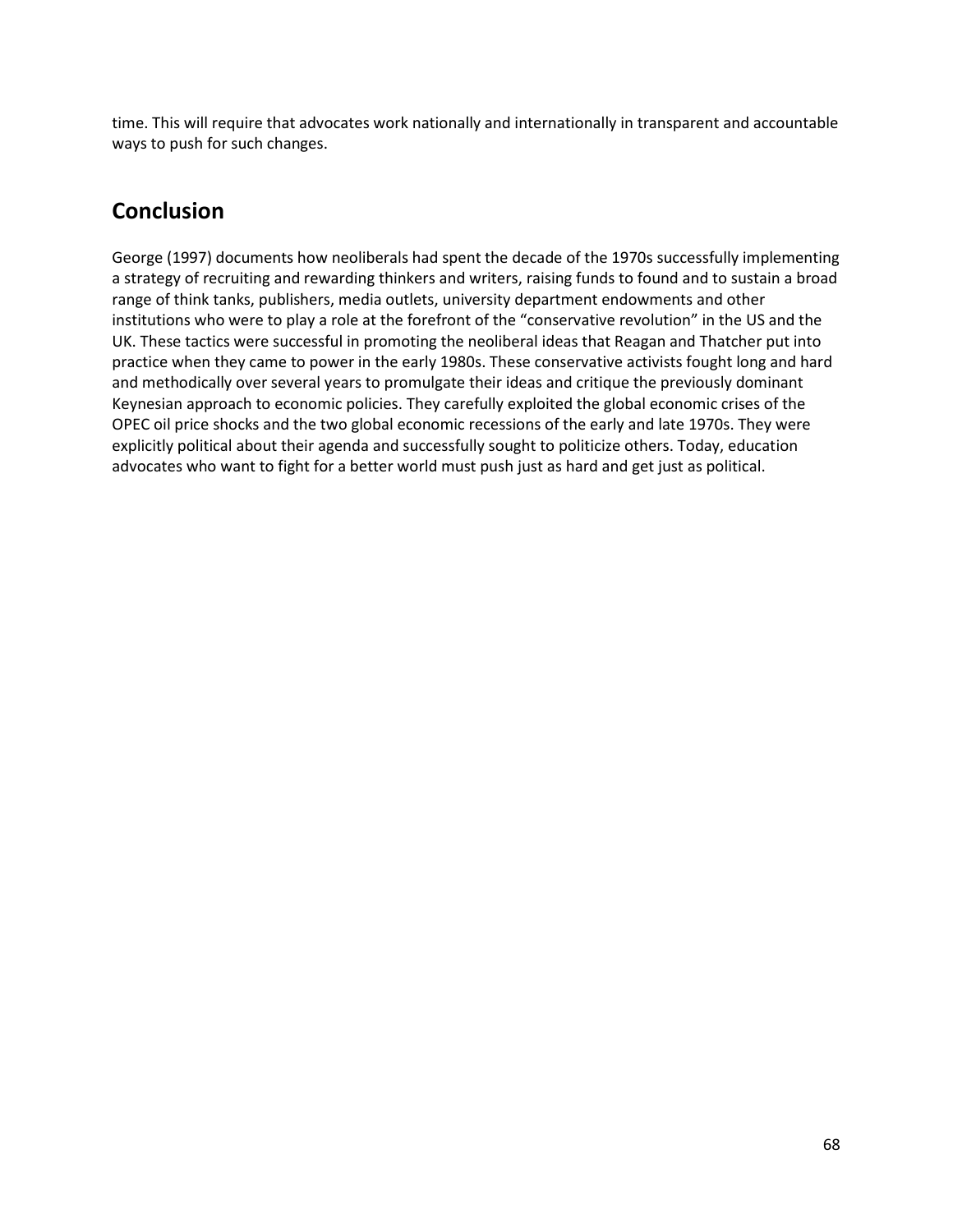time. This will require that advocates work nationally and internationally in transparent and accountable ways to push for such changes.

## Conclusion

George (1997) documents how neoliberals had spent the decade of the 1970s successfully implementing a strategy of recruiting and rewarding thinkers and writers, raising funds to found and to sustain a broad range of think tanks, publishers, media outlets, university department endowments and other institutions who were to play a role at the forefront of the "conservative revolution" in the US and the UK. These tactics were successful in promoting the neoliberal ideas that Reagan and Thatcher put into practice when they came to power in the early 1980s. These conservative activists fought long and hard and methodically over several years to promulgate their ideas and critique the previously dominant Keynesian approach to economic policies. They carefully exploited the global economic crises of the OPEC oil price shocks and the two global economic recessions of the early and late 1970s. They were explicitly political about their agenda and successfully sought to politicize others. Today, education advocates who want to fight for a better world must push just as hard and get just as political.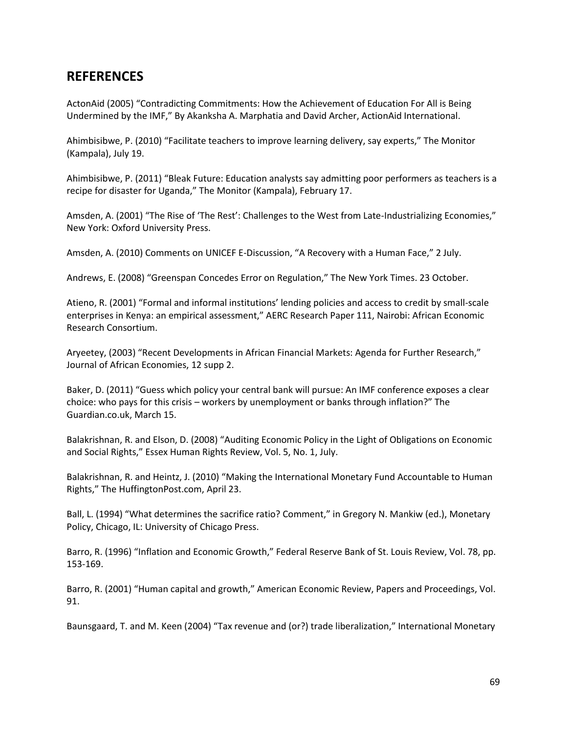## REFERENCES

ActonAid (2005) "Contradicting Commitments: How the Achievement of Education For All is Being Undermined by the IMF," By Akanksha A. Marphatia and David Archer, ActionAid International.

Ahimbisibwe, P. (2010) "Facilitate teachers to improve learning delivery, say experts," The Monitor (Kampala), July 19.

Ahimbisibwe, P. (2011) "Bleak Future: Education analysts say admitting poor performers as teachers is a recipe for disaster for Uganda," The Monitor (Kampala), February 17.

Amsden, A. (2001) "The Rise of 'The Rest': Challenges to the West from Late-Industrializing Economies," New York: Oxford University Press.

Amsden, A. (2010) Comments on UNICEF E-Discussion, "A Recovery with a Human Face," 2 July.

Andrews, E. (2008) "Greenspan Concedes Error on Regulation," The New York Times. 23 October.

Atieno, R. (2001) "Formal and informal institutions' lending policies and access to credit by small-scale enterprises in Kenya: an empirical assessment," AERC Research Paper 111, Nairobi: African Economic Research Consortium.

Aryeetey, (2003) "Recent Developments in African Financial Markets: Agenda for Further Research," Journal of African Economies, 12 supp 2.

Baker, D. (2011) "Guess which policy your central bank will pursue: An IMF conference exposes a clear choice: who pays for this crisis – workers by unemployment or banks through inflation?" The Guardian.co.uk, March 15.

Balakrishnan, R. and Elson, D. (2008) "Auditing Economic Policy in the Light of Obligations on Economic and Social Rights," Essex Human Rights Review, Vol. 5, No. 1, July.

Balakrishnan, R. and Heintz, J. (2010) "Making the International Monetary Fund Accountable to Human Rights," The HuffingtonPost.com, April 23.

Ball, L. (1994) "What determines the sacrifice ratio? Comment," in Gregory N. Mankiw (ed.), Monetary Policy, Chicago, IL: University of Chicago Press.

Barro, R. (1996) "Inflation and Economic Growth," Federal Reserve Bank of St. Louis Review, Vol. 78, pp. 153-169.

Barro, R. (2001) "Human capital and growth," American Economic Review, Papers and Proceedings, Vol. 91.

Baunsgaard, T. and M. Keen (2004) "Tax revenue and (or?) trade liberalization," International Monetary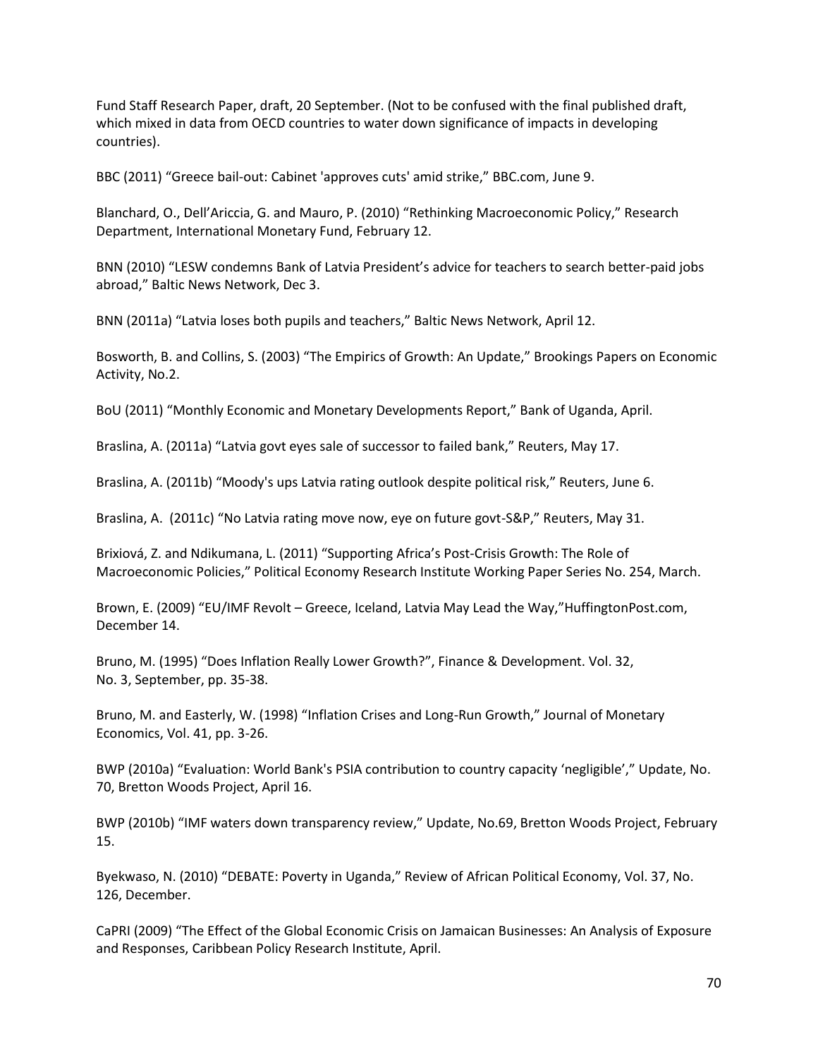Fund Staff Research Paper, draft, 20 September. (Not to be confused with the final published draft, which mixed in data from OECD countries to water down significance of impacts in developing countries).

BBC (2011) "Greece bail-out: Cabinet 'approves cuts' amid strike," BBC.com, June 9.

Blanchard, O., Dell'Ariccia, G. and Mauro, P. (2010) "Rethinking Macroeconomic Policy," Research Department, International Monetary Fund, February 12.

BNN (2010) "LESW condemns Bank of Latvia President's advice for teachers to search better-paid jobs abroad," Baltic News Network, Dec 3.

BNN (2011a) "Latvia loses both pupils and teachers," Baltic News Network, April 12.

Bosworth, B. and Collins, S. (2003) "The Empirics of Growth: An Update," Brookings Papers on Economic Activity, No.2.

BoU (2011) "Monthly Economic and Monetary Developments Report," Bank of Uganda, April.

Braslina, A. (2011a) "Latvia govt eyes sale of successor to failed bank," Reuters, May 17.

Braslina, A. (2011b) "Moody's ups Latvia rating outlook despite political risk," Reuters, June 6.

Braslina, A. (2011c) "No Latvia rating move now, eye on future govt-S&P," Reuters, May 31.

Brixiová, Z. and Ndikumana, L. (2011) "Supporting Africa's Post-Crisis Growth: The Role of Macroeconomic Policies," Political Economy Research Institute Working Paper Series No. 254, March.

Brown, E. (2009) "EU/IMF Revolt – Greece, Iceland, Latvia May Lead the Way,"HuffingtonPost.com, December 14.

Bruno, M. (1995) "Does Inflation Really Lower Growth?", Finance & Development. Vol. 32, No. 3, September, pp. 35-38.

Bruno, M. and Easterly, W. (1998) "Inflation Crises and Long-Run Growth," Journal of Monetary Economics, Vol. 41, pp. 3-26.

BWP (2010a) "Evaluation: World Bank's PSIA contribution to country capacity 'negligible'," Update, No. 70, Bretton Woods Project, April 16.

BWP (2010b) "IMF waters down transparency review," Update, No.69, Bretton Woods Project, February 15.

Byekwaso, N. (2010) "DEBATE: Poverty in Uganda," Review of African Political Economy, Vol. 37, No. 126, December.

CaPRI (2009) "The Effect of the Global Economic Crisis on Jamaican Businesses: An Analysis of Exposure and Responses, Caribbean Policy Research Institute, April.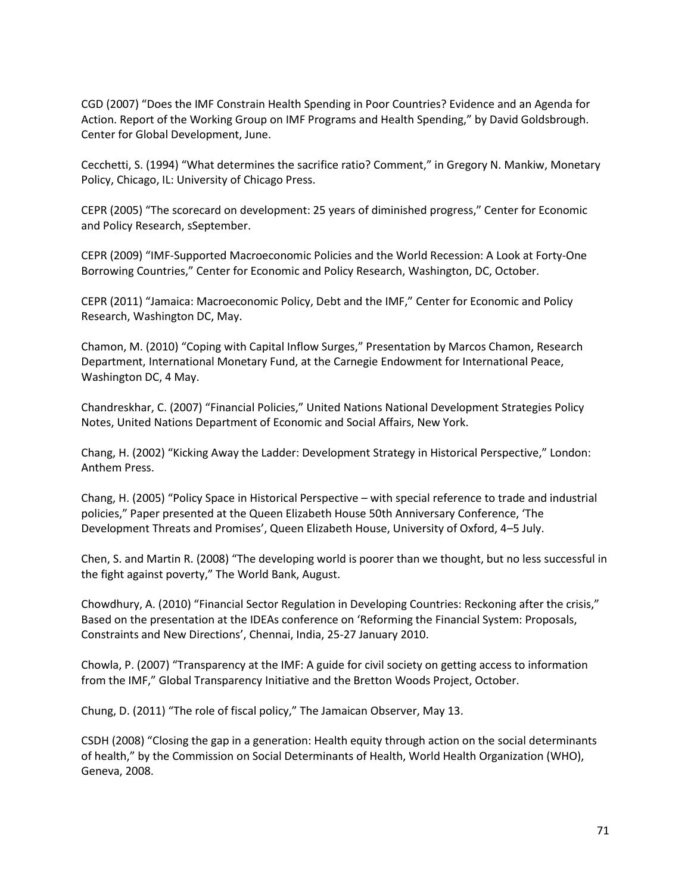CGD (2007) “Does the IMF Constrain Health Spending in Poor Countries? Evidence and an Agenda for Action. Report of the Working Group on IMF Programs and Health Spending,” by David Goldsbrough. Center for Global Development, June.

Cecchetti, S. (1994) “What determines the sacrifice ratio? Comment,” in Gregory N. Mankiw, Monetary Policy, Chicago, IL: University of Chicago Press.

CEPR (2005) “The scorecard on development: 25 years of diminished progress,” Center for Economic and Policy Research, sSeptember.

CEPR (2009) “IMF-Supported Macroeconomic Policies and the World Recession: A Look at Forty-One Borrowing Countries,” Center for Economic and Policy Research, Washington, DC, October.

CEPR (2011) “Jamaica: Macroeconomic Policy, Debt and the IMF,” Center for Economic and Policy Research, Washington DC, May.

Chamon, M. (2010) “Coping with Capital Inflow Surges,” Presentation by Marcos Chamon, Research Department, International Monetary Fund, at the Carnegie Endowment for International Peace, Washington DC, 4 May.

Chandreskhar, C. (2007) “Financial Policies,” United Nations National Development Strategies Policy Notes, United Nations Department of Economic and Social Affairs, New York.

Chang, H. (2002) “Kicking Away the Ladder: Development Strategy in Historical Perspective,” London: Anthem Press.

Chang, H. (2005) “Policy Space in Historical Perspective – with special reference to trade and industrial policies,” Paper presented at the Queen Elizabeth House 50th Anniversary Conference, ‘The Development Threats and Promises’, Queen Elizabeth House, University of Oxford, 4–5 July.

Chen, S. and Martin R. (2008) “The developing world is poorer than we thought, but no less successful in the fight against poverty,” The World Bank, August.

Chowdhury, A. (2010) “Financial Sector Regulation in Developing Countries: Reckoning after the crisis,” Based on the presentation at the IDEAs conference on ‘Reforming the Financial System: Proposals, Constraints and New Directions’, Chennai, India, 25-27 January 2010.

Chowla, P. (2007) “Transparency at the IMF: A guide for civil society on getting access to information from the IMF,” Global Transparency Initiative and the Bretton Woods Project, October.

Chung, D. (2011) “The role of fiscal policy,” The Jamaican Observer, May 13.

CSDH (2008) “Closing the gap in a generation: Health equity through action on the social determinants of health,” by the Commission on Social Determinants of Health, World Health Organization (WHO), Geneva, 2008.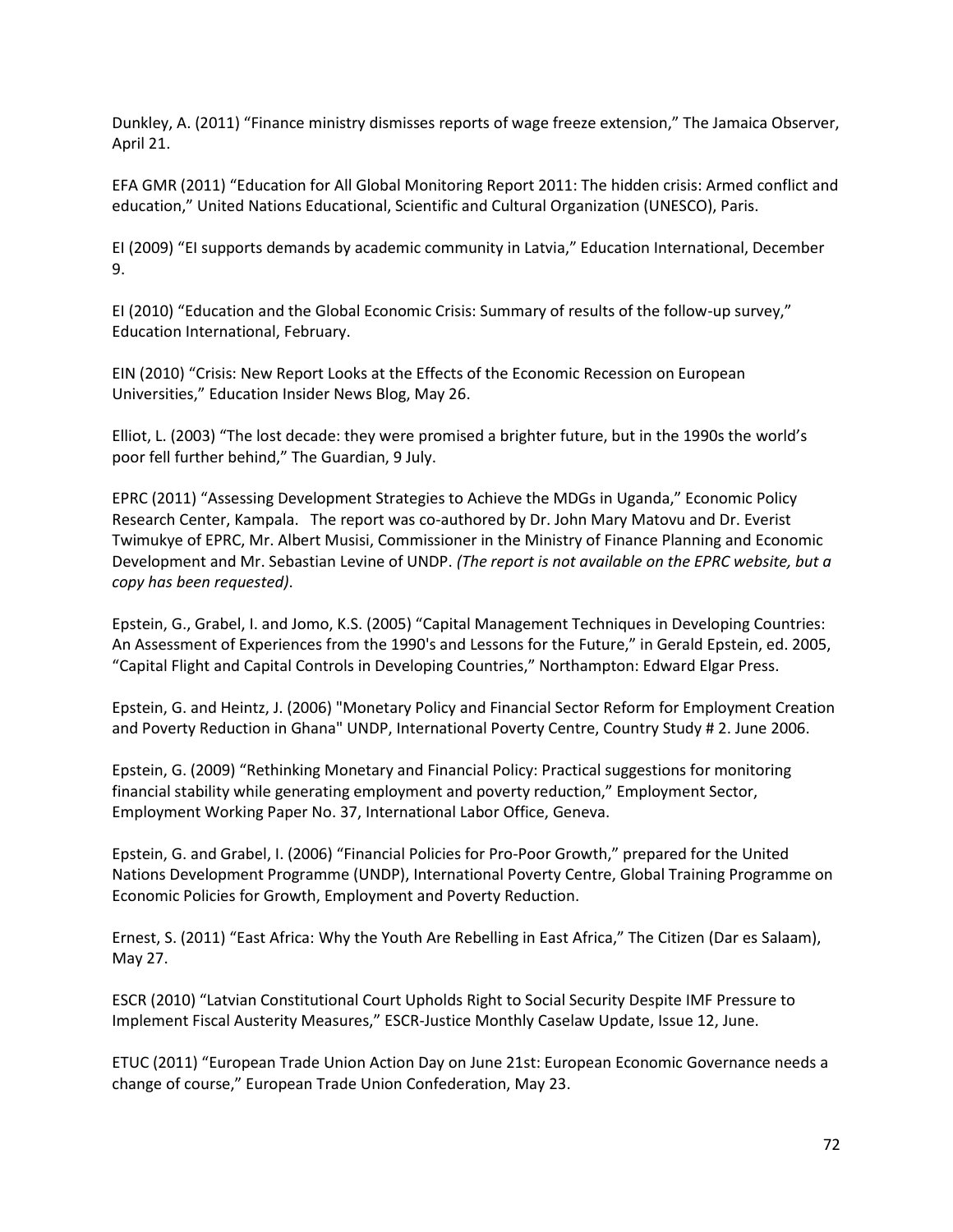Dunkley, A. (2011) "Finance ministry dismisses reports of wage freeze extension," The Jamaica Observer, April 21.

EFA GMR (2011) "Education for All Global Monitoring Report 2011: The hidden crisis: Armed conflict and education," United Nations Educational, Scientific and Cultural Organization (UNESCO), Paris.

EI (2009) "EI supports demands by academic community in Latvia," Education International, December 9.

EI (2010) "Education and the Global Economic Crisis: Summary of results of the follow-up survey," Education International, February.

EIN (2010) "Crisis: New Report Looks at the Effects of the Economic Recession on European Universities," Education Insider News Blog, May 26.

Elliot, L. (2003) "The lost decade: they were promised a brighter future, but in the 1990s the world's poor fell further behind," The Guardian, 9 July.

EPRC (2011) "Assessing Development Strategies to Achieve the MDGs in Uganda," Economic Policy Research Center, Kampala. The report was co-authored by Dr. John Mary Matovu and Dr. Everist Twimukye of EPRC, Mr. Albert Musisi, Commissioner in the Ministry of Finance Planning and Economic Development and Mr. Sebastian Levine of UNDP. *(The report is not available on the EPRC website, but a copy has been requested)*.

Epstein, G., Grabel, I. and Jomo, K.S. (2005) "Capital Management Techniques in Developing Countries: An Assessment of Experiences from the 1990's and Lessons for the Future," in Gerald Epstein, ed. 2005, "Capital Flight and Capital Controls in Developing Countries," Northampton: Edward Elgar Press.

Epstein, G. and Heintz, J. (2006) "Monetary Policy and Financial Sector Reform for Employment Creation and Poverty Reduction in Ghana" UNDP, International Poverty Centre, Country Study # 2. June 2006.

Epstein, G. (2009) "Rethinking Monetary and Financial Policy: Practical suggestions for monitoring financial stability while generating employment and poverty reduction," Employment Sector, Employment Working Paper No. 37, International Labor Office, Geneva.

Epstein, G. and Grabel, I. (2006) "Financial Policies for Pro-Poor Growth," prepared for the United Nations Development Programme (UNDP), International Poverty Centre, Global Training Programme on Economic Policies for Growth, Employment and Poverty Reduction.

Ernest, S. (2011) "East Africa: Why the Youth Are Rebelling in East Africa," The Citizen (Dar es Salaam), May 27.

ESCR (2010) "Latvian Constitutional Court Upholds Right to Social Security Despite IMF Pressure to Implement Fiscal Austerity Measures," ESCR-Justice Monthly Caselaw Update, Issue 12, June.

ETUC (2011) "European Trade Union Action Day on June 21st: European Economic Governance needs a change of course," European Trade Union Confederation, May 23.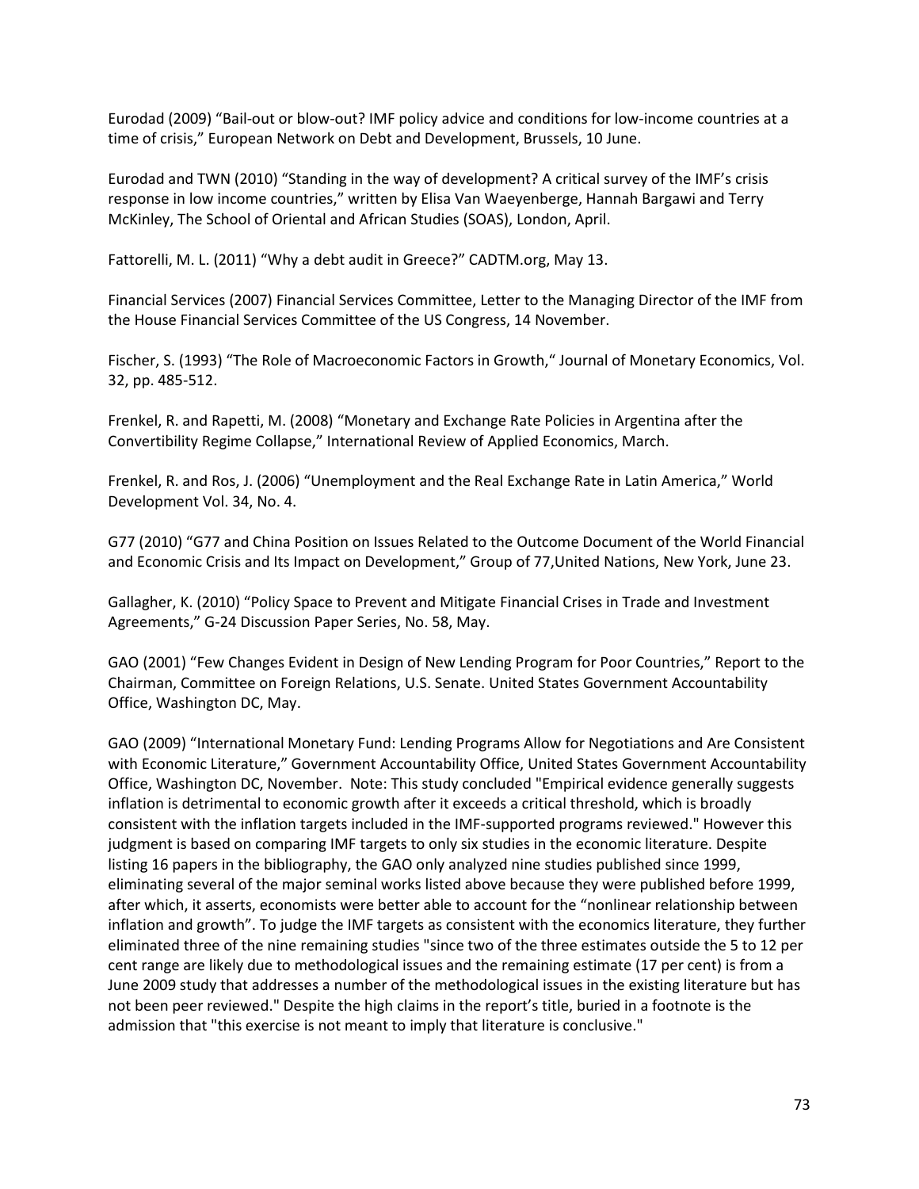Eurodad (2009) "Bail-out or blow-out? IMF policy advice and conditions for low-income countries at a time of crisis," European Network on Debt and Development, Brussels, 10 June.

Eurodad and TWN (2010) "Standing in the way of development? A critical survey of the IMF's crisis response in low income countries," written by Elisa Van Waeyenberge, Hannah Bargawi and Terry McKinley, The School of Oriental and African Studies (SOAS), London, April.

Fattorelli, M. L. (2011) "Why a debt audit in Greece?" CADTM.org, May 13.

Financial Services (2007) Financial Services Committee, Letter to the Managing Director of the IMF from the House Financial Services Committee of the US Congress, 14 November.

Fischer, S. (1993) "The Role of Macroeconomic Factors in Growth," Journal of Monetary Economics, Vol. 32, pp. 485-512.

Frenkel, R. and Rapetti, M. (2008) "Monetary and Exchange Rate Policies in Argentina after the Convertibility Regime Collapse," International Review of Applied Economics, March.

Frenkel, R. and Ros, J. (2006) "Unemployment and the Real Exchange Rate in Latin America," World Development Vol. 34, No. 4.

G77 (2010) "G77 and China Position on Issues Related to the Outcome Document of the World Financial and Economic Crisis and Its Impact on Development," Group of 77,United Nations, New York, June 23.

Gallagher, K. (2010) "Policy Space to Prevent and Mitigate Financial Crises in Trade and Investment Agreements," G-24 Discussion Paper Series, No. 58, May.

GAO (2001) "Few Changes Evident in Design of New Lending Program for Poor Countries," Report to the Chairman, Committee on Foreign Relations, U.S. Senate. United States Government Accountability Office, Washington DC, May.

GAO (2009) "International Monetary Fund: Lending Programs Allow for Negotiations and Are Consistent with Economic Literature," Government Accountability Office, United States Government Accountability Office, Washington DC, November. Note: This study concluded "Empirical evidence generally suggests inflation is detrimental to economic growth after it exceeds a critical threshold, which is broadly consistent with the inflation targets included in the IMF-supported programs reviewed." However this judgment is based on comparing IMF targets to only six studies in the economic literature. Despite listing 16 papers in the bibliography, the GAO only analyzed nine studies published since 1999, eliminating several of the major seminal works listed above because they were published before 1999, after which, it asserts, economists were better able to account for the "nonlinear relationship between inflation and growth". To judge the IMF targets as consistent with the economics literature, they further eliminated three of the nine remaining studies "since two of the three estimates outside the 5 to 12 per cent range are likely due to methodological issues and the remaining estimate (17 per cent) is from a June 2009 study that addresses a number of the methodological issues in the existing literature but has not been peer reviewed." Despite the high claims in the report's title, buried in a footnote is the admission that "this exercise is not meant to imply that literature is conclusive."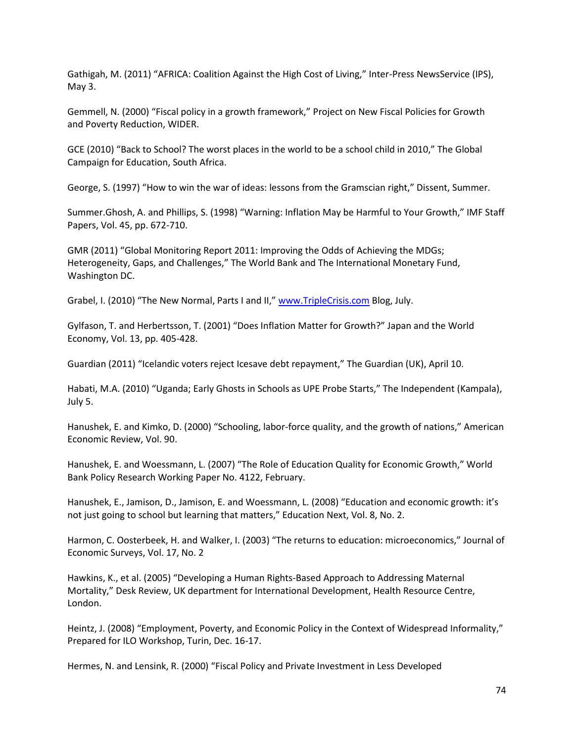Gathigah, M. (2011) "AFRICA: Coalition Against the High Cost of Living," Inter-Press NewsService (IPS), May 3.

Gemmell, N. (2000) "Fiscal policy in a growth framework," Project on New Fiscal Policies for Growth and Poverty Reduction, WIDER.

GCE (2010) "Back to School? The worst places in the world to be a school child in 2010," The Global Campaign for Education, South Africa.

George, S. (1997) "How to win the war of ideas: lessons from the Gramscian right," Dissent, Summer.

Summer.Ghosh, A. and Phillips, S. (1998) "Warning: Inflation May be Harmful to Your Growth," IMF Staff Papers, Vol. 45, pp. 672-710.

GMR (2011) "Global Monitoring Report 2011: Improving the Odds of Achieving the MDGs; Heterogeneity, Gaps, and Challenges," The World Bank and The International Monetary Fund, Washington DC.

Grabel, I. (2010) "The New Normal, Parts I and II," www.TripleCrisis.com Blog, July.

Gylfason, T. and Herbertsson, T. (2001) "Does Inflation Matter for Growth?" Japan and the World Economy, Vol. 13, pp. 405-428.

Guardian (2011) "Icelandic voters reject Icesave debt repayment," The Guardian (UK), April 10.

Habati, M.A. (2010) "Uganda; Early Ghosts in Schools as UPE Probe Starts," The Independent (Kampala), July 5.

Hanushek, E. and Kimko, D. (2000) "Schooling, labor-force quality, and the growth of nations," American Economic Review, Vol. 90.

Hanushek, E. and Woessmann, L. (2007) "The Role of Education Quality for Economic Growth," World Bank Policy Research Working Paper No. 4122, February.

Hanushek, E., Jamison, D., Jamison, E. and Woessmann, L. (2008) "Education and economic growth: it's not just going to school but learning that matters," Education Next, Vol. 8, No. 2.

Harmon, C. Oosterbeek, H. and Walker, I. (2003) "The returns to education: microeconomics," Journal of Economic Surveys, Vol. 17, No. 2

Hawkins, K., et al. (2005) "Developing a Human Rights-Based Approach to Addressing Maternal Mortality," Desk Review, UK department for International Development, Health Resource Centre, London.

Heintz, J. (2008) "Employment, Poverty, and Economic Policy in the Context of Widespread Informality," Prepared for ILO Workshop, Turin, Dec. 16-17.

Hermes, N. and Lensink, R. (2000) "Fiscal Policy and Private Investment in Less Developed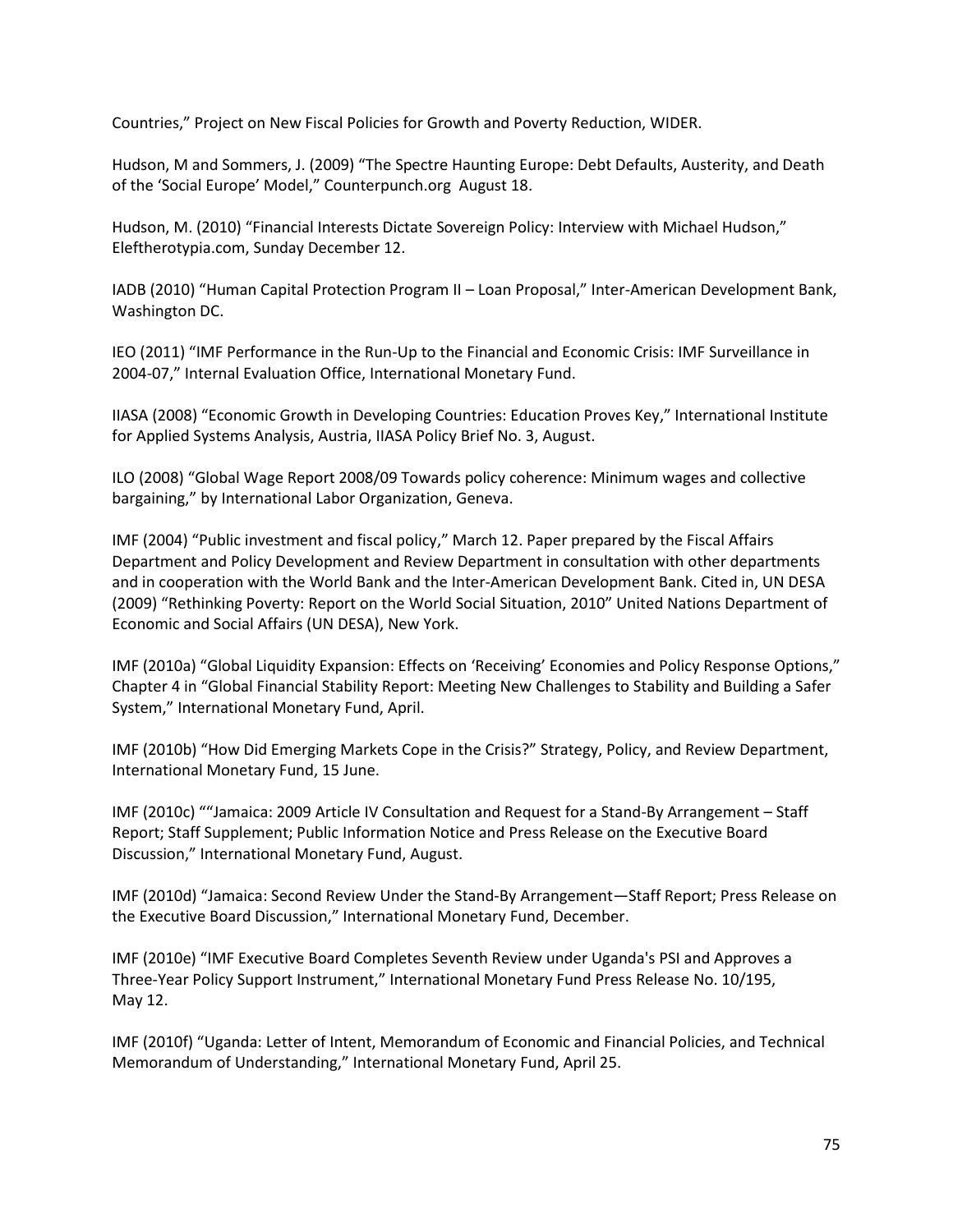Countries," Project on New Fiscal Policies for Growth and Poverty Reduction, WIDER.

Hudson, M and Sommers, J. (2009) "The Spectre Haunting Europe: Debt Defaults, Austerity, and Death of the 'Social Europe' Model," Counterpunch.org August 18.

Hudson, M. (2010) "Financial Interests Dictate Sovereign Policy: Interview with Michael Hudson," Eleftherotypia.com, Sunday December 12.

IADB (2010) "Human Capital Protection Program II – Loan Proposal," Inter-American Development Bank, Washington DC.

IEO (2011) "IMF Performance in the Run-Up to the Financial and Economic Crisis: IMF Surveillance in 2004-07," Internal Evaluation Office, International Monetary Fund.

IIASA (2008) "Economic Growth in Developing Countries: Education Proves Key," International Institute for Applied Systems Analysis, Austria, IIASA Policy Brief No. 3, August.

ILO (2008) "Global Wage Report 2008/09 Towards policy coherence: Minimum wages and collective bargaining," by International Labor Organization, Geneva.

IMF (2004) "Public investment and fiscal policy," March 12. Paper prepared by the Fiscal Affairs Department and Policy Development and Review Department in consultation with other departments and in cooperation with the World Bank and the Inter-American Development Bank. Cited in, UN DESA (2009) "Rethinking Poverty: Report on the World Social Situation, 2010" United Nations Department of Economic and Social Affairs (UN DESA), New York.

IMF (2010a) "Global Liquidity Expansion: Effects on 'Receiving' Economies and Policy Response Options," Chapter 4 in "Global Financial Stability Report: Meeting New Challenges to Stability and Building a Safer System," International Monetary Fund, April.

IMF (2010b) "How Did Emerging Markets Cope in the Crisis?" Strategy, Policy, and Review Department, International Monetary Fund, 15 June.

IMF (2010c) ""Jamaica: 2009 Article IV Consultation and Request for a Stand-By Arrangement – Staff Report; Staff Supplement; Public Information Notice and Press Release on the Executive Board Discussion," International Monetary Fund, August.

IMF (2010d) "Jamaica: Second Review Under the Stand-By Arrangement—Staff Report; Press Release on the Executive Board Discussion," International Monetary Fund, December.

IMF (2010e) "IMF Executive Board Completes Seventh Review under Uganda's PSI and Approves a Three-Year Policy Support Instrument," International Monetary Fund Press Release No. 10/195, May 12.

IMF (2010f) "Uganda: Letter of Intent, Memorandum of Economic and Financial Policies, and Technical Memorandum of Understanding," International Monetary Fund, April 25.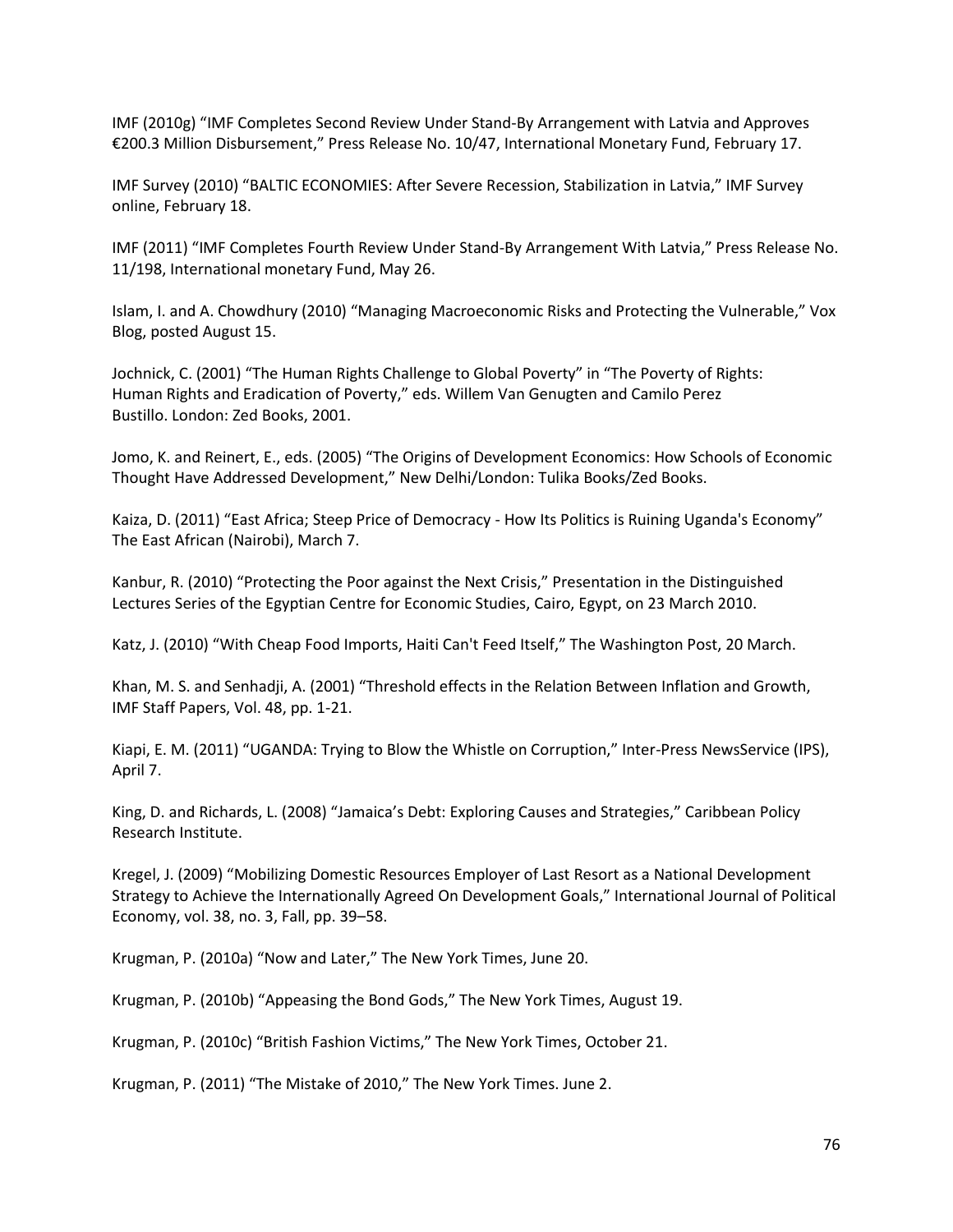IMF (2010g) "IMF Completes Second Review Under Stand-By Arrangement with Latvia and Approves €200.3 Million Disbursement," Press Release No. 10/47, International Monetary Fund, February 17.

IMF Survey (2010) "BALTIC ECONOMIES: After Severe Recession, Stabilization in Latvia," IMF Survey online, February 18.

IMF (2011) "IMF Completes Fourth Review Under Stand-By Arrangement With Latvia," Press Release No. 11/198, International monetary Fund, May 26.

Islam, I. and A. Chowdhury (2010) "Managing Macroeconomic Risks and Protecting the Vulnerable," Vox Blog, posted August 15.

Jochnick, C. (2001) "The Human Rights Challenge to Global Poverty" in "The Poverty of Rights: Human Rights and Eradication of Poverty," eds. Willem Van Genugten and Camilo Perez Bustillo. London: Zed Books, 2001.

Jomo, K. and Reinert, E., eds. (2005) "The Origins of Development Economics: How Schools of Economic Thought Have Addressed Development," New Delhi/London: Tulika Books/Zed Books.

Kaiza, D. (2011) "East Africa; Steep Price of Democracy - How Its Politics is Ruining Uganda's Economy" The East African (Nairobi), March 7.

Kanbur, R. (2010) "Protecting the Poor against the Next Crisis," Presentation in the Distinguished Lectures Series of the Egyptian Centre for Economic Studies, Cairo, Egypt, on 23 March 2010.

Katz, J. (2010) "With Cheap Food Imports, Haiti Can't Feed Itself," The Washington Post, 20 March.

Khan, M. S. and Senhadji, A. (2001) "Threshold effects in the Relation Between Inflation and Growth, IMF Staff Papers, Vol. 48, pp. 1-21.

Kiapi, E. M. (2011) "UGANDA: Trying to Blow the Whistle on Corruption," Inter-Press NewsService (IPS), April 7.

King, D. and Richards, L. (2008) "Jamaica's Debt: Exploring Causes and Strategies," Caribbean Policy Research Institute.

Kregel, J. (2009) "Mobilizing Domestic Resources Employer of Last Resort as a National Development Strategy to Achieve the Internationally Agreed On Development Goals," International Journal of Political Economy, vol. 38, no. 3, Fall, pp. 39–58.

Krugman, P. (2010a) "Now and Later," The New York Times, June 20.

Krugman, P. (2010b) "Appeasing the Bond Gods," The New York Times, August 19.

Krugman, P. (2010c) "British Fashion Victims," The New York Times, October 21.

Krugman, P. (2011) "The Mistake of 2010," The New York Times. June 2.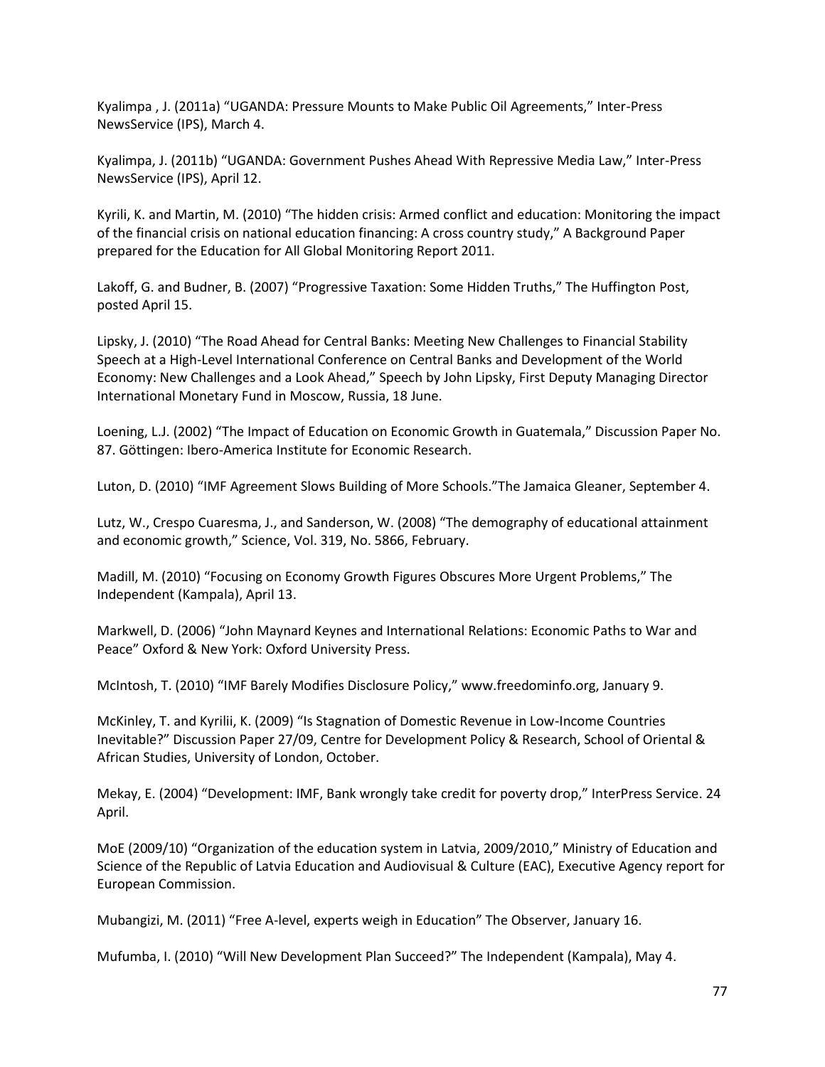Kyalimpa , J. (2011a) “UGANDA: Pressure Mounts to Make Public Oil Agreements,” Inter-Press NewsService (IPS), March 4.

Kyalimpa, J. (2011b) “UGANDA: Government Pushes Ahead With Repressive Media Law,” Inter-Press NewsService (IPS), April 12.

Kyrili, K. and Martin, M. (2010) “The hidden crisis: Armed conflict and education: Monitoring the impact of the financial crisis on national education financing: A cross country study,” A Background Paper prepared for the Education for All Global Monitoring Report 2011.

Lakoff, G. and Budner, B. (2007) “Progressive Taxation: Some Hidden Truths,” The Huffington Post, posted April 15.

Lipsky, J. (2010) “The Road Ahead for Central Banks: Meeting New Challenges to Financial Stability Speech at a High-Level International Conference on Central Banks and Development of the World Economy: New Challenges and a Look Ahead,” Speech by John Lipsky, First Deputy Managing Director International Monetary Fund in Moscow, Russia, 18 June.

Loening, L.J. (2002) “The Impact of Education on Economic Growth in Guatemala,” Discussion Paper No. 87. Göttingen: Ibero-America Institute for Economic Research.

Luton, D. (2010) “IMF Agreement Slows Building of More Schools.”The Jamaica Gleaner, September 4.

Lutz, W., Crespo Cuaresma, J., and Sanderson, W. (2008) “The demography of educational attainment and economic growth,” Science, Vol. 319, No. 5866, February.

Madill, M. (2010) “Focusing on Economy Growth Figures Obscures More Urgent Problems,” The Independent (Kampala), April 13.

Markwell, D. (2006) “John Maynard Keynes and International Relations: Economic Paths to War and Peace” Oxford & New York: Oxford University Press.

McIntosh, T. (2010) “IMF Barely Modifies Disclosure Policy,” www.freedominfo.org, January 9.

McKinley, T. and Kyrilii, K. (2009) “Is Stagnation of Domestic Revenue in Low-Income Countries Inevitable?” Discussion Paper 27/09, Centre for Development Policy & Research, School of Oriental & African Studies, University of London, October.

Mekay, E. (2004) “Development: IMF, Bank wrongly take credit for poverty drop,” InterPress Service. 24 April.

MoE (2009/10) “Organization of the education system in Latvia, 2009/2010,” Ministry of Education and Science of the Republic of Latvia Education and Audiovisual & Culture (EAC), Executive Agency report for European Commission.

Mubangizi, M. (2011) “Free A-level, experts weigh in Education” The Observer, January 16.

Mufumba, I. (2010) “Will New Development Plan Succeed?” The Independent (Kampala), May 4.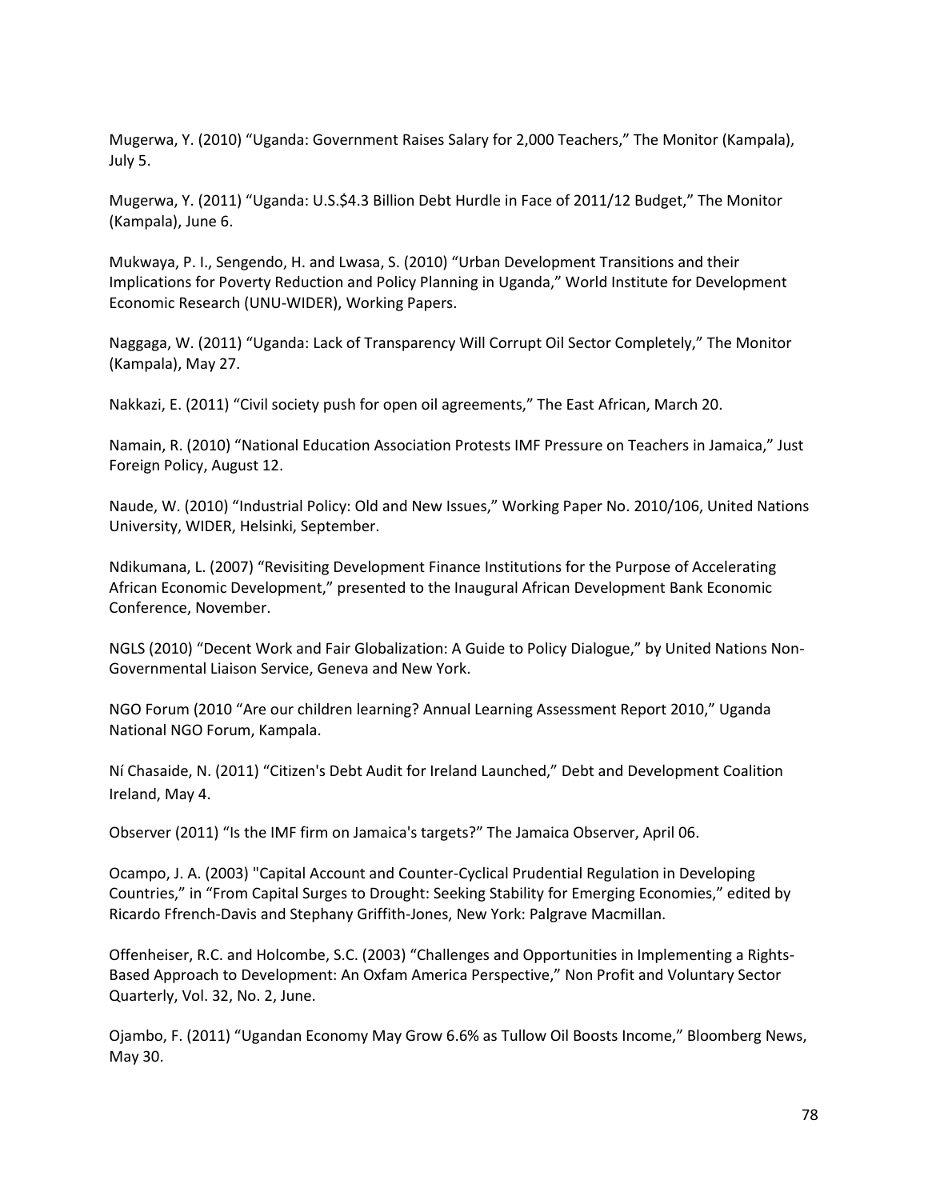Mugerwa, Y. (2010) “Uganda: Government Raises Salary for 2,000 Teachers,” The Monitor (Kampala), July 5.

Mugerwa, Y. (2011) “Uganda: U.S.$4.3 Billion Debt Hurdle in Face of 2011/12 Budget,” The Monitor (Kampala), June 6.

Mukwaya, P. I., Sengendo, H. and Lwasa, S. (2010) “Urban Development Transitions and their Implications for Poverty Reduction and Policy Planning in Uganda,” World Institute for Development Economic Research (UNU-WIDER), Working Papers.

Naggaga, W. (2011) “Uganda: Lack of Transparency Will Corrupt Oil Sector Completely,” The Monitor (Kampala), May 27.

Nakkazi, E. (2011) “Civil society push for open oil agreements,” The East African, March 20.

Namain, R. (2010) “National Education Association Protests IMF Pressure on Teachers in Jamaica,” Just Foreign Policy, August 12.

Naude, W. (2010) “Industrial Policy: Old and New Issues,” Working Paper No. 2010/106, United Nations University, WIDER, Helsinki, September.

Ndikumana, L. (2007) “Revisiting Development Finance Institutions for the Purpose of Accelerating African Economic Development,” presented to the Inaugural African Development Bank Economic Conference, November.

NGLS (2010) “Decent Work and Fair Globalization: A Guide to Policy Dialogue,” by United Nations Non-Governmental Liaison Service, Geneva and New York.

NGO Forum (2010 “Are our children learning? Annual Learning Assessment Report 2010,” Uganda National NGO Forum, Kampala.

Ní Chasaide, N. (2011) “Citizen's Debt Audit for Ireland Launched,” Debt and Development Coalition Ireland, May 4.

Observer (2011) “Is the IMF firm on Jamaica's targets?” The Jamaica Observer, April 06.

Ocampo, J. A. (2003) "Capital Account and Counter-Cyclical Prudential Regulation in Developing Countries,” in “From Capital Surges to Drought: Seeking Stability for Emerging Economies,” edited by Ricardo Ffrench-Davis and Stephany Griffith-Jones, New York: Palgrave Macmillan.

Offenheiser, R.C. and Holcombe, S.C. (2003) “Challenges and Opportunities in Implementing a Rights-Based Approach to Development: An Oxfam America Perspective,” Non Profit and Voluntary Sector Quarterly, Vol. 32, No. 2, June.

Ojambo, F. (2011) “Ugandan Economy May Grow 6.6% as Tullow Oil Boosts Income,” Bloomberg News, May 30.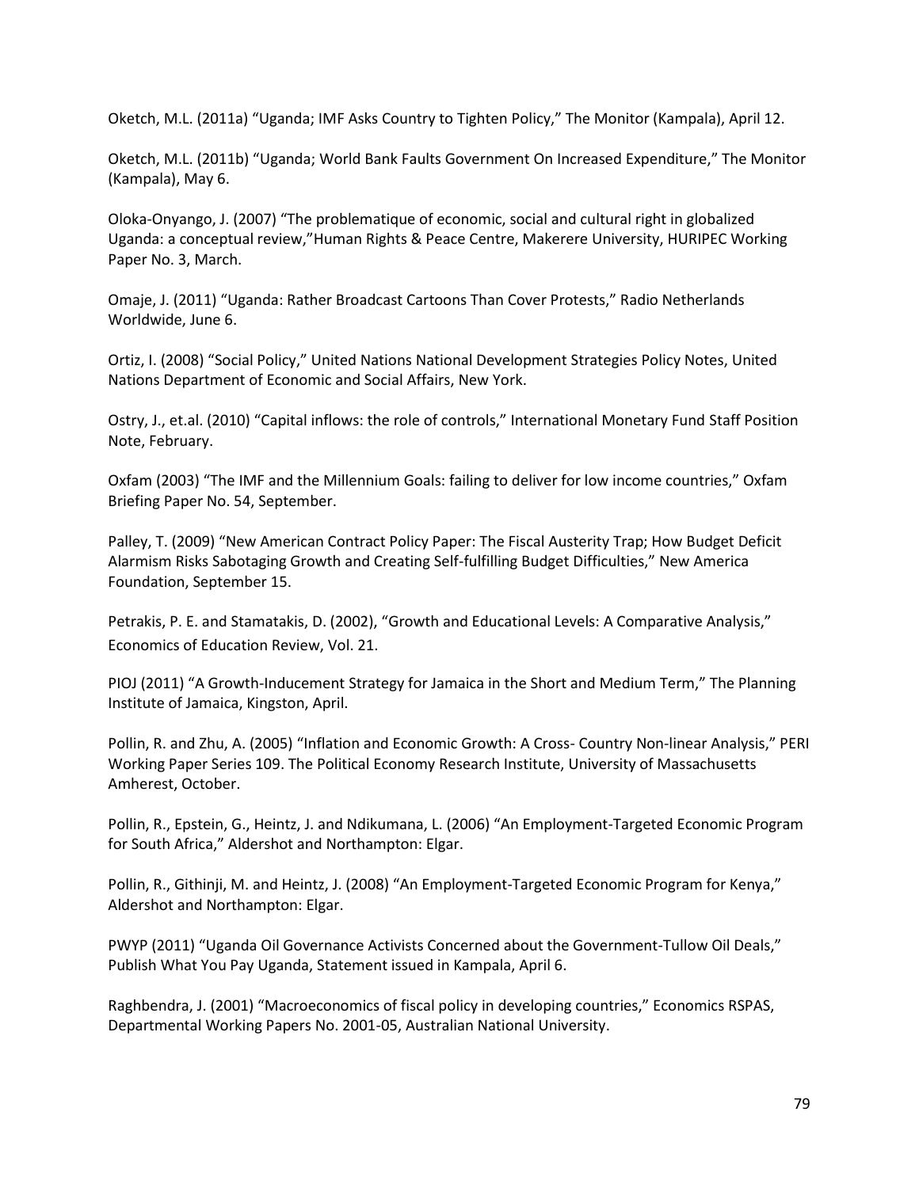Oketch, M.L. (2011a) “Uganda; IMF Asks Country to Tighten Policy,” The Monitor (Kampala), April 12.

Oketch, M.L. (2011b) “Uganda; World Bank Faults Government On Increased Expenditure,” The Monitor (Kampala), May 6.

Oloka-Onyango, J. (2007) “The problematique of economic, social and cultural right in globalized Uganda: a conceptual review,”Human Rights & Peace Centre, Makerere University, HURIPEC Working Paper No. 3, March.

Omaje, J. (2011) “Uganda: Rather Broadcast Cartoons Than Cover Protests,” Radio Netherlands Worldwide, June 6.

Ortiz, I. (2008) “Social Policy,” United Nations National Development Strategies Policy Notes, United Nations Department of Economic and Social Affairs, New York.

Ostry, J., et.al. (2010) “Capital inflows: the role of controls,” International Monetary Fund Staff Position Note, February.

Oxfam (2003) “The IMF and the Millennium Goals: failing to deliver for low income countries,” Oxfam Briefing Paper No. 54, September.

Palley, T. (2009) “New American Contract Policy Paper: The Fiscal Austerity Trap; How Budget Deficit Alarmism Risks Sabotaging Growth and Creating Self-fulfilling Budget Difficulties,” New America Foundation, September 15.

Petrakis, P. E. and Stamatakis, D. (2002), “Growth and Educational Levels: A Comparative Analysis,” Economics of Education Review, Vol. 21.

PIOJ (2011) “A Growth-Inducement Strategy for Jamaica in the Short and Medium Term,” The Planning Institute of Jamaica, Kingston, April.

Pollin, R. and Zhu, A. (2005) “Inflation and Economic Growth: A Cross- Country Non-linear Analysis,” PERI Working Paper Series 109. The Political Economy Research Institute, University of Massachusetts Amherest, October.

Pollin, R., Epstein, G., Heintz, J. and Ndikumana, L. (2006) “An Employment-Targeted Economic Program for South Africa,” Aldershot and Northampton: Elgar.

Pollin, R., Githinji, M. and Heintz, J. (2008) “An Employment-Targeted Economic Program for Kenya,” Aldershot and Northampton: Elgar.

PWYP (2011) “Uganda Oil Governance Activists Concerned about the Government-Tullow Oil Deals,” Publish What You Pay Uganda, Statement issued in Kampala, April 6.

Raghbendra, J. (2001) “Macroeconomics of fiscal policy in developing countries,” Economics RSPAS, Departmental Working Papers No. 2001-05, Australian National University.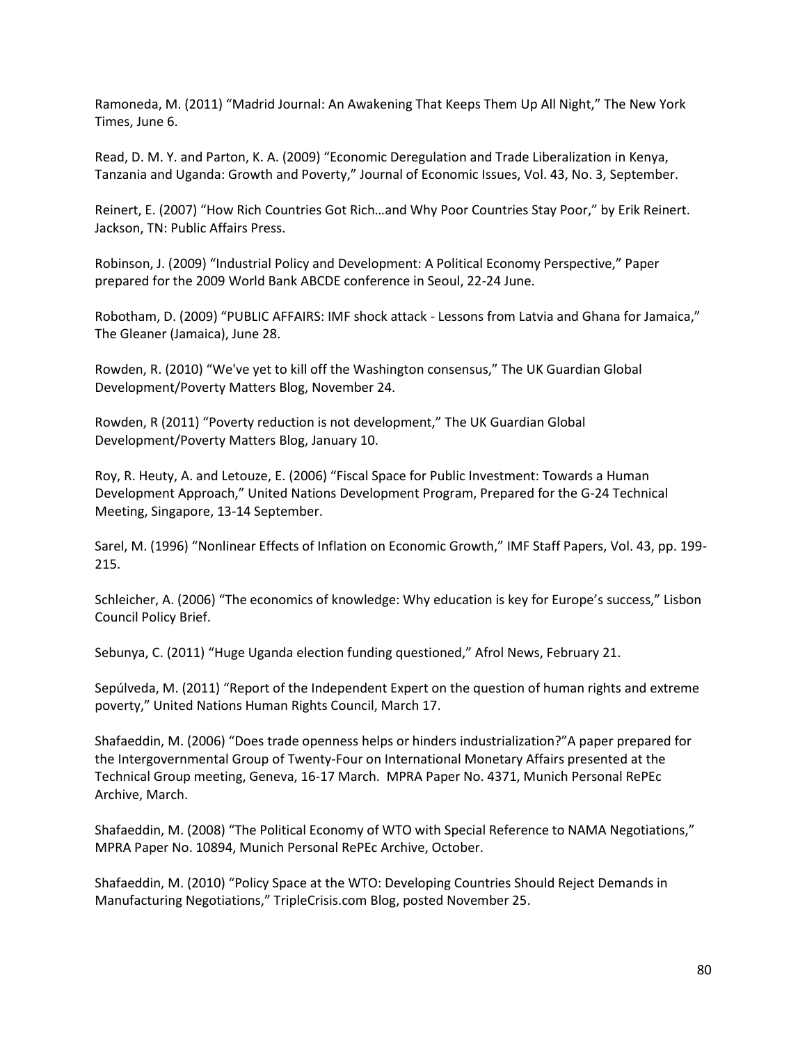Ramoneda, M. (2011) "Madrid Journal: An Awakening That Keeps Them Up All Night," The New York Times, June 6.

Read, D. M. Y. and Parton, K. A. (2009) "Economic Deregulation and Trade Liberalization in Kenya, Tanzania and Uganda: Growth and Poverty," Journal of Economic Issues, Vol. 43, No. 3, September.

Reinert, E. (2007) "How Rich Countries Got Rich…and Why Poor Countries Stay Poor," by Erik Reinert. Jackson, TN: Public Affairs Press.

Robinson, J. (2009) "Industrial Policy and Development: A Political Economy Perspective," Paper prepared for the 2009 World Bank ABCDE conference in Seoul, 22-24 June.

Robotham, D. (2009) "PUBLIC AFFAIRS: IMF shock attack - Lessons from Latvia and Ghana for Jamaica," The Gleaner (Jamaica), June 28.

Rowden, R. (2010) "We've yet to kill off the Washington consensus," The UK Guardian Global Development/Poverty Matters Blog, November 24.

Rowden, R (2011) "Poverty reduction is not development," The UK Guardian Global Development/Poverty Matters Blog, January 10.

Roy, R. Heuty, A. and Letouze, E. (2006) "Fiscal Space for Public Investment: Towards a Human Development Approach," United Nations Development Program, Prepared for the G-24 Technical Meeting, Singapore, 13-14 September.

Sarel, M. (1996) "Nonlinear Effects of Inflation on Economic Growth," IMF Staff Papers, Vol. 43, pp. 199-215.

Schleicher, A. (2006) "The economics of knowledge: Why education is key for Europe's success," Lisbon Council Policy Brief.

Sebunya, C. (2011) "Huge Uganda election funding questioned," Afrol News, February 21.

Sepúlveda, M. (2011) "Report of the Independent Expert on the question of human rights and extreme poverty," United Nations Human Rights Council, March 17.

Shafaeddin, M. (2006) "Does trade openness helps or hinders industrialization?"A paper prepared for the Intergovernmental Group of Twenty-Four on International Monetary Affairs presented at the Technical Group meeting, Geneva, 16-17 March. MPRA Paper No. 4371, Munich Personal RePEc Archive, March.

Shafaeddin, M. (2008) "The Political Economy of WTO with Special Reference to NAMA Negotiations," MPRA Paper No. 10894, Munich Personal RePEc Archive, October.

Shafaeddin, M. (2010) "Policy Space at the WTO: Developing Countries Should Reject Demands in Manufacturing Negotiations," TripleCrisis.com Blog, posted November 25.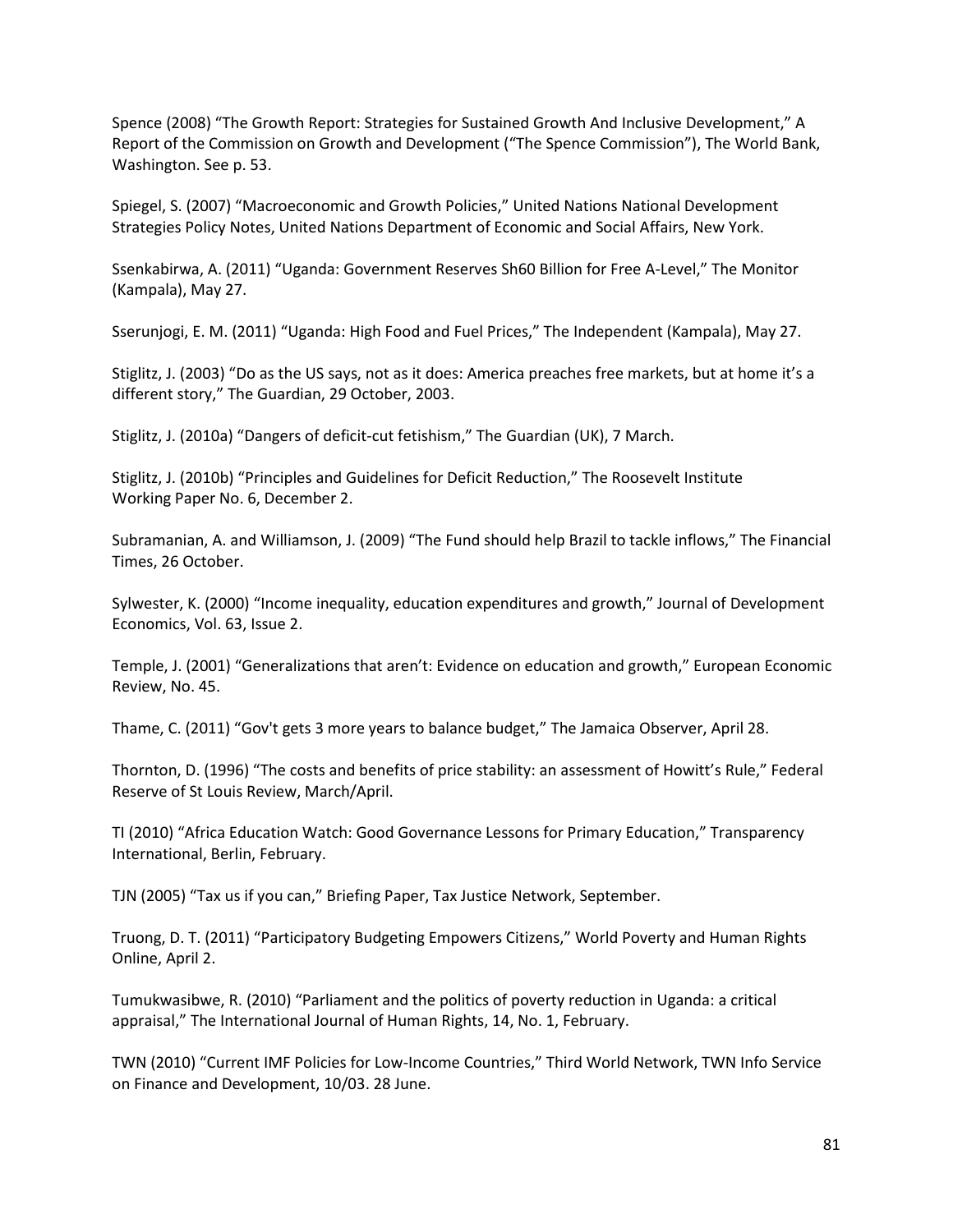Spence (2008) "The Growth Report: Strategies for Sustained Growth And Inclusive Development," A Report of the Commission on Growth and Development ("The Spence Commission"), The World Bank, Washington. See p. 53.

Spiegel, S. (2007) "Macroeconomic and Growth Policies," United Nations National Development Strategies Policy Notes, United Nations Department of Economic and Social Affairs, New York.

Ssenkabirwa, A. (2011) "Uganda: Government Reserves Sh60 Billion for Free A-Level," The Monitor (Kampala), May 27.

Sserunjogi, E. M. (2011) "Uganda: High Food and Fuel Prices," The Independent (Kampala), May 27.

Stiglitz, J. (2003) "Do as the US says, not as it does: America preaches free markets, but at home it's a different story," The Guardian, 29 October, 2003.

Stiglitz, J. (2010a) "Dangers of deficit-cut fetishism," The Guardian (UK), 7 March.

Stiglitz, J. (2010b) "Principles and Guidelines for Deficit Reduction," The Roosevelt Institute Working Paper No. 6, December 2.

Subramanian, A. and Williamson, J. (2009) "The Fund should help Brazil to tackle inflows," The Financial Times, 26 October.

Sylwester, K. (2000) "Income inequality, education expenditures and growth," Journal of Development Economics, Vol. 63, Issue 2.

Temple, J. (2001) "Generalizations that aren't: Evidence on education and growth," European Economic Review, No. 45.

Thame, C. (2011) "Gov't gets 3 more years to balance budget," The Jamaica Observer, April 28.

Thornton, D. (1996) "The costs and benefits of price stability: an assessment of Howitt's Rule," Federal Reserve of St Louis Review, March/April.

TI (2010) "Africa Education Watch: Good Governance Lessons for Primary Education," Transparency International, Berlin, February.

TJN (2005) "Tax us if you can," Briefing Paper, Tax Justice Network, September.

Truong, D. T. (2011) "Participatory Budgeting Empowers Citizens," World Poverty and Human Rights Online, April 2.

Tumukwasibwe, R. (2010) "Parliament and the politics of poverty reduction in Uganda: a critical appraisal," The International Journal of Human Rights, 14, No. 1, February.

TWN (2010) "Current IMF Policies for Low-Income Countries," Third World Network, TWN Info Service on Finance and Development, 10/03. 28 June.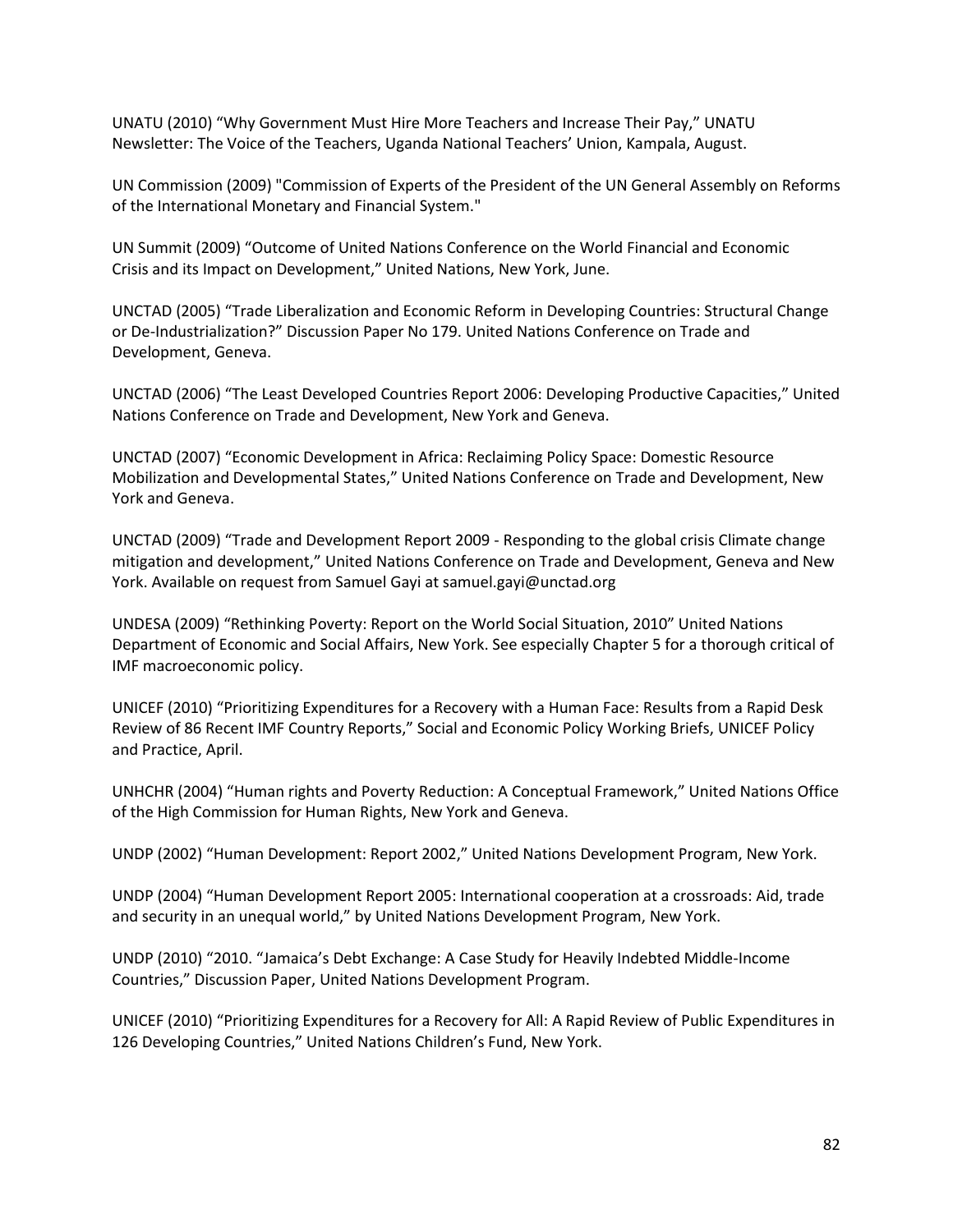UNATU (2010) “Why Government Must Hire More Teachers and Increase Their Pay,” UNATU Newsletter: The Voice of the Teachers, Uganda National Teachers' Union, Kampala, August.

UN Commission (2009) "Commission of Experts of the President of the UN General Assembly on Reforms of the International Monetary and Financial System."

UN Summit (2009) “Outcome of United Nations Conference on the World Financial and Economic Crisis and its Impact on Development,” United Nations, New York, June.

UNCTAD (2005) “Trade Liberalization and Economic Reform in Developing Countries: Structural Change or De-Industrialization?” Discussion Paper No 179. United Nations Conference on Trade and Development, Geneva.

UNCTAD (2006) “The Least Developed Countries Report 2006: Developing Productive Capacities,” United Nations Conference on Trade and Development, New York and Geneva.

UNCTAD (2007) “Economic Development in Africa: Reclaiming Policy Space: Domestic Resource Mobilization and Developmental States,” United Nations Conference on Trade and Development, New York and Geneva.

UNCTAD (2009) “Trade and Development Report 2009 - Responding to the global crisis Climate change mitigation and development,” United Nations Conference on Trade and Development, Geneva and New York. Available on request from Samuel Gayi at samuel.gayi@unctad.org

UNDESA (2009) “Rethinking Poverty: Report on the World Social Situation, 2010” United Nations Department of Economic and Social Affairs, New York. See especially Chapter 5 for a thorough critical of IMF macroeconomic policy.

UNICEF (2010) “Prioritizing Expenditures for a Recovery with a Human Face: Results from a Rapid Desk Review of 86 Recent IMF Country Reports,” Social and Economic Policy Working Briefs, UNICEF Policy and Practice, April.

UNHCHR (2004) “Human rights and Poverty Reduction: A Conceptual Framework,” United Nations Office of the High Commission for Human Rights, New York and Geneva.

UNDP (2002) “Human Development: Report 2002,” United Nations Development Program, New York.

UNDP (2004) “Human Development Report 2005: International cooperation at a crossroads: Aid, trade and security in an unequal world,” by United Nations Development Program, New York.

UNDP (2010) “2010. “Jamaica's Debt Exchange: A Case Study for Heavily Indebted Middle-Income Countries,” Discussion Paper, United Nations Development Program.

UNICEF (2010) “Prioritizing Expenditures for a Recovery for All: A Rapid Review of Public Expenditures in 126 Developing Countries,” United Nations Children's Fund, New York.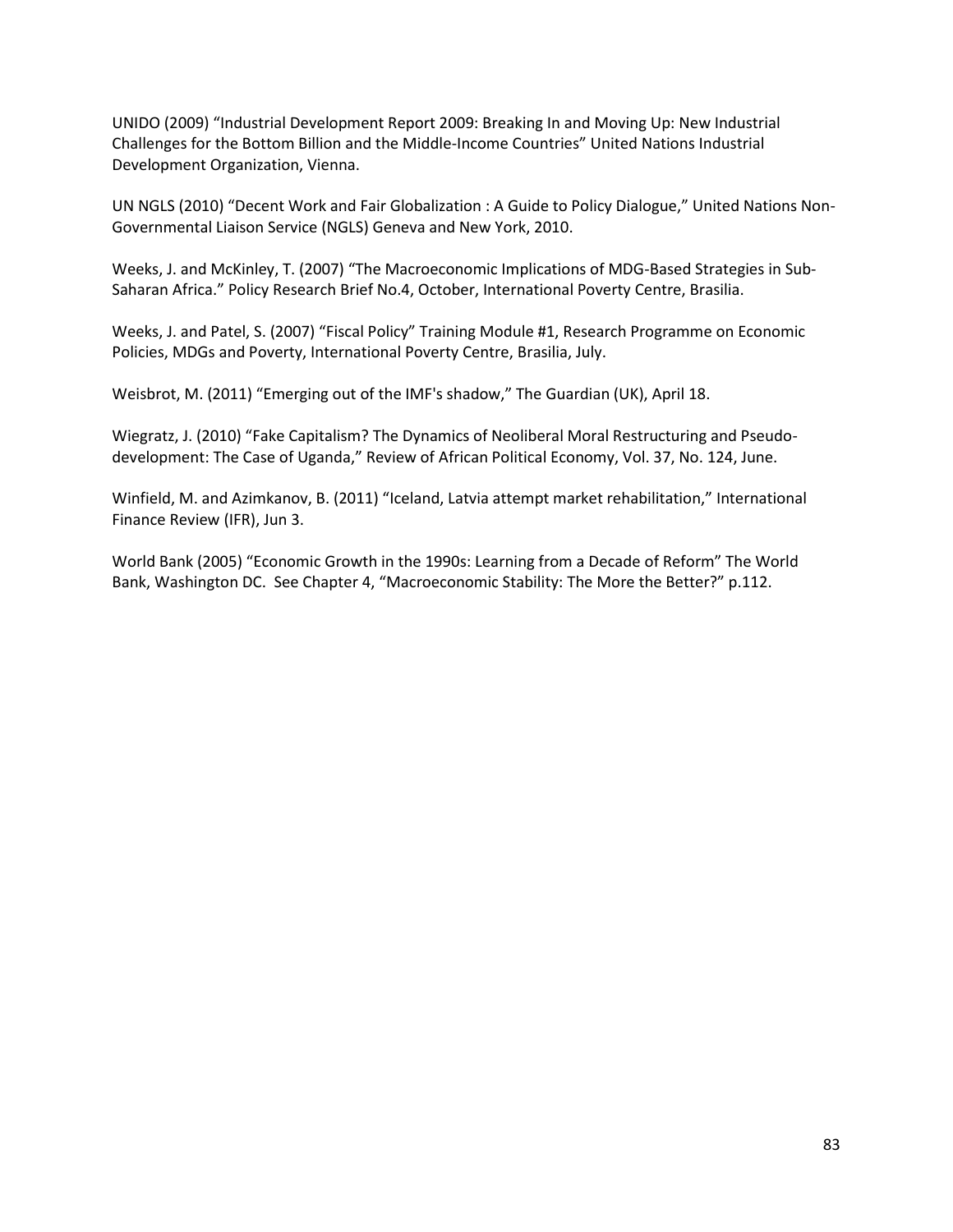UNIDO (2009) “Industrial Development Report 2009: Breaking In and Moving Up: New Industrial Challenges for the Bottom Billion and the Middle-Income Countries” United Nations Industrial Development Organization, Vienna.

UN NGLS (2010) “Decent Work and Fair Globalization : A Guide to Policy Dialogue,” United Nations Non-Governmental Liaison Service (NGLS) Geneva and New York, 2010.

Weeks, J. and McKinley, T. (2007) “The Macroeconomic Implications of MDG-Based Strategies in Sub-Saharan Africa.” Policy Research Brief No.4, October, International Poverty Centre, Brasilia.

Weeks, J. and Patel, S. (2007) “Fiscal Policy” Training Module #1, Research Programme on Economic Policies, MDGs and Poverty, International Poverty Centre, Brasilia, July.

Weisbrot, M. (2011) “Emerging out of the IMF's shadow,” The Guardian (UK), April 18.

Wiegratz, J. (2010) “Fake Capitalism? The Dynamics of Neoliberal Moral Restructuring and Pseudo-development: The Case of Uganda,” Review of African Political Economy, Vol. 37, No. 124, June.

Winfield, M. and Azimkanov, B. (2011) “Iceland, Latvia attempt market rehabilitation,” International Finance Review (IFR), Jun 3.

World Bank (2005) “Economic Growth in the 1990s: Learning from a Decade of Reform” The World Bank, Washington DC. See Chapter 4, “Macroeconomic Stability: The More the Better?” p.112.